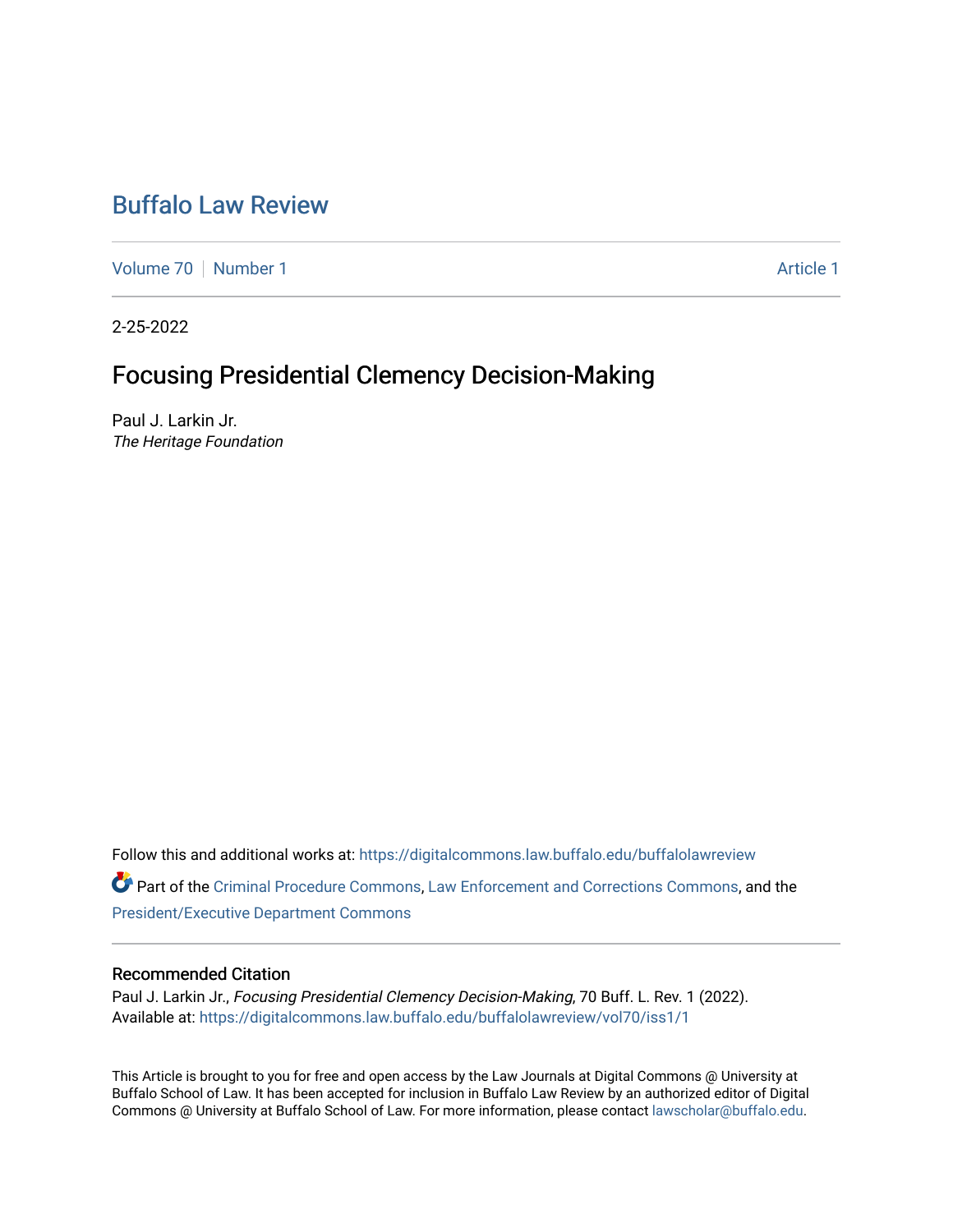# Buffalo Law Review

Volume 70 | Number 1 | Article 1

2-25-2022

## Focusing Presidential Clemency Decision-Making

Paul J. Larkin Jr.
*The Heritage Foundation*

Follow this and additional works at: https://digitalcommons.law.buffalo.edu/buffalolawreview

Part of the Criminal Procedure Commons, Law Enforcement and Corrections Commons, and the President/Executive Department Commons

### Recommended Citation

Paul J. Larkin Jr., *Focusing Presidential Clemency Decision-Making*, 70 Buff. L. Rev. 1 (2022).
Available at: https://digitalcommons.law.buffalo.edu/buffalolawreview/vol70/iss1/1

This Article is brought to you for free and open access by the Law Journals at Digital Commons @ University at Buffalo School of Law. It has been accepted for inclusion in Buffalo Law Review by an authorized editor of Digital Commons @ University at Buffalo School of Law. For more information, please contact lawscholar@buffalo.edu.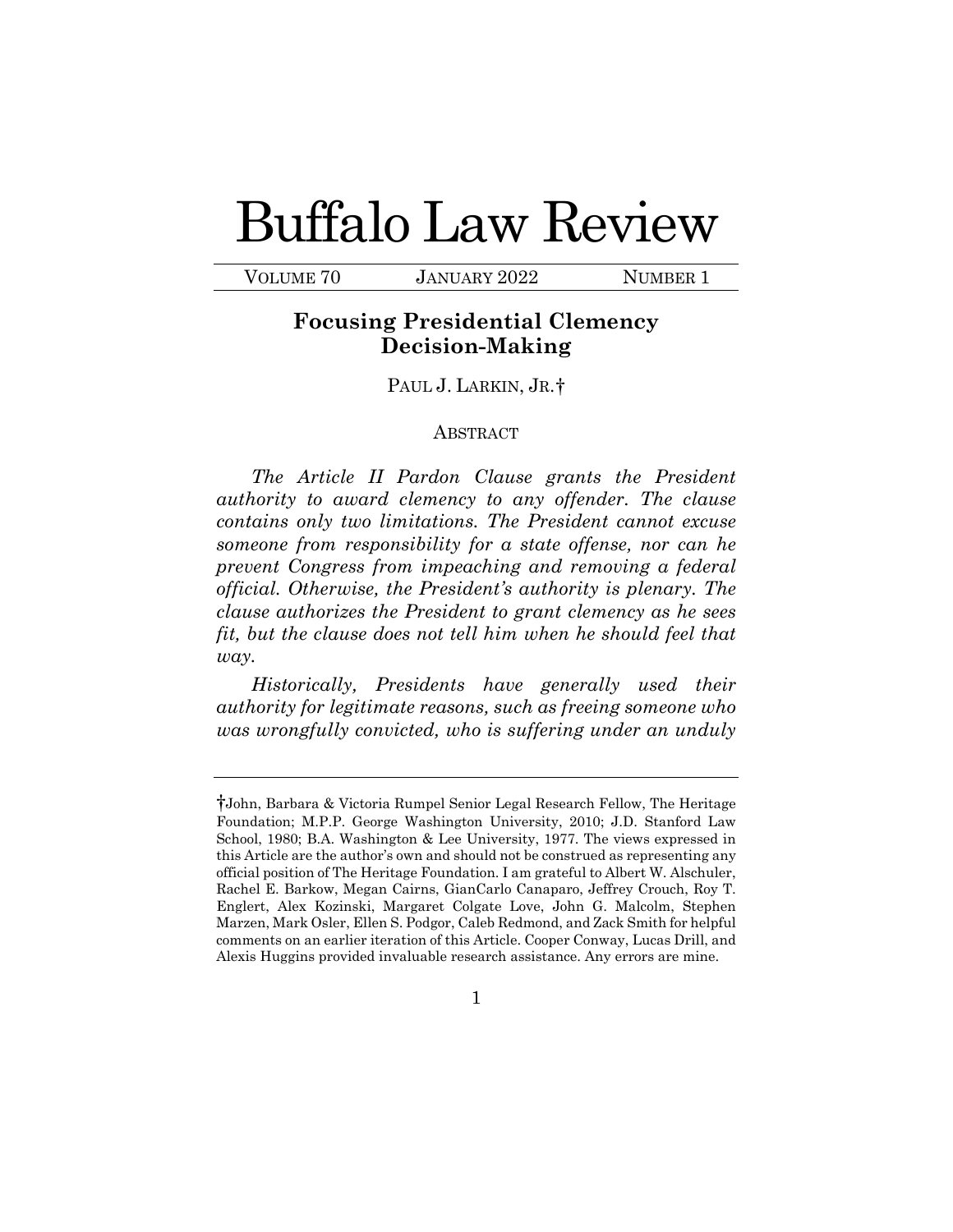# Buffalo Law Review

VOLUME 70 JANUARY 2022 NUMBER 1

## Focusing Presidential Clemency Decision-Making

PAUL J. LARKIN, JR.†

### ABSTRACT

*The Article II Pardon Clause grants the President authority to award clemency to any offender. The clause contains only two limitations. The President cannot excuse someone from responsibility for a state offense, nor can he prevent Congress from impeaching and removing a federal official. Otherwise, the President's authority is plenary. The clause authorizes the President to grant clemency as he sees fit, but the clause does not tell him when he should feel that way.*

*Historically, Presidents have generally used their authority for legitimate reasons, such as freeing someone who was wrongfully convicted, who is suffering under an unduly*

---

†John, Barbara & Victoria Rumpel Senior Legal Research Fellow, The Heritage Foundation; M.P.P. George Washington University, 2010; J.D. Stanford Law School, 1980; B.A. Washington & Lee University, 1977. The views expressed in this Article are the author's own and should not be construed as representing any official position of The Heritage Foundation. I am grateful to Albert W. Alschuler, Rachel E. Barkow, Megan Cairns, GianCarlo Canaparo, Jeffrey Crouch, Roy T. Englert, Alex Kozinski, Margaret Colgate Love, John G. Malcolm, Stephen Marzen, Mark Osler, Ellen S. Podgor, Caleb Redmond, and Zack Smith for helpful comments on an earlier iteration of this Article. Cooper Conway, Lucas Drill, and Alexis Huggins provided invaluable research assistance. Any errors are mine.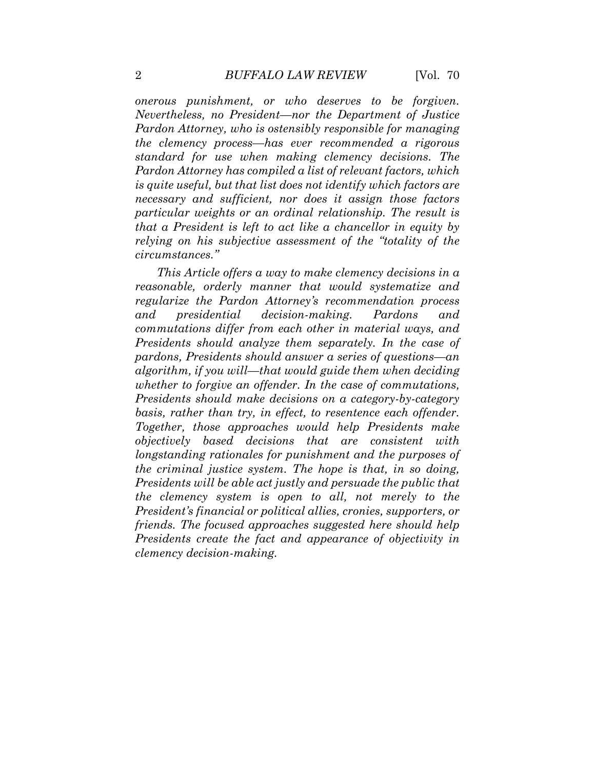*onerous punishment, or who deserves to be forgiven. Nevertheless, no President—nor the Department of Justice Pardon Attorney, who is ostensibly responsible for managing the clemency process—has ever recommended a rigorous standard for use when making clemency decisions. The Pardon Attorney has compiled a list of relevant factors, which is quite useful, but that list does not identify which factors are necessary and sufficient, nor does it assign those factors particular weights or an ordinal relationship. The result is that a President is left to act like a chancellor in equity by relying on his subjective assessment of the "totality of the circumstances."*

*This Article offers a way to make clemency decisions in a reasonable, orderly manner that would systematize and regularize the Pardon Attorney's recommendation process and presidential decision-making. Pardons and commutations differ from each other in material ways, and Presidents should analyze them separately. In the case of pardons, Presidents should answer a series of questions—an algorithm, if you will—that would guide them when deciding whether to forgive an offender. In the case of commutations, Presidents should make decisions on a category-by-category basis, rather than try, in effect, to resentence each offender. Together, those approaches would help Presidents make objectively based decisions that are consistent with longstanding rationales for punishment and the purposes of the criminal justice system. The hope is that, in so doing, Presidents will be able act justly and persuade the public that the clemency system is open to all, not merely to the President's financial or political allies, cronies, supporters, or friends. The focused approaches suggested here should help Presidents create the fact and appearance of objectivity in clemency decision-making.*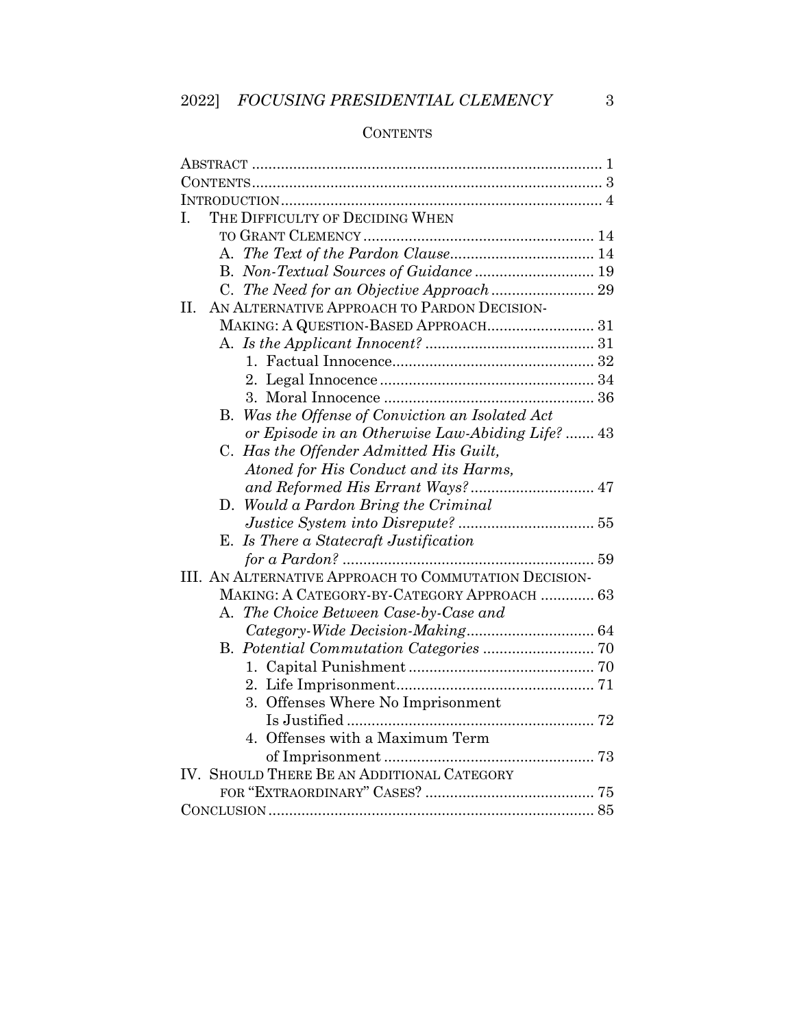## CONTENTS

| | |
|---|---|
| ABSTRACT | 1 |
| CONTENTS | 3 |
| INTRODUCTION | 4 |
| I. THE DIFFICULTY OF DECIDING WHEN TO GRANT CLEMENCY | 14 |
| A. *The Text of the Pardon Clause* | 14 |
| B. *Non-Textual Sources of Guidance* | 19 |
| C. *The Need for an Objective Approach* | 29 |
| II. AN ALTERNATIVE APPROACH TO PARDON DECISION-MAKING: A QUESTION-BASED APPROACH | 31 |
| A. *Is the Applicant Innocent?* | 31 |
| 1. Factual Innocence | 32 |
| 2. Legal Innocence | 34 |
| 3. Moral Innocence | 36 |
| B. *Was the Offense of Conviction an Isolated Act or Episode in an Otherwise Law-Abiding Life?* | 43 |
| C. *Has the Offender Admitted His Guilt, Atoned for His Conduct and its Harms, and Reformed His Errant Ways?* | 47 |
| D. *Would a Pardon Bring the Criminal Justice System into Disrepute?* | 55 |
| E. *Is There a Statecraft Justification for a Pardon?* | 59 |
| III. AN ALTERNATIVE APPROACH TO COMMUTATION DECISION-MAKING: A CATEGORY-BY-CATEGORY APPROACH | 63 |
| A. *The Choice Between Case-by-Case and Category-Wide Decision-Making* | 64 |
| B. *Potential Commutation Categories* | 70 |
| 1. Capital Punishment | 70 |
| 2. Life Imprisonment | 71 |
| 3. Offenses Where No Imprisonment Is Justified | 72 |
| 4. Offenses with a Maximum Term of Imprisonment | 73 |
| IV. SHOULD THERE BE AN ADDITIONAL CATEGORY FOR "EXTRAORDINARY" CASES? | 75 |
| CONCLUSION | 85 |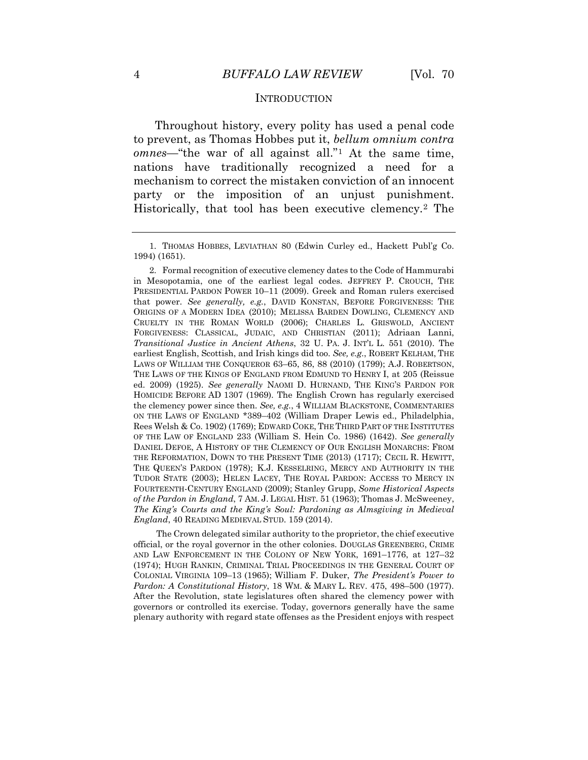## INTRODUCTION

Throughout history, every polity has used a penal code to prevent, as Thomas Hobbes put it, *bellum omnium contra omnes*—"the war of all against all."[1] At the same time, nations have traditionally recognized a need for a mechanism to correct the mistaken conviction of an innocent party or the imposition of an unjust punishment. Historically, that tool has been executive clemency.[2] The

---

1. THOMAS HOBBES, LEVIATHAN 80 (Edwin Curley ed., Hackett Publ'g Co. 1994) (1651).

2. Formal recognition of executive clemency dates to the Code of Hammurabi in Mesopotamia, one of the earliest legal codes. JEFFREY P. CROUCH, THE PRESIDENTIAL PARDON POWER 10–11 (2009). Greek and Roman rulers exercised that power. *See generally, e.g.*, DAVID KONSTAN, BEFORE FORGIVENESS: THE ORIGINS OF A MODERN IDEA (2010); MELISSA BARDEN DOWLING, CLEMENCY AND CRUELTY IN THE ROMAN WORLD (2006); CHARLES L. GRISWOLD, ANCIENT FORGIVENESS: CLASSICAL, JUDAIC, AND CHRISTIAN (2011); Adriaan Lanni, *Transitional Justice in Ancient Athens*, 32 U. PA. J. INT'L L. 551 (2010). The earliest English, Scottish, and Irish kings did too. *See, e.g.*, ROBERT KELHAM, THE LAWS OF WILLIAM THE CONQUEROR 63–65, 86, 88 (2010) (1799); A.J. ROBERTSON, THE LAWS OF THE KINGS OF ENGLAND FROM EDMUND TO HENRY I, at 205 (Reissue ed. 2009) (1925). *See generally* NAOMI D. HURNAND, THE KING'S PARDON FOR HOMICIDE BEFORE AD 1307 (1969). The English Crown has regularly exercised the clemency power since then. *See, e.g.*, 4 WILLIAM BLACKSTONE, COMMENTARIES ON THE LAWS OF ENGLAND *389–402 (William Draper Lewis ed., Philadelphia, Rees Welsh & Co. 1902) (1769); EDWARD COKE, THE THIRD PART OF THE INSTITUTES OF THE LAW OF ENGLAND 233 (William S. Hein Co. 1986) (1642). *See generally* DANIEL DEFOE, A HISTORY OF THE CLEMENCY OF OUR ENGLISH MONARCHS: FROM THE REFORMATION, DOWN TO THE PRESENT TIME (2013) (1717); CECIL R. HEWITT, THE QUEEN'S PARDON (1978); K.J. KESSELRING, MERCY AND AUTHORITY IN THE TUDOR STATE (2003); HELEN LACEY, THE ROYAL PARDON: ACCESS TO MERCY IN FOURTEENTH-CENTURY ENGLAND (2009); Stanley Grupp, *Some Historical Aspects of the Pardon in England*, 7 AM. J. LEGAL HIST. 51 (1963); Thomas J. McSweeney, *The King's Courts and the King's Soul: Pardoning as Almsgiving in Medieval England*, 40 READING MEDIEVAL STUD. 159 (2014).

The Crown delegated similar authority to the proprietor, the chief executive official, or the royal governor in the other colonies. DOUGLAS GREENBERG, CRIME AND LAW ENFORCEMENT IN THE COLONY OF NEW YORK, 1691–1776, at 127–32 (1974); HUGH RANKIN, CRIMINAL TRIAL PROCEEDINGS IN THE GENERAL COURT OF COLONIAL VIRGINIA 109–13 (1965); William F. Duker, *The President's Power to Pardon: A Constitutional History*, 18 WM. & MARY L. REV. 475, 498–500 (1977). After the Revolution, state legislatures often shared the clemency power with governors or controlled its exercise. Today, governors generally have the same plenary authority with regard state offenses as the President enjoys with respect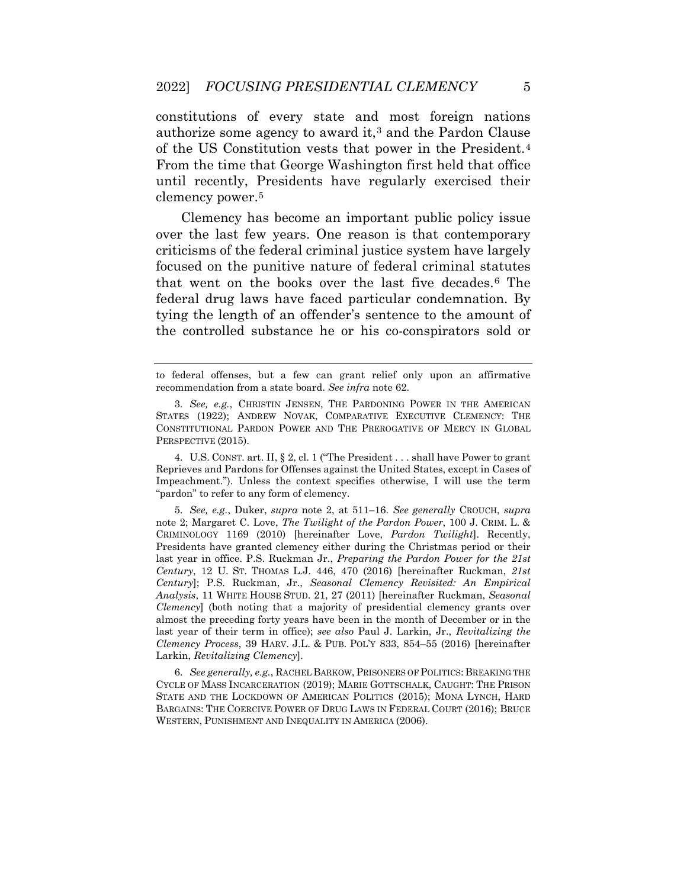constitutions of every state and most foreign nations authorize some agency to award it,[3] and the Pardon Clause of the US Constitution vests that power in the President.[4] From the time that George Washington first held that office until recently, Presidents have regularly exercised their clemency power.[5]

Clemency has become an important public policy issue over the last few years. One reason is that contemporary criticisms of the federal criminal justice system have largely focused on the punitive nature of federal criminal statutes that went on the books over the last five decades.[6] The federal drug laws have faced particular condemnation. By tying the length of an offender's sentence to the amount of the controlled substance he or his co-conspirators sold or

---

to federal offenses, but a few can grant relief only upon an affirmative recommendation from a state board. *See infra* note 62.

3. *See, e.g.*, CHRISTIN JENSEN, THE PARDONING POWER IN THE AMERICAN STATES (1922); ANDREW NOVAK, COMPARATIVE EXECUTIVE CLEMENCY: THE CONSTITUTIONAL PARDON POWER AND THE PREROGATIVE OF MERCY IN GLOBAL PERSPECTIVE (2015).

4. U.S. CONST. art. II, § 2, cl. 1 ("The President . . . shall have Power to grant Reprieves and Pardons for Offenses against the United States, except in Cases of Impeachment."). Unless the context specifies otherwise, I will use the term "pardon" to refer to any form of clemency.

5. *See, e.g.*, Duker, *supra* note 2, at 511–16. *See generally* CROUCH, *supra* note 2; Margaret C. Love, *The Twilight of the Pardon Power*, 100 J. CRIM. L. & CRIMINOLOGY 1169 (2010) [hereinafter Love, *Pardon Twilight*]. Recently, Presidents have granted clemency either during the Christmas period or their last year in office. P.S. Ruckman Jr., *Preparing the Pardon Power for the 21st Century*, 12 U. ST. THOMAS L.J. 446, 470 (2016) [hereinafter Ruckman, *21st Century*]; P.S. Ruckman, Jr., *Seasonal Clemency Revisited: An Empirical Analysis*, 11 WHITE HOUSE STUD. 21, 27 (2011) [hereinafter Ruckman, *Seasonal Clemency*] (both noting that a majority of presidential clemency grants over almost the preceding forty years have been in the month of December or in the last year of their term in office); *see also* Paul J. Larkin, Jr., *Revitalizing the Clemency Process*, 39 HARV. J.L. & PUB. POL'Y 833, 854–55 (2016) [hereinafter Larkin, *Revitalizing Clemency*].

6. *See generally, e.g.*, RACHEL BARKOW, PRISONERS OF POLITICS: BREAKING THE CYCLE OF MASS INCARCERATION (2019); MARIE GOTTSCHALK, CAUGHT: THE PRISON STATE AND THE LOCKDOWN OF AMERICAN POLITICS (2015); MONA LYNCH, HARD BARGAINS: THE COERCIVE POWER OF DRUG LAWS IN FEDERAL COURT (2016); BRUCE WESTERN, PUNISHMENT AND INEQUALITY IN AMERICA (2006).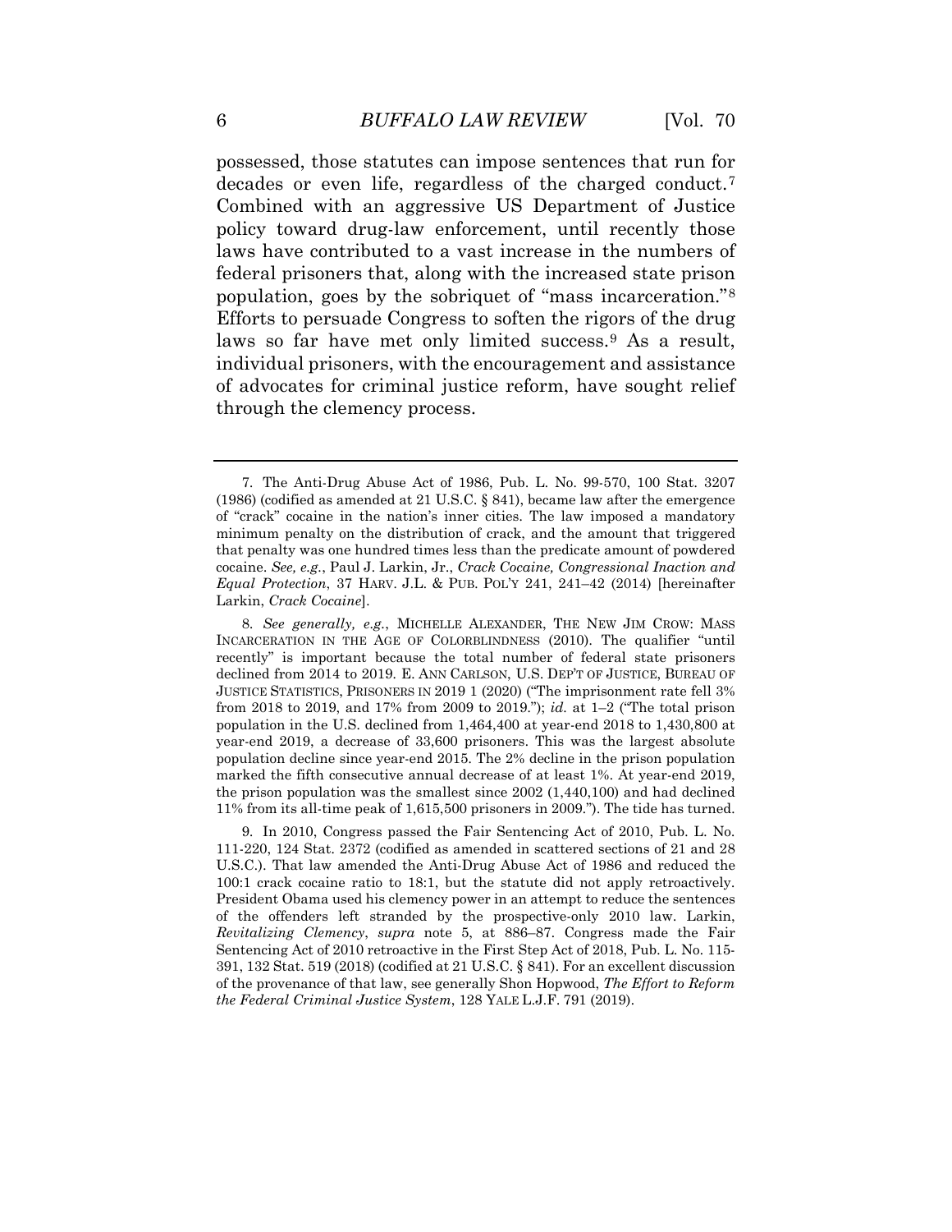possessed, those statutes can impose sentences that run for decades or even life, regardless of the charged conduct.[7] Combined with an aggressive US Department of Justice policy toward drug-law enforcement, until recently those laws have contributed to a vast increase in the numbers of federal prisoners that, along with the increased state prison population, goes by the sobriquet of "mass incarceration."[8] Efforts to persuade Congress to soften the rigors of the drug laws so far have met only limited success.[9] As a result, individual prisoners, with the encouragement and assistance of advocates for criminal justice reform, have sought relief through the clemency process.

---

7. The Anti-Drug Abuse Act of 1986, Pub. L. No. 99-570, 100 Stat. 3207 (1986) (codified as amended at 21 U.S.C. § 841), became law after the emergence of "crack" cocaine in the nation's inner cities. The law imposed a mandatory minimum penalty on the distribution of crack, and the amount that triggered that penalty was one hundred times less than the predicate amount of powdered cocaine. *See, e.g.*, Paul J. Larkin, Jr., *Crack Cocaine, Congressional Inaction and Equal Protection*, 37 HARV. J.L. & PUB. POL'Y 241, 241–42 (2014) [hereinafter Larkin, *Crack Cocaine*].

8. *See generally, e.g.*, MICHELLE ALEXANDER, THE NEW JIM CROW: MASS INCARCERATION IN THE AGE OF COLORBLINDNESS (2010). The qualifier "until recently" is important because the total number of federal state prisoners declined from 2014 to 2019. E. ANN CARLSON, U.S. DEP'T OF JUSTICE, BUREAU OF JUSTICE STATISTICS, PRISONERS IN 2019 1 (2020) ("The imprisonment rate fell 3% from 2018 to 2019, and 17% from 2009 to 2019."); *id.* at 1–2 ("The total prison population in the U.S. declined from 1,464,400 at year-end 2018 to 1,430,800 at year-end 2019, a decrease of 33,600 prisoners. This was the largest absolute population decline since year-end 2015. The 2% decline in the prison population marked the fifth consecutive annual decrease of at least 1%. At year-end 2019, the prison population was the smallest since 2002 (1,440,100) and had declined 11% from its all-time peak of 1,615,500 prisoners in 2009."). The tide has turned.

9. In 2010, Congress passed the Fair Sentencing Act of 2010, Pub. L. No. 111-220, 124 Stat. 2372 (codified as amended in scattered sections of 21 and 28 U.S.C.). That law amended the Anti-Drug Abuse Act of 1986 and reduced the 100:1 crack cocaine ratio to 18:1, but the statute did not apply retroactively. President Obama used his clemency power in an attempt to reduce the sentences of the offenders left stranded by the prospective-only 2010 law. Larkin, *Revitalizing Clemency*, *supra* note 5, at 886–87. Congress made the Fair Sentencing Act of 2010 retroactive in the First Step Act of 2018, Pub. L. No. 115-391, 132 Stat. 519 (2018) (codified at 21 U.S.C. § 841). For an excellent discussion of the provenance of that law, see generally Shon Hopwood, *The Effort to Reform the Federal Criminal Justice System*, 128 YALE L.J.F. 791 (2019).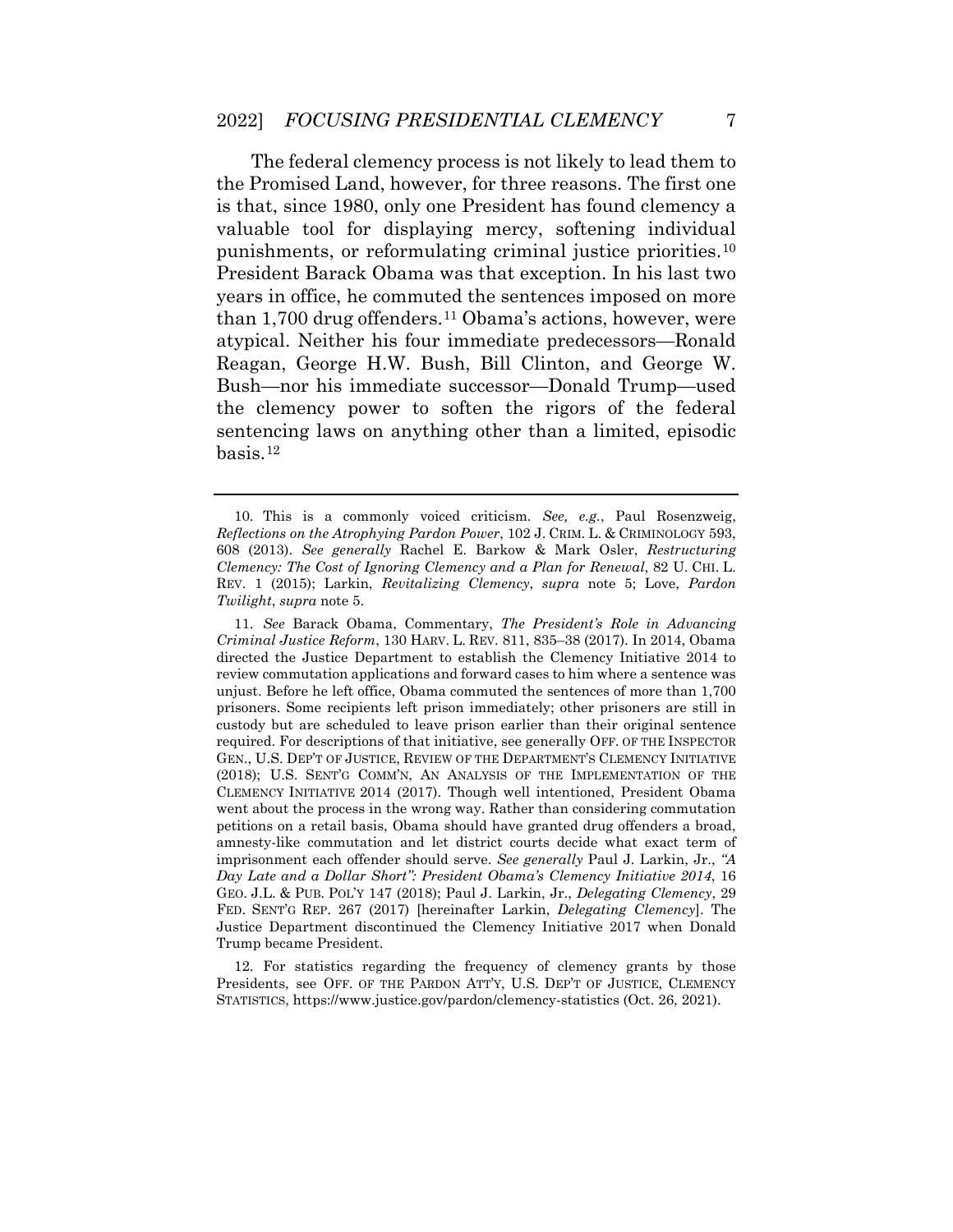The federal clemency process is not likely to lead them to the Promised Land, however, for three reasons. The first one is that, since 1980, only one President has found clemency a valuable tool for displaying mercy, softening individual punishments, or reformulating criminal justice priorities.[10] President Barack Obama was that exception. In his last two years in office, he commuted the sentences imposed on more than 1,700 drug offenders.[11] Obama's actions, however, were atypical. Neither his four immediate predecessors—Ronald Reagan, George H.W. Bush, Bill Clinton, and George W. Bush—nor his immediate successor—Donald Trump—used the clemency power to soften the rigors of the federal sentencing laws on anything other than a limited, episodic basis.[12]

---

10. This is a commonly voiced criticism. *See, e.g.*, Paul Rosenzweig, *Reflections on the Atrophying Pardon Power*, 102 J. CRIM. L. & CRIMINOLOGY 593, 608 (2013). *See generally* Rachel E. Barkow & Mark Osler, *Restructuring Clemency: The Cost of Ignoring Clemency and a Plan for Renewal*, 82 U. CHI. L. REV. 1 (2015); Larkin, *Revitalizing Clemency*, *supra* note 5; Love, *Pardon Twilight*, *supra* note 5.

11. *See* Barack Obama, Commentary, *The President's Role in Advancing Criminal Justice Reform*, 130 HARV. L. REV. 811, 835–38 (2017). In 2014, Obama directed the Justice Department to establish the Clemency Initiative 2014 to review commutation applications and forward cases to him where a sentence was unjust. Before he left office, Obama commuted the sentences of more than 1,700 prisoners. Some recipients left prison immediately; other prisoners are still in custody but are scheduled to leave prison earlier than their original sentence required. For descriptions of that initiative, see generally OFF. OF THE INSPECTOR GEN., U.S. DEP'T OF JUSTICE, REVIEW OF THE DEPARTMENT'S CLEMENCY INITIATIVE (2018); U.S. SENT'G COMM'N, AN ANALYSIS OF THE IMPLEMENTATION OF THE CLEMENCY INITIATIVE 2014 (2017). Though well intentioned, President Obama went about the process in the wrong way. Rather than considering commutation petitions on a retail basis, Obama should have granted drug offenders a broad, amnesty-like commutation and let district courts decide what exact term of imprisonment each offender should serve. *See generally* Paul J. Larkin, Jr., *"A Day Late and a Dollar Short": President Obama's Clemency Initiative 2014*, 16 GEO. J.L. & PUB. POL'Y 147 (2018); Paul J. Larkin, Jr., *Delegating Clemency*, 29 FED. SENT'G REP. 267 (2017) [hereinafter Larkin, *Delegating Clemency*]. The Justice Department discontinued the Clemency Initiative 2017 when Donald Trump became President.

12. For statistics regarding the frequency of clemency grants by those Presidents, see OFF. OF THE PARDON ATT'Y, U.S. DEP'T OF JUSTICE, CLEMENCY STATISTICS, https://www.justice.gov/pardon/clemency-statistics (Oct. 26, 2021).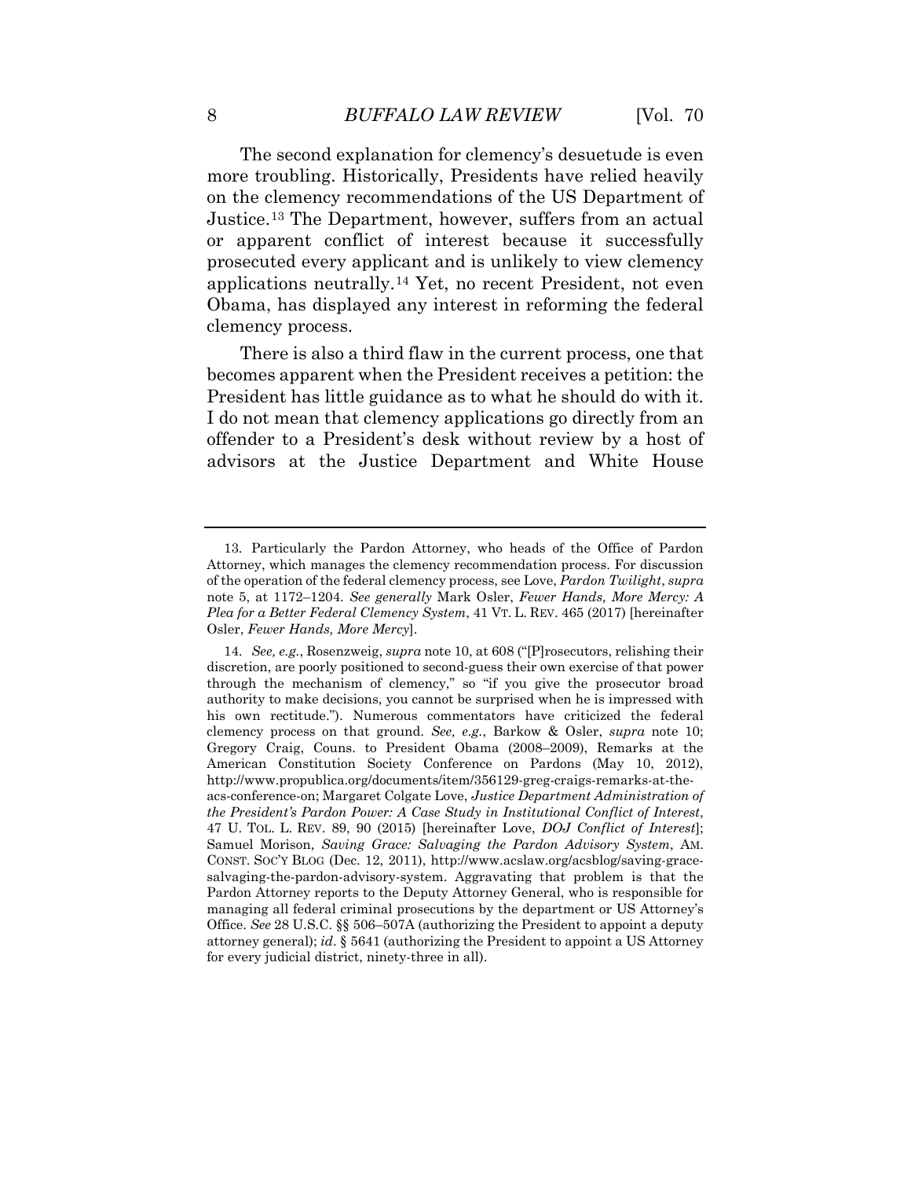The second explanation for clemency's desuetude is even more troubling. Historically, Presidents have relied heavily on the clemency recommendations of the US Department of Justice.[13] The Department, however, suffers from an actual or apparent conflict of interest because it successfully prosecuted every applicant and is unlikely to view clemency applications neutrally.[14] Yet, no recent President, not even Obama, has displayed any interest in reforming the federal clemency process.

There is also a third flaw in the current process, one that becomes apparent when the President receives a petition: the President has little guidance as to what he should do with it. I do not mean that clemency applications go directly from an offender to a President's desk without review by a host of advisors at the Justice Department and White House

---

13. Particularly the Pardon Attorney, who heads of the Office of Pardon Attorney, which manages the clemency recommendation process. For discussion of the operation of the federal clemency process, see Love, *Pardon Twilight*, *supra* note 5, at 1172–1204. *See generally* Mark Osler, *Fewer Hands, More Mercy: A Plea for a Better Federal Clemency System*, 41 VT. L. REV. 465 (2017) [hereinafter Osler, *Fewer Hands, More Mercy*].

14. *See, e.g.*, Rosenzweig, *supra* note 10, at 608 ("[P]rosecutors, relishing their discretion, are poorly positioned to second-guess their own exercise of that power through the mechanism of clemency," so "if you give the prosecutor broad authority to make decisions, you cannot be surprised when he is impressed with his own rectitude."). Numerous commentators have criticized the federal clemency process on that ground. *See, e.g.*, Barkow & Osler, *supra* note 10; Gregory Craig, Couns. to President Obama (2008–2009), Remarks at the American Constitution Society Conference on Pardons (May 10, 2012), http://www.propublica.org/documents/item/356129-greg-craigs-remarks-at-the-acs-conference-on; Margaret Colgate Love, *Justice Department Administration of the President's Pardon Power: A Case Study in Institutional Conflict of Interest*, 47 U. TOL. L. REV. 89, 90 (2015) [hereinafter Love, *DOJ Conflict of Interest*]; Samuel Morison, *Saving Grace: Salvaging the Pardon Advisory System*, AM. CONST. SOC'Y BLOG (Dec. 12, 2011), http://www.acslaw.org/acsblog/saving-grace-salvaging-the-pardon-advisory-system. Aggravating that problem is that the Pardon Attorney reports to the Deputy Attorney General, who is responsible for managing all federal criminal prosecutions by the department or US Attorney's Office. *See* 28 U.S.C. §§ 506–507A (authorizing the President to appoint a deputy attorney general); *id*. § 5641 (authorizing the President to appoint a US Attorney for every judicial district, ninety-three in all).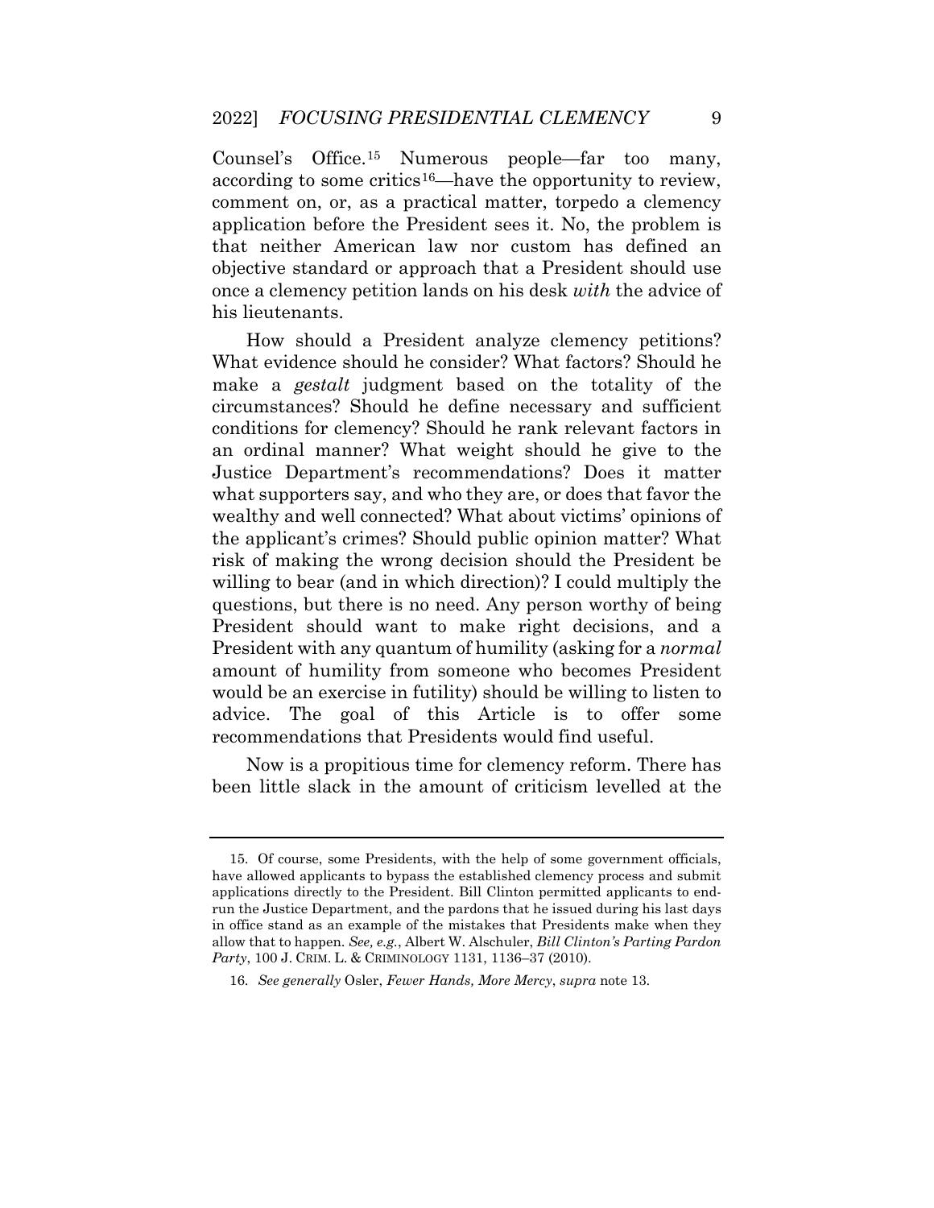Counsel's Office.[15] Numerous people—far too many, according to some critics[16]—have the opportunity to review, comment on, or, as a practical matter, torpedo a clemency application before the President sees it. No, the problem is that neither American law nor custom has defined an objective standard or approach that a President should use once a clemency petition lands on his desk *with* the advice of his lieutenants.

How should a President analyze clemency petitions? What evidence should he consider? What factors? Should he make a *gestalt* judgment based on the totality of the circumstances? Should he define necessary and sufficient conditions for clemency? Should he rank relevant factors in an ordinal manner? What weight should he give to the Justice Department's recommendations? Does it matter what supporters say, and who they are, or does that favor the wealthy and well connected? What about victims' opinions of the applicant's crimes? Should public opinion matter? What risk of making the wrong decision should the President be willing to bear (and in which direction)? I could multiply the questions, but there is no need. Any person worthy of being President should want to make right decisions, and a President with any quantum of humility (asking for a *normal* amount of humility from someone who becomes President would be an exercise in futility) should be willing to listen to advice. The goal of this Article is to offer some recommendations that Presidents would find useful.

Now is a propitious time for clemency reform. There has been little slack in the amount of criticism levelled at the

---

15. Of course, some Presidents, with the help of some government officials, have allowed applicants to bypass the established clemency process and submit applications directly to the President. Bill Clinton permitted applicants to end-run the Justice Department, and the pardons that he issued during his last days in office stand as an example of the mistakes that Presidents make when they allow that to happen. *See, e.g.*, Albert W. Alschuler, *Bill Clinton's Parting Pardon Party*, 100 J. CRIM. L. & CRIMINOLOGY 1131, 1136–37 (2010).

16. *See generally* Osler, *Fewer Hands, More Mercy*, *supra* note 13.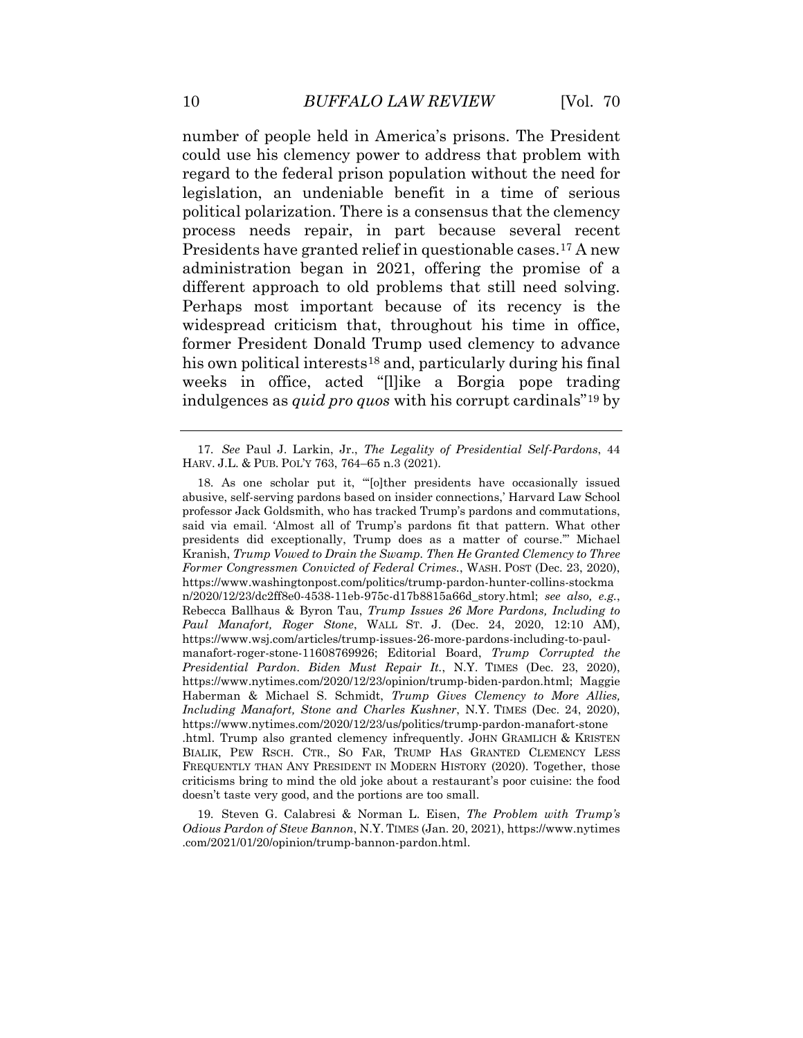number of people held in America's prisons. The President could use his clemency power to address that problem with regard to the federal prison population without the need for legislation, an undeniable benefit in a time of serious political polarization. There is a consensus that the clemency process needs repair, in part because several recent Presidents have granted relief in questionable cases.[17] A new administration began in 2021, offering the promise of a different approach to old problems that still need solving. Perhaps most important because of its recency is the widespread criticism that, throughout his time in office, former President Donald Trump used clemency to advance his own political interests[18] and, particularly during his final weeks in office, acted "[l]ike a Borgia pope trading indulgences as *quid pro quos* with his corrupt cardinals"[19] by

---

17. *See* Paul J. Larkin, Jr., *The Legality of Presidential Self-Pardons*, 44 HARV. J.L. & PUB. POL'Y 763, 764–65 n.3 (2021).

18. As one scholar put it, "'[o]ther presidents have occasionally issued abusive, self-serving pardons based on insider connections,' Harvard Law School professor Jack Goldsmith, who has tracked Trump's pardons and commutations, said via email. 'Almost all of Trump's pardons fit that pattern. What other presidents did exceptionally, Trump does as a matter of course.'" Michael Kranish, *Trump Vowed to Drain the Swamp. Then He Granted Clemency to Three Former Congressmen Convicted of Federal Crimes.*, WASH. POST (Dec. 23, 2020), https://www.washingtonpost.com/politics/trump-pardon-hunter-collins-stockman/2020/12/23/dc2ff8e0-4538-11eb-975c-d17b8815a66d_story.html; *see also, e.g.*, Rebecca Ballhaus & Byron Tau, *Trump Issues 26 More Pardons, Including to Paul Manafort, Roger Stone*, WALL ST. J. (Dec. 24, 2020, 12:10 AM), https://www.wsj.com/articles/trump-issues-26-more-pardons-including-to-paul-manafort-roger-stone-11608769926; Editorial Board, *Trump Corrupted the Presidential Pardon. Biden Must Repair It.*, N.Y. TIMES (Dec. 23, 2020), https://www.nytimes.com/2020/12/23/opinion/trump-biden-pardon.html; Maggie Haberman & Michael S. Schmidt, *Trump Gives Clemency to More Allies, Including Manafort, Stone and Charles Kushner*, N.Y. TIMES (Dec. 24, 2020), https://www.nytimes.com/2020/12/23/us/politics/trump-pardon-manafort-stone.html. Trump also granted clemency infrequently. JOHN GRAMLICH & KRISTEN BIALIK, PEW RSCH. CTR., SO FAR, TRUMP HAS GRANTED CLEMENCY LESS FREQUENTLY THAN ANY PRESIDENT IN MODERN HISTORY (2020). Together, those criticisms bring to mind the old joke about a restaurant's poor cuisine: the food doesn't taste very good, and the portions are too small.

19. Steven G. Calabresi & Norman L. Eisen, *The Problem with Trump's Odious Pardon of Steve Bannon*, N.Y. TIMES (Jan. 20, 2021), https://www.nytimes.com/2021/01/20/opinion/trump-bannon-pardon.html.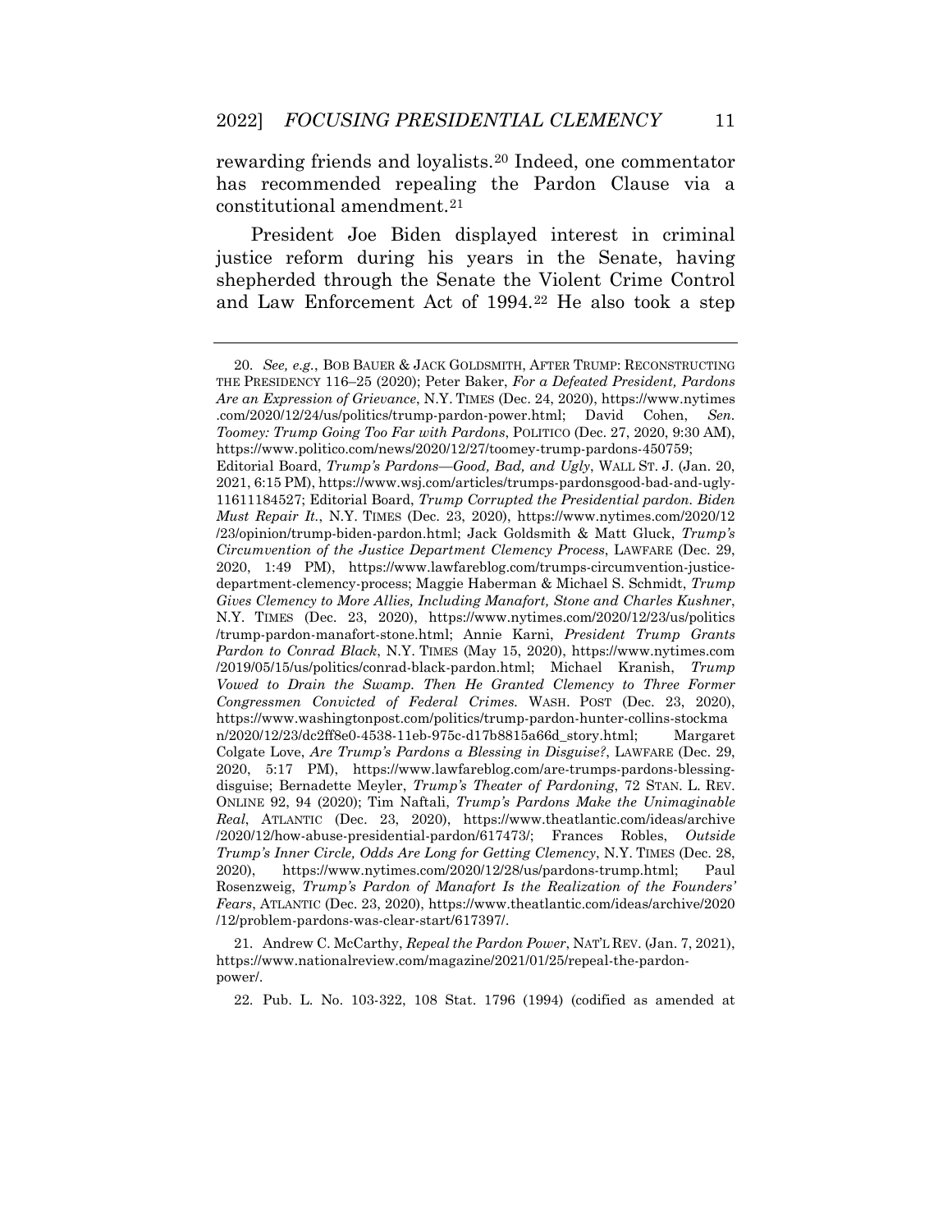rewarding friends and loyalists.[20] Indeed, one commentator has recommended repealing the Pardon Clause via a constitutional amendment.[21]

President Joe Biden displayed interest in criminal justice reform during his years in the Senate, having shepherded through the Senate the Violent Crime Control and Law Enforcement Act of 1994.[22] He also took a step

---

20. *See, e.g.*, BOB BAUER & JACK GOLDSMITH, AFTER TRUMP: RECONSTRUCTING THE PRESIDENCY 116–25 (2020); Peter Baker, *For a Defeated President, Pardons Are an Expression of Grievance*, N.Y. TIMES (Dec. 24, 2020), https://www.nytimes.com/2020/12/24/us/politics/trump-pardon-power.html; David Cohen, *Sen. Toomey: Trump Going Too Far with Pardons*, POLITICO (Dec. 27, 2020, 9:30 AM), https://www.politico.com/news/2020/12/27/toomey-trump-pardons-450759; Editorial Board, *Trump's Pardons—Good, Bad, and Ugly*, WALL ST. J. (Jan. 20, 2021, 6:15 PM), https://www.wsj.com/articles/trumps-pardonsgood-bad-and-ugly-11611184527; Editorial Board, *Trump Corrupted the Presidential pardon. Biden Must Repair It.*, N.Y. TIMES (Dec. 23, 2020), https://www.nytimes.com/2020/12/23/opinion/trump-biden-pardon.html; Jack Goldsmith & Matt Gluck, *Trump's Circumvention of the Justice Department Clemency Process*, LAWFARE (Dec. 29, 2020, 1:49 PM), https://www.lawfareblog.com/trumps-circumvention-justice-department-clemency-process; Maggie Haberman & Michael S. Schmidt, *Trump Gives Clemency to More Allies, Including Manafort, Stone and Charles Kushner*, N.Y. TIMES (Dec. 23, 2020), https://www.nytimes.com/2020/12/23/us/politics/trump-pardon-manafort-stone.html; Annie Karni, *President Trump Grants Pardon to Conrad Black*, N.Y. TIMES (May 15, 2020), https://www.nytimes.com/2019/05/15/us/politics/conrad-black-pardon.html; Michael Kranish, *Trump Vowed to Drain the Swamp. Then He Granted Clemency to Three Former Congressmen Convicted of Federal Crimes.* WASH. POST (Dec. 23, 2020), https://www.washingtonpost.com/politics/trump-pardon-hunter-collins-stockman/2020/12/23/dc2ff8e0-4538-11eb-975c-d17b8815a66d_story.html; Margaret Colgate Love, *Are Trump's Pardons a Blessing in Disguise?*, LAWFARE (Dec. 29, 2020, 5:17 PM), https://www.lawfareblog.com/are-trumps-pardons-blessing-disguise; Bernadette Meyler, *Trump's Theater of Pardoning*, 72 STAN. L. REV. ONLINE 92, 94 (2020); Tim Naftali, *Trump's Pardons Make the Unimaginable Real*, ATLANTIC (Dec. 23, 2020), https://www.theatlantic.com/ideas/archive/2020/12/how-abuse-presidential-pardon/617473/; Frances Robles, *Outside Trump's Inner Circle, Odds Are Long for Getting Clemency*, N.Y. TIMES (Dec. 28, 2020), https://www.nytimes.com/2020/12/28/us/pardons-trump.html; Paul Rosenzweig, *Trump's Pardon of Manafort Is the Realization of the Founders' Fears*, ATLANTIC (Dec. 23, 2020), https://www.theatlantic.com/ideas/archive/2020/12/problem-pardons-was-clear-start/617397/.

21. Andrew C. McCarthy, *Repeal the Pardon Power*, NAT'L REV. (Jan. 7, 2021), https://www.nationalreview.com/magazine/2021/01/25/repeal-the-pardon-power/.

22. Pub. L. No. 103-322, 108 Stat. 1796 (1994) (codified as amended at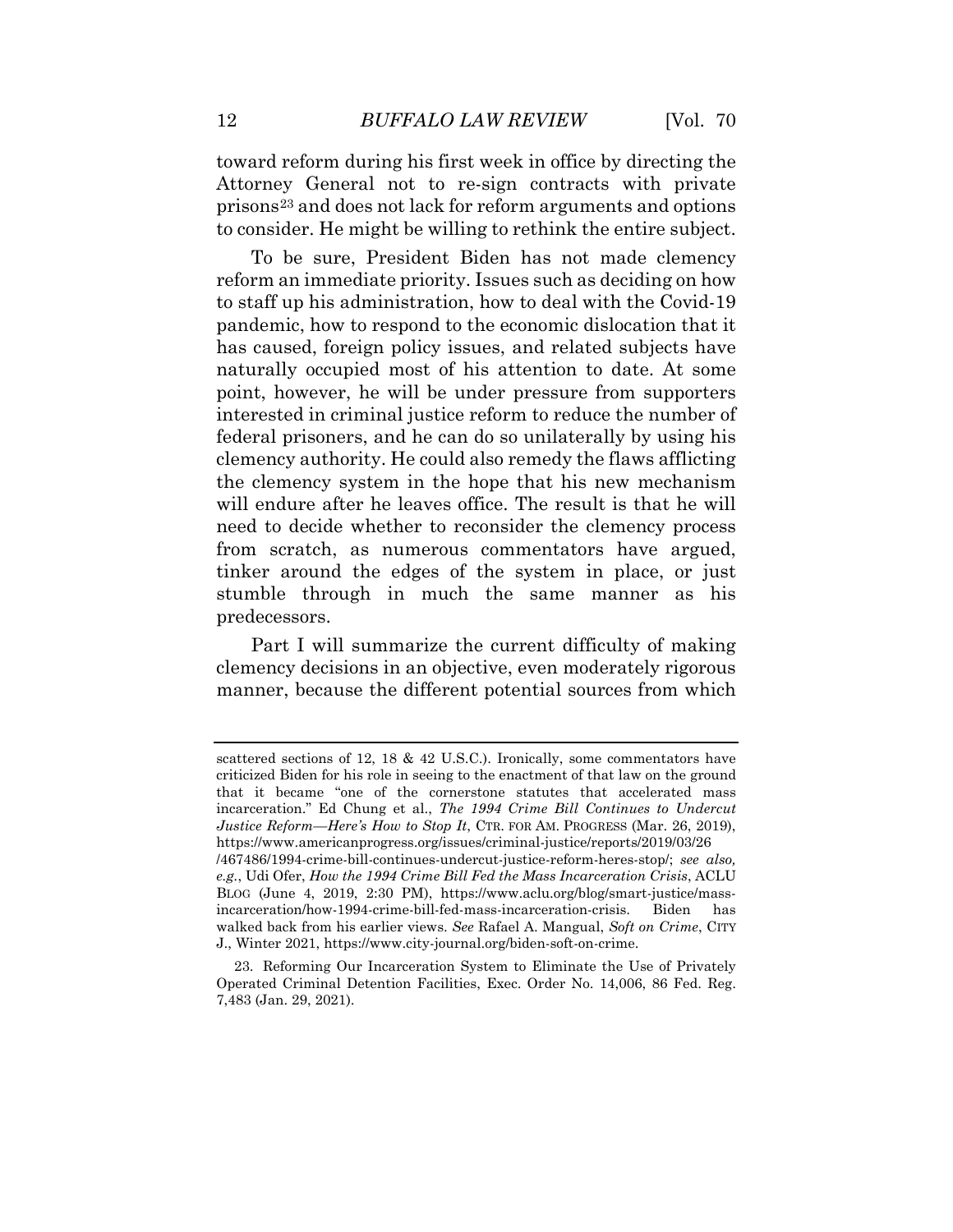toward reform during his first week in office by directing the Attorney General not to re-sign contracts with private prisons[23] and does not lack for reform arguments and options to consider. He might be willing to rethink the entire subject.

To be sure, President Biden has not made clemency reform an immediate priority. Issues such as deciding on how to staff up his administration, how to deal with the Covid-19 pandemic, how to respond to the economic dislocation that it has caused, foreign policy issues, and related subjects have naturally occupied most of his attention to date. At some point, however, he will be under pressure from supporters interested in criminal justice reform to reduce the number of federal prisoners, and he can do so unilaterally by using his clemency authority. He could also remedy the flaws afflicting the clemency system in the hope that his new mechanism will endure after he leaves office. The result is that he will need to decide whether to reconsider the clemency process from scratch, as numerous commentators have argued, tinker around the edges of the system in place, or just stumble through in much the same manner as his predecessors.

Part I will summarize the current difficulty of making clemency decisions in an objective, even moderately rigorous manner, because the different potential sources from which

---

scattered sections of 12, 18 & 42 U.S.C.). Ironically, some commentators have criticized Biden for his role in seeing to the enactment of that law on the ground that it became "one of the cornerstone statutes that accelerated mass incarceration." Ed Chung et al., *The 1994 Crime Bill Continues to Undercut Justice Reform—Here's How to Stop It*, CTR. FOR AM. PROGRESS (Mar. 26, 2019), https://www.americanprogress.org/issues/criminal-justice/reports/2019/03/26/467486/1994-crime-bill-continues-undercut-justice-reform-heres-stop/; *see also, e.g.*, Udi Ofer, *How the 1994 Crime Bill Fed the Mass Incarceration Crisis*, ACLU BLOG (June 4, 2019, 2:30 PM), https://www.aclu.org/blog/smart-justice/mass-incarceration/how-1994-crime-bill-fed-mass-incarceration-crisis. Biden has walked back from his earlier views. *See* Rafael A. Mangual, *Soft on Crime*, CITY J., Winter 2021, https://www.city-journal.org/biden-soft-on-crime.

23. Reforming Our Incarceration System to Eliminate the Use of Privately Operated Criminal Detention Facilities, Exec. Order No. 14,006, 86 Fed. Reg. 7,483 (Jan. 29, 2021).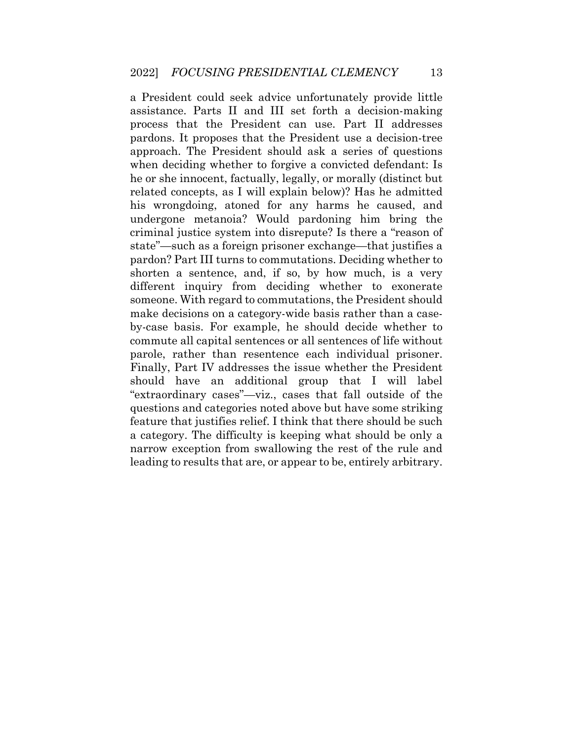a President could seek advice unfortunately provide little assistance. Parts II and III set forth a decision-making process that the President can use. Part II addresses pardons. It proposes that the President use a decision-tree approach. The President should ask a series of questions when deciding whether to forgive a convicted defendant: Is he or she innocent, factually, legally, or morally (distinct but related concepts, as I will explain below)? Has he admitted his wrongdoing, atoned for any harms he caused, and undergone metanoia? Would pardoning him bring the criminal justice system into disrepute? Is there a "reason of state"—such as a foreign prisoner exchange—that justifies a pardon? Part III turns to commutations. Deciding whether to shorten a sentence, and, if so, by how much, is a very different inquiry from deciding whether to exonerate someone. With regard to commutations, the President should make decisions on a category-wide basis rather than a case-by-case basis. For example, he should decide whether to commute all capital sentences or all sentences of life without parole, rather than resentence each individual prisoner. Finally, Part IV addresses the issue whether the President should have an additional group that I will label "extraordinary cases"—viz., cases that fall outside of the questions and categories noted above but have some striking feature that justifies relief. I think that there should be such a category. The difficulty is keeping what should be only a narrow exception from swallowing the rest of the rule and leading to results that are, or appear to be, entirely arbitrary.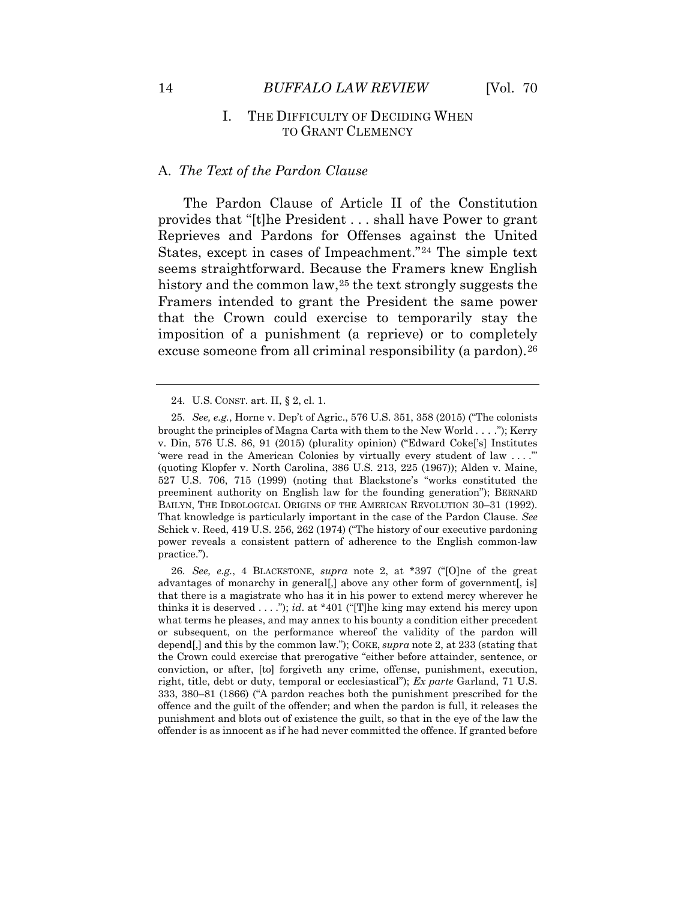## I. THE DIFFICULTY OF DECIDING WHEN TO GRANT CLEMENCY

### A. *The Text of the Pardon Clause*

The Pardon Clause of Article II of the Constitution provides that "[t]he President . . . shall have Power to grant Reprieves and Pardons for Offenses against the United States, except in cases of Impeachment."[24] The simple text seems straightforward. Because the Framers knew English history and the common law,[25] the text strongly suggests the Framers intended to grant the President the same power that the Crown could exercise to temporarily stay the imposition of a punishment (a reprieve) or to completely excuse someone from all criminal responsibility (a pardon).[26]

---

24. U.S. CONST. art. II, § 2, cl. 1.

25. *See, e.g.*, Horne v. Dep't of Agric., 576 U.S. 351, 358 (2015) ("The colonists brought the principles of Magna Carta with them to the New World . . . ."); Kerry v. Din, 576 U.S. 86, 91 (2015) (plurality opinion) ("Edward Coke['s] Institutes 'were read in the American Colonies by virtually every student of law . . . .'" (quoting Klopfer v. North Carolina, 386 U.S. 213, 225 (1967)); Alden v. Maine, 527 U.S. 706, 715 (1999) (noting that Blackstone's "works constituted the preeminent authority on English law for the founding generation"); BERNARD BAILYN, THE IDEOLOGICAL ORIGINS OF THE AMERICAN REVOLUTION 30–31 (1992). That knowledge is particularly important in the case of the Pardon Clause. *See* Schick v. Reed, 419 U.S. 256, 262 (1974) ("The history of our executive pardoning power reveals a consistent pattern of adherence to the English common-law practice.").

26. *See, e.g.*, 4 BLACKSTONE, *supra* note 2, at \*397 ("[O]ne of the great advantages of monarchy in general[,] above any other form of government[, is] that there is a magistrate who has it in his power to extend mercy wherever he thinks it is deserved . . . ."); *id*. at \*401 ("[T]he king may extend his mercy upon what terms he pleases, and may annex to his bounty a condition either precedent or subsequent, on the performance whereof the validity of the pardon will depend[,] and this by the common law."); COKE, *supra* note 2, at 233 (stating that the Crown could exercise that prerogative "either before attainder, sentence, or conviction, or after, [to] forgiveth any crime, offense, punishment, execution, right, title, debt or duty, temporal or ecclesiastical"); *Ex parte* Garland, 71 U.S. 333, 380–81 (1866) ("A pardon reaches both the punishment prescribed for the offence and the guilt of the offender; and when the pardon is full, it releases the punishment and blots out of existence the guilt, so that in the eye of the law the offender is as innocent as if he had never committed the offence. If granted before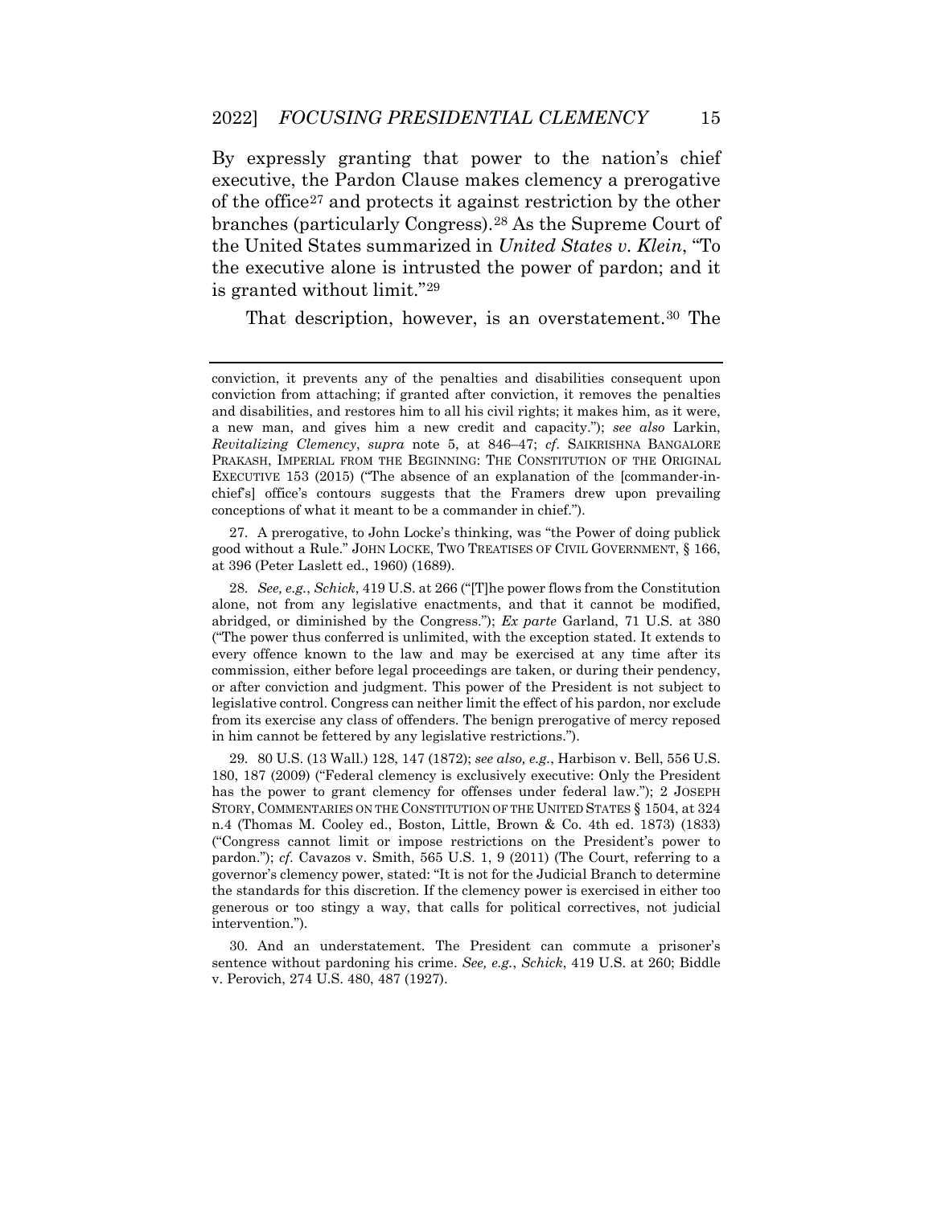By expressly granting that power to the nation's chief executive, the Pardon Clause makes clemency a prerogative of the office[27] and protects it against restriction by the other branches (particularly Congress).[28] As the Supreme Court of the United States summarized in *United States v. Klein*, "To the executive alone is intrusted the power of pardon; and it is granted without limit."[29]

That description, however, is an overstatement.[30] The

---

conviction, it prevents any of the penalties and disabilities consequent upon conviction from attaching; if granted after conviction, it removes the penalties and disabilities, and restores him to all his civil rights; it makes him, as it were, a new man, and gives him a new credit and capacity."); *see also* Larkin, *Revitalizing Clemency*, *supra* note 5, at 846–47; *cf*. SAIKRISHNA BANGALORE PRAKASH, IMPERIAL FROM THE BEGINNING: THE CONSTITUTION OF THE ORIGINAL EXECUTIVE 153 (2015) ("The absence of an explanation of the [commander-in-chief's] office's contours suggests that the Framers drew upon prevailing conceptions of what it meant to be a commander in chief.").

27. A prerogative, to John Locke's thinking, was "the Power of doing publick good without a Rule." JOHN LOCKE, TWO TREATISES OF CIVIL GOVERNMENT, § 166, at 396 (Peter Laslett ed., 1960) (1689).

28. *See, e.g.*, *Schick*, 419 U.S. at 266 ("[T]he power flows from the Constitution alone, not from any legislative enactments, and that it cannot be modified, abridged, or diminished by the Congress."); *Ex parte* Garland, 71 U.S. at 380 ("The power thus conferred is unlimited, with the exception stated. It extends to every offence known to the law and may be exercised at any time after its commission, either before legal proceedings are taken, or during their pendency, or after conviction and judgment. This power of the President is not subject to legislative control. Congress can neither limit the effect of his pardon, nor exclude from its exercise any class of offenders. The benign prerogative of mercy reposed in him cannot be fettered by any legislative restrictions.").

29. 80 U.S. (13 Wall.) 128, 147 (1872); *see also, e.g.*, Harbison v. Bell, 556 U.S. 180, 187 (2009) ("Federal clemency is exclusively executive: Only the President has the power to grant clemency for offenses under federal law."); 2 JOSEPH STORY, COMMENTARIES ON THE CONSTITUTION OF THE UNITED STATES § 1504, at 324 n.4 (Thomas M. Cooley ed., Boston, Little, Brown & Co. 4th ed. 1873) (1833) ("Congress cannot limit or impose restrictions on the President's power to pardon."); *cf*. Cavazos v. Smith, 565 U.S. 1, 9 (2011) (The Court, referring to a governor's clemency power, stated: "It is not for the Judicial Branch to determine the standards for this discretion. If the clemency power is exercised in either too generous or too stingy a way, that calls for political correctives, not judicial intervention.").

30. And an understatement. The President can commute a prisoner's sentence without pardoning his crime. *See, e.g.*, *Schick*, 419 U.S. at 260; Biddle v. Perovich, 274 U.S. 480, 487 (1927).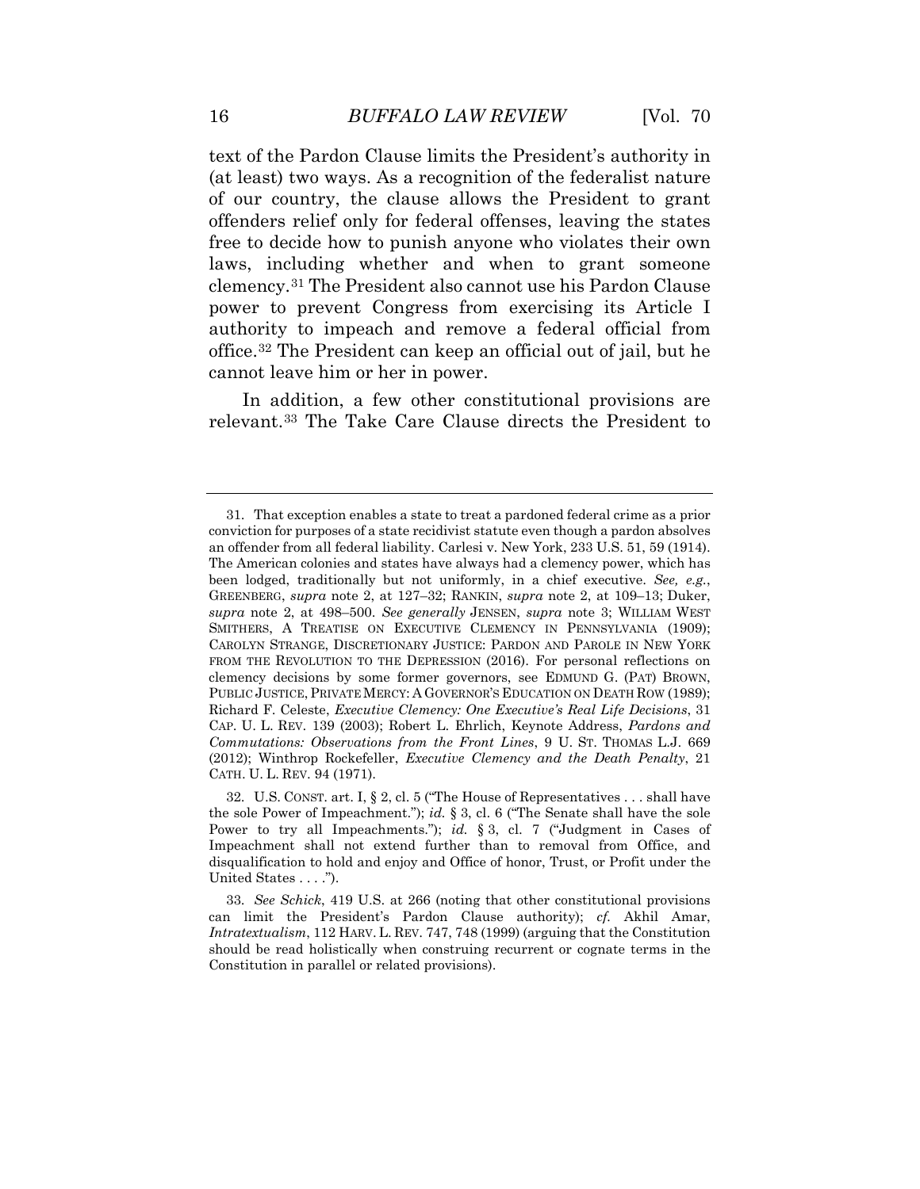text of the Pardon Clause limits the President's authority in (at least) two ways. As a recognition of the federalist nature of our country, the clause allows the President to grant offenders relief only for federal offenses, leaving the states free to decide how to punish anyone who violates their own laws, including whether and when to grant someone clemency.[31] The President also cannot use his Pardon Clause power to prevent Congress from exercising its Article I authority to impeach and remove a federal official from office.[32] The President can keep an official out of jail, but he cannot leave him or her in power.

In addition, a few other constitutional provisions are relevant.[33] The Take Care Clause directs the President to

---

31. That exception enables a state to treat a pardoned federal crime as a prior conviction for purposes of a state recidivist statute even though a pardon absolves an offender from all federal liability. Carlesi v. New York, 233 U.S. 51, 59 (1914). The American colonies and states have always had a clemency power, which has been lodged, traditionally but not uniformly, in a chief executive. *See, e.g.*, GREENBERG, *supra* note 2, at 127–32; RANKIN, *supra* note 2, at 109–13; Duker, *supra* note 2, at 498–500. *See generally* JENSEN, *supra* note 3; WILLIAM WEST SMITHERS, A TREATISE ON EXECUTIVE CLEMENCY IN PENNSYLVANIA (1909); CAROLYN STRANGE, DISCRETIONARY JUSTICE: PARDON AND PAROLE IN NEW YORK FROM THE REVOLUTION TO THE DEPRESSION (2016). For personal reflections on clemency decisions by some former governors, see EDMUND G. (PAT) BROWN, PUBLIC JUSTICE, PRIVATE MERCY: A GOVERNOR'S EDUCATION ON DEATH ROW (1989); Richard F. Celeste, *Executive Clemency: One Executive's Real Life Decisions*, 31 CAP. U. L. REV. 139 (2003); Robert L. Ehrlich, Keynote Address, *Pardons and Commutations: Observations from the Front Lines*, 9 U. ST. THOMAS L.J. 669 (2012); Winthrop Rockefeller, *Executive Clemency and the Death Penalty*, 21 CATH. U. L. REV. 94 (1971).

32. U.S. CONST. art. I, § 2, cl. 5 ("The House of Representatives . . . shall have the sole Power of Impeachment."); *id.* § 3, cl. 6 ("The Senate shall have the sole Power to try all Impeachments."); *id.* § 3, cl. 7 ("Judgment in Cases of Impeachment shall not extend further than to removal from Office, and disqualification to hold and enjoy and Office of honor, Trust, or Profit under the United States . . . .").

33. *See Schick*, 419 U.S. at 266 (noting that other constitutional provisions can limit the President's Pardon Clause authority); *cf.* Akhil Amar, *Intratextualism*, 112 HARV. L. REV. 747, 748 (1999) (arguing that the Constitution should be read holistically when construing recurrent or cognate terms in the Constitution in parallel or related provisions).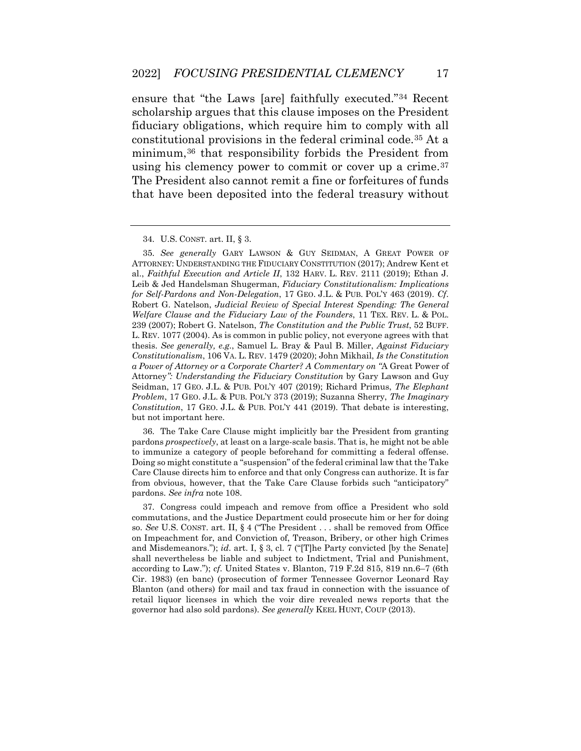ensure that "the Laws [are] faithfully executed."[34] Recent scholarship argues that this clause imposes on the President fiduciary obligations, which require him to comply with all constitutional provisions in the federal criminal code.[35] At a minimum,[36] that responsibility forbids the President from using his clemency power to commit or cover up a crime.[37] The President also cannot remit a fine or forfeitures of funds that have been deposited into the federal treasury without

---

34. U.S. CONST. art. II, § 3.

35. *See generally* GARY LAWSON & GUY SEIDMAN, A GREAT POWER OF ATTORNEY: UNDERSTANDING THE FIDUCIARY CONSTITUTION (2017); Andrew Kent et al., *Faithful Execution and Article II*, 132 HARV. L. REV. 2111 (2019); Ethan J. Leib & Jed Handelsman Shugerman, *Fiduciary Constitutionalism: Implications for Self-Pardons and Non-Delegation*, 17 GEO. J.L. & PUB. POL'Y 463 (2019). *Cf.* Robert G. Natelson, *Judicial Review of Special Interest Spending: The General Welfare Clause and the Fiduciary Law of the Founders*, 11 TEX. REV. L. & POL. 239 (2007); Robert G. Natelson, *The Constitution and the Public Trust*, 52 BUFF. L. REV. 1077 (2004). As is common in public policy, not everyone agrees with that thesis. *See generally, e.g.*, Samuel L. Bray & Paul B. Miller, *Against Fiduciary Constitutionalism*, 106 VA. L. REV. 1479 (2020); John Mikhail, *Is the Constitution a Power of Attorney or a Corporate Charter? A Commentary on "*A Great Power of Attorney*": Understanding the Fiduciary Constitution* by Gary Lawson and Guy Seidman, 17 GEO. J.L. & PUB. POL'Y 407 (2019); Richard Primus, *The Elephant Problem*, 17 GEO. J.L. & PUB. POL'Y 373 (2019); Suzanna Sherry, *The Imaginary Constitution*, 17 GEO. J.L. & PUB. POL'Y 441 (2019). That debate is interesting, but not important here.

36. The Take Care Clause might implicitly bar the President from granting pardons *prospectively*, at least on a large-scale basis. That is, he might not be able to immunize a category of people beforehand for committing a federal offense. Doing so might constitute a "suspension" of the federal criminal law that the Take Care Clause directs him to enforce and that only Congress can authorize. It is far from obvious, however, that the Take Care Clause forbids such "anticipatory" pardons. *See infra* note 108.

37. Congress could impeach and remove from office a President who sold commutations, and the Justice Department could prosecute him or her for doing so. *See* U.S. CONST. art. II, § 4 ("The President . . . shall be removed from Office on Impeachment for, and Conviction of, Treason, Bribery, or other high Crimes and Misdemeanors."); *id*. art. I, § 3, cl. 7 ("[T]he Party convicted [by the Senate] shall nevertheless be liable and subject to Indictment, Trial and Punishment, according to Law."); *cf.* United States v. Blanton, 719 F.2d 815, 819 nn.6–7 (6th Cir. 1983) (en banc) (prosecution of former Tennessee Governor Leonard Ray Blanton (and others) for mail and tax fraud in connection with the issuance of retail liquor licenses in which the voir dire revealed news reports that the governor had also sold pardons). *See generally* KEEL HUNT, COUP (2013).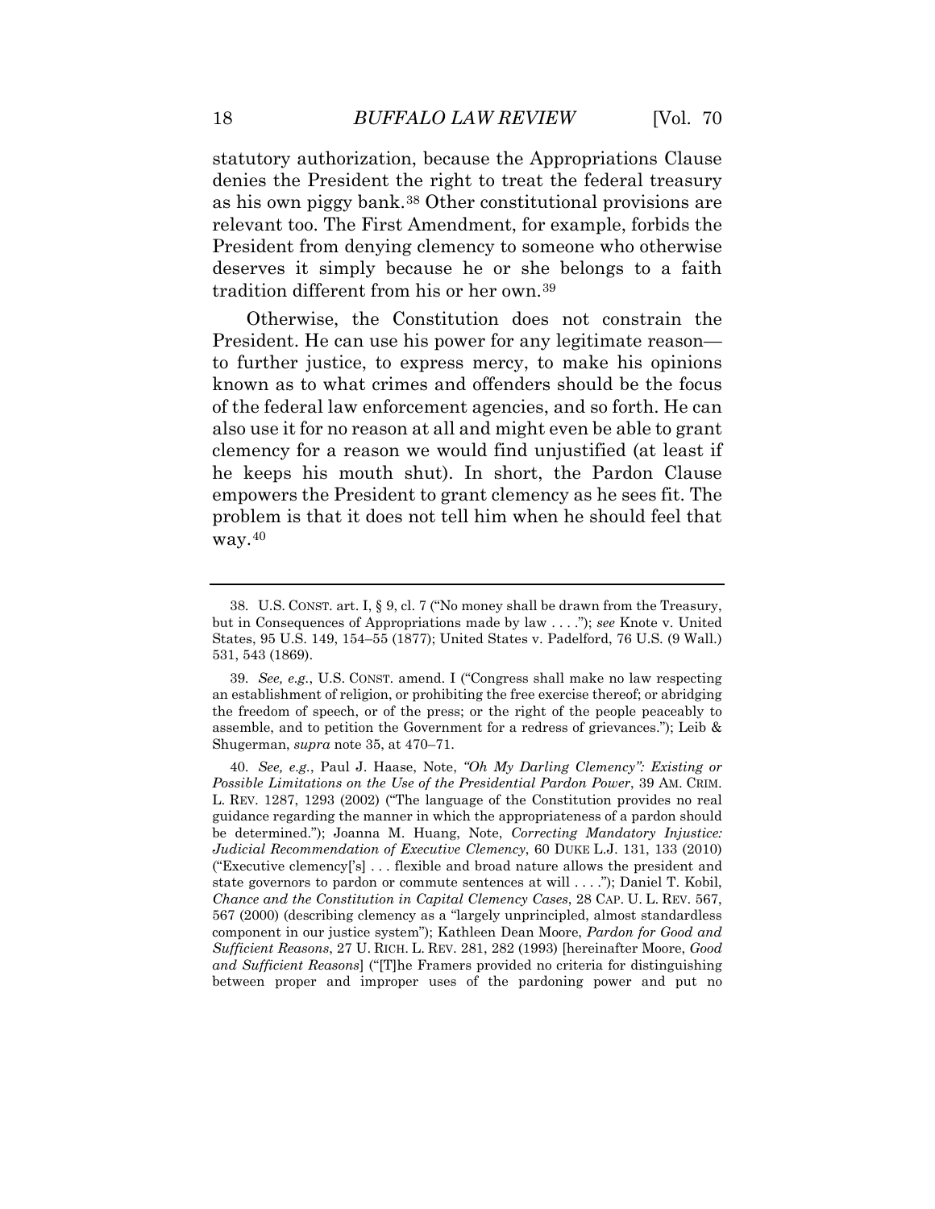statutory authorization, because the Appropriations Clause denies the President the right to treat the federal treasury as his own piggy bank.[38] Other constitutional provisions are relevant too. The First Amendment, for example, forbids the President from denying clemency to someone who otherwise deserves it simply because he or she belongs to a faith tradition different from his or her own.[39]

Otherwise, the Constitution does not constrain the President. He can use his power for any legitimate reason—to further justice, to express mercy, to make his opinions known as to what crimes and offenders should be the focus of the federal law enforcement agencies, and so forth. He can also use it for no reason at all and might even be able to grant clemency for a reason we would find unjustified (at least if he keeps his mouth shut). In short, the Pardon Clause empowers the President to grant clemency as he sees fit. The problem is that it does not tell him when he should feel that way.[40]

---

38. U.S. CONST. art. I, § 9, cl. 7 ("No money shall be drawn from the Treasury, but in Consequences of Appropriations made by law . . . ."); *see* Knote v. United States, 95 U.S. 149, 154–55 (1877); United States v. Padelford, 76 U.S. (9 Wall.) 531, 543 (1869).

39. *See, e.g.*, U.S. CONST. amend. I ("Congress shall make no law respecting an establishment of religion, or prohibiting the free exercise thereof; or abridging the freedom of speech, or of the press; or the right of the people peaceably to assemble, and to petition the Government for a redress of grievances."); Leib & Shugerman, *supra* note 35, at 470–71.

40. *See, e.g.*, Paul J. Haase, Note, *"Oh My Darling Clemency": Existing or Possible Limitations on the Use of the Presidential Pardon Power*, 39 AM. CRIM. L. REV. 1287, 1293 (2002) ("The language of the Constitution provides no real guidance regarding the manner in which the appropriateness of a pardon should be determined."); Joanna M. Huang, Note, *Correcting Mandatory Injustice: Judicial Recommendation of Executive Clemency*, 60 DUKE L.J. 131, 133 (2010) ("Executive clemency['s] . . . flexible and broad nature allows the president and state governors to pardon or commute sentences at will . . . ."); Daniel T. Kobil, *Chance and the Constitution in Capital Clemency Cases*, 28 CAP. U. L. REV. 567, 567 (2000) (describing clemency as a "largely unprincipled, almost standardless component in our justice system"); Kathleen Dean Moore, *Pardon for Good and Sufficient Reasons*, 27 U. RICH. L. REV. 281, 282 (1993) [hereinafter Moore, *Good and Sufficient Reasons*] ("[T]he Framers provided no criteria for distinguishing between proper and improper uses of the pardoning power and put no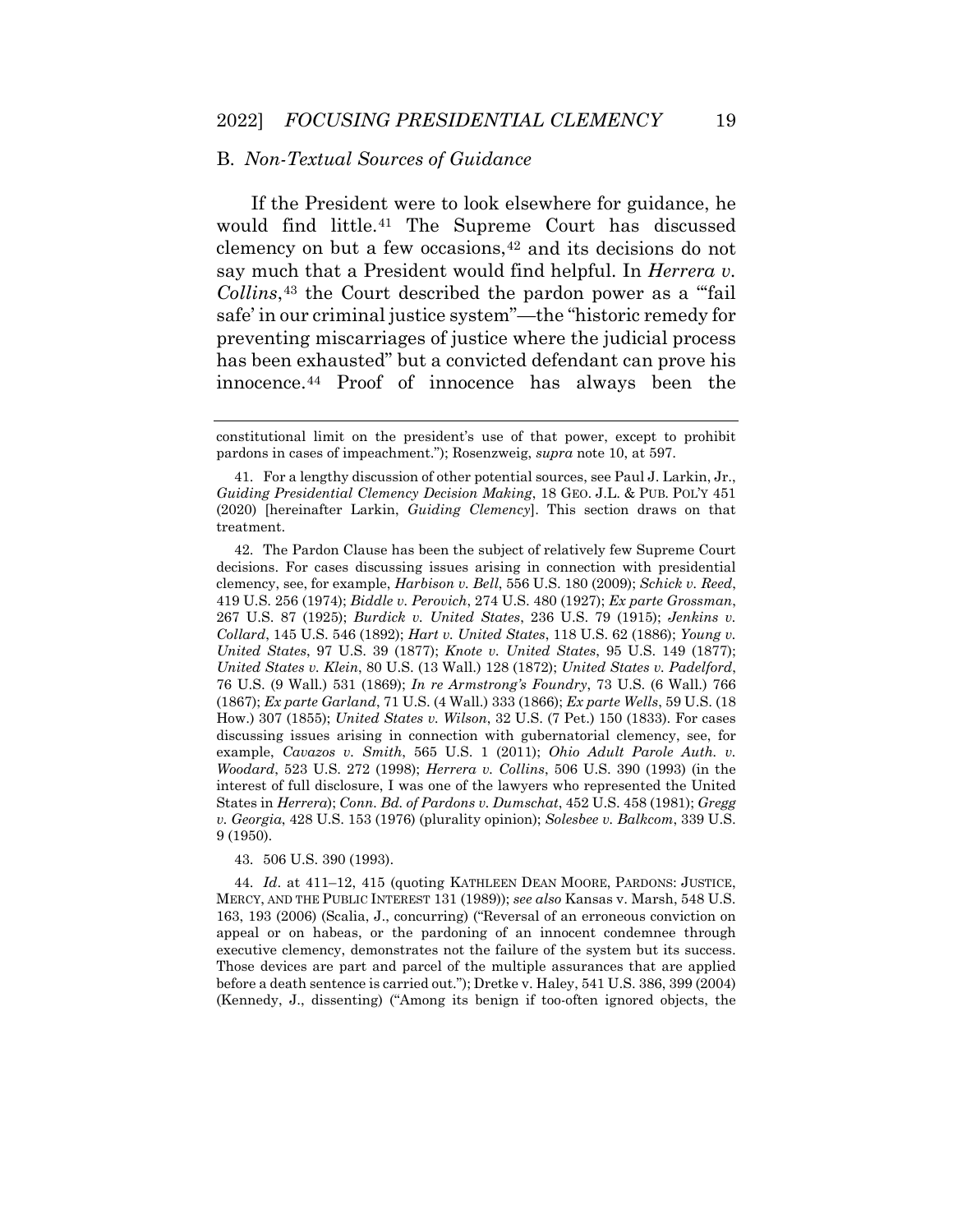## B. *Non-Textual Sources of Guidance*

If the President were to look elsewhere for guidance, he would find little.[41] The Supreme Court has discussed clemency on but a few occasions,[42] and its decisions do not say much that a President would find helpful. In *Herrera v. Collins*,[43] the Court described the pardon power as a "'fail safe' in our criminal justice system"—the "historic remedy for preventing miscarriages of justice where the judicial process has been exhausted" but a convicted defendant can prove his innocence.[44] Proof of innocence has always been the

---

constitutional limit on the president's use of that power, except to prohibit pardons in cases of impeachment."); Rosenzweig, *supra* note 10, at 597.

41. For a lengthy discussion of other potential sources, see Paul J. Larkin, Jr., *Guiding Presidential Clemency Decision Making*, 18 GEO. J.L. & PUB. POL'Y 451 (2020) [hereinafter Larkin, *Guiding Clemency*]. This section draws on that treatment.

42. The Pardon Clause has been the subject of relatively few Supreme Court decisions. For cases discussing issues arising in connection with presidential clemency, see, for example, *Harbison v. Bell*, 556 U.S. 180 (2009); *Schick v. Reed*, 419 U.S. 256 (1974); *Biddle v. Perovich*, 274 U.S. 480 (1927); *Ex parte Grossman*, 267 U.S. 87 (1925); *Burdick v. United States*, 236 U.S. 79 (1915); *Jenkins v. Collard*, 145 U.S. 546 (1892); *Hart v. United States*, 118 U.S. 62 (1886); *Young v. United States*, 97 U.S. 39 (1877); *Knote v. United States*, 95 U.S. 149 (1877); *United States v. Klein*, 80 U.S. (13 Wall.) 128 (1872); *United States v. Padelford*, 76 U.S. (9 Wall.) 531 (1869); *In re Armstrong's Foundry*, 73 U.S. (6 Wall.) 766 (1867); *Ex parte Garland*, 71 U.S. (4 Wall.) 333 (1866); *Ex parte Wells*, 59 U.S. (18 How.) 307 (1855); *United States v. Wilson*, 32 U.S. (7 Pet.) 150 (1833). For cases discussing issues arising in connection with gubernatorial clemency, see, for example, *Cavazos v. Smith*, 565 U.S. 1 (2011); *Ohio Adult Parole Auth. v. Woodard*, 523 U.S. 272 (1998); *Herrera v. Collins*, 506 U.S. 390 (1993) (in the interest of full disclosure, I was one of the lawyers who represented the United States in *Herrera*); *Conn. Bd. of Pardons v. Dumschat*, 452 U.S. 458 (1981); *Gregg v. Georgia*, 428 U.S. 153 (1976) (plurality opinion); *Solesbee v. Balkcom*, 339 U.S. 9 (1950).

43. 506 U.S. 390 (1993).

44. *Id.* at 411–12, 415 (quoting KATHLEEN DEAN MOORE, PARDONS: JUSTICE, MERCY, AND THE PUBLIC INTEREST 131 (1989)); *see also* Kansas v. Marsh, 548 U.S. 163, 193 (2006) (Scalia, J., concurring) ("Reversal of an erroneous conviction on appeal or on habeas, or the pardoning of an innocent condemnee through executive clemency, demonstrates not the failure of the system but its success. Those devices are part and parcel of the multiple assurances that are applied before a death sentence is carried out."); Dretke v. Haley, 541 U.S. 386, 399 (2004) (Kennedy, J., dissenting) ("Among its benign if too-often ignored objects, the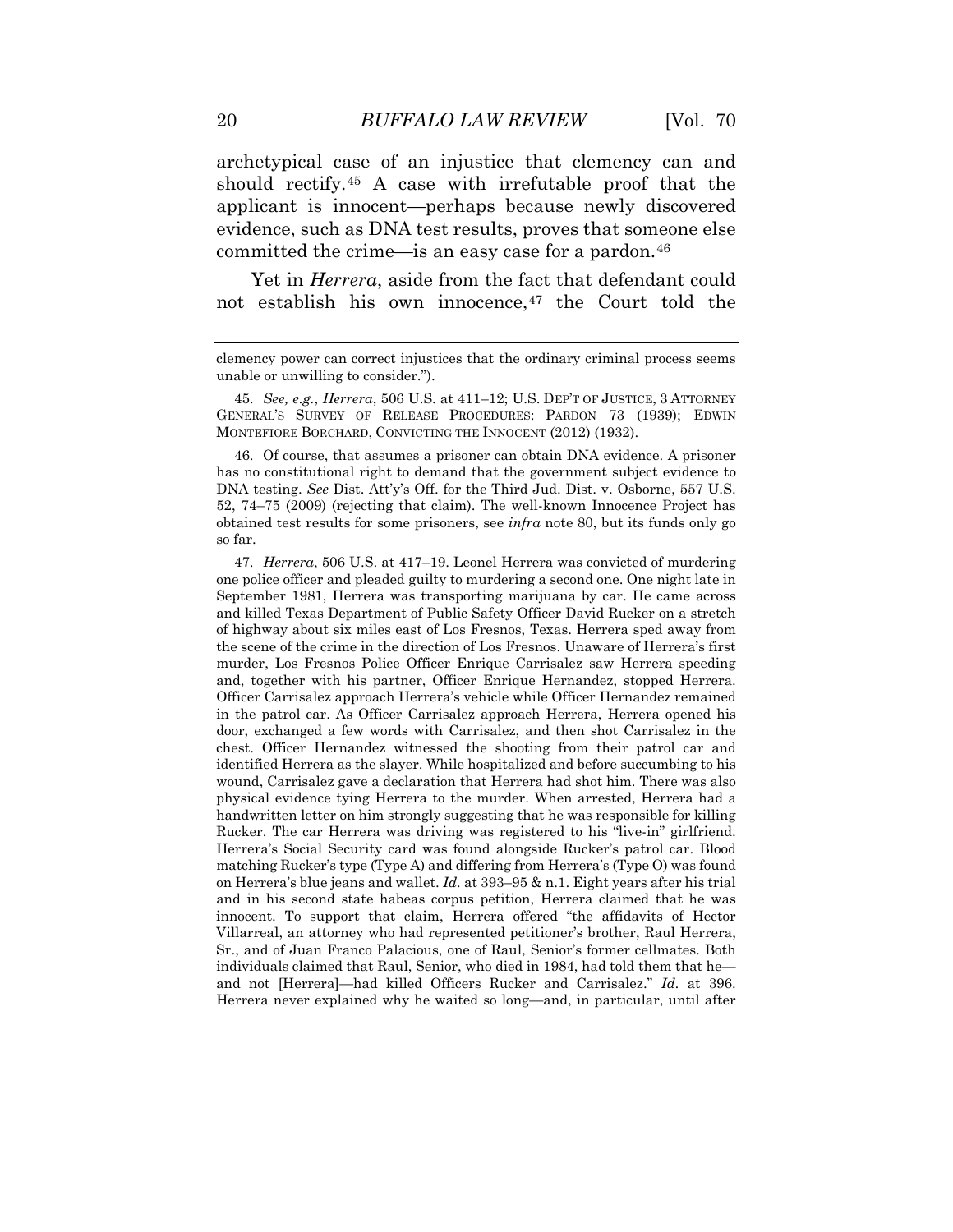archetypical case of an injustice that clemency can and should rectify.[45] A case with irrefutable proof that the applicant is innocent—perhaps because newly discovered evidence, such as DNA test results, proves that someone else committed the crime—is an easy case for a pardon.[46]

Yet in *Herrera*, aside from the fact that defendant could not establish his own innocence,[47] the Court told the

---

clemency power can correct injustices that the ordinary criminal process seems unable or unwilling to consider.").

45. *See, e.g.*, *Herrera*, 506 U.S. at 411–12; U.S. DEP'T OF JUSTICE, 3 ATTORNEY GENERAL'S SURVEY OF RELEASE PROCEDURES: PARDON 73 (1939); EDWIN MONTEFIORE BORCHARD, CONVICTING THE INNOCENT (2012) (1932).

46. Of course, that assumes a prisoner can obtain DNA evidence. A prisoner has no constitutional right to demand that the government subject evidence to DNA testing. *See* Dist. Att'y's Off. for the Third Jud. Dist. v. Osborne, 557 U.S. 52, 74–75 (2009) (rejecting that claim). The well-known Innocence Project has obtained test results for some prisoners, see *infra* note 80, but its funds only go so far.

47. *Herrera*, 506 U.S. at 417–19. Leonel Herrera was convicted of murdering one police officer and pleaded guilty to murdering a second one. One night late in September 1981, Herrera was transporting marijuana by car. He came across and killed Texas Department of Public Safety Officer David Rucker on a stretch of highway about six miles east of Los Fresnos, Texas. Herrera sped away from the scene of the crime in the direction of Los Fresnos. Unaware of Herrera's first murder, Los Fresnos Police Officer Enrique Carrisalez saw Herrera speeding and, together with his partner, Officer Enrique Hernandez, stopped Herrera. Officer Carrisalez approach Herrera's vehicle while Officer Hernandez remained in the patrol car. As Officer Carrisalez approach Herrera, Herrera opened his door, exchanged a few words with Carrisalez, and then shot Carrisalez in the chest. Officer Hernandez witnessed the shooting from their patrol car and identified Herrera as the slayer. While hospitalized and before succumbing to his wound, Carrisalez gave a declaration that Herrera had shot him. There was also physical evidence tying Herrera to the murder. When arrested, Herrera had a handwritten letter on him strongly suggesting that he was responsible for killing Rucker. The car Herrera was driving was registered to his "live-in" girlfriend. Herrera's Social Security card was found alongside Rucker's patrol car. Blood matching Rucker's type (Type A) and differing from Herrera's (Type O) was found on Herrera's blue jeans and wallet. *Id.* at 393–95 & n.1. Eight years after his trial and in his second state habeas corpus petition, Herrera claimed that he was innocent. To support that claim, Herrera offered "the affidavits of Hector Villarreal, an attorney who had represented petitioner's brother, Raul Herrera, Sr., and of Juan Franco Palacious, one of Raul, Senior's former cellmates. Both individuals claimed that Raul, Senior, who died in 1984, had told them that he—and not [Herrera]—had killed Officers Rucker and Carrisalez." *Id.* at 396. Herrera never explained why he waited so long—and, in particular, until after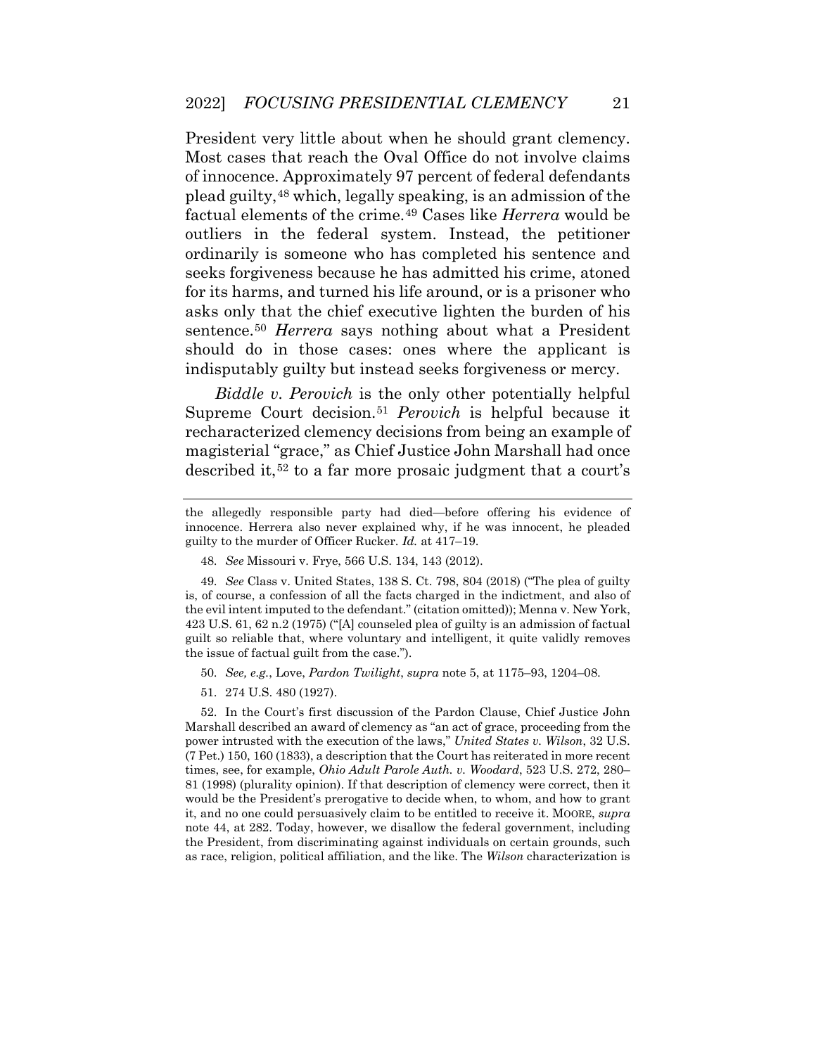President very little about when he should grant clemency. Most cases that reach the Oval Office do not involve claims of innocence. Approximately 97 percent of federal defendants plead guilty,[48] which, legally speaking, is an admission of the factual elements of the crime.[49] Cases like *Herrera* would be outliers in the federal system. Instead, the petitioner ordinarily is someone who has completed his sentence and seeks forgiveness because he has admitted his crime, atoned for its harms, and turned his life around, or is a prisoner who asks only that the chief executive lighten the burden of his sentence.[50] *Herrera* says nothing about what a President should do in those cases: ones where the applicant is indisputably guilty but instead seeks forgiveness or mercy.

*Biddle v. Perovich* is the only other potentially helpful Supreme Court decision.[51] *Perovich* is helpful because it recharacterized clemency decisions from being an example of magisterial "grace," as Chief Justice John Marshall had once described it,[52] to a far more prosaic judgment that a court's

---

the allegedly responsible party had died—before offering his evidence of innocence. Herrera also never explained why, if he was innocent, he pleaded guilty to the murder of Officer Rucker. *Id.* at 417–19.

48. *See* Missouri v. Frye, 566 U.S. 134, 143 (2012).

49. *See* Class v. United States, 138 S. Ct. 798, 804 (2018) ("The plea of guilty is, of course, a confession of all the facts charged in the indictment, and also of the evil intent imputed to the defendant." (citation omitted)); Menna v. New York, 423 U.S. 61, 62 n.2 (1975) ("[A] counseled plea of guilty is an admission of factual guilt so reliable that, where voluntary and intelligent, it quite validly removes the issue of factual guilt from the case.").

50. *See, e.g.*, Love, *Pardon Twilight*, *supra* note 5, at 1175–93, 1204–08.

51. 274 U.S. 480 (1927).

52. In the Court's first discussion of the Pardon Clause, Chief Justice John Marshall described an award of clemency as "an act of grace, proceeding from the power intrusted with the execution of the laws," *United States v. Wilson*, 32 U.S. (7 Pet.) 150, 160 (1833), a description that the Court has reiterated in more recent times, see, for example, *Ohio Adult Parole Auth. v. Woodard*, 523 U.S. 272, 280–81 (1998) (plurality opinion). If that description of clemency were correct, then it would be the President's prerogative to decide when, to whom, and how to grant it, and no one could persuasively claim to be entitled to receive it. MOORE, *supra* note 44, at 282. Today, however, we disallow the federal government, including the President, from discriminating against individuals on certain grounds, such as race, religion, political affiliation, and the like. The *Wilson* characterization is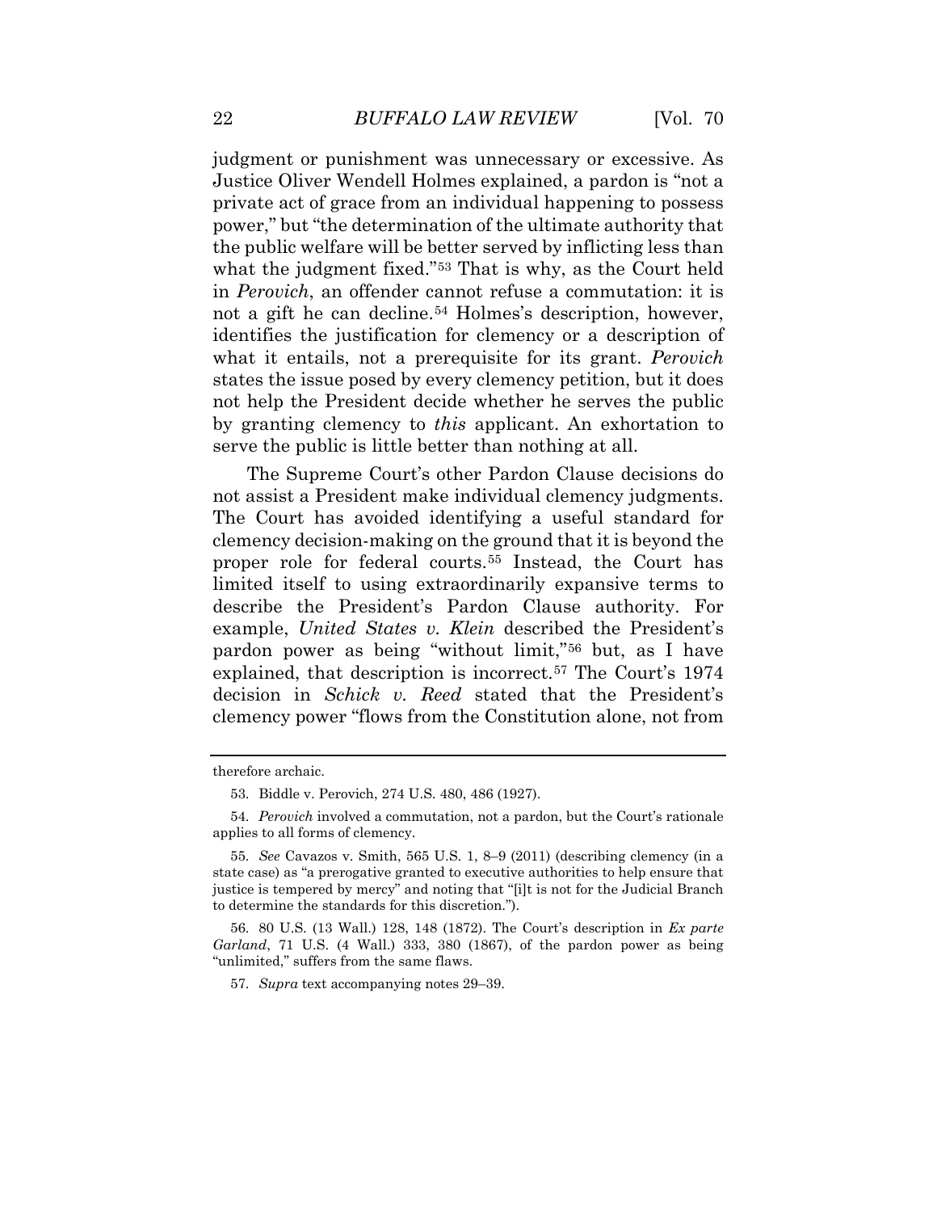judgment or punishment was unnecessary or excessive. As Justice Oliver Wendell Holmes explained, a pardon is "not a private act of grace from an individual happening to possess power," but "the determination of the ultimate authority that the public welfare will be better served by inflicting less than what the judgment fixed."[53] That is why, as the Court held in *Perovich*, an offender cannot refuse a commutation: it is not a gift he can decline.[54] Holmes's description, however, identifies the justification for clemency or a description of what it entails, not a prerequisite for its grant. *Perovich* states the issue posed by every clemency petition, but it does not help the President decide whether he serves the public by granting clemency to *this* applicant. An exhortation to serve the public is little better than nothing at all.

The Supreme Court's other Pardon Clause decisions do not assist a President make individual clemency judgments. The Court has avoided identifying a useful standard for clemency decision-making on the ground that it is beyond the proper role for federal courts.[55] Instead, the Court has limited itself to using extraordinarily expansive terms to describe the President's Pardon Clause authority. For example, *United States v. Klein* described the President's pardon power as being "without limit,"[56] but, as I have explained, that description is incorrect.[57] The Court's 1974 decision in *Schick v. Reed* stated that the President's clemency power "flows from the Constitution alone, not from

---

therefore archaic.

53. Biddle v. Perovich, 274 U.S. 480, 486 (1927).

54. *Perovich* involved a commutation, not a pardon, but the Court's rationale applies to all forms of clemency.

55. *See* Cavazos v. Smith, 565 U.S. 1, 8–9 (2011) (describing clemency (in a state case) as "a prerogative granted to executive authorities to help ensure that justice is tempered by mercy" and noting that "[i]t is not for the Judicial Branch to determine the standards for this discretion.").

56. 80 U.S. (13 Wall.) 128, 148 (1872). The Court's description in *Ex parte Garland*, 71 U.S. (4 Wall.) 333, 380 (1867), of the pardon power as being "unlimited," suffers from the same flaws.

57. *Supra* text accompanying notes 29–39.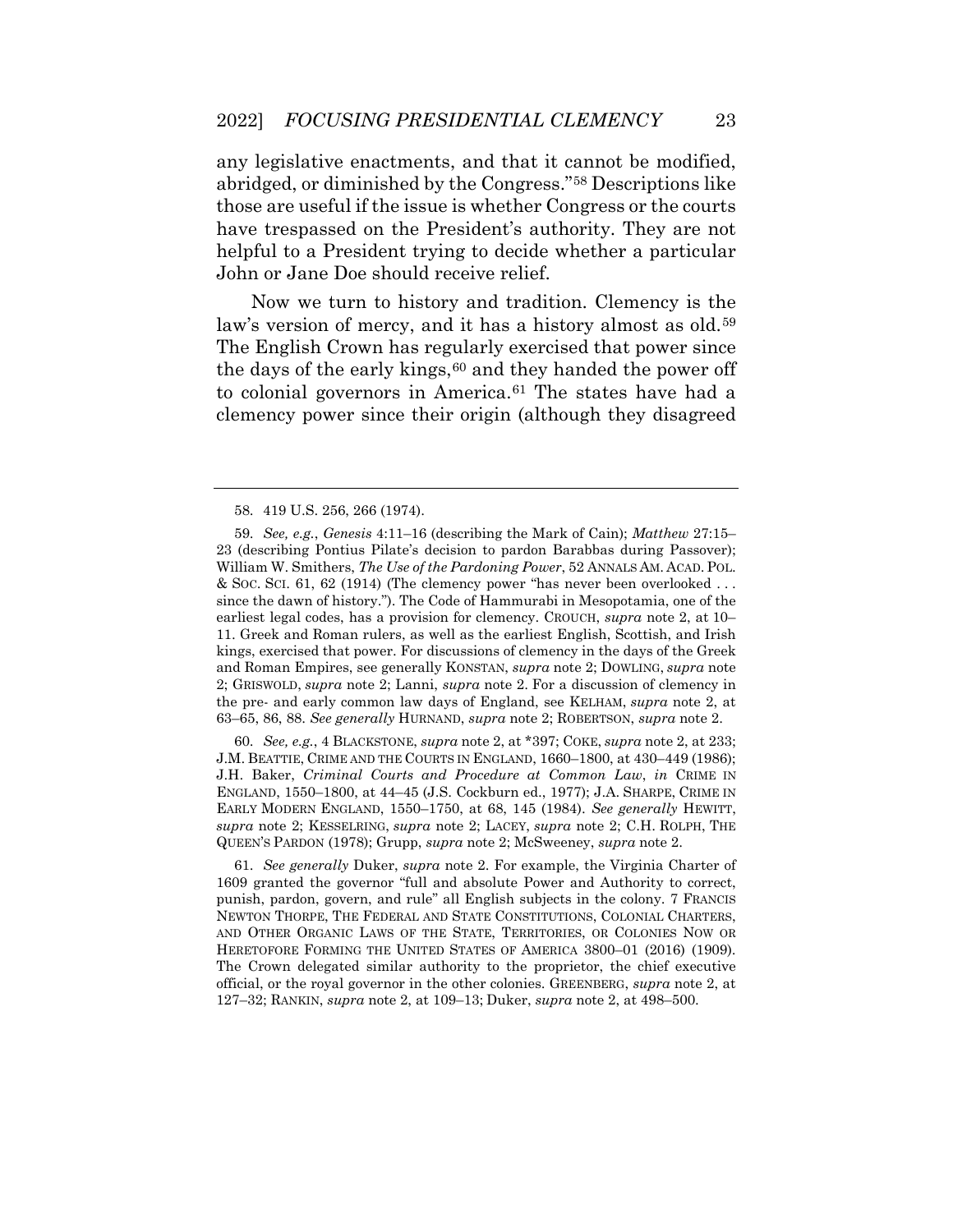any legislative enactments, and that it cannot be modified, abridged, or diminished by the Congress."[58] Descriptions like those are useful if the issue is whether Congress or the courts have trespassed on the President's authority. They are not helpful to a President trying to decide whether a particular John or Jane Doe should receive relief.

Now we turn to history and tradition. Clemency is the law's version of mercy, and it has a history almost as old.[59] The English Crown has regularly exercised that power since the days of the early kings,[60] and they handed the power off to colonial governors in America.[61] The states have had a clemency power since their origin (although they disagreed

---

58. 419 U.S. 256, 266 (1974).

59. *See, e.g.*, *Genesis* 4:11–16 (describing the Mark of Cain); *Matthew* 27:15–23 (describing Pontius Pilate's decision to pardon Barabbas during Passover); William W. Smithers, *The Use of the Pardoning Power*, 52 ANNALS AM. ACAD. POL. & SOC. SCI. 61, 62 (1914) (The clemency power "has never been overlooked . . . since the dawn of history."). The Code of Hammurabi in Mesopotamia, one of the earliest legal codes, has a provision for clemency. CROUCH, *supra* note 2, at 10–11. Greek and Roman rulers, as well as the earliest English, Scottish, and Irish kings, exercised that power. For discussions of clemency in the days of the Greek and Roman Empires, see generally KONSTAN, *supra* note 2; DOWLING, *supra* note 2; GRISWOLD, *supra* note 2; Lanni, *supra* note 2. For a discussion of clemency in the pre- and early common law days of England, see KELHAM, *supra* note 2, at 63–65, 86, 88. *See generally* HURNAND, *supra* note 2; ROBERTSON, *supra* note 2.

60. *See, e.g.*, 4 BLACKSTONE, *supra* note 2, at *397; COKE, *supra* note 2, at 233; J.M. BEATTIE, CRIME AND THE COURTS IN ENGLAND, 1660–1800, at 430–449 (1986); J.H. Baker, *Criminal Courts and Procedure at Common Law*, *in* CRIME IN ENGLAND, 1550–1800, at 44–45 (J.S. Cockburn ed., 1977); J.A. SHARPE, CRIME IN EARLY MODERN ENGLAND, 1550–1750, at 68, 145 (1984). *See generally* HEWITT, *supra* note 2; KESSELRING, *supra* note 2; LACEY, *supra* note 2; C.H. ROLPH, THE QUEEN'S PARDON (1978); Grupp, *supra* note 2; McSweeney, *supra* note 2.

61. *See generally* Duker, *supra* note 2. For example, the Virginia Charter of 1609 granted the governor "full and absolute Power and Authority to correct, punish, pardon, govern, and rule" all English subjects in the colony. 7 FRANCIS NEWTON THORPE, THE FEDERAL AND STATE CONSTITUTIONS, COLONIAL CHARTERS, AND OTHER ORGANIC LAWS OF THE STATE, TERRITORIES, OR COLONIES NOW OR HERETOFORE FORMING THE UNITED STATES OF AMERICA 3800–01 (2016) (1909). The Crown delegated similar authority to the proprietor, the chief executive official, or the royal governor in the other colonies. GREENBERG, *supra* note 2, at 127–32; RANKIN, *supra* note 2, at 109–13; Duker, *supra* note 2, at 498–500.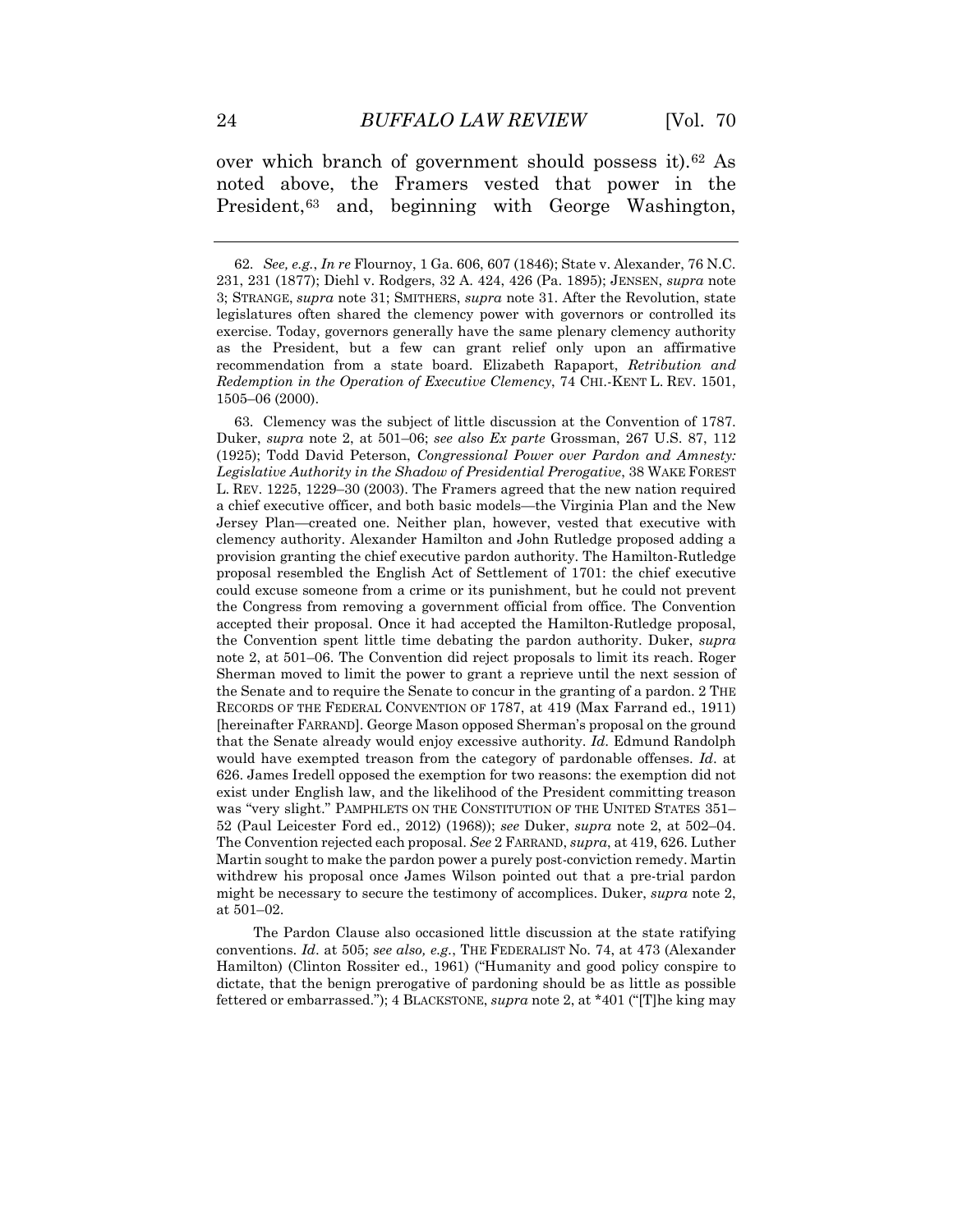over which branch of government should possess it).[62] As noted above, the Framers vested that power in the President,[63] and, beginning with George Washington,

---

62. *See, e.g.*, *In re* Flournoy, 1 Ga. 606, 607 (1846); State v. Alexander, 76 N.C. 231, 231 (1877); Diehl v. Rodgers, 32 A. 424, 426 (Pa. 1895); JENSEN, *supra* note 3; STRANGE, *supra* note 31; SMITHERS, *supra* note 31. After the Revolution, state legislatures often shared the clemency power with governors or controlled its exercise. Today, governors generally have the same plenary clemency authority as the President, but a few can grant relief only upon an affirmative recommendation from a state board. Elizabeth Rapaport, *Retribution and Redemption in the Operation of Executive Clemency*, 74 CHI.-KENT L. REV. 1501, 1505–06 (2000).

63. Clemency was the subject of little discussion at the Convention of 1787. Duker, *supra* note 2, at 501–06; *see also Ex parte* Grossman, 267 U.S. 87, 112 (1925); Todd David Peterson, *Congressional Power over Pardon and Amnesty: Legislative Authority in the Shadow of Presidential Prerogative*, 38 WAKE FOREST L. REV. 1225, 1229–30 (2003). The Framers agreed that the new nation required a chief executive officer, and both basic models—the Virginia Plan and the New Jersey Plan—created one. Neither plan, however, vested that executive with clemency authority. Alexander Hamilton and John Rutledge proposed adding a provision granting the chief executive pardon authority. The Hamilton-Rutledge proposal resembled the English Act of Settlement of 1701: the chief executive could excuse someone from a crime or its punishment, but he could not prevent the Congress from removing a government official from office. The Convention accepted their proposal. Once it had accepted the Hamilton-Rutledge proposal, the Convention spent little time debating the pardon authority. Duker, *supra* note 2, at 501–06. The Convention did reject proposals to limit its reach. Roger Sherman moved to limit the power to grant a reprieve until the next session of the Senate and to require the Senate to concur in the granting of a pardon. 2 THE RECORDS OF THE FEDERAL CONVENTION OF 1787, at 419 (Max Farrand ed., 1911) [hereinafter FARRAND]. George Mason opposed Sherman's proposal on the ground that the Senate already would enjoy excessive authority. *Id*. Edmund Randolph would have exempted treason from the category of pardonable offenses. *Id*. at 626. James Iredell opposed the exemption for two reasons: the exemption did not exist under English law, and the likelihood of the President committing treason was "very slight." PAMPHLETS ON THE CONSTITUTION OF THE UNITED STATES 351–52 (Paul Leicester Ford ed., 2012) (1968)); *see* Duker, *supra* note 2, at 502–04. The Convention rejected each proposal. *See* 2 FARRAND, *supra*, at 419, 626. Luther Martin sought to make the pardon power a purely post-conviction remedy. Martin withdrew his proposal once James Wilson pointed out that a pre-trial pardon might be necessary to secure the testimony of accomplices. Duker, *supra* note 2, at 501–02.

The Pardon Clause also occasioned little discussion at the state ratifying conventions. *Id*. at 505; *see also, e.g.*, THE FEDERALIST No. 74, at 473 (Alexander Hamilton) (Clinton Rossiter ed., 1961) ("Humanity and good policy conspire to dictate, that the benign prerogative of pardoning should be as little as possible fettered or embarrassed."); 4 BLACKSTONE, *supra* note 2, at *401 ("[T]he king may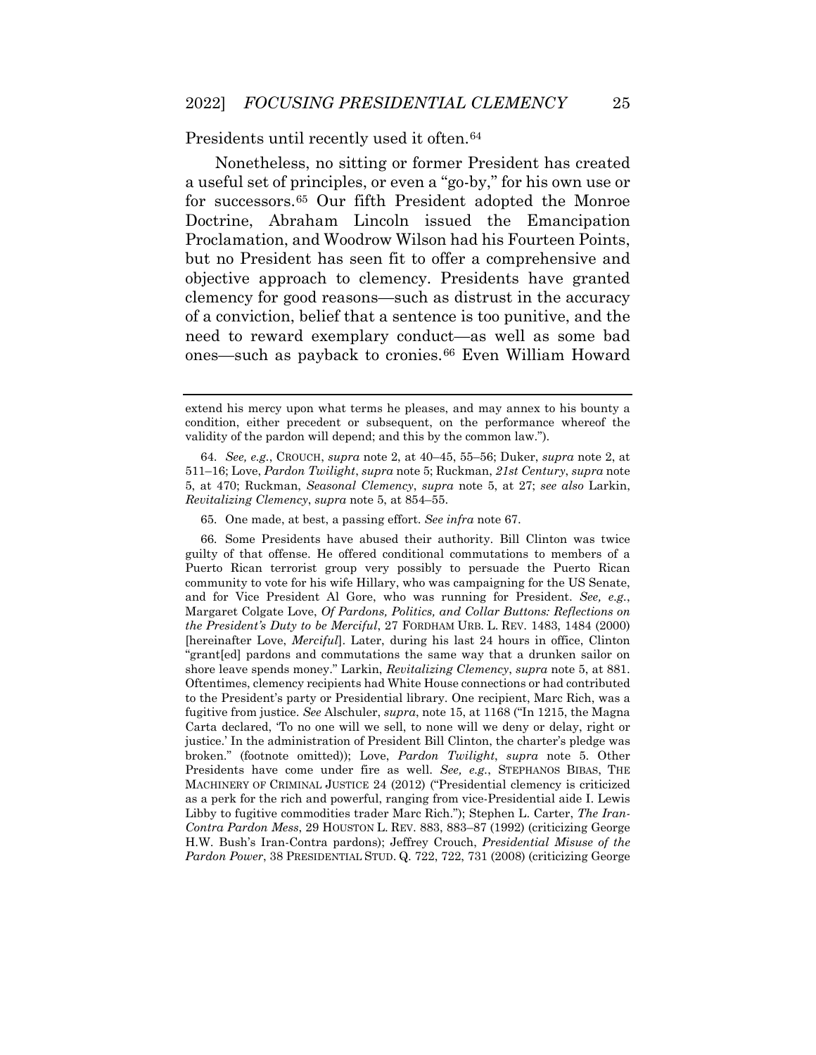Presidents until recently used it often.[64]

Nonetheless, no sitting or former President has created a useful set of principles, or even a "go-by," for his own use or for successors.[65] Our fifth President adopted the Monroe Doctrine, Abraham Lincoln issued the Emancipation Proclamation, and Woodrow Wilson had his Fourteen Points, but no President has seen fit to offer a comprehensive and objective approach to clemency. Presidents have granted clemency for good reasons—such as distrust in the accuracy of a conviction, belief that a sentence is too punitive, and the need to reward exemplary conduct—as well as some bad ones—such as payback to cronies.[66] Even William Howard

---

extend his mercy upon what terms he pleases, and may annex to his bounty a condition, either precedent or subsequent, on the performance whereof the validity of the pardon will depend; and this by the common law.").

64. *See, e.g.*, CROUCH, *supra* note 2, at 40–45, 55–56; Duker, *supra* note 2, at 511–16; Love, *Pardon Twilight*, *supra* note 5; Ruckman, *21st Century*, *supra* note 5, at 470; Ruckman, *Seasonal Clemency*, *supra* note 5, at 27; *see also* Larkin, *Revitalizing Clemency*, *supra* note 5, at 854–55.

65. One made, at best, a passing effort. *See infra* note 67.

66. Some Presidents have abused their authority. Bill Clinton was twice guilty of that offense. He offered conditional commutations to members of a Puerto Rican terrorist group very possibly to persuade the Puerto Rican community to vote for his wife Hillary, who was campaigning for the US Senate, and for Vice President Al Gore, who was running for President. *See, e.g.*, Margaret Colgate Love, *Of Pardons, Politics, and Collar Buttons: Reflections on the President's Duty to be Merciful*, 27 FORDHAM URB. L. REV. 1483, 1484 (2000) [hereinafter Love, *Merciful*]. Later, during his last 24 hours in office, Clinton "grant[ed] pardons and commutations the same way that a drunken sailor on shore leave spends money." Larkin, *Revitalizing Clemency*, *supra* note 5, at 881. Oftentimes, clemency recipients had White House connections or had contributed to the President's party or Presidential library. One recipient, Marc Rich, was a fugitive from justice. *See* Alschuler, *supra*, note 15, at 1168 ("In 1215, the Magna Carta declared, 'To no one will we sell, to none will we deny or delay, right or justice.' In the administration of President Bill Clinton, the charter's pledge was broken." (footnote omitted)); Love, *Pardon Twilight*, *supra* note 5. Other Presidents have come under fire as well. *See, e.g.*, STEPHANOS BIBAS, THE MACHINERY OF CRIMINAL JUSTICE 24 (2012) ("Presidential clemency is criticized as a perk for the rich and powerful, ranging from vice-Presidential aide I. Lewis Libby to fugitive commodities trader Marc Rich."); Stephen L. Carter, *The Iran-Contra Pardon Mess*, 29 HOUSTON L. REV. 883, 883–87 (1992) (criticizing George H.W. Bush's Iran-Contra pardons); Jeffrey Crouch, *Presidential Misuse of the Pardon Power*, 38 PRESIDENTIAL STUD. Q. 722, 722, 731 (2008) (criticizing George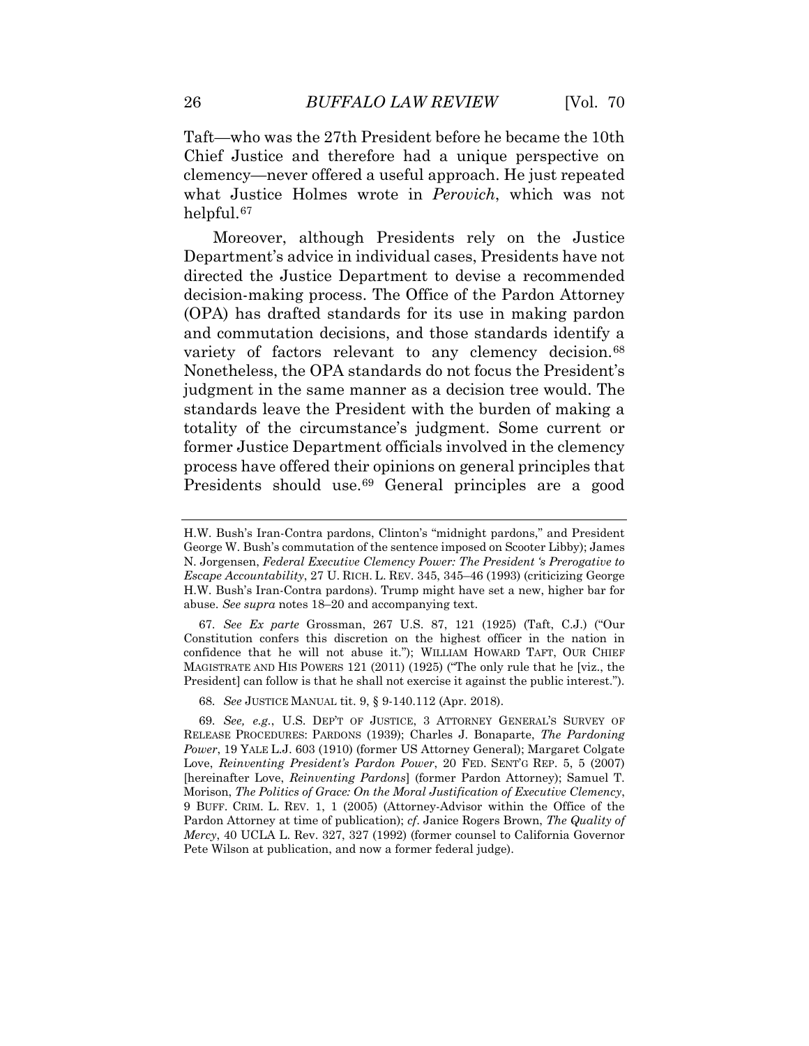Taft—who was the 27th President before he became the 10th Chief Justice and therefore had a unique perspective on clemency—never offered a useful approach. He just repeated what Justice Holmes wrote in *Perovich*, which was not helpful.[67]

Moreover, although Presidents rely on the Justice Department's advice in individual cases, Presidents have not directed the Justice Department to devise a recommended decision-making process. The Office of the Pardon Attorney (OPA) has drafted standards for its use in making pardon and commutation decisions, and those standards identify a variety of factors relevant to any clemency decision.[68] Nonetheless, the OPA standards do not focus the President's judgment in the same manner as a decision tree would. The standards leave the President with the burden of making a totality of the circumstance's judgment. Some current or former Justice Department officials involved in the clemency process have offered their opinions on general principles that Presidents should use.[69] General principles are a good

---

H.W. Bush's Iran-Contra pardons, Clinton's "midnight pardons," and President George W. Bush's commutation of the sentence imposed on Scooter Libby); James N. Jorgensen, *Federal Executive Clemency Power: The President 's Prerogative to Escape Accountability*, 27 U. RICH. L. REV. 345, 345–46 (1993) (criticizing George H.W. Bush's Iran-Contra pardons). Trump might have set a new, higher bar for abuse. *See supra* notes 18–20 and accompanying text.

67. *See Ex parte* Grossman, 267 U.S. 87, 121 (1925) (Taft, C.J.) ("Our Constitution confers this discretion on the highest officer in the nation in confidence that he will not abuse it."); WILLIAM HOWARD TAFT, OUR CHIEF MAGISTRATE AND HIS POWERS 121 (2011) (1925) ("The only rule that he [viz., the President] can follow is that he shall not exercise it against the public interest.").

68. *See* JUSTICE MANUAL tit. 9, § 9-140.112 (Apr. 2018).

69. *See, e.g.*, U.S. DEP'T OF JUSTICE, 3 ATTORNEY GENERAL'S SURVEY OF RELEASE PROCEDURES: PARDONS (1939); Charles J. Bonaparte, *The Pardoning Power*, 19 YALE L.J. 603 (1910) (former US Attorney General); Margaret Colgate Love, *Reinventing President's Pardon Power*, 20 FED. SENT'G REP. 5, 5 (2007) [hereinafter Love, *Reinventing Pardons*] (former Pardon Attorney); Samuel T. Morison, *The Politics of Grace: On the Moral Justification of Executive Clemency*, 9 BUFF. CRIM. L. REV. 1, 1 (2005) (Attorney-Advisor within the Office of the Pardon Attorney at time of publication); *cf*. Janice Rogers Brown, *The Quality of Mercy*, 40 UCLA L. Rev. 327, 327 (1992) (former counsel to California Governor Pete Wilson at publication, and now a former federal judge).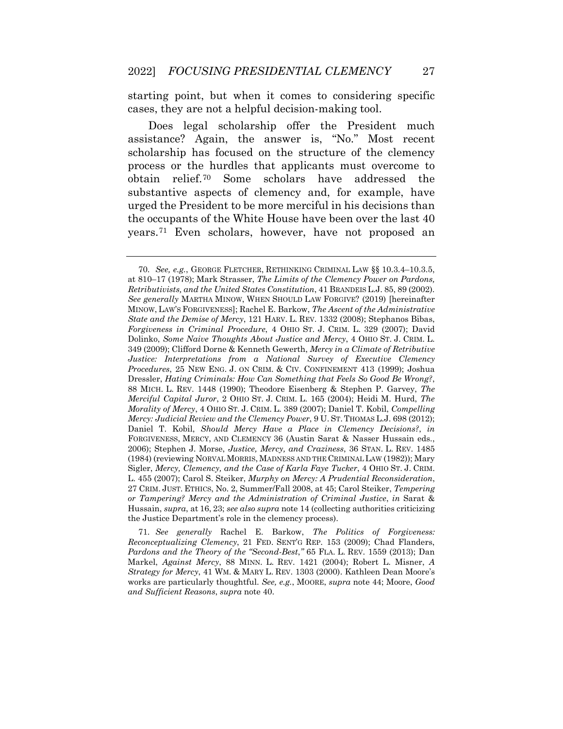starting point, but when it comes to considering specific cases, they are not a helpful decision-making tool.

Does legal scholarship offer the President much assistance? Again, the answer is, "No." Most recent scholarship has focused on the structure of the clemency process or the hurdles that applicants must overcome to obtain relief.[70] Some scholars have addressed the substantive aspects of clemency and, for example, have urged the President to be more merciful in his decisions than the occupants of the White House have been over the last 40 years.[71] Even scholars, however, have not proposed an

---

70. *See, e.g.*, GEORGE FLETCHER, RETHINKING CRIMINAL LAW §§ 10.3.4–10.3.5, at 810–17 (1978); Mark Strasser, *The Limits of the Clemency Power on Pardons, Retributivists, and the United States Constitution*, 41 BRANDEIS L.J. 85, 89 (2002). *See generally* MARTHA MINOW, WHEN SHOULD LAW FORGIVE? (2019) [hereinafter MINOW, LAW'S FORGIVENESS]; Rachel E. Barkow, *The Ascent of the Administrative State and the Demise of Mercy*, 121 HARV. L. REV. 1332 (2008); Stephanos Bibas, *Forgiveness in Criminal Procedure*, 4 OHIO ST. J. CRIM. L. 329 (2007); David Dolinko, *Some Naive Thoughts About Justice and Mercy*, 4 OHIO ST. J. CRIM. L. 349 (2009); Clifford Dorne & Kenneth Gewerth, *Mercy in a Climate of Retributive Justice: Interpretations from a National Survey of Executive Clemency Procedures*, 25 NEW ENG. J. ON CRIM. & CIV. CONFINEMENT 413 (1999); Joshua Dressler, *Hating Criminals: How Can Something that Feels So Good Be Wrong?*, 88 MICH. L. REV. 1448 (1990); Theodore Eisenberg & Stephen P. Garvey, *The Merciful Capital Juror*, 2 OHIO ST. J. CRIM. L. 165 (2004); Heidi M. Hurd, *The Morality of Mercy*, 4 OHIO ST. J. CRIM. L. 389 (2007); Daniel T. Kobil, *Compelling Mercy: Judicial Review and the Clemency Power*, 9 U. ST. THOMAS L.J. 698 (2012); Daniel T. Kobil, *Should Mercy Have a Place in Clemency Decisions?*, *in* FORGIVENESS, MERCY, AND CLEMENCY 36 (Austin Sarat & Nasser Hussain eds., 2006); Stephen J. Morse, *Justice, Mercy, and Craziness*, 36 STAN. L. REV. 1485 (1984) (reviewing NORVAL MORRIS, MADNESS AND THE CRIMINAL LAW (1982)); Mary Sigler, *Mercy, Clemency, and the Case of Karla Faye Tucker*, 4 OHIO ST. J. CRIM. L. 455 (2007); Carol S. Steiker, *Murphy on Mercy: A Prudential Reconsideration*, 27 CRIM. JUST. ETHICS, No. 2, Summer/Fall 2008, at 45; Carol Steiker, *Tempering or Tampering? Mercy and the Administration of Criminal Justice*, *in* Sarat & Hussain, *supra*, at 16, 23; *see also supra* note 14 (collecting authorities criticizing the Justice Department's role in the clemency process).

71. *See generally* Rachel E. Barkow, *The Politics of Forgiveness: Reconceptualizing Clemency*, 21 FED. SENT'G REP. 153 (2009); Chad Flanders, *Pardons and the Theory of the "Second-Best*,*"* 65 FLA. L. REV. 1559 (2013); Dan Markel, *Against Mercy*, 88 MINN. L. REV. 1421 (2004); Robert L. Misner, *A Strategy for Mercy*, 41 WM. & MARY L. REV. 1303 (2000). Kathleen Dean Moore's works are particularly thoughtful. *See, e.g.*, MOORE, *supra* note 44; Moore, *Good and Sufficient Reasons*, *supra* note 40.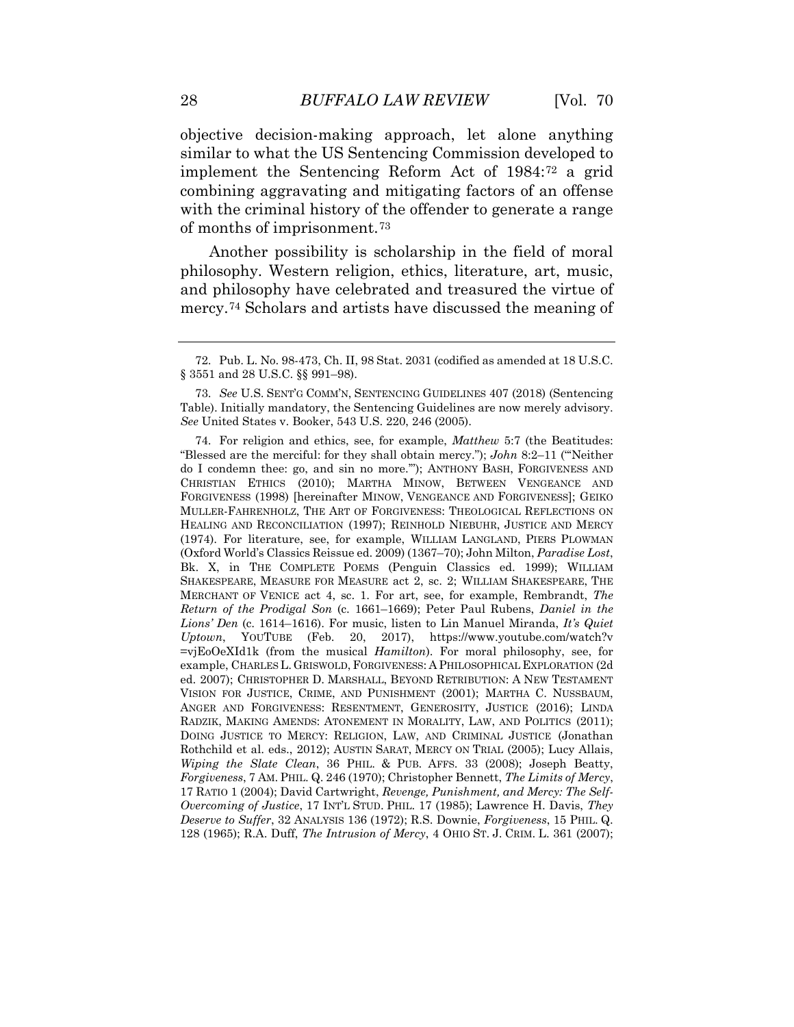objective decision-making approach, let alone anything similar to what the US Sentencing Commission developed to implement the Sentencing Reform Act of 1984:[72] a grid combining aggravating and mitigating factors of an offense with the criminal history of the offender to generate a range of months of imprisonment.[73]

Another possibility is scholarship in the field of moral philosophy. Western religion, ethics, literature, art, music, and philosophy have celebrated and treasured the virtue of mercy.[74] Scholars and artists have discussed the meaning of

---

72. Pub. L. No. 98-473, Ch. II, 98 Stat. 2031 (codified as amended at 18 U.S.C. § 3551 and 28 U.S.C. §§ 991–98).

73. *See* U.S. SENT'G COMM'N, SENTENCING GUIDELINES 407 (2018) (Sentencing Table). Initially mandatory, the Sentencing Guidelines are now merely advisory. *See* United States v. Booker, 543 U.S. 220, 246 (2005).

74. For religion and ethics, see, for example, *Matthew* 5:7 (the Beatitudes: "Blessed are the merciful: for they shall obtain mercy."); *John* 8:2–11 ("'Neither do I condemn thee: go, and sin no more.'"); ANTHONY BASH, FORGIVENESS AND CHRISTIAN ETHICS (2010); MARTHA MINOW, BETWEEN VENGEANCE AND FORGIVENESS (1998) [hereinafter MINOW, VENGEANCE AND FORGIVENESS]; GEIKO MULLER-FAHRENHOLZ, THE ART OF FORGIVENESS: THEOLOGICAL REFLECTIONS ON HEALING AND RECONCILIATION (1997); REINHOLD NIEBUHR, JUSTICE AND MERCY (1974). For literature, see, for example, WILLIAM LANGLAND, PIERS PLOWMAN (Oxford World's Classics Reissue ed. 2009) (1367–70); John Milton, *Paradise Lost*, Bk. X, in THE COMPLETE POEMS (Penguin Classics ed. 1999); WILLIAM SHAKESPEARE, MEASURE FOR MEASURE act 2, sc. 2; WILLIAM SHAKESPEARE, THE MERCHANT OF VENICE act 4, sc. 1. For art, see, for example, Rembrandt, *The Return of the Prodigal Son* (c. 1661–1669); Peter Paul Rubens, *Daniel in the Lions' Den* (c. 1614–1616). For music, listen to Lin Manuel Miranda, *It's Quiet Uptown*, YOUTUBE (Feb. 20, 2017), https://www.youtube.com/watch?v=vjEoOeXId1k (from the musical *Hamilton*). For moral philosophy, see, for example, CHARLES L. GRISWOLD, FORGIVENESS: A PHILOSOPHICAL EXPLORATION (2d ed. 2007); CHRISTOPHER D. MARSHALL, BEYOND RETRIBUTION: A NEW TESTAMENT VISION FOR JUSTICE, CRIME, AND PUNISHMENT (2001); MARTHA C. NUSSBAUM, ANGER AND FORGIVENESS: RESENTMENT, GENEROSITY, JUSTICE (2016); LINDA RADZIK, MAKING AMENDS: ATONEMENT IN MORALITY, LAW, AND POLITICS (2011); DOING JUSTICE TO MERCY: RELIGION, LAW, AND CRIMINAL JUSTICE (Jonathan Rothchild et al. eds., 2012); AUSTIN SARAT, MERCY ON TRIAL (2005); Lucy Allais, *Wiping the Slate Clean*, 36 PHIL. & PUB. AFFS. 33 (2008); Joseph Beatty, *Forgiveness*, 7 AM. PHIL. Q. 246 (1970); Christopher Bennett, *The Limits of Mercy*, 17 RATIO 1 (2004); David Cartwright, *Revenge, Punishment, and Mercy: The Self-Overcoming of Justice*, 17 INT'L STUD. PHIL. 17 (1985); Lawrence H. Davis, *They Deserve to Suffer*, 32 ANALYSIS 136 (1972); R.S. Downie, *Forgiveness*, 15 PHIL. Q. 128 (1965); R.A. Duff, *The Intrusion of Mercy*, 4 OHIO ST. J. CRIM. L. 361 (2007);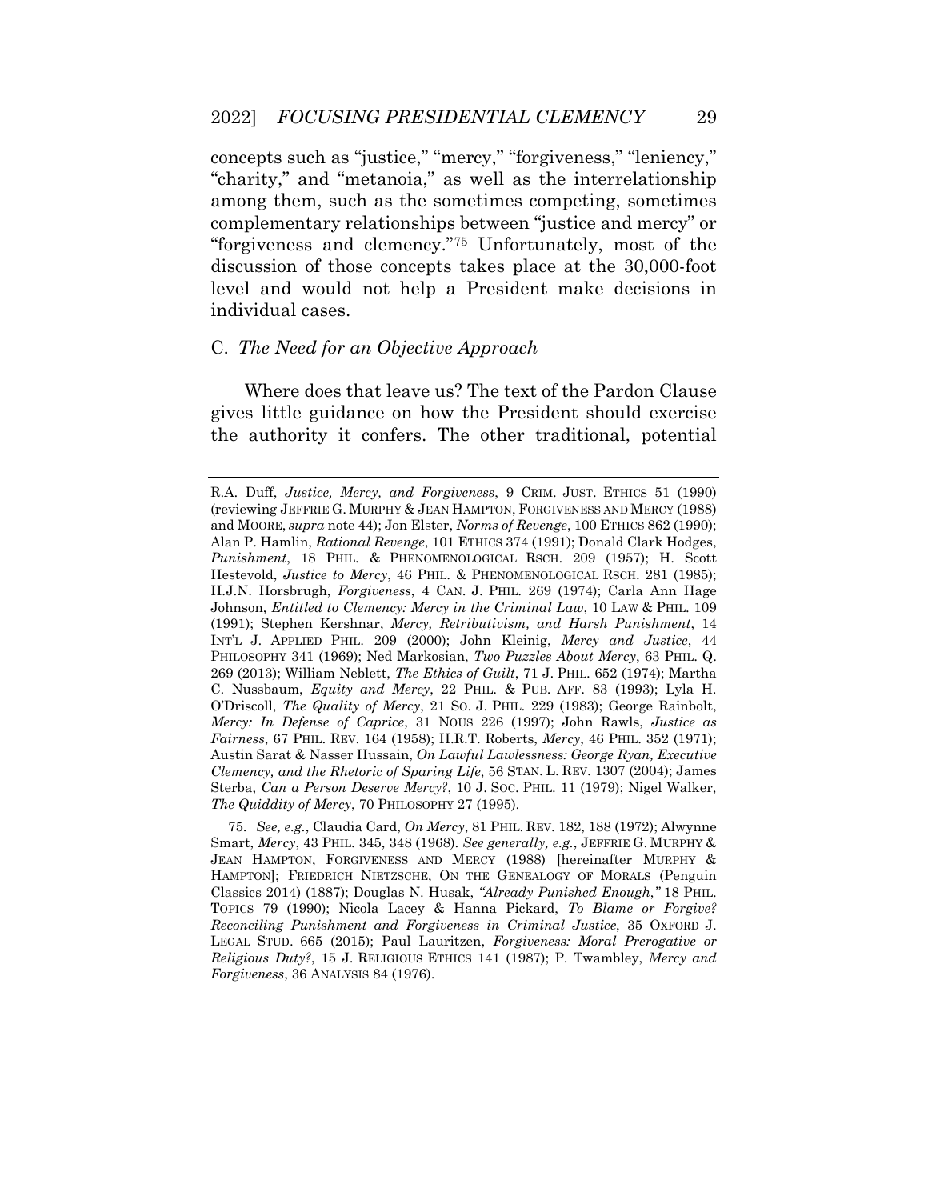concepts such as "justice," "mercy," "forgiveness," "leniency," "charity," and "metanoia," as well as the interrelationship among them, such as the sometimes competing, sometimes complementary relationships between "justice and mercy" or "forgiveness and clemency."[75] Unfortunately, most of the discussion of those concepts takes place at the 30,000-foot level and would not help a President make decisions in individual cases.

### C. *The Need for an Objective Approach*

Where does that leave us? The text of the Pardon Clause gives little guidance on how the President should exercise the authority it confers. The other traditional, potential

---

R.A. Duff, *Justice, Mercy, and Forgiveness*, 9 CRIM. JUST. ETHICS 51 (1990) (reviewing JEFFRIE G. MURPHY & JEAN HAMPTON, FORGIVENESS AND MERCY (1988) and MOORE, *supra* note 44); Jon Elster, *Norms of Revenge*, 100 ETHICS 862 (1990); Alan P. Hamlin, *Rational Revenge*, 101 ETHICS 374 (1991); Donald Clark Hodges, *Punishment*, 18 PHIL. & PHENOMENOLOGICAL RSCH. 209 (1957); H. Scott Hestevold, *Justice to Mercy*, 46 PHIL. & PHENOMENOLOGICAL RSCH. 281 (1985); H.J.N. Horsbrugh, *Forgiveness*, 4 CAN. J. PHIL. 269 (1974); Carla Ann Hage Johnson, *Entitled to Clemency: Mercy in the Criminal Law*, 10 LAW & PHIL. 109 (1991); Stephen Kershnar, *Mercy, Retributivism, and Harsh Punishment*, 14 INT'L J. APPLIED PHIL. 209 (2000); John Kleinig, *Mercy and Justice*, 44 PHILOSOPHY 341 (1969); Ned Markosian, *Two Puzzles About Mercy*, 63 PHIL. Q. 269 (2013); William Neblett, *The Ethics of Guilt*, 71 J. PHIL. 652 (1974); Martha C. Nussbaum, *Equity and Mercy*, 22 PHIL. & PUB. AFF. 83 (1993); Lyla H. O'Driscoll, *The Quality of Mercy*, 21 SO. J. PHIL. 229 (1983); George Rainbolt, *Mercy: In Defense of Caprice*, 31 NOUS 226 (1997); John Rawls, *Justice as Fairness*, 67 PHIL. REV. 164 (1958); H.R.T. Roberts, *Mercy*, 46 PHIL. 352 (1971); Austin Sarat & Nasser Hussain, *On Lawful Lawlessness: George Ryan, Executive Clemency, and the Rhetoric of Sparing Life*, 56 STAN. L. REV. 1307 (2004); James Sterba, *Can a Person Deserve Mercy?*, 10 J. SOC. PHIL. 11 (1979); Nigel Walker, *The Quiddity of Mercy*, 70 PHILOSOPHY 27 (1995).

75. *See, e.g.*, Claudia Card, *On Mercy*, 81 PHIL. REV. 182, 188 (1972); Alwynne Smart, *Mercy*, 43 PHIL. 345, 348 (1968). *See generally, e.g.*, JEFFRIE G. MURPHY & JEAN HAMPTON, FORGIVENESS AND MERCY (1988) [hereinafter MURPHY & HAMPTON]; FRIEDRICH NIETZSCHE, ON THE GENEALOGY OF MORALS (Penguin Classics 2014) (1887); Douglas N. Husak, *"Already Punished Enough,"* 18 PHIL. TOPICS 79 (1990); Nicola Lacey & Hanna Pickard, *To Blame or Forgive? Reconciling Punishment and Forgiveness in Criminal Justice*, 35 OXFORD J. LEGAL STUD. 665 (2015); Paul Lauritzen, *Forgiveness: Moral Prerogative or Religious Duty?*, 15 J. RELIGIOUS ETHICS 141 (1987); P. Twambley, *Mercy and Forgiveness*, 36 ANALYSIS 84 (1976).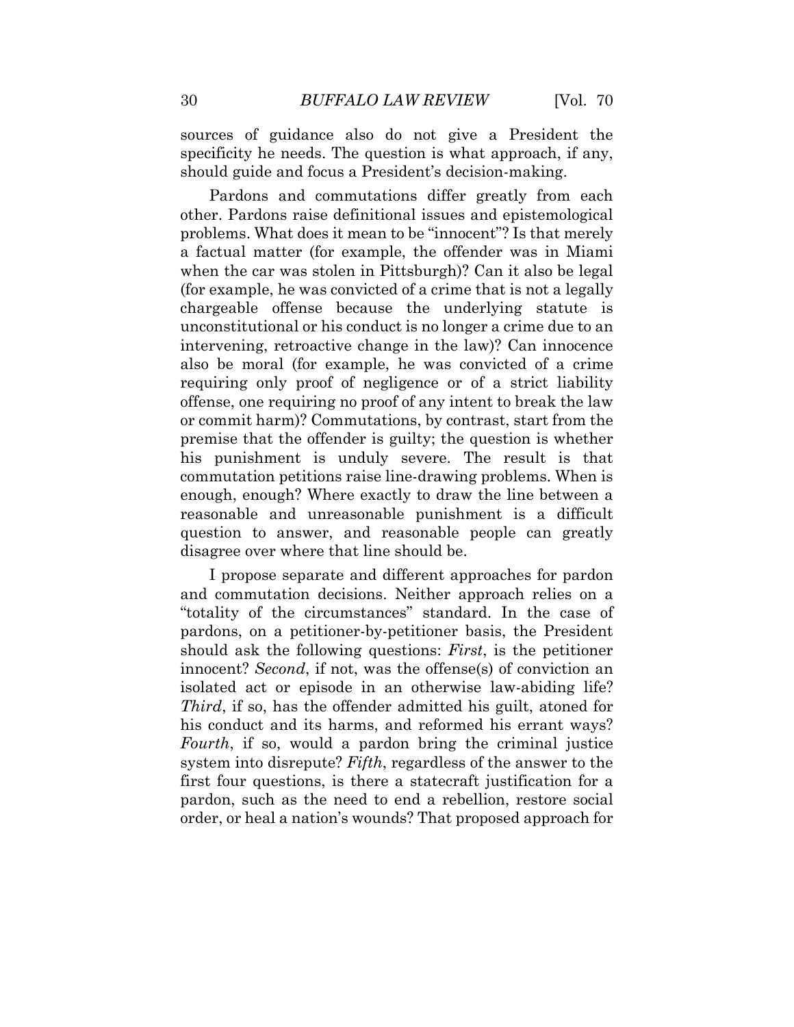sources of guidance also do not give a President the specificity he needs. The question is what approach, if any, should guide and focus a President's decision-making.

Pardons and commutations differ greatly from each other. Pardons raise definitional issues and epistemological problems. What does it mean to be "innocent"? Is that merely a factual matter (for example, the offender was in Miami when the car was stolen in Pittsburgh)? Can it also be legal (for example, he was convicted of a crime that is not a legally chargeable offense because the underlying statute is unconstitutional or his conduct is no longer a crime due to an intervening, retroactive change in the law)? Can innocence also be moral (for example, he was convicted of a crime requiring only proof of negligence or of a strict liability offense, one requiring no proof of any intent to break the law or commit harm)? Commutations, by contrast, start from the premise that the offender is guilty; the question is whether his punishment is unduly severe. The result is that commutation petitions raise line-drawing problems. When is enough, enough? Where exactly to draw the line between a reasonable and unreasonable punishment is a difficult question to answer, and reasonable people can greatly disagree over where that line should be.

I propose separate and different approaches for pardon and commutation decisions. Neither approach relies on a "totality of the circumstances" standard. In the case of pardons, on a petitioner-by-petitioner basis, the President should ask the following questions: *First*, is the petitioner innocent? *Second*, if not, was the offense(s) of conviction an isolated act or episode in an otherwise law-abiding life? *Third*, if so, has the offender admitted his guilt, atoned for his conduct and its harms, and reformed his errant ways? *Fourth*, if so, would a pardon bring the criminal justice system into disrepute? *Fifth*, regardless of the answer to the first four questions, is there a statecraft justification for a pardon, such as the need to end a rebellion, restore social order, or heal a nation's wounds? That proposed approach for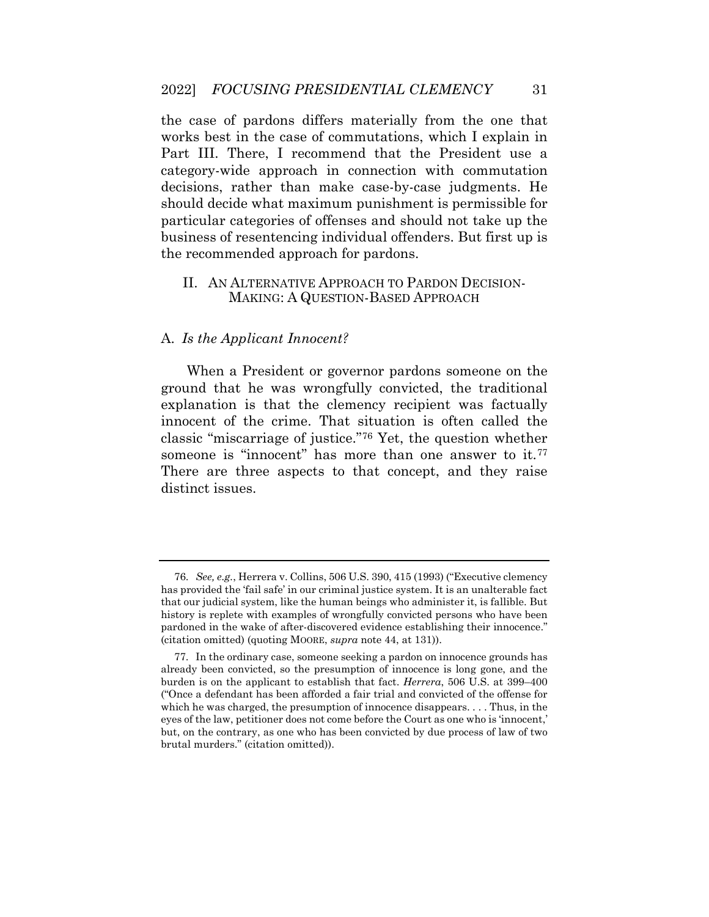the case of pardons differs materially from the one that works best in the case of commutations, which I explain in Part III. There, I recommend that the President use a category-wide approach in connection with commutation decisions, rather than make case-by-case judgments. He should decide what maximum punishment is permissible for particular categories of offenses and should not take up the business of resentencing individual offenders. But first up is the recommended approach for pardons.

## II. AN ALTERNATIVE APPROACH TO PARDON DECISION-MAKING: A QUESTION-BASED APPROACH

### A. *Is the Applicant Innocent?*

When a President or governor pardons someone on the ground that he was wrongfully convicted, the traditional explanation is that the clemency recipient was factually innocent of the crime. That situation is often called the classic "miscarriage of justice."[76] Yet, the question whether someone is "innocent" has more than one answer to it.[77] There are three aspects to that concept, and they raise distinct issues.

---

76. *See, e.g.*, Herrera v. Collins, 506 U.S. 390, 415 (1993) ("Executive clemency has provided the 'fail safe' in our criminal justice system. It is an unalterable fact that our judicial system, like the human beings who administer it, is fallible. But history is replete with examples of wrongfully convicted persons who have been pardoned in the wake of after-discovered evidence establishing their innocence." (citation omitted) (quoting MOORE, *supra* note 44, at 131)).

77. In the ordinary case, someone seeking a pardon on innocence grounds has already been convicted, so the presumption of innocence is long gone, and the burden is on the applicant to establish that fact. *Herrera*, 506 U.S. at 399–400 ("Once a defendant has been afforded a fair trial and convicted of the offense for which he was charged, the presumption of innocence disappears. . . . Thus, in the eyes of the law, petitioner does not come before the Court as one who is 'innocent,' but, on the contrary, as one who has been convicted by due process of law of two brutal murders." (citation omitted)).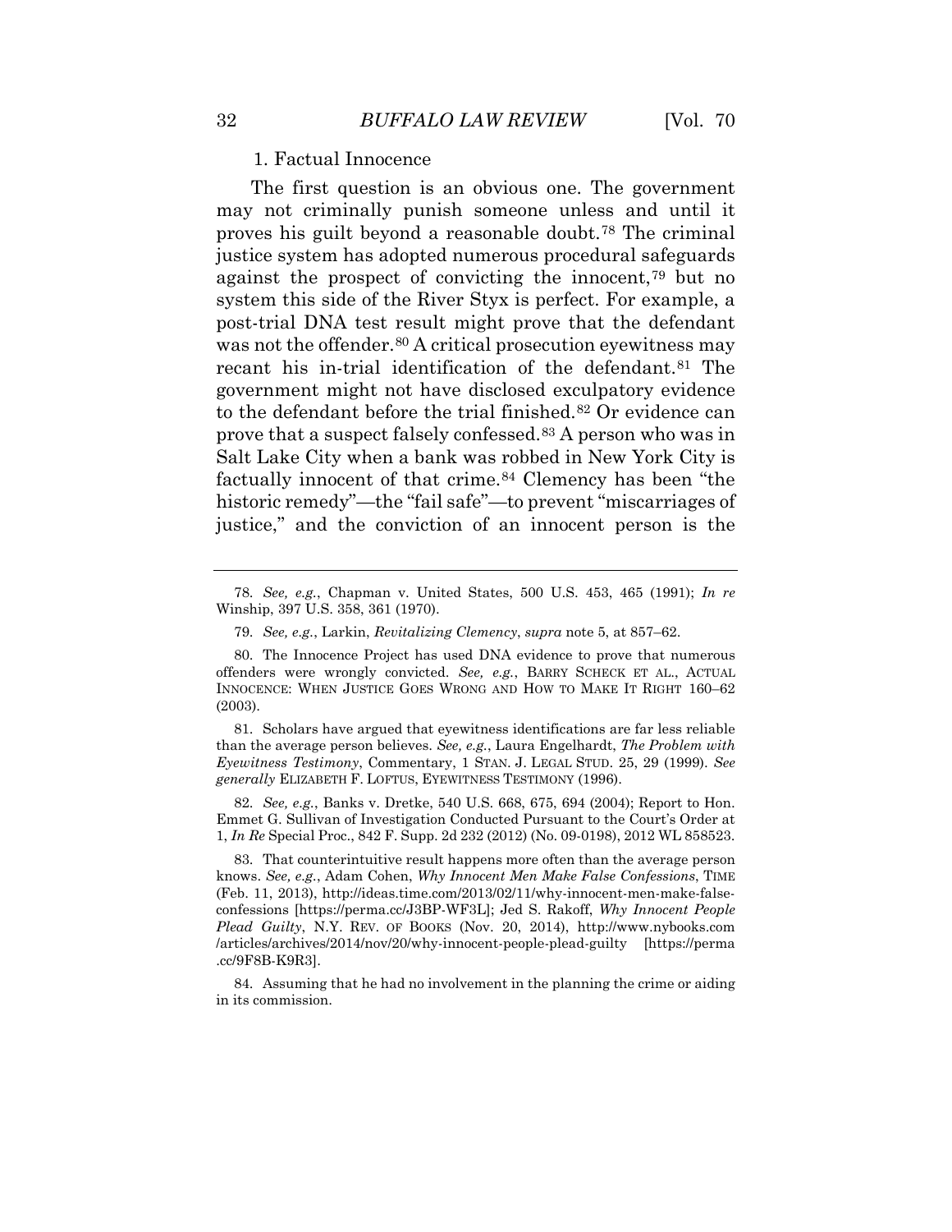### 1. Factual Innocence

The first question is an obvious one. The government may not criminally punish someone unless and until it proves his guilt beyond a reasonable doubt.[78] The criminal justice system has adopted numerous procedural safeguards against the prospect of convicting the innocent,[79] but no system this side of the River Styx is perfect. For example, a post-trial DNA test result might prove that the defendant was not the offender.[80] A critical prosecution eyewitness may recant his in-trial identification of the defendant.[81] The government might not have disclosed exculpatory evidence to the defendant before the trial finished.[82] Or evidence can prove that a suspect falsely confessed.[83] A person who was in Salt Lake City when a bank was robbed in New York City is factually innocent of that crime.[84] Clemency has been "the historic remedy"—the "fail safe"—to prevent "miscarriages of justice," and the conviction of an innocent person is the

---

78. *See, e.g.*, Chapman v. United States, 500 U.S. 453, 465 (1991); *In re* Winship, 397 U.S. 358, 361 (1970).

79. *See, e.g.*, Larkin, *Revitalizing Clemency*, *supra* note 5, at 857–62.

80. The Innocence Project has used DNA evidence to prove that numerous offenders were wrongly convicted. *See, e.g.*, BARRY SCHECK ET AL., ACTUAL INNOCENCE: WHEN JUSTICE GOES WRONG AND HOW TO MAKE IT RIGHT 160–62 (2003).

81. Scholars have argued that eyewitness identifications are far less reliable than the average person believes. *See, e.g.*, Laura Engelhardt, *The Problem with Eyewitness Testimony*, Commentary, 1 STAN. J. LEGAL STUD. 25, 29 (1999). *See generally* ELIZABETH F. LOFTUS, EYEWITNESS TESTIMONY (1996).

82. *See, e.g.*, Banks v. Dretke, 540 U.S. 668, 675, 694 (2004); Report to Hon. Emmet G. Sullivan of Investigation Conducted Pursuant to the Court's Order at 1, *In Re* Special Proc., 842 F. Supp. 2d 232 (2012) (No. 09-0198), 2012 WL 858523.

83. That counterintuitive result happens more often than the average person knows. *See, e.g.*, Adam Cohen, *Why Innocent Men Make False Confessions*, TIME (Feb. 11, 2013), http://ideas.time.com/2013/02/11/why-innocent-men-make-false-confessions [https://perma.cc/J3BP-WF3L]; Jed S. Rakoff, *Why Innocent People Plead Guilty*, N.Y. REV. OF BOOKS (Nov. 20, 2014), http://www.nybooks.com/articles/archives/2014/nov/20/why-innocent-people-plead-guilty [https://perma.cc/9F8B-K9R3].

84. Assuming that he had no involvement in the planning the crime or aiding in its commission.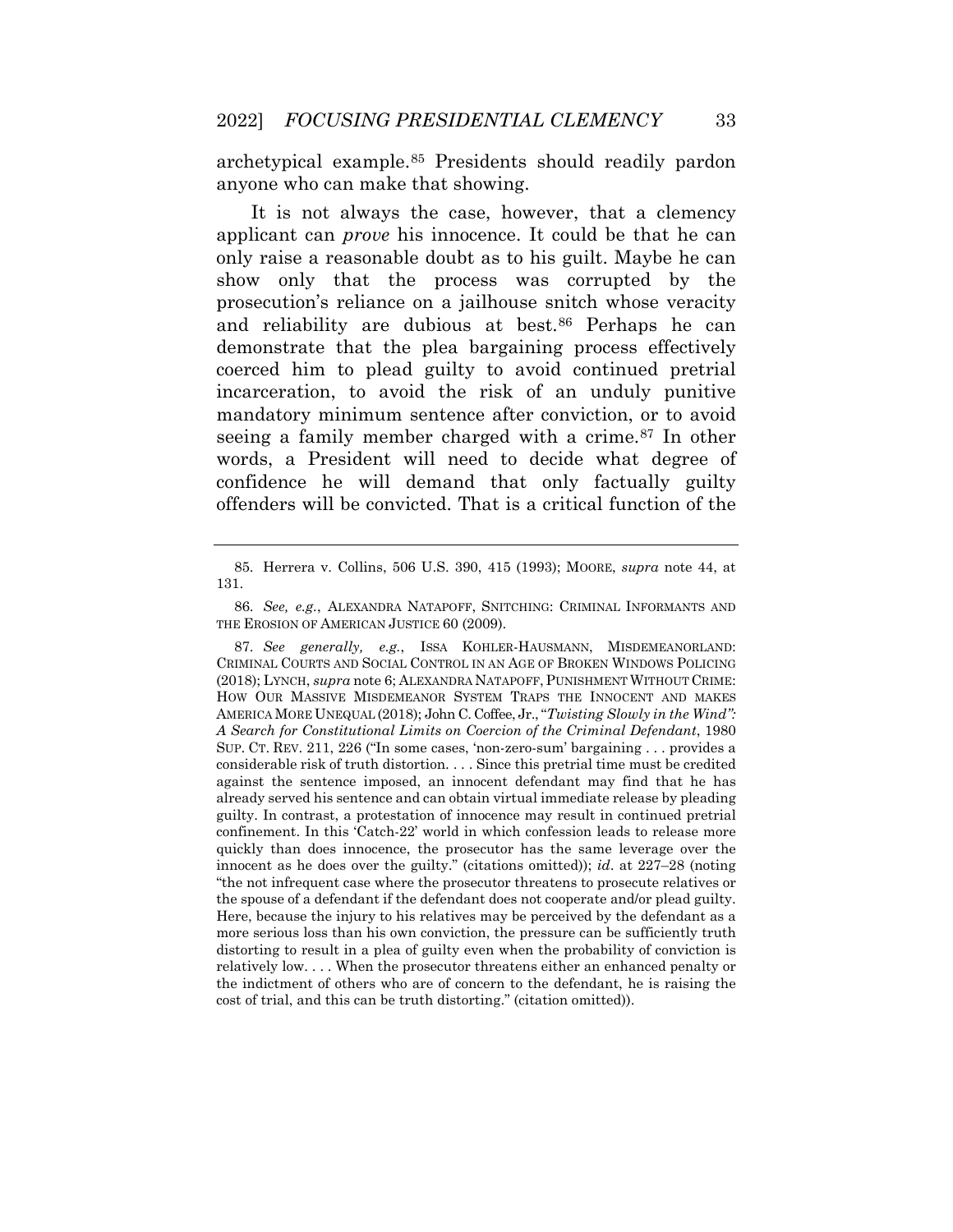archetypical example.[85] Presidents should readily pardon anyone who can make that showing.

It is not always the case, however, that a clemency applicant can *prove* his innocence. It could be that he can only raise a reasonable doubt as to his guilt. Maybe he can show only that the process was corrupted by the prosecution's reliance on a jailhouse snitch whose veracity and reliability are dubious at best.[86] Perhaps he can demonstrate that the plea bargaining process effectively coerced him to plead guilty to avoid continued pretrial incarceration, to avoid the risk of an unduly punitive mandatory minimum sentence after conviction, or to avoid seeing a family member charged with a crime.[87] In other words, a President will need to decide what degree of confidence he will demand that only factually guilty offenders will be convicted. That is a critical function of the

---

85. Herrera v. Collins, 506 U.S. 390, 415 (1993); MOORE, *supra* note 44, at 131.

86. *See, e.g.*, ALEXANDRA NATAPOFF, SNITCHING: CRIMINAL INFORMANTS AND THE EROSION OF AMERICAN JUSTICE 60 (2009).

87. *See generally, e.g.*, ISSA KOHLER-HAUSMANN, MISDEMEANORLAND: CRIMINAL COURTS AND SOCIAL CONTROL IN AN AGE OF BROKEN WINDOWS POLICING (2018); LYNCH, *supra* note 6; ALEXANDRA NATAPOFF, PUNISHMENT WITHOUT CRIME: HOW OUR MASSIVE MISDEMEANOR SYSTEM TRAPS THE INNOCENT AND MAKES AMERICA MORE UNEQUAL (2018); John C. Coffee, Jr., "*Twisting Slowly in the Wind": A Search for Constitutional Limits on Coercion of the Criminal Defendant*, 1980 SUP. CT. REV. 211, 226 ("In some cases, 'non-zero-sum' bargaining . . . provides a considerable risk of truth distortion. . . . Since this pretrial time must be credited against the sentence imposed, an innocent defendant may find that he has already served his sentence and can obtain virtual immediate release by pleading guilty. In contrast, a protestation of innocence may result in continued pretrial confinement. In this 'Catch-22' world in which confession leads to release more quickly than does innocence, the prosecutor has the same leverage over the innocent as he does over the guilty." (citations omitted)); *id.* at 227–28 (noting "the not infrequent case where the prosecutor threatens to prosecute relatives or the spouse of a defendant if the defendant does not cooperate and/or plead guilty. Here, because the injury to his relatives may be perceived by the defendant as a more serious loss than his own conviction, the pressure can be sufficiently truth distorting to result in a plea of guilty even when the probability of conviction is relatively low. . . . When the prosecutor threatens either an enhanced penalty or the indictment of others who are of concern to the defendant, he is raising the cost of trial, and this can be truth distorting." (citation omitted)).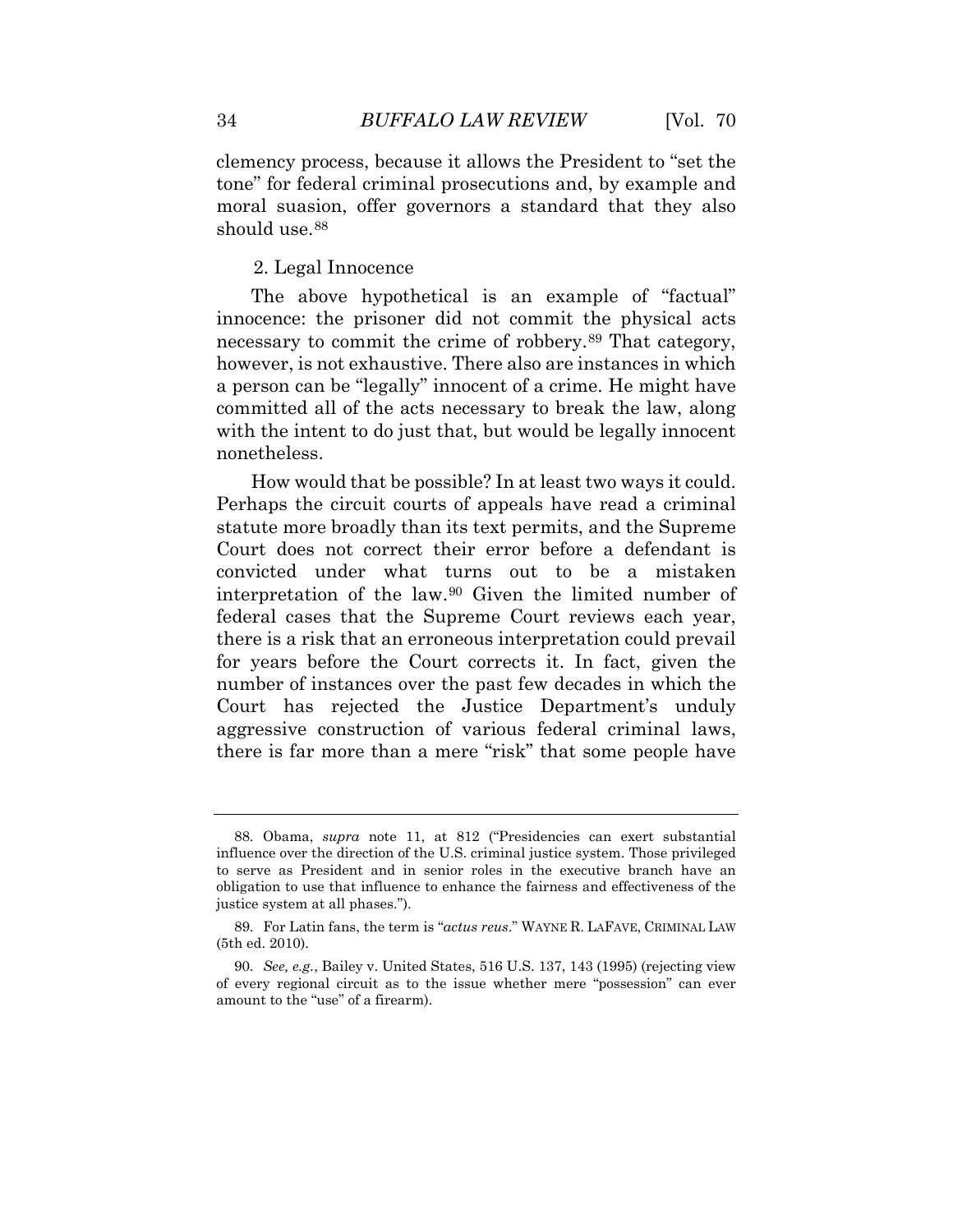clemency process, because it allows the President to "set the tone" for federal criminal prosecutions and, by example and moral suasion, offer governors a standard that they also should use.[88]

2. Legal Innocence

The above hypothetical is an example of "factual" innocence: the prisoner did not commit the physical acts necessary to commit the crime of robbery.[89] That category, however, is not exhaustive. There also are instances in which a person can be "legally" innocent of a crime. He might have committed all of the acts necessary to break the law, along with the intent to do just that, but would be legally innocent nonetheless.

How would that be possible? In at least two ways it could. Perhaps the circuit courts of appeals have read a criminal statute more broadly than its text permits, and the Supreme Court does not correct their error before a defendant is convicted under what turns out to be a mistaken interpretation of the law.[90] Given the limited number of federal cases that the Supreme Court reviews each year, there is a risk that an erroneous interpretation could prevail for years before the Court corrects it. In fact, given the number of instances over the past few decades in which the Court has rejected the Justice Department's unduly aggressive construction of various federal criminal laws, there is far more than a mere "risk" that some people have

---

88. Obama, *supra* note 11, at 812 ("Presidencies can exert substantial influence over the direction of the U.S. criminal justice system. Those privileged to serve as President and in senior roles in the executive branch have an obligation to use that influence to enhance the fairness and effectiveness of the justice system at all phases.").

89. For Latin fans, the term is "*actus reus*." WAYNE R. LAFAVE, CRIMINAL LAW (5th ed. 2010).

90. *See, e.g.*, Bailey v. United States, 516 U.S. 137, 143 (1995) (rejecting view of every regional circuit as to the issue whether mere "possession" can ever amount to the "use" of a firearm).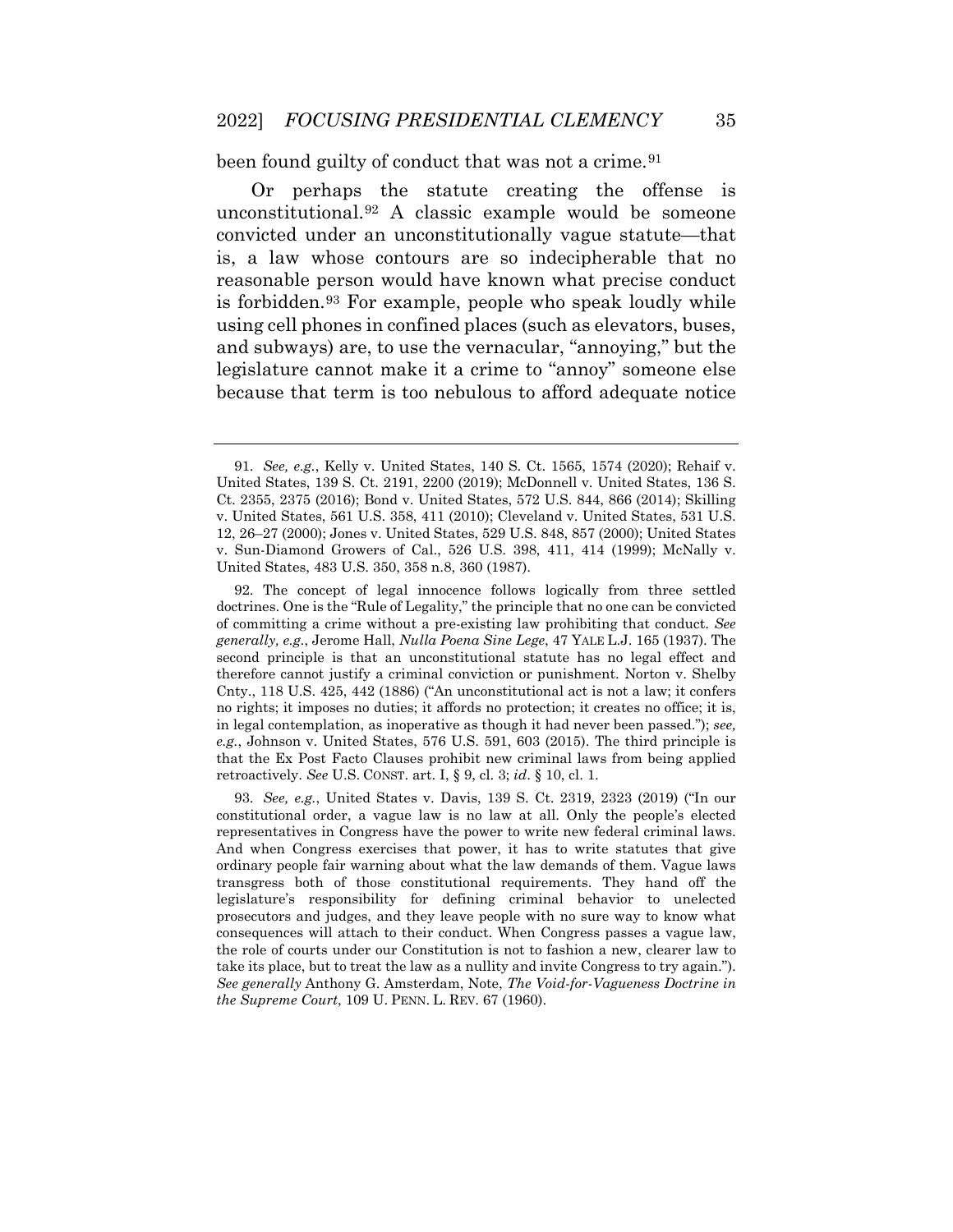been found guilty of conduct that was not a crime.[91]

Or perhaps the statute creating the offense is unconstitutional.[92] A classic example would be someone convicted under an unconstitutionally vague statute—that is, a law whose contours are so indecipherable that no reasonable person would have known what precise conduct is forbidden.[93] For example, people who speak loudly while using cell phones in confined places (such as elevators, buses, and subways) are, to use the vernacular, "annoying," but the legislature cannot make it a crime to "annoy" someone else because that term is too nebulous to afford adequate notice

---

91. *See, e.g.*, Kelly v. United States, 140 S. Ct. 1565, 1574 (2020); Rehaif v. United States, 139 S. Ct. 2191, 2200 (2019); McDonnell v. United States, 136 S. Ct. 2355, 2375 (2016); Bond v. United States, 572 U.S. 844, 866 (2014); Skilling v. United States, 561 U.S. 358, 411 (2010); Cleveland v. United States, 531 U.S. 12, 26–27 (2000); Jones v. United States, 529 U.S. 848, 857 (2000); United States v. Sun-Diamond Growers of Cal., 526 U.S. 398, 411, 414 (1999); McNally v. United States, 483 U.S. 350, 358 n.8, 360 (1987).

92. The concept of legal innocence follows logically from three settled doctrines. One is the "Rule of Legality," the principle that no one can be convicted of committing a crime without a pre-existing law prohibiting that conduct. *See generally, e.g.*, Jerome Hall, *Nulla Poena Sine Lege*, 47 YALE L.J. 165 (1937). The second principle is that an unconstitutional statute has no legal effect and therefore cannot justify a criminal conviction or punishment. Norton v. Shelby Cnty., 118 U.S. 425, 442 (1886) ("An unconstitutional act is not a law; it confers no rights; it imposes no duties; it affords no protection; it creates no office; it is, in legal contemplation, as inoperative as though it had never been passed."); *see, e.g.*, Johnson v. United States, 576 U.S. 591, 603 (2015). The third principle is that the Ex Post Facto Clauses prohibit new criminal laws from being applied retroactively. *See* U.S. CONST. art. I, § 9, cl. 3; *id*. § 10, cl. 1.

93. *See, e.g.*, United States v. Davis, 139 S. Ct. 2319, 2323 (2019) ("In our constitutional order, a vague law is no law at all. Only the people's elected representatives in Congress have the power to write new federal criminal laws. And when Congress exercises that power, it has to write statutes that give ordinary people fair warning about what the law demands of them. Vague laws transgress both of those constitutional requirements. They hand off the legislature's responsibility for defining criminal behavior to unelected prosecutors and judges, and they leave people with no sure way to know what consequences will attach to their conduct. When Congress passes a vague law, the role of courts under our Constitution is not to fashion a new, clearer law to take its place, but to treat the law as a nullity and invite Congress to try again."). *See generally* Anthony G. Amsterdam, Note, *The Void-for-Vagueness Doctrine in the Supreme Court*, 109 U. PENN. L. REV. 67 (1960).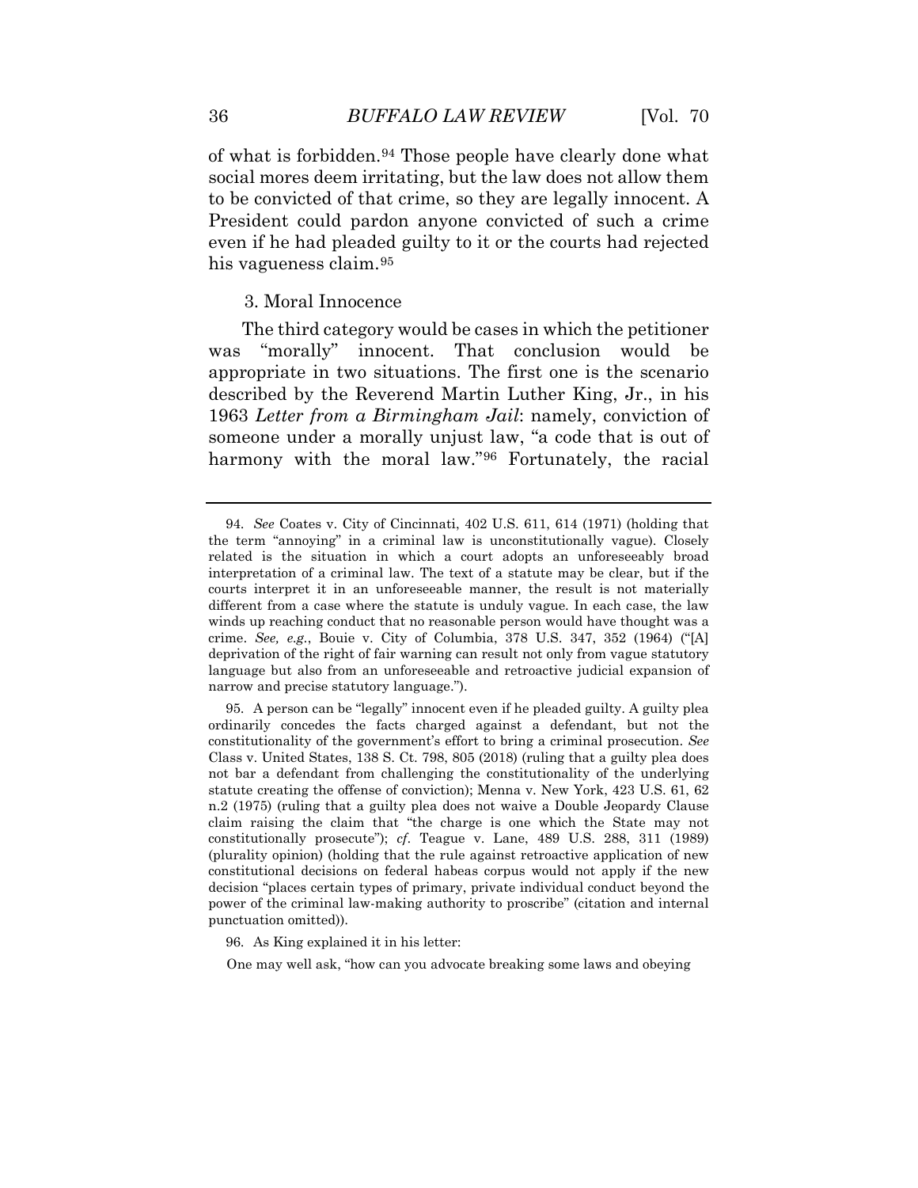of what is forbidden.[94] Those people have clearly done what social mores deem irritating, but the law does not allow them to be convicted of that crime, so they are legally innocent. A President could pardon anyone convicted of such a crime even if he had pleaded guilty to it or the courts had rejected his vagueness claim.[95]

### 3. Moral Innocence

The third category would be cases in which the petitioner was "morally" innocent. That conclusion would be appropriate in two situations. The first one is the scenario described by the Reverend Martin Luther King, Jr., in his 1963 *Letter from a Birmingham Jail*: namely, conviction of someone under a morally unjust law, "a code that is out of harmony with the moral law."[96] Fortunately, the racial

---

94. *See* Coates v. City of Cincinnati, 402 U.S. 611, 614 (1971) (holding that the term "annoying" in a criminal law is unconstitutionally vague). Closely related is the situation in which a court adopts an unforeseeably broad interpretation of a criminal law. The text of a statute may be clear, but if the courts interpret it in an unforeseeable manner, the result is not materially different from a case where the statute is unduly vague. In each case, the law winds up reaching conduct that no reasonable person would have thought was a crime. *See, e.g.*, Bouie v. City of Columbia, 378 U.S. 347, 352 (1964) ("[A] deprivation of the right of fair warning can result not only from vague statutory language but also from an unforeseeable and retroactive judicial expansion of narrow and precise statutory language.").

95. A person can be "legally" innocent even if he pleaded guilty. A guilty plea ordinarily concedes the facts charged against a defendant, but not the constitutionality of the government's effort to bring a criminal prosecution. *See* Class v. United States, 138 S. Ct. 798, 805 (2018) (ruling that a guilty plea does not bar a defendant from challenging the constitutionality of the underlying statute creating the offense of conviction); Menna v. New York, 423 U.S. 61, 62 n.2 (1975) (ruling that a guilty plea does not waive a Double Jeopardy Clause claim raising the claim that "the charge is one which the State may not constitutionally prosecute"); *cf.* Teague v. Lane, 489 U.S. 288, 311 (1989) (plurality opinion) (holding that the rule against retroactive application of new constitutional decisions on federal habeas corpus would not apply if the new decision "places certain types of primary, private individual conduct beyond the power of the criminal law-making authority to proscribe" (citation and internal punctuation omitted)).

96. As King explained it in his letter:

> One may well ask, "how can you advocate breaking some laws and obeying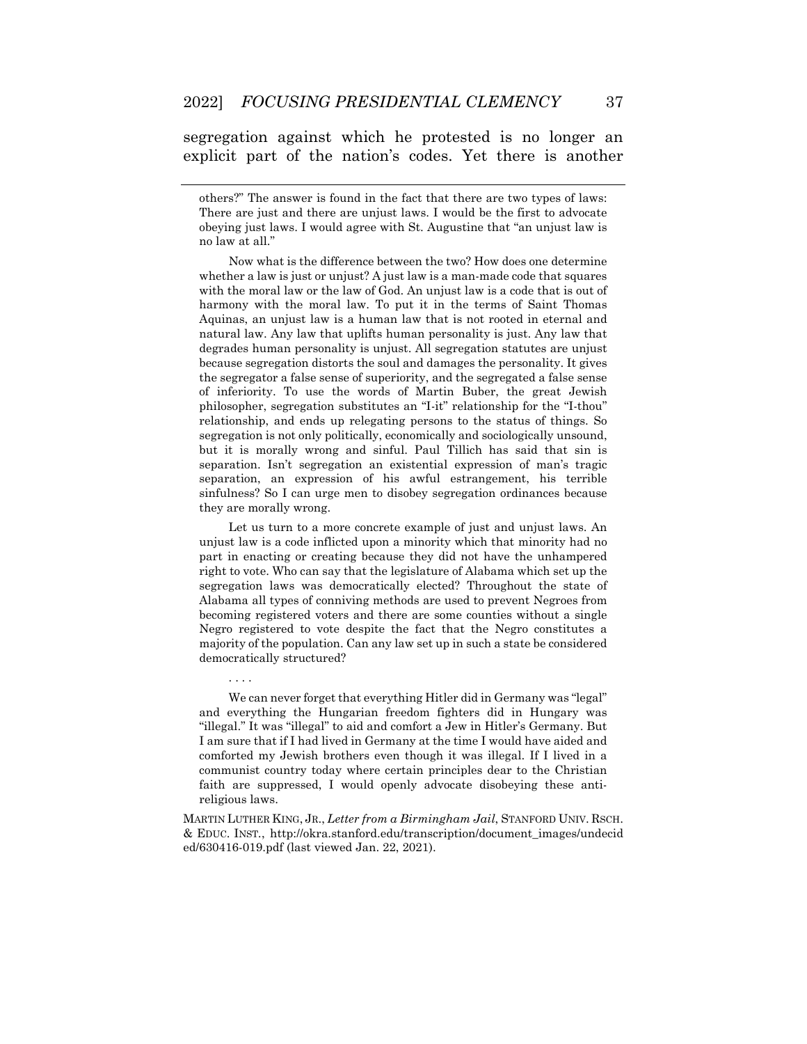segregation against which he protested is no longer an explicit part of the nation's codes. Yet there is another

---

others?" The answer is found in the fact that there are two types of laws: There are just and there are unjust laws. I would be the first to advocate obeying just laws. I would agree with St. Augustine that "an unjust law is no law at all."

Now what is the difference between the two? How does one determine whether a law is just or unjust? A just law is a man-made code that squares with the moral law or the law of God. An unjust law is a code that is out of harmony with the moral law. To put it in the terms of Saint Thomas Aquinas, an unjust law is a human law that is not rooted in eternal and natural law. Any law that uplifts human personality is just. Any law that degrades human personality is unjust. All segregation statutes are unjust because segregation distorts the soul and damages the personality. It gives the segregator a false sense of superiority, and the segregated a false sense of inferiority. To use the words of Martin Buber, the great Jewish philosopher, segregation substitutes an "I-it" relationship for the "I-thou" relationship, and ends up relegating persons to the status of things. So segregation is not only politically, economically and sociologically unsound, but it is morally wrong and sinful. Paul Tillich has said that sin is separation. Isn't segregation an existential expression of man's tragic separation, an expression of his awful estrangement, his terrible sinfulness? So I can urge men to disobey segregation ordinances because they are morally wrong.

Let us turn to a more concrete example of just and unjust laws. An unjust law is a code inflicted upon a minority which that minority had no part in enacting or creating because they did not have the unhampered right to vote. Who can say that the legislature of Alabama which set up the segregation laws was democratically elected? Throughout the state of Alabama all types of conniving methods are used to prevent Negroes from becoming registered voters and there are some counties without a single Negro registered to vote despite the fact that the Negro constitutes a majority of the population. Can any law set up in such a state be considered democratically structured?

. . . .

We can never forget that everything Hitler did in Germany was "legal" and everything the Hungarian freedom fighters did in Hungary was "illegal." It was "illegal" to aid and comfort a Jew in Hitler's Germany. But I am sure that if I had lived in Germany at the time I would have aided and comforted my Jewish brothers even though it was illegal. If I lived in a communist country today where certain principles dear to the Christian faith are suppressed, I would openly advocate disobeying these anti-religious laws.

MARTIN LUTHER KING, JR., *Letter from a Birmingham Jail*, STANFORD UNIV. RSCH. & EDUC. INST., http://okra.stanford.edu/transcription/document_images/undecided/630416-019.pdf (last viewed Jan. 22, 2021).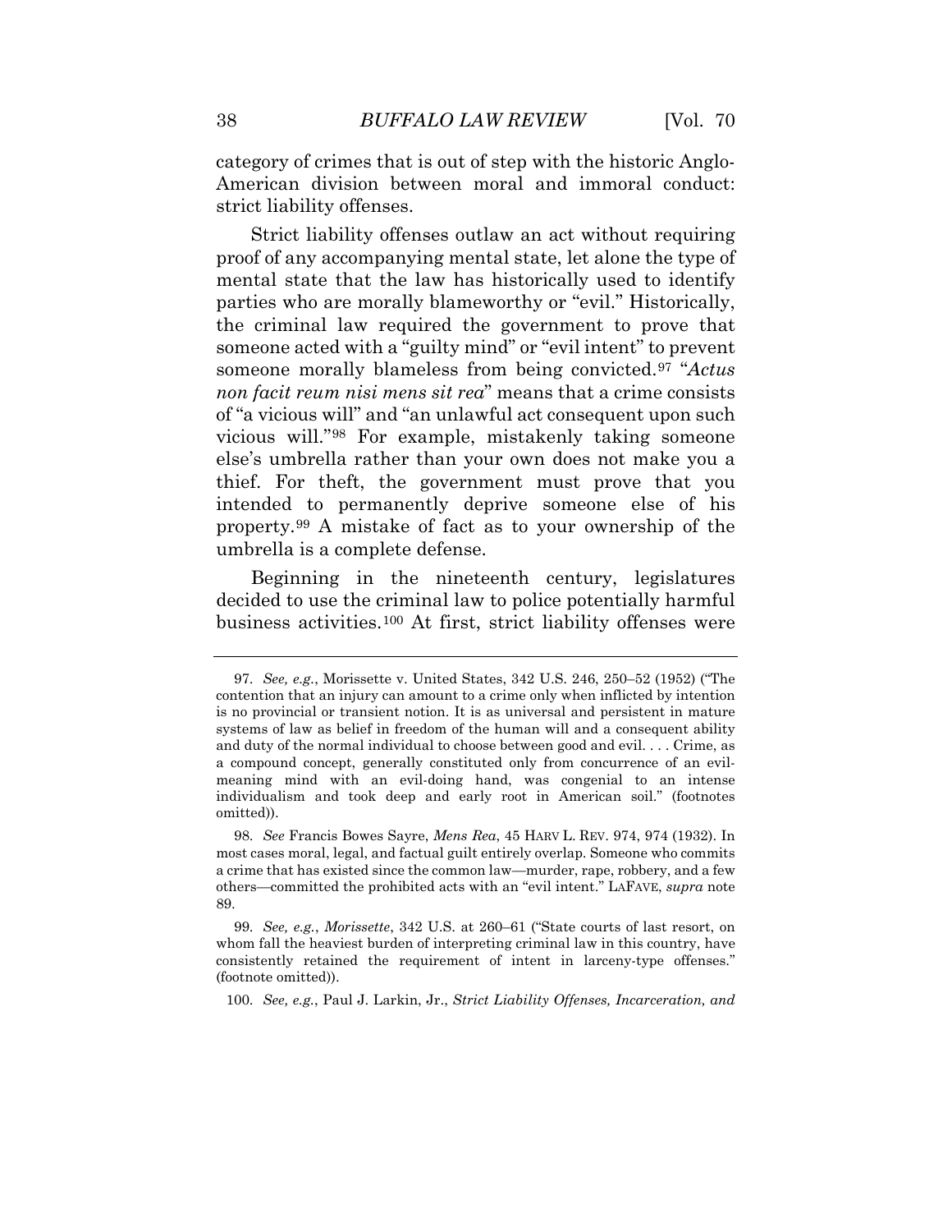category of crimes that is out of step with the historic Anglo-American division between moral and immoral conduct: strict liability offenses.

Strict liability offenses outlaw an act without requiring proof of any accompanying mental state, let alone the type of mental state that the law has historically used to identify parties who are morally blameworthy or "evil." Historically, the criminal law required the government to prove that someone acted with a "guilty mind" or "evil intent" to prevent someone morally blameless from being convicted.[97] "*Actus non facit reum nisi mens sit rea*" means that a crime consists of "a vicious will" and "an unlawful act consequent upon such vicious will."[98] For example, mistakenly taking someone else's umbrella rather than your own does not make you a thief. For theft, the government must prove that you intended to permanently deprive someone else of his property.[99] A mistake of fact as to your ownership of the umbrella is a complete defense.

Beginning in the nineteenth century, legislatures decided to use the criminal law to police potentially harmful business activities.[100] At first, strict liability offenses were

---

97. *See, e.g.*, Morissette v. United States, 342 U.S. 246, 250–52 (1952) ("The contention that an injury can amount to a crime only when inflicted by intention is no provincial or transient notion. It is as universal and persistent in mature systems of law as belief in freedom of the human will and a consequent ability and duty of the normal individual to choose between good and evil. . . . Crime, as a compound concept, generally constituted only from concurrence of an evil-meaning mind with an evil-doing hand, was congenial to an intense individualism and took deep and early root in American soil." (footnotes omitted)).

98. *See* Francis Bowes Sayre, *Mens Rea*, 45 HARV L. REV. 974, 974 (1932). In most cases moral, legal, and factual guilt entirely overlap. Someone who commits a crime that has existed since the common law—murder, rape, robbery, and a few others—committed the prohibited acts with an "evil intent." LAFAVE, *supra* note 89.

99. *See, e.g.*, *Morissette*, 342 U.S. at 260–61 ("State courts of last resort, on whom fall the heaviest burden of interpreting criminal law in this country, have consistently retained the requirement of intent in larceny-type offenses." (footnote omitted)).

100. *See, e.g.*, Paul J. Larkin, Jr., *Strict Liability Offenses, Incarceration, and*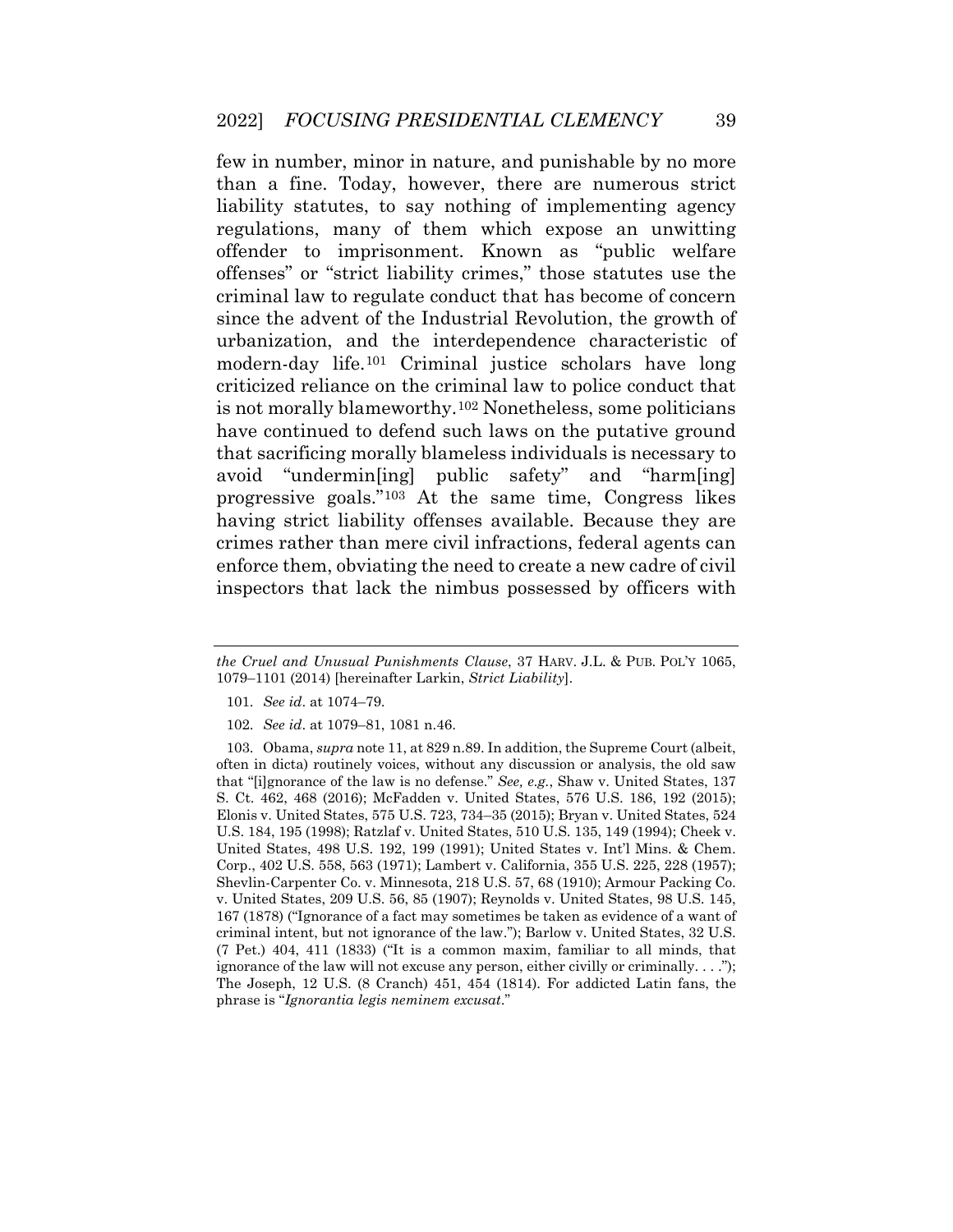few in number, minor in nature, and punishable by no more than a fine. Today, however, there are numerous strict liability statutes, to say nothing of implementing agency regulations, many of them which expose an unwitting offender to imprisonment. Known as "public welfare offenses" or "strict liability crimes," those statutes use the criminal law to regulate conduct that has become of concern since the advent of the Industrial Revolution, the growth of urbanization, and the interdependence characteristic of modern-day life.[101] Criminal justice scholars have long criticized reliance on the criminal law to police conduct that is not morally blameworthy.[102] Nonetheless, some politicians have continued to defend such laws on the putative ground that sacrificing morally blameless individuals is necessary to avoid "undermin[ing] public safety" and "harm[ing] progressive goals."[103] At the same time, Congress likes having strict liability offenses available. Because they are crimes rather than mere civil infractions, federal agents can enforce them, obviating the need to create a new cadre of civil inspectors that lack the nimbus possessed by officers with

---

*the Cruel and Unusual Punishments Clause*, 37 HARV. J.L. & PUB. POL'Y 1065, 1079–1101 (2014) [hereinafter Larkin, *Strict Liability*].

101. *See id*. at 1074–79.

102. *See id*. at 1079–81, 1081 n.46.

103. Obama, *supra* note 11, at 829 n.89. In addition, the Supreme Court (albeit, often in dicta) routinely voices, without any discussion or analysis, the old saw that "[i]gnorance of the law is no defense." *See, e.g.*, Shaw v. United States, 137 S. Ct. 462, 468 (2016); McFadden v. United States, 576 U.S. 186, 192 (2015); Elonis v. United States, 575 U.S. 723, 734–35 (2015); Bryan v. United States, 524 U.S. 184, 195 (1998); Ratzlaf v. United States, 510 U.S. 135, 149 (1994); Cheek v. United States, 498 U.S. 192, 199 (1991); United States v. Int'l Mins. & Chem. Corp., 402 U.S. 558, 563 (1971); Lambert v. California, 355 U.S. 225, 228 (1957); Shevlin-Carpenter Co. v. Minnesota, 218 U.S. 57, 68 (1910); Armour Packing Co. v. United States, 209 U.S. 56, 85 (1907); Reynolds v. United States, 98 U.S. 145, 167 (1878) ("Ignorance of a fact may sometimes be taken as evidence of a want of criminal intent, but not ignorance of the law."); Barlow v. United States, 32 U.S. (7 Pet.) 404, 411 (1833) ("It is a common maxim, familiar to all minds, that ignorance of the law will not excuse any person, either civilly or criminally. . . ."); The Joseph, 12 U.S. (8 Cranch) 451, 454 (1814). For addicted Latin fans, the phrase is "*Ignorantia legis neminem excusat*."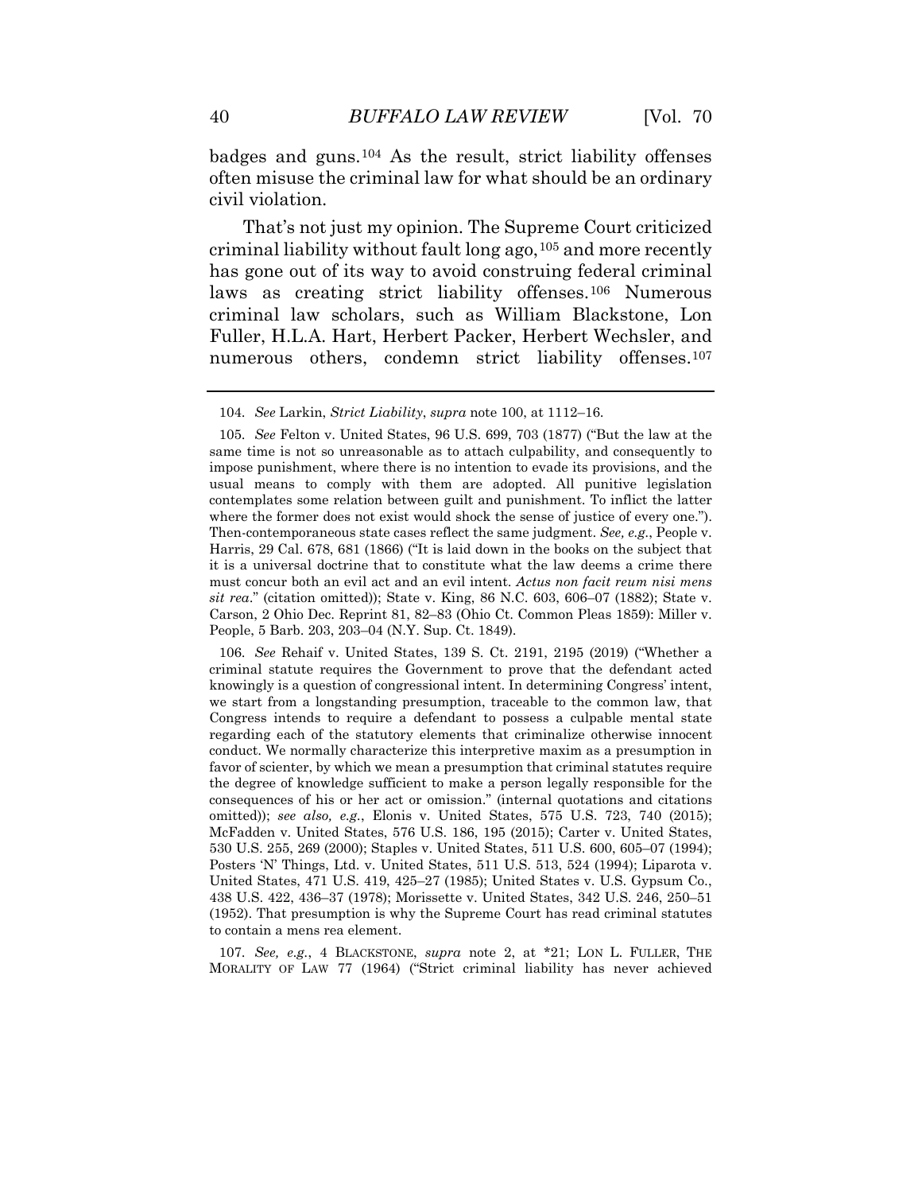badges and guns.[104] As the result, strict liability offenses often misuse the criminal law for what should be an ordinary civil violation.

That's not just my opinion. The Supreme Court criticized criminal liability without fault long ago,[105] and more recently has gone out of its way to avoid construing federal criminal laws as creating strict liability offenses.[106] Numerous criminal law scholars, such as William Blackstone, Lon Fuller, H.L.A. Hart, Herbert Packer, Herbert Wechsler, and numerous others, condemn strict liability offenses.[107]

---

104. *See* Larkin, *Strict Liability*, *supra* note 100, at 1112–16.

105. *See* Felton v. United States, 96 U.S. 699, 703 (1877) ("But the law at the same time is not so unreasonable as to attach culpability, and consequently to impose punishment, where there is no intention to evade its provisions, and the usual means to comply with them are adopted. All punitive legislation contemplates some relation between guilt and punishment. To inflict the latter where the former does not exist would shock the sense of justice of every one."). Then-contemporaneous state cases reflect the same judgment. *See, e.g.*, People v. Harris, 29 Cal. 678, 681 (1866) ("It is laid down in the books on the subject that it is a universal doctrine that to constitute what the law deems a crime there must concur both an evil act and an evil intent. *Actus non facit reum nisi mens sit rea*." (citation omitted)); State v. King, 86 N.C. 603, 606–07 (1882); State v. Carson, 2 Ohio Dec. Reprint 81, 82–83 (Ohio Ct. Common Pleas 1859): Miller v. People, 5 Barb. 203, 203–04 (N.Y. Sup. Ct. 1849).

106. *See* Rehaif v. United States, 139 S. Ct. 2191, 2195 (2019) ("Whether a criminal statute requires the Government to prove that the defendant acted knowingly is a question of congressional intent. In determining Congress' intent, we start from a longstanding presumption, traceable to the common law, that Congress intends to require a defendant to possess a culpable mental state regarding each of the statutory elements that criminalize otherwise innocent conduct. We normally characterize this interpretive maxim as a presumption in favor of scienter, by which we mean a presumption that criminal statutes require the degree of knowledge sufficient to make a person legally responsible for the consequences of his or her act or omission." (internal quotations and citations omitted)); *see also, e.g.*, Elonis v. United States, 575 U.S. 723, 740 (2015); McFadden v. United States, 576 U.S. 186, 195 (2015); Carter v. United States, 530 U.S. 255, 269 (2000); Staples v. United States, 511 U.S. 600, 605–07 (1994); Posters 'N' Things, Ltd. v. United States, 511 U.S. 513, 524 (1994); Liparota v. United States, 471 U.S. 419, 425–27 (1985); United States v. U.S. Gypsum Co., 438 U.S. 422, 436–37 (1978); Morissette v. United States, 342 U.S. 246, 250–51 (1952). That presumption is why the Supreme Court has read criminal statutes to contain a mens rea element.

107. *See, e.g.*, 4 BLACKSTONE, *supra* note 2, at *21; LON L. FULLER, THE MORALITY OF LAW 77 (1964) ("Strict criminal liability has never achieved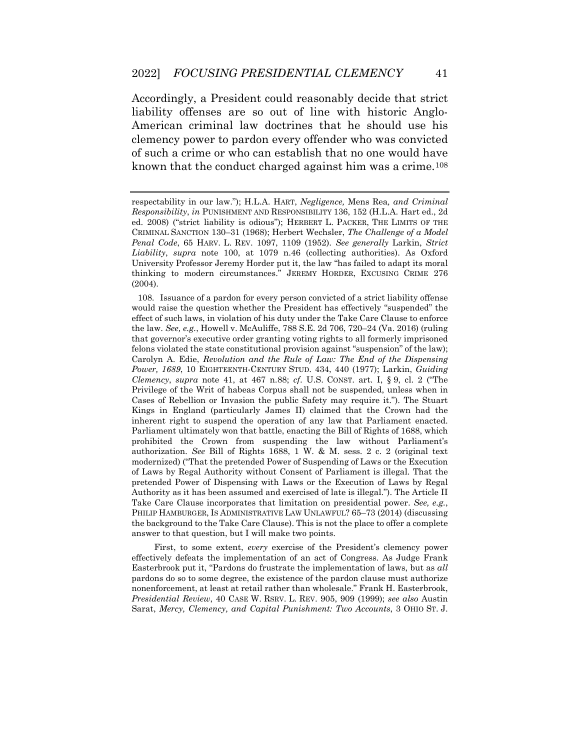Accordingly, a President could reasonably decide that strict liability offenses are so out of line with historic Anglo-American criminal law doctrines that he should use his clemency power to pardon every offender who was convicted of such a crime or who can establish that no one would have known that the conduct charged against him was a crime.[108]

---

respectability in our law."); H.L.A. HART, *Negligence,* Mens Rea*, and Criminal Responsibility*, *in* PUNISHMENT AND RESPONSIBILITY 136, 152 (H.L.A. Hart ed., 2d ed. 2008) ("strict liability is odious"); HERBERT L. PACKER, THE LIMITS OF THE CRIMINAL SANCTION 130–31 (1968); Herbert Wechsler, *The Challenge of a Model Penal Code*, 65 HARV. L. REV. 1097, 1109 (1952). *See generally* Larkin, *Strict Liability*, *supra* note 100, at 1079 n.46 (collecting authorities). As Oxford University Professor Jeremy Horder put it, the law "has failed to adapt its moral thinking to modern circumstances." JEREMY HORDER, EXCUSING CRIME 276 (2004).

108. Issuance of a pardon for every person convicted of a strict liability offense would raise the question whether the President has effectively "suspended" the effect of such laws, in violation of his duty under the Take Care Clause to enforce the law. *See, e.g.*, Howell v. McAuliffe, 788 S.E. 2d 706, 720–24 (Va. 2016) (ruling that governor's executive order granting voting rights to all formerly imprisoned felons violated the state constitutional provision against "suspension" of the law); Carolyn A. Edie, *Revolution and the Rule of Law: The End of the Dispensing Power, 1689*, 10 EIGHTEENTH-CENTURY STUD. 434, 440 (1977); Larkin, *Guiding Clemency*, *supra* note 41, at 467 n.88; *cf.* U.S. CONST. art. I, § 9, cl. 2 ("The Privilege of the Writ of habeas Corpus shall not be suspended, unless when in Cases of Rebellion or Invasion the public Safety may require it."). The Stuart Kings in England (particularly James II) claimed that the Crown had the inherent right to suspend the operation of any law that Parliament enacted. Parliament ultimately won that battle, enacting the Bill of Rights of 1688, which prohibited the Crown from suspending the law without Parliament's authorization. *See* Bill of Rights 1688, 1 W. & M. sess. 2 c. 2 (original text modernized) ("That the pretended Power of Suspending of Laws or the Execution of Laws by Regal Authority without Consent of Parliament is illegal. That the pretended Power of Dispensing with Laws or the Execution of Laws by Regal Authority as it has been assumed and exercised of late is illegal."). The Article II Take Care Clause incorporates that limitation on presidential power. *See, e.g.*, PHILIP HAMBURGER, IS ADMINISTRATIVE LAW UNLAWFUL? 65–73 (2014) (discussing the background to the Take Care Clause). This is not the place to offer a complete answer to that question, but I will make two points.

First, to some extent, *every* exercise of the President's clemency power effectively defeats the implementation of an act of Congress. As Judge Frank Easterbrook put it, "Pardons do frustrate the implementation of laws, but as *all* pardons do so to some degree, the existence of the pardon clause must authorize nonenforcement, at least at retail rather than wholesale." Frank H. Easterbrook, *Presidential Review*, 40 CASE W. RSRV. L. REV. 905, 909 (1999); *see also* Austin Sarat, *Mercy, Clemency, and Capital Punishment: Two Accounts*, 3 OHIO ST. J.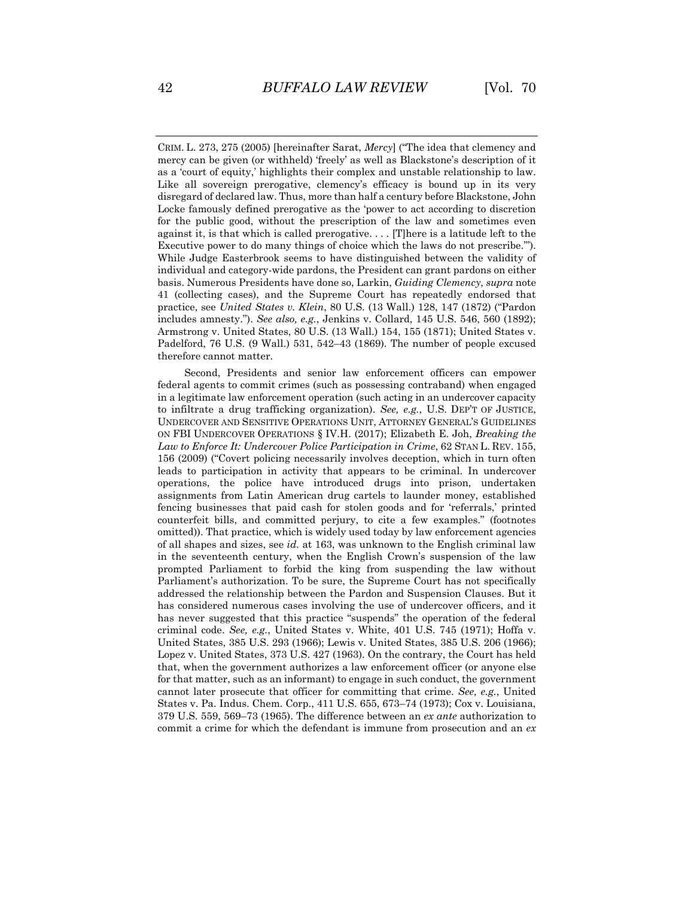CRIM. L. 273, 275 (2005) [hereinafter Sarat, *Mercy*] ("The idea that clemency and mercy can be given (or withheld) 'freely' as well as Blackstone's description of it as a 'court of equity,' highlights their complex and unstable relationship to law. Like all sovereign prerogative, clemency's efficacy is bound up in its very disregard of declared law. Thus, more than half a century before Blackstone, John Locke famously defined prerogative as the 'power to act according to discretion for the public good, without the prescription of the law and sometimes even against it, is that which is called prerogative. . . . [T]here is a latitude left to the Executive power to do many things of choice which the laws do not prescribe.'"). While Judge Easterbrook seems to have distinguished between the validity of individual and category-wide pardons, the President can grant pardons on either basis. Numerous Presidents have done so, Larkin, *Guiding Clemency*, *supra* note 41 (collecting cases), and the Supreme Court has repeatedly endorsed that practice, see *United States v. Klein*, 80 U.S. (13 Wall.) 128, 147 (1872) ("Pardon includes amnesty."). *See also, e.g.*, Jenkins v. Collard, 145 U.S. 546, 560 (1892); Armstrong v. United States, 80 U.S. (13 Wall.) 154, 155 (1871); United States v. Padelford, 76 U.S. (9 Wall.) 531, 542–43 (1869). The number of people excused therefore cannot matter.

Second, Presidents and senior law enforcement officers can empower federal agents to commit crimes (such as possessing contraband) when engaged in a legitimate law enforcement operation (such acting in an undercover capacity to infiltrate a drug trafficking organization). *See, e.g.*, U.S. DEP'T OF JUSTICE, UNDERCOVER AND SENSITIVE OPERATIONS UNIT, ATTORNEY GENERAL'S GUIDELINES ON FBI UNDERCOVER OPERATIONS § IV.H. (2017); Elizabeth E. Joh, *Breaking the Law to Enforce It: Undercover Police Participation in Crime*, 62 STAN L. REV. 155, 156 (2009) ("Covert policing necessarily involves deception, which in turn often leads to participation in activity that appears to be criminal. In undercover operations, the police have introduced drugs into prison, undertaken assignments from Latin American drug cartels to launder money, established fencing businesses that paid cash for stolen goods and for 'referrals,' printed counterfeit bills, and committed perjury, to cite a few examples." (footnotes omitted)). That practice, which is widely used today by law enforcement agencies of all shapes and sizes, see *id.* at 163, was unknown to the English criminal law in the seventeenth century, when the English Crown's suspension of the law prompted Parliament to forbid the king from suspending the law without Parliament's authorization. To be sure, the Supreme Court has not specifically addressed the relationship between the Pardon and Suspension Clauses. But it has considered numerous cases involving the use of undercover officers, and it has never suggested that this practice "suspends" the operation of the federal criminal code. *See, e.g.*, United States v. White, 401 U.S. 745 (1971); Hoffa v. United States, 385 U.S. 293 (1966); Lewis v. United States, 385 U.S. 206 (1966); Lopez v. United States, 373 U.S. 427 (1963). On the contrary, the Court has held that, when the government authorizes a law enforcement officer (or anyone else for that matter, such as an informant) to engage in such conduct, the government cannot later prosecute that officer for committing that crime. *See, e.g.*, United States v. Pa. Indus. Chem. Corp., 411 U.S. 655, 673–74 (1973); Cox v. Louisiana, 379 U.S. 559, 569–73 (1965). The difference between an *ex ante* authorization to commit a crime for which the defendant is immune from prosecution and an *ex*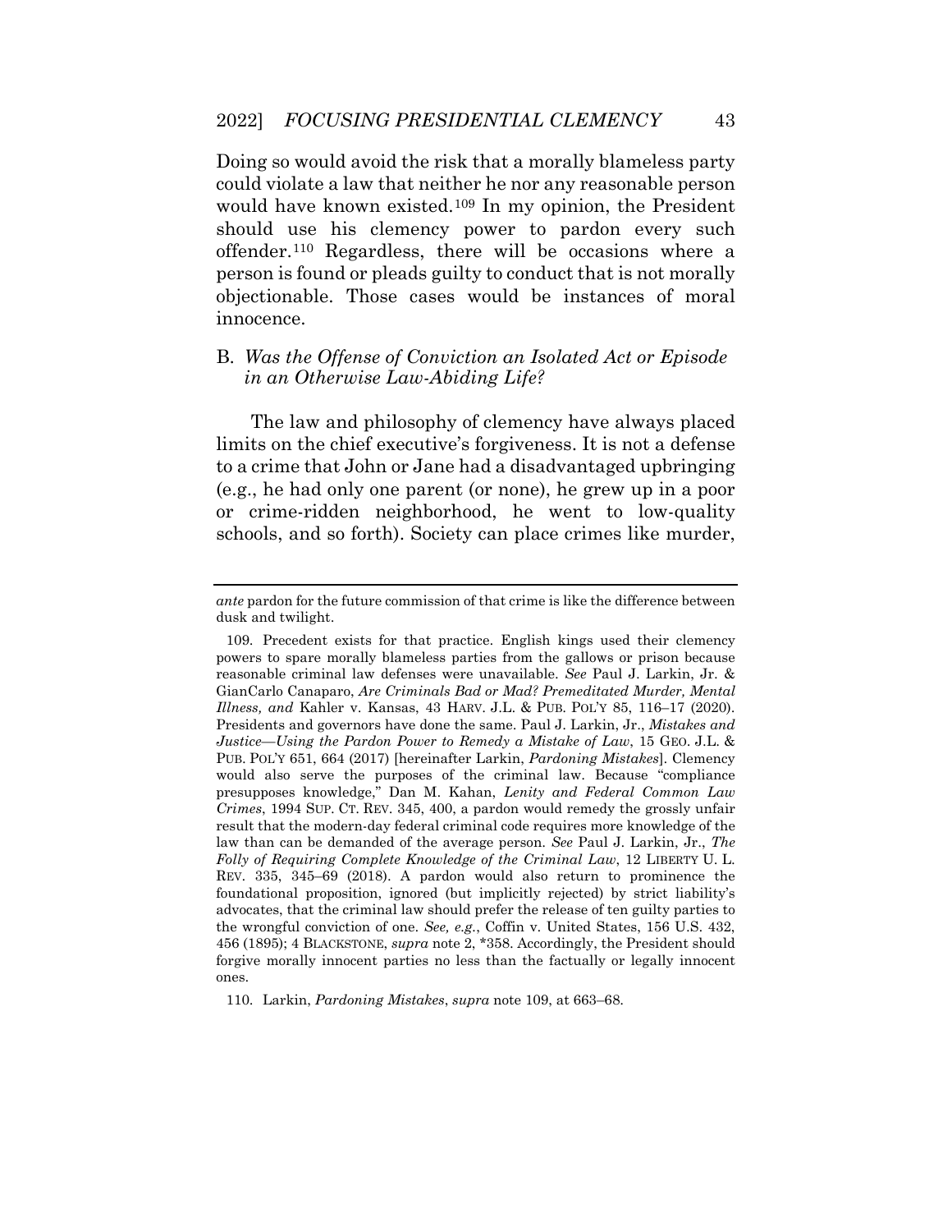Doing so would avoid the risk that a morally blameless party could violate a law that neither he nor any reasonable person would have known existed.[109] In my opinion, the President should use his clemency power to pardon every such offender.[110] Regardless, there will be occasions where a person is found or pleads guilty to conduct that is not morally objectionable. Those cases would be instances of moral innocence.

## B. *Was the Offense of Conviction an Isolated Act or Episode in an Otherwise Law-Abiding Life?*

The law and philosophy of clemency have always placed limits on the chief executive's forgiveness. It is not a defense to a crime that John or Jane had a disadvantaged upbringing (e.g., he had only one parent (or none), he grew up in a poor or crime-ridden neighborhood, he went to low-quality schools, and so forth). Society can place crimes like murder,

---

*ante* pardon for the future commission of that crime is like the difference between dusk and twilight.

109. Precedent exists for that practice. English kings used their clemency powers to spare morally blameless parties from the gallows or prison because reasonable criminal law defenses were unavailable. *See* Paul J. Larkin, Jr. & GianCarlo Canaparo, *Are Criminals Bad or Mad? Premeditated Murder, Mental Illness, and* Kahler v. Kansas, 43 HARV. J.L. & PUB. POL'Y 85, 116–17 (2020). Presidents and governors have done the same. Paul J. Larkin, Jr., *Mistakes and Justice—Using the Pardon Power to Remedy a Mistake of Law*, 15 GEO. J.L. & PUB. POL'Y 651, 664 (2017) [hereinafter Larkin, *Pardoning Mistakes*]. Clemency would also serve the purposes of the criminal law. Because "compliance presupposes knowledge," Dan M. Kahan, *Lenity and Federal Common Law Crimes*, 1994 SUP. CT. REV. 345, 400, a pardon would remedy the grossly unfair result that the modern-day federal criminal code requires more knowledge of the law than can be demanded of the average person. *See* Paul J. Larkin, Jr., *The Folly of Requiring Complete Knowledge of the Criminal Law*, 12 LIBERTY U. L. REV. 335, 345–69 (2018). A pardon would also return to prominence the foundational proposition, ignored (but implicitly rejected) by strict liability's advocates, that the criminal law should prefer the release of ten guilty parties to the wrongful conviction of one. *See, e.g.*, Coffin v. United States, 156 U.S. 432, 456 (1895); 4 BLACKSTONE, *supra* note 2, *358. Accordingly, the President should forgive morally innocent parties no less than the factually or legally innocent ones.

110. Larkin, *Pardoning Mistakes*, *supra* note 109, at 663–68.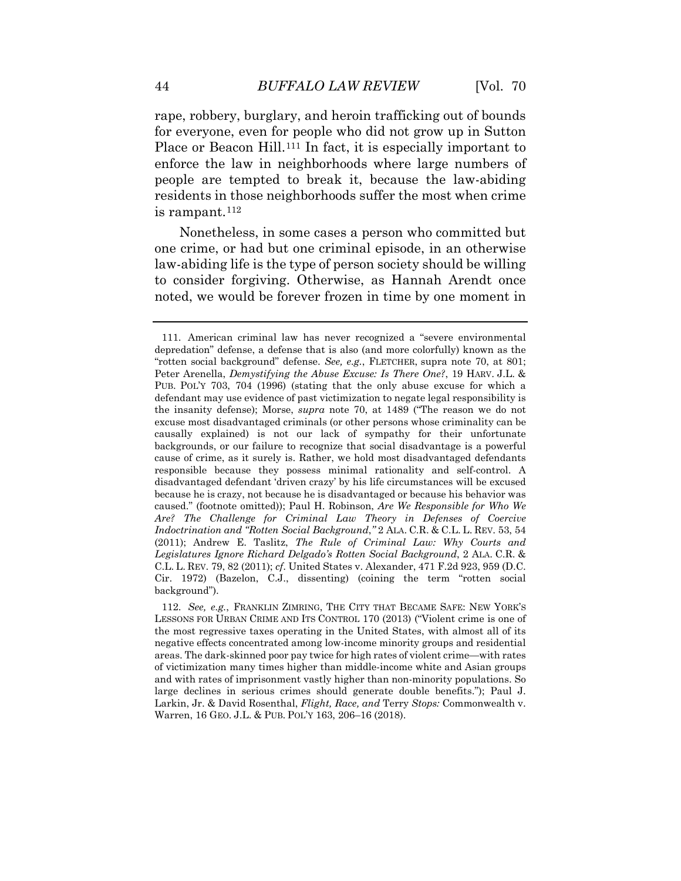rape, robbery, burglary, and heroin trafficking out of bounds for everyone, even for people who did not grow up in Sutton Place or Beacon Hill.[111] In fact, it is especially important to enforce the law in neighborhoods where large numbers of people are tempted to break it, because the law-abiding residents in those neighborhoods suffer the most when crime is rampant.[112]

Nonetheless, in some cases a person who committed but one crime, or had but one criminal episode, in an otherwise law-abiding life is the type of person society should be willing to consider forgiving. Otherwise, as Hannah Arendt once noted, we would be forever frozen in time by one moment in

---

111. American criminal law has never recognized a "severe environmental depredation" defense, a defense that is also (and more colorfully) known as the "rotten social background" defense. *See, e.g.*, FLETCHER, supra note 70, at 801; Peter Arenella, *Demystifying the Abuse Excuse: Is There One?*, 19 HARV. J.L. & PUB. POL'Y 703, 704 (1996) (stating that the only abuse excuse for which a defendant may use evidence of past victimization to negate legal responsibility is the insanity defense); Morse, *supra* note 70, at 1489 ("The reason we do not excuse most disadvantaged criminals (or other persons whose criminality can be causally explained) is not our lack of sympathy for their unfortunate backgrounds, or our failure to recognize that social disadvantage is a powerful cause of crime, as it surely is. Rather, we hold most disadvantaged defendants responsible because they possess minimal rationality and self-control. A disadvantaged defendant 'driven crazy' by his life circumstances will be excused because he is crazy, not because he is disadvantaged or because his behavior was caused." (footnote omitted)); Paul H. Robinson, *Are We Responsible for Who We Are? The Challenge for Criminal Law Theory in Defenses of Coercive Indoctrination and "Rotten Social Background*,*"* 2 ALA. C.R. & C.L. L. REV. 53, 54 (2011); Andrew E. Taslitz, *The Rule of Criminal Law: Why Courts and Legislatures Ignore Richard Delgado's Rotten Social Background*, 2 ALA. C.R. & C.L. L. REV. 79, 82 (2011); *cf.* United States v. Alexander, 471 F.2d 923, 959 (D.C. Cir. 1972) (Bazelon, C.J., dissenting) (coining the term "rotten social background").

112. *See, e.g.*, FRANKLIN ZIMRING, THE CITY THAT BECAME SAFE: NEW YORK'S LESSONS FOR URBAN CRIME AND ITS CONTROL 170 (2013) ("Violent crime is one of the most regressive taxes operating in the United States, with almost all of its negative effects concentrated among low-income minority groups and residential areas. The dark-skinned poor pay twice for high rates of violent crime—with rates of victimization many times higher than middle-income white and Asian groups and with rates of imprisonment vastly higher than non-minority populations. So large declines in serious crimes should generate double benefits."); Paul J. Larkin, Jr. & David Rosenthal, *Flight, Race, and* Terry *Stops:* Commonwealth v. Warren, 16 GEO. J.L. & PUB. POL'Y 163, 206–16 (2018).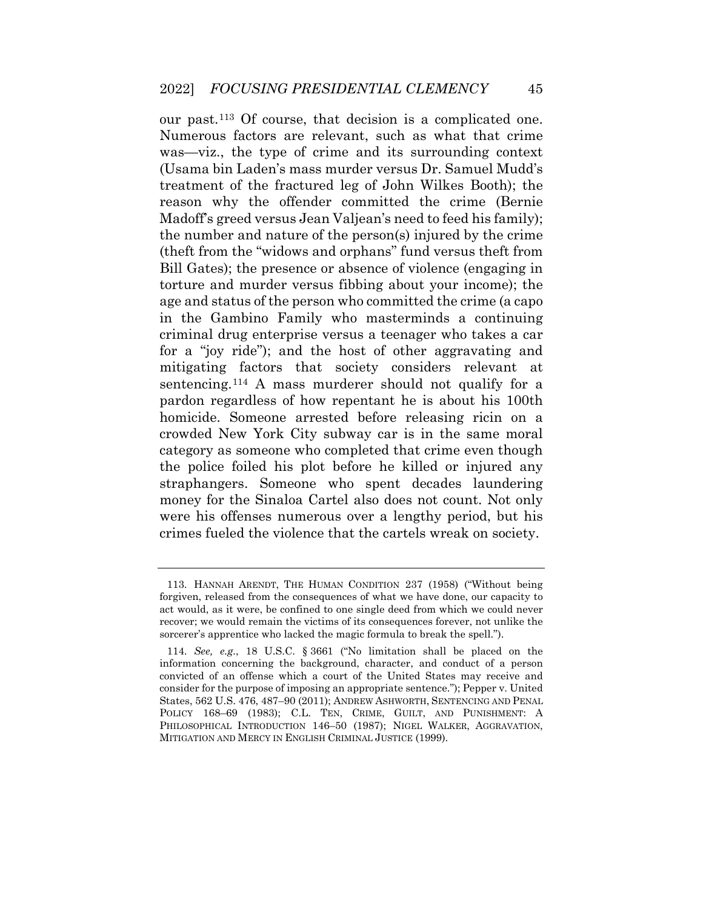our past.[113] Of course, that decision is a complicated one. Numerous factors are relevant, such as what that crime was—viz., the type of crime and its surrounding context (Usama bin Laden's mass murder versus Dr. Samuel Mudd's treatment of the fractured leg of John Wilkes Booth); the reason why the offender committed the crime (Bernie Madoff's greed versus Jean Valjean's need to feed his family); the number and nature of the person(s) injured by the crime (theft from the "widows and orphans" fund versus theft from Bill Gates); the presence or absence of violence (engaging in torture and murder versus fibbing about your income); the age and status of the person who committed the crime (a capo in the Gambino Family who masterminds a continuing criminal drug enterprise versus a teenager who takes a car for a "joy ride"); and the host of other aggravating and mitigating factors that society considers relevant at sentencing.[114] A mass murderer should not qualify for a pardon regardless of how repentant he is about his 100th homicide. Someone arrested before releasing ricin on a crowded New York City subway car is in the same moral category as someone who completed that crime even though the police foiled his plot before he killed or injured any straphangers. Someone who spent decades laundering money for the Sinaloa Cartel also does not count. Not only were his offenses numerous over a lengthy period, but his crimes fueled the violence that the cartels wreak on society.

---

113. HANNAH ARENDT, THE HUMAN CONDITION 237 (1958) ("Without being forgiven, released from the consequences of what we have done, our capacity to act would, as it were, be confined to one single deed from which we could never recover; we would remain the victims of its consequences forever, not unlike the sorcerer's apprentice who lacked the magic formula to break the spell.").

114. *See, e.g.*, 18 U.S.C. § 3661 ("No limitation shall be placed on the information concerning the background, character, and conduct of a person convicted of an offense which a court of the United States may receive and consider for the purpose of imposing an appropriate sentence."); Pepper v. United States, 562 U.S. 476, 487–90 (2011); ANDREW ASHWORTH, SENTENCING AND PENAL POLICY 168–69 (1983); C.L. TEN, CRIME, GUILT, AND PUNISHMENT: A PHILOSOPHICAL INTRODUCTION 146–50 (1987); NIGEL WALKER, AGGRAVATION, MITIGATION AND MERCY IN ENGLISH CRIMINAL JUSTICE (1999).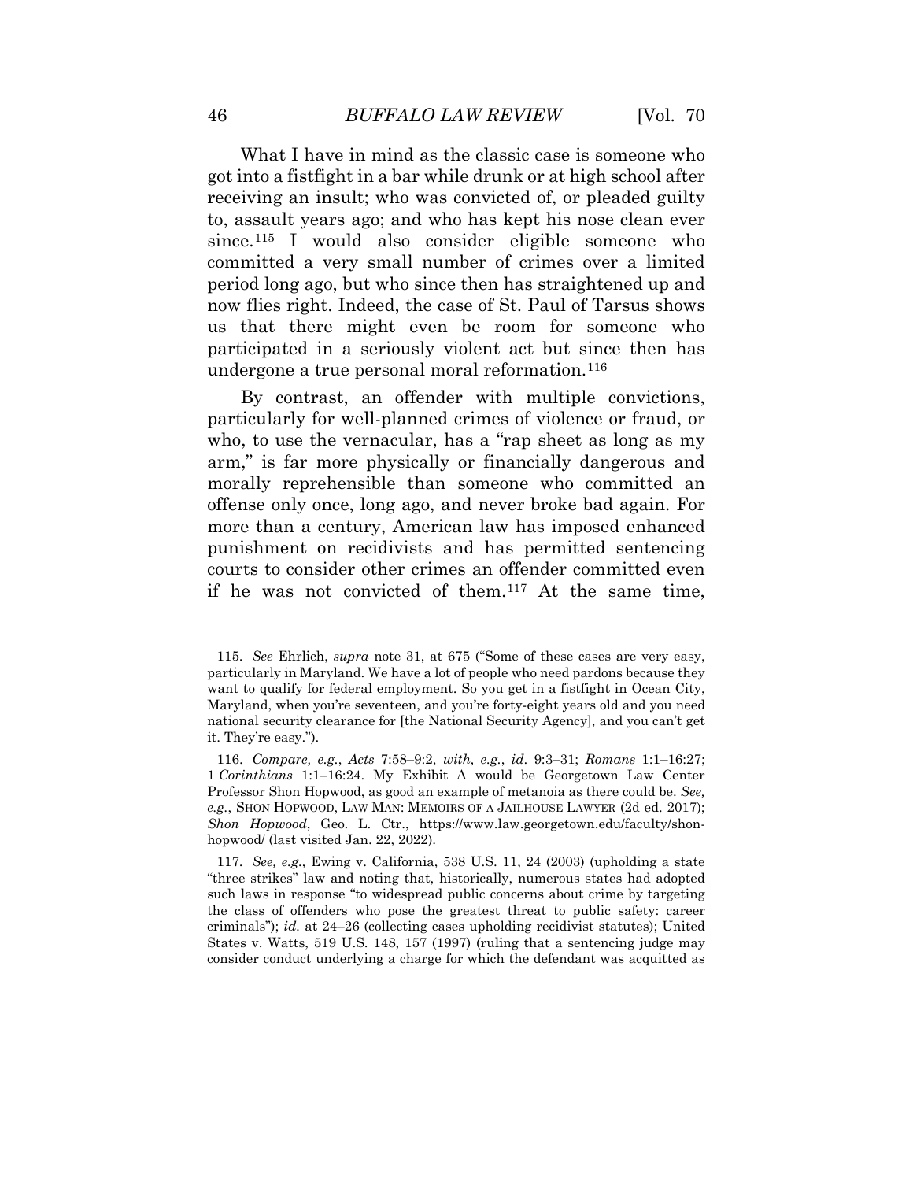What I have in mind as the classic case is someone who got into a fistfight in a bar while drunk or at high school after receiving an insult; who was convicted of, or pleaded guilty to, assault years ago; and who has kept his nose clean ever since.[115] I would also consider eligible someone who committed a very small number of crimes over a limited period long ago, but who since then has straightened up and now flies right. Indeed, the case of St. Paul of Tarsus shows us that there might even be room for someone who participated in a seriously violent act but since then has undergone a true personal moral reformation.[116]

By contrast, an offender with multiple convictions, particularly for well-planned crimes of violence or fraud, or who, to use the vernacular, has a "rap sheet as long as my arm," is far more physically or financially dangerous and morally reprehensible than someone who committed an offense only once, long ago, and never broke bad again. For more than a century, American law has imposed enhanced punishment on recidivists and has permitted sentencing courts to consider other crimes an offender committed even if he was not convicted of them.[117] At the same time,

---

115. *See* Ehrlich, *supra* note 31, at 675 ("Some of these cases are very easy, particularly in Maryland. We have a lot of people who need pardons because they want to qualify for federal employment. So you get in a fistfight in Ocean City, Maryland, when you're seventeen, and you're forty-eight years old and you need national security clearance for [the National Security Agency], and you can't get it. They're easy.").

116. *Compare, e.g.*, *Acts* 7:58–9:2, *with, e.g.*, *id.* 9:3–31; *Romans* 1:1–16:27; 1 *Corinthians* 1:1–16:24. My Exhibit A would be Georgetown Law Center Professor Shon Hopwood, as good an example of metanoia as there could be. *See, e.g.*, SHON HOPWOOD, LAW MAN: MEMOIRS OF A JAILHOUSE LAWYER (2d ed. 2017); *Shon Hopwood*, Geo. L. Ctr., https://www.law.georgetown.edu/faculty/shon-hopwood/ (last visited Jan. 22, 2022).

117. *See, e.g.*, Ewing v. California, 538 U.S. 11, 24 (2003) (upholding a state "three strikes" law and noting that, historically, numerous states had adopted such laws in response "to widespread public concerns about crime by targeting the class of offenders who pose the greatest threat to public safety: career criminals"); *id.* at 24–26 (collecting cases upholding recidivist statutes); United States v. Watts, 519 U.S. 148, 157 (1997) (ruling that a sentencing judge may consider conduct underlying a charge for which the defendant was acquitted as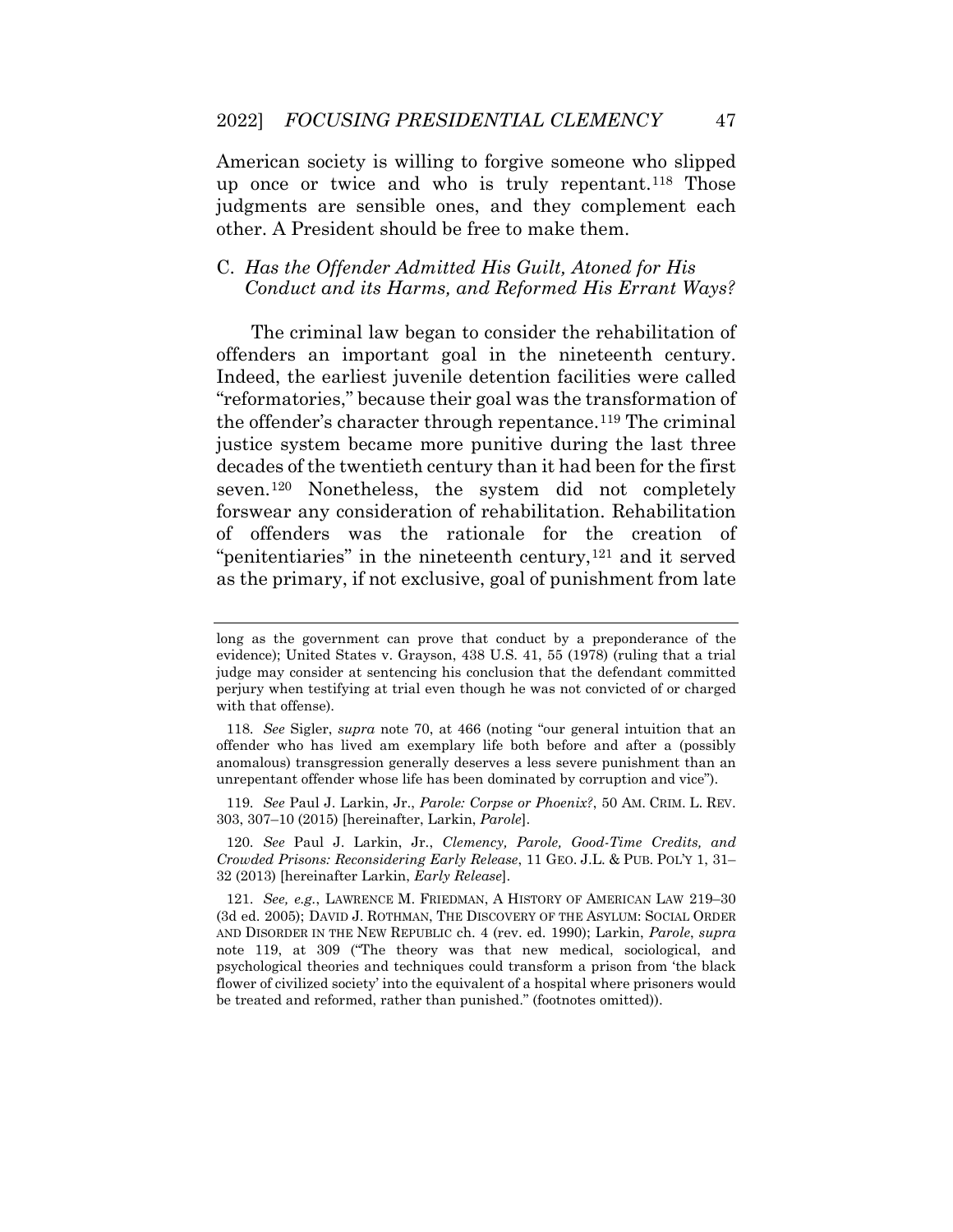American society is willing to forgive someone who slipped up once or twice and who is truly repentant.[118] Those judgments are sensible ones, and they complement each other. A President should be free to make them.

### C. *Has the Offender Admitted His Guilt, Atoned for His Conduct and its Harms, and Reformed His Errant Ways?*

The criminal law began to consider the rehabilitation of offenders an important goal in the nineteenth century. Indeed, the earliest juvenile detention facilities were called "reformatories," because their goal was the transformation of the offender's character through repentance.[119] The criminal justice system became more punitive during the last three decades of the twentieth century than it had been for the first seven.[120] Nonetheless, the system did not completely forswear any consideration of rehabilitation. Rehabilitation of offenders was the rationale for the creation of "penitentiaries" in the nineteenth century,[121] and it served as the primary, if not exclusive, goal of punishment from late

---

long as the government can prove that conduct by a preponderance of the evidence); United States v. Grayson, 438 U.S. 41, 55 (1978) (ruling that a trial judge may consider at sentencing his conclusion that the defendant committed perjury when testifying at trial even though he was not convicted of or charged with that offense).

118. *See* Sigler, *supra* note 70, at 466 (noting "our general intuition that an offender who has lived am exemplary life both before and after a (possibly anomalous) transgression generally deserves a less severe punishment than an unrepentant offender whose life has been dominated by corruption and vice").

119. *See* Paul J. Larkin, Jr., *Parole: Corpse or Phoenix?*, 50 AM. CRIM. L. REV. 303, 307–10 (2015) [hereinafter, Larkin, *Parole*].

120. *See* Paul J. Larkin, Jr., *Clemency, Parole, Good-Time Credits, and Crowded Prisons: Reconsidering Early Release*, 11 GEO. J.L. & PUB. POL'Y 1, 31–32 (2013) [hereinafter Larkin, *Early Release*].

121. *See, e.g.*, LAWRENCE M. FRIEDMAN, A HISTORY OF AMERICAN LAW 219–30 (3d ed. 2005); DAVID J. ROTHMAN, THE DISCOVERY OF THE ASYLUM: SOCIAL ORDER AND DISORDER IN THE NEW REPUBLIC ch. 4 (rev. ed. 1990); Larkin, *Parole*, *supra* note 119, at 309 ("The theory was that new medical, sociological, and psychological theories and techniques could transform a prison from 'the black flower of civilized society' into the equivalent of a hospital where prisoners would be treated and reformed, rather than punished." (footnotes omitted)).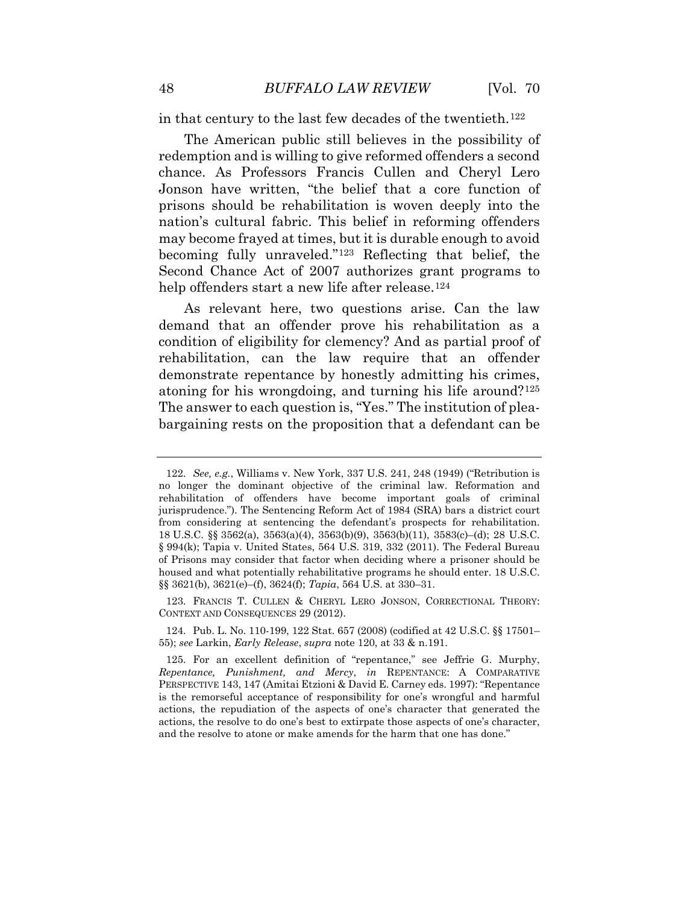in that century to the last few decades of the twentieth.[122]

The American public still believes in the possibility of redemption and is willing to give reformed offenders a second chance. As Professors Francis Cullen and Cheryl Lero Jonson have written, "the belief that a core function of prisons should be rehabilitation is woven deeply into the nation's cultural fabric. This belief in reforming offenders may become frayed at times, but it is durable enough to avoid becoming fully unraveled."[123] Reflecting that belief, the Second Chance Act of 2007 authorizes grant programs to help offenders start a new life after release.[124]

As relevant here, two questions arise. Can the law demand that an offender prove his rehabilitation as a condition of eligibility for clemency? And as partial proof of rehabilitation, can the law require that an offender demonstrate repentance by honestly admitting his crimes, atoning for his wrongdoing, and turning his life around?[125] The answer to each question is, "Yes." The institution of plea-bargaining rests on the proposition that a defendant can be

---

122. *See, e.g.*, Williams v. New York, 337 U.S. 241, 248 (1949) ("Retribution is no longer the dominant objective of the criminal law. Reformation and rehabilitation of offenders have become important goals of criminal jurisprudence."). The Sentencing Reform Act of 1984 (SRA) bars a district court from considering at sentencing the defendant's prospects for rehabilitation. 18 U.S.C. §§ 3562(a), 3563(a)(4), 3563(b)(9), 3563(b)(11), 3583(c)–(d); 28 U.S.C. § 994(k); Tapia v. United States, 564 U.S. 319, 332 (2011). The Federal Bureau of Prisons may consider that factor when deciding where a prisoner should be housed and what potentially rehabilitative programs he should enter. 18 U.S.C. §§ 3621(b), 3621(e)–(f), 3624(f); *Tapia*, 564 U.S. at 330–31.

123. FRANCIS T. CULLEN & CHERYL LERO JONSON, CORRECTIONAL THEORY: CONTEXT AND CONSEQUENCES 29 (2012).

124. Pub. L. No. 110-199, 122 Stat. 657 (2008) (codified at 42 U.S.C. §§ 17501–55); *see* Larkin, *Early Release*, *supra* note 120, at 33 & n.191.

125. For an excellent definition of "repentance," see Jeffrie G. Murphy, *Repentance, Punishment, and Mercy*, *in* REPENTANCE: A COMPARATIVE PERSPECTIVE 143, 147 (Amitai Etzioni & David E. Carney eds. 1997): "Repentance is the remorseful acceptance of responsibility for one's wrongful and harmful actions, the repudiation of the aspects of one's character that generated the actions, the resolve to do one's best to extirpate those aspects of one's character, and the resolve to atone or make amends for the harm that one has done."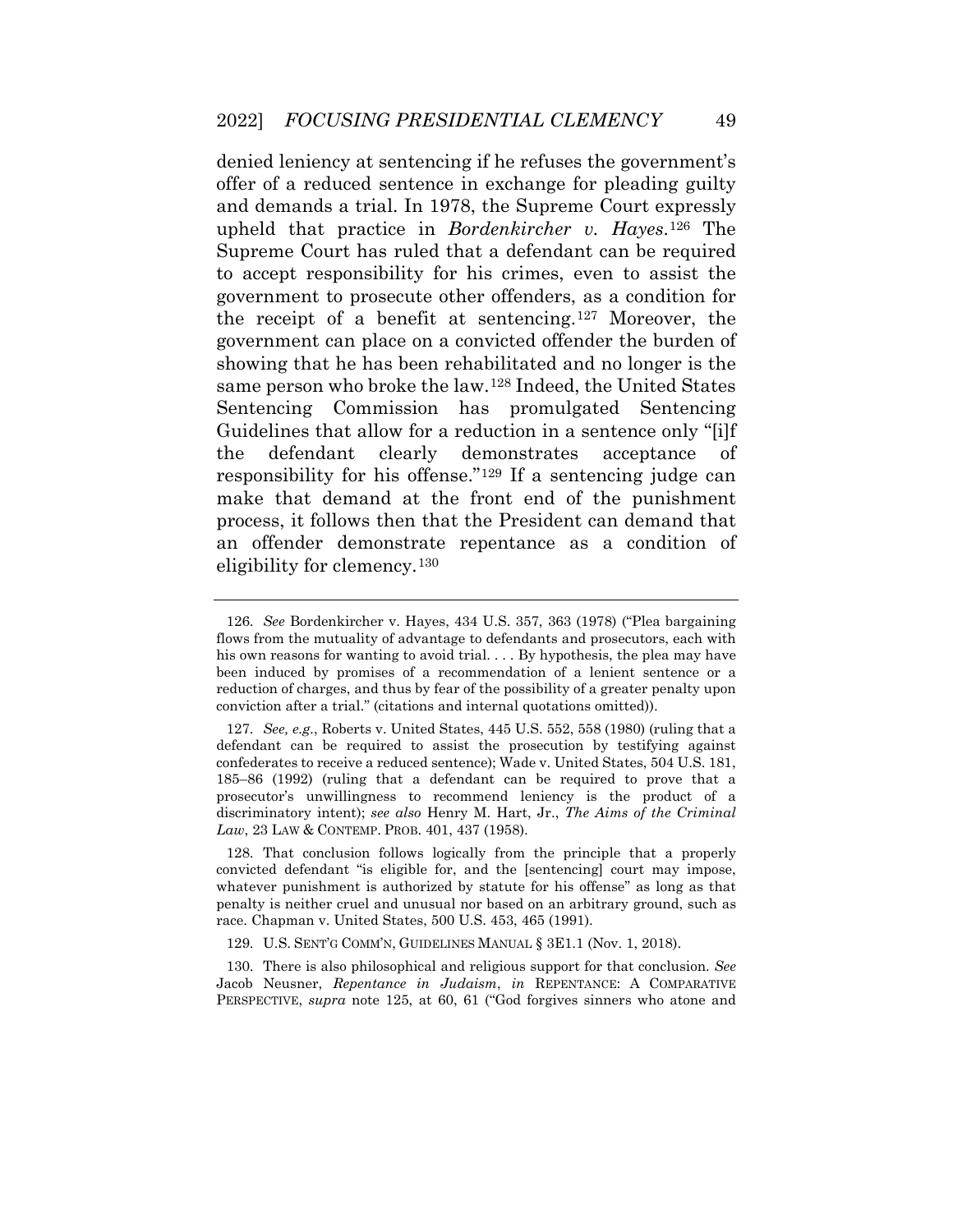denied leniency at sentencing if he refuses the government's offer of a reduced sentence in exchange for pleading guilty and demands a trial. In 1978, the Supreme Court expressly upheld that practice in *Bordenkircher v. Hayes*.[126] The Supreme Court has ruled that a defendant can be required to accept responsibility for his crimes, even to assist the government to prosecute other offenders, as a condition for the receipt of a benefit at sentencing.[127] Moreover, the government can place on a convicted offender the burden of showing that he has been rehabilitated and no longer is the same person who broke the law.[128] Indeed, the United States Sentencing Commission has promulgated Sentencing Guidelines that allow for a reduction in a sentence only "[i]f the defendant clearly demonstrates acceptance of responsibility for his offense."[129] If a sentencing judge can make that demand at the front end of the punishment process, it follows then that the President can demand that an offender demonstrate repentance as a condition of eligibility for clemency.[130]

---

126. *See* Bordenkircher v. Hayes, 434 U.S. 357, 363 (1978) ("Plea bargaining flows from the mutuality of advantage to defendants and prosecutors, each with his own reasons for wanting to avoid trial. . . . By hypothesis, the plea may have been induced by promises of a recommendation of a lenient sentence or a reduction of charges, and thus by fear of the possibility of a greater penalty upon conviction after a trial." (citations and internal quotations omitted)).

127. *See, e.g.*, Roberts v. United States, 445 U.S. 552, 558 (1980) (ruling that a defendant can be required to assist the prosecution by testifying against confederates to receive a reduced sentence); Wade v. United States, 504 U.S. 181, 185–86 (1992) (ruling that a defendant can be required to prove that a prosecutor's unwillingness to recommend leniency is the product of a discriminatory intent); *see also* Henry M. Hart, Jr., *The Aims of the Criminal Law*, 23 LAW & CONTEMP. PROB. 401, 437 (1958).

128. That conclusion follows logically from the principle that a properly convicted defendant "is eligible for, and the [sentencing] court may impose, whatever punishment is authorized by statute for his offense" as long as that penalty is neither cruel and unusual nor based on an arbitrary ground, such as race. Chapman v. United States, 500 U.S. 453, 465 (1991).

129. U.S. SENT'G COMM'N, GUIDELINES MANUAL § 3E1.1 (Nov. 1, 2018).

130. There is also philosophical and religious support for that conclusion. *See* Jacob Neusner, *Repentance in Judaism*, *in* REPENTANCE: A COMPARATIVE PERSPECTIVE, *supra* note 125, at 60, 61 ("God forgives sinners who atone and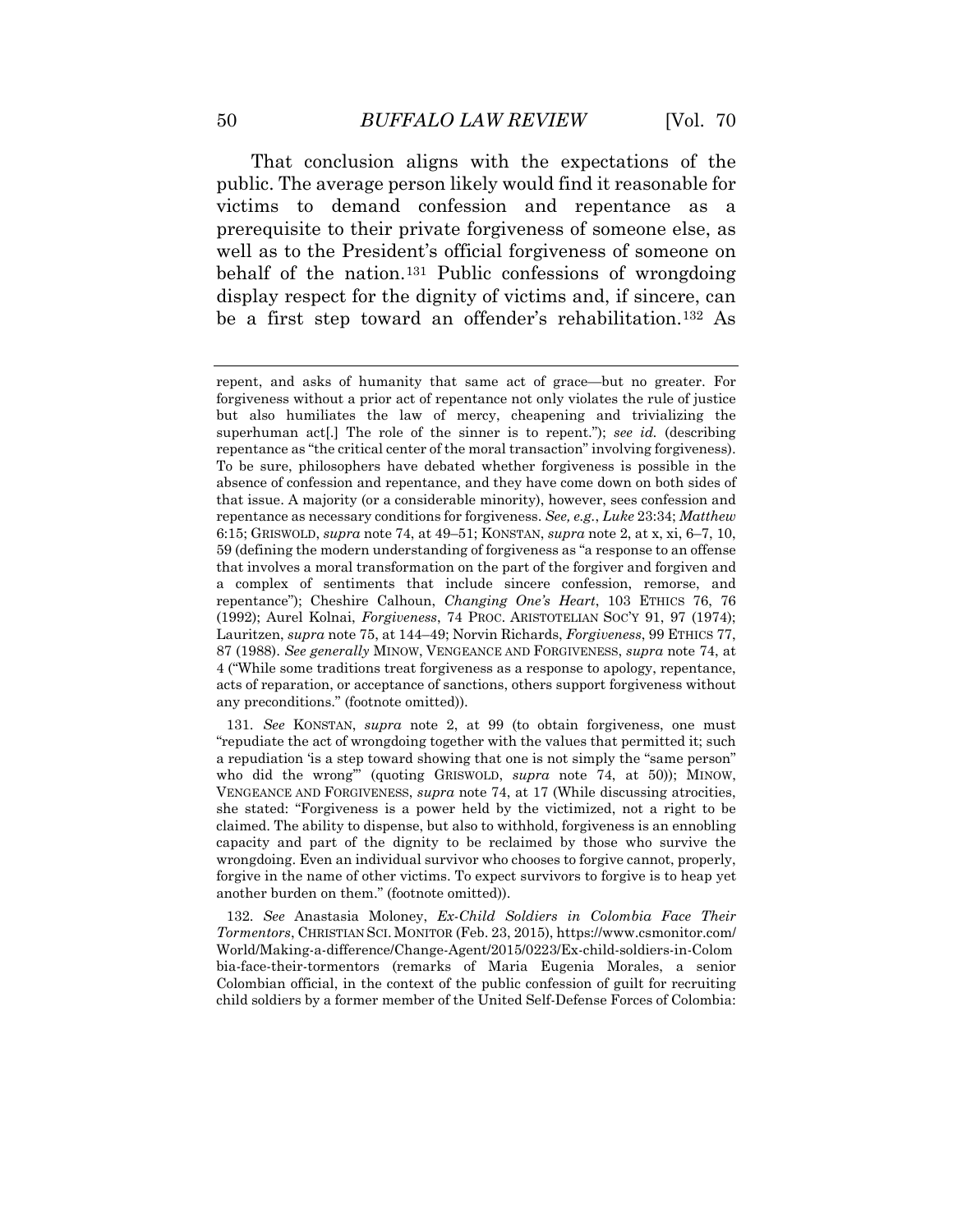That conclusion aligns with the expectations of the public. The average person likely would find it reasonable for victims to demand confession and repentance as a prerequisite to their private forgiveness of someone else, as well as to the President's official forgiveness of someone on behalf of the nation.[131] Public confessions of wrongdoing display respect for the dignity of victims and, if sincere, can be a first step toward an offender's rehabilitation.[132] As

---

repent, and asks of humanity that same act of grace—but no greater. For forgiveness without a prior act of repentance not only violates the rule of justice but also humiliates the law of mercy, cheapening and trivializing the superhuman act[.] The role of the sinner is to repent."); *see id.* (describing repentance as "the critical center of the moral transaction" involving forgiveness). To be sure, philosophers have debated whether forgiveness is possible in the absence of confession and repentance, and they have come down on both sides of that issue. A majority (or a considerable minority), however, sees confession and repentance as necessary conditions for forgiveness. *See, e.g.*, *Luke* 23:34; *Matthew* 6:15; GRISWOLD, *supra* note 74, at 49–51; KONSTAN, *supra* note 2, at x, xi, 6–7, 10, 59 (defining the modern understanding of forgiveness as "a response to an offense that involves a moral transformation on the part of the forgiver and forgiven and a complex of sentiments that include sincere confession, remorse, and repentance"); Cheshire Calhoun, *Changing One's Heart*, 103 ETHICS 76, 76 (1992); Aurel Kolnai, *Forgiveness*, 74 PROC. ARISTOTELIAN SOC'Y 91, 97 (1974); Lauritzen, *supra* note 75, at 144–49; Norvin Richards, *Forgiveness*, 99 ETHICS 77, 87 (1988). *See generally* MINOW, VENGEANCE AND FORGIVENESS, *supra* note 74, at 4 ("While some traditions treat forgiveness as a response to apology, repentance, acts of reparation, or acceptance of sanctions, others support forgiveness without any preconditions." (footnote omitted)).

131. *See* KONSTAN, *supra* note 2, at 99 (to obtain forgiveness, one must "repudiate the act of wrongdoing together with the values that permitted it; such a repudiation 'is a step toward showing that one is not simply the "same person" who did the wrong'" (quoting GRISWOLD, *supra* note 74, at 50)); MINOW, VENGEANCE AND FORGIVENESS, *supra* note 74, at 17 (While discussing atrocities, she stated: "Forgiveness is a power held by the victimized, not a right to be claimed. The ability to dispense, but also to withhold, forgiveness is an ennobling capacity and part of the dignity to be reclaimed by those who survive the wrongdoing. Even an individual survivor who chooses to forgive cannot, properly, forgive in the name of other victims. To expect survivors to forgive is to heap yet another burden on them." (footnote omitted)).

132. *See* Anastasia Moloney, *Ex-Child Soldiers in Colombia Face Their Tormentors*, CHRISTIAN SCI. MONITOR (Feb. 23, 2015), https://www.csmonitor.com/World/Making-a-difference/Change-Agent/2015/0223/Ex-child-soldiers-in-Colombia-face-their-tormentors (remarks of Maria Eugenia Morales, a senior Colombian official, in the context of the public confession of guilt for recruiting child soldiers by a former member of the United Self-Defense Forces of Colombia: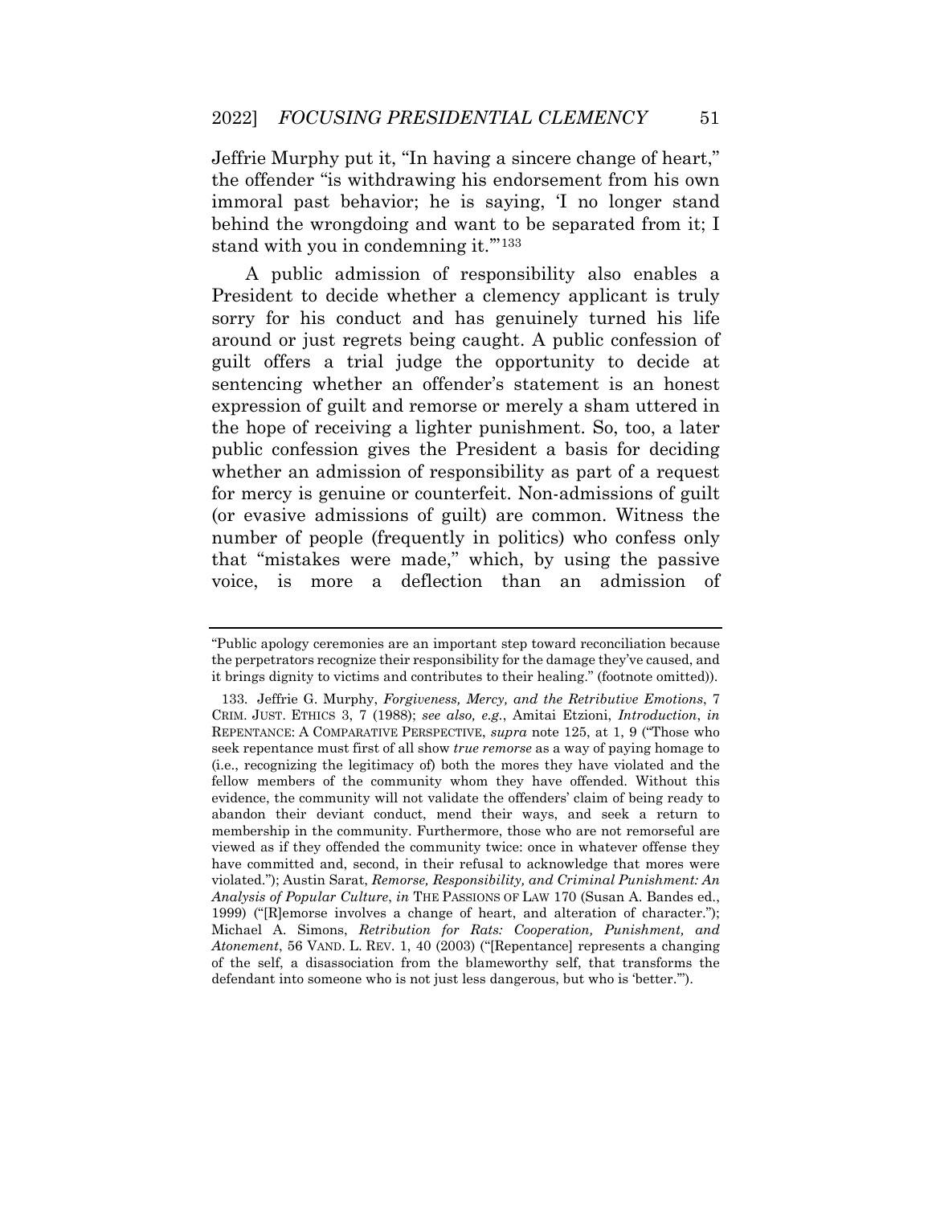Jeffrie Murphy put it, "In having a sincere change of heart," the offender "is withdrawing his endorsement from his own immoral past behavior; he is saying, 'I no longer stand behind the wrongdoing and want to be separated from it; I stand with you in condemning it.'"[133]

A public admission of responsibility also enables a President to decide whether a clemency applicant is truly sorry for his conduct and has genuinely turned his life around or just regrets being caught. A public confession of guilt offers a trial judge the opportunity to decide at sentencing whether an offender's statement is an honest expression of guilt and remorse or merely a sham uttered in the hope of receiving a lighter punishment. So, too, a later public confession gives the President a basis for deciding whether an admission of responsibility as part of a request for mercy is genuine or counterfeit. Non-admissions of guilt (or evasive admissions of guilt) are common. Witness the number of people (frequently in politics) who confess only that "mistakes were made," which, by using the passive voice, is more a deflection than an admission of

---

"Public apology ceremonies are an important step toward reconciliation because the perpetrators recognize their responsibility for the damage they've caused, and it brings dignity to victims and contributes to their healing." (footnote omitted)).

133. Jeffrie G. Murphy, *Forgiveness, Mercy, and the Retributive Emotions*, 7 CRIM. JUST. ETHICS 3, 7 (1988); *see also, e.g.*, Amitai Etzioni, *Introduction*, *in* REPENTANCE: A COMPARATIVE PERSPECTIVE, *supra* note 125, at 1, 9 ("Those who seek repentance must first of all show *true remorse* as a way of paying homage to (i.e., recognizing the legitimacy of) both the mores they have violated and the fellow members of the community whom they have offended. Without this evidence, the community will not validate the offenders' claim of being ready to abandon their deviant conduct, mend their ways, and seek a return to membership in the community. Furthermore, those who are not remorseful are viewed as if they offended the community twice: once in whatever offense they have committed and, second, in their refusal to acknowledge that mores were violated."); Austin Sarat, *Remorse, Responsibility, and Criminal Punishment: An Analysis of Popular Culture*, *in* THE PASSIONS OF LAW 170 (Susan A. Bandes ed., 1999) ("[R]emorse involves a change of heart, and alteration of character."); Michael A. Simons, *Retribution for Rats: Cooperation, Punishment, and Atonement*, 56 VAND. L. REV. 1, 40 (2003) ("[Repentance] represents a changing of the self, a disassociation from the blameworthy self, that transforms the defendant into someone who is not just less dangerous, but who is 'better.'").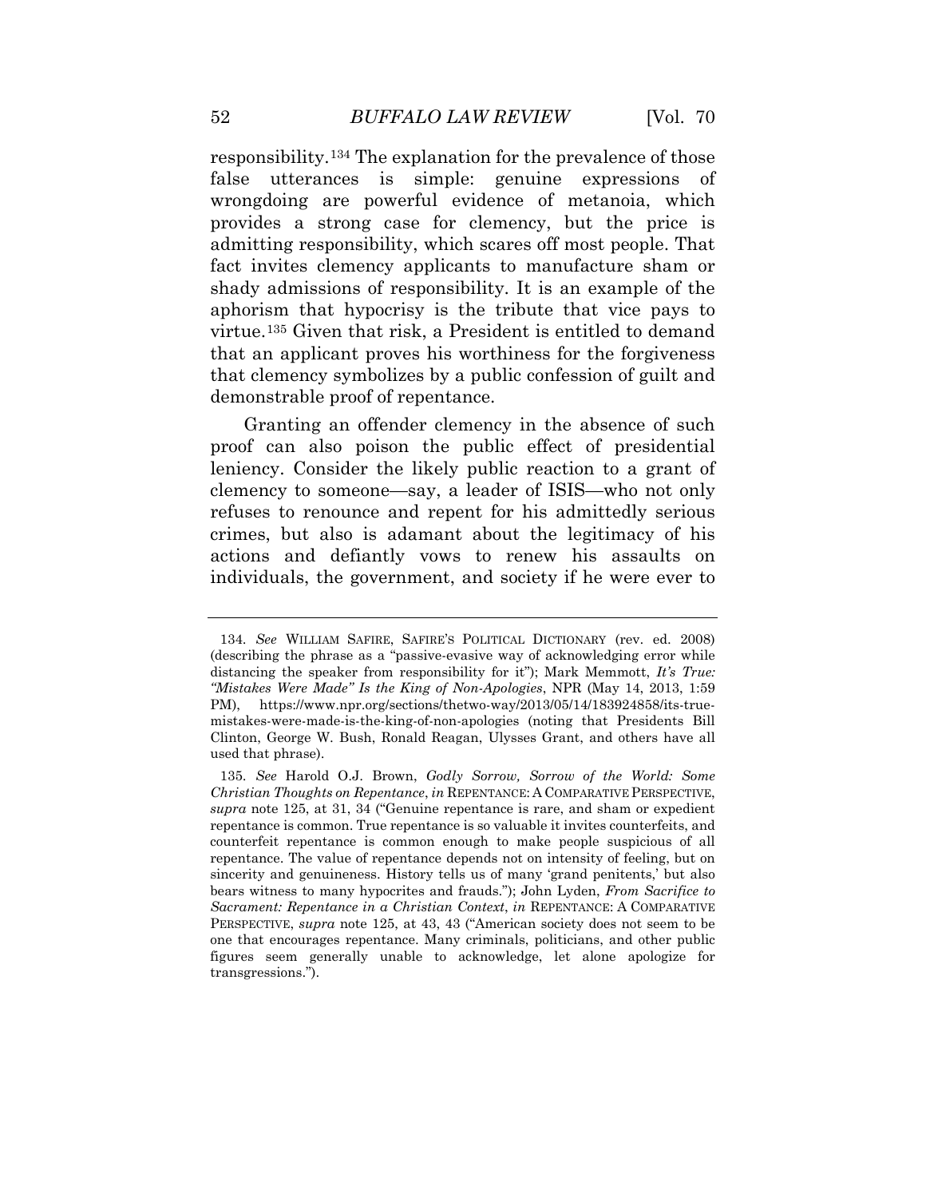responsibility.[134] The explanation for the prevalence of those false utterances is simple: genuine expressions of wrongdoing are powerful evidence of metanoia, which provides a strong case for clemency, but the price is admitting responsibility, which scares off most people. That fact invites clemency applicants to manufacture sham or shady admissions of responsibility. It is an example of the aphorism that hypocrisy is the tribute that vice pays to virtue.[135] Given that risk, a President is entitled to demand that an applicant proves his worthiness for the forgiveness that clemency symbolizes by a public confession of guilt and demonstrable proof of repentance.

Granting an offender clemency in the absence of such proof can also poison the public effect of presidential leniency. Consider the likely public reaction to a grant of clemency to someone—say, a leader of ISIS—who not only refuses to renounce and repent for his admittedly serious crimes, but also is adamant about the legitimacy of his actions and defiantly vows to renew his assaults on individuals, the government, and society if he were ever to

---

134. *See* WILLIAM SAFIRE, SAFIRE'S POLITICAL DICTIONARY (rev. ed. 2008) (describing the phrase as a "passive-evasive way of acknowledging error while distancing the speaker from responsibility for it"); Mark Memmott, *It's True: "Mistakes Were Made" Is the King of Non-Apologies*, NPR (May 14, 2013, 1:59 PM), https://www.npr.org/sections/thetwo-way/2013/05/14/183924858/its-true-mistakes-were-made-is-the-king-of-non-apologies (noting that Presidents Bill Clinton, George W. Bush, Ronald Reagan, Ulysses Grant, and others have all used that phrase).

135. *See* Harold O.J. Brown, *Godly Sorrow, Sorrow of the World: Some Christian Thoughts on Repentance*, *in* REPENTANCE: A COMPARATIVE PERSPECTIVE, *supra* note 125, at 31, 34 ("Genuine repentance is rare, and sham or expedient repentance is common. True repentance is so valuable it invites counterfeits, and counterfeit repentance is common enough to make people suspicious of all repentance. The value of repentance depends not on intensity of feeling, but on sincerity and genuineness. History tells us of many 'grand penitents,' but also bears witness to many hypocrites and frauds."); John Lyden, *From Sacrifice to Sacrament: Repentance in a Christian Context*, *in* REPENTANCE: A COMPARATIVE PERSPECTIVE, *supra* note 125, at 43, 43 ("American society does not seem to be one that encourages repentance. Many criminals, politicians, and other public figures seem generally unable to acknowledge, let alone apologize for transgressions.").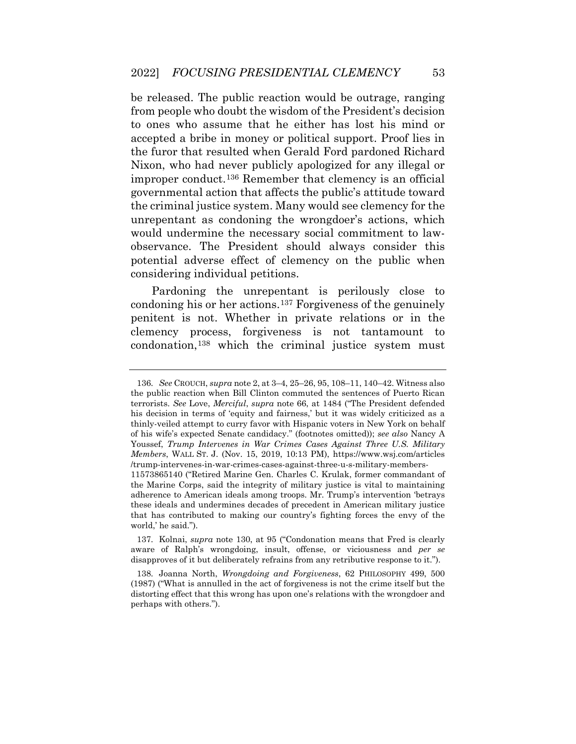be released. The public reaction would be outrage, ranging from people who doubt the wisdom of the President's decision to ones who assume that he either has lost his mind or accepted a bribe in money or political support. Proof lies in the furor that resulted when Gerald Ford pardoned Richard Nixon, who had never publicly apologized for any illegal or improper conduct.[136] Remember that clemency is an official governmental action that affects the public's attitude toward the criminal justice system. Many would see clemency for the unrepentant as condoning the wrongdoer's actions, which would undermine the necessary social commitment to law-observance. The President should always consider this potential adverse effect of clemency on the public when considering individual petitions.

Pardoning the unrepentant is perilously close to condoning his or her actions.[137] Forgiveness of the genuinely penitent is not. Whether in private relations or in the clemency process, forgiveness is not tantamount to condonation,[138] which the criminal justice system must

---

136. *See* CROUCH, *supra* note 2, at 3–4, 25–26, 95, 108–11, 140–42. Witness also the public reaction when Bill Clinton commuted the sentences of Puerto Rican terrorists. *See* Love, *Merciful*, *supra* note 66, at 1484 ("The President defended his decision in terms of 'equity and fairness,' but it was widely criticized as a thinly-veiled attempt to curry favor with Hispanic voters in New York on behalf of his wife's expected Senate candidacy." (footnotes omitted)); *see also* Nancy A Youssef, *Trump Intervenes in War Crimes Cases Against Three U.S. Military Members*, WALL ST. J. (Nov. 15, 2019, 10:13 PM), https://www.wsj.com/articles/trump-intervenes-in-war-crimes-cases-against-three-u-s-military-members-11573865140 ("Retired Marine Gen. Charles C. Krulak, former commandant of the Marine Corps, said the integrity of military justice is vital to maintaining adherence to American ideals among troops. Mr. Trump's intervention 'betrays these ideals and undermines decades of precedent in American military justice that has contributed to making our country's fighting forces the envy of the world,' he said.").

137. Kolnai, *supra* note 130, at 95 ("Condonation means that Fred is clearly aware of Ralph's wrongdoing, insult, offense, or viciousness and *per se* disapproves of it but deliberately refrains from any retributive response to it.").

138. Joanna North, *Wrongdoing and Forgiveness*, 62 PHILOSOPHY 499, 500 (1987) ("What is annulled in the act of forgiveness is not the crime itself but the distorting effect that this wrong has upon one's relations with the wrongdoer and perhaps with others.").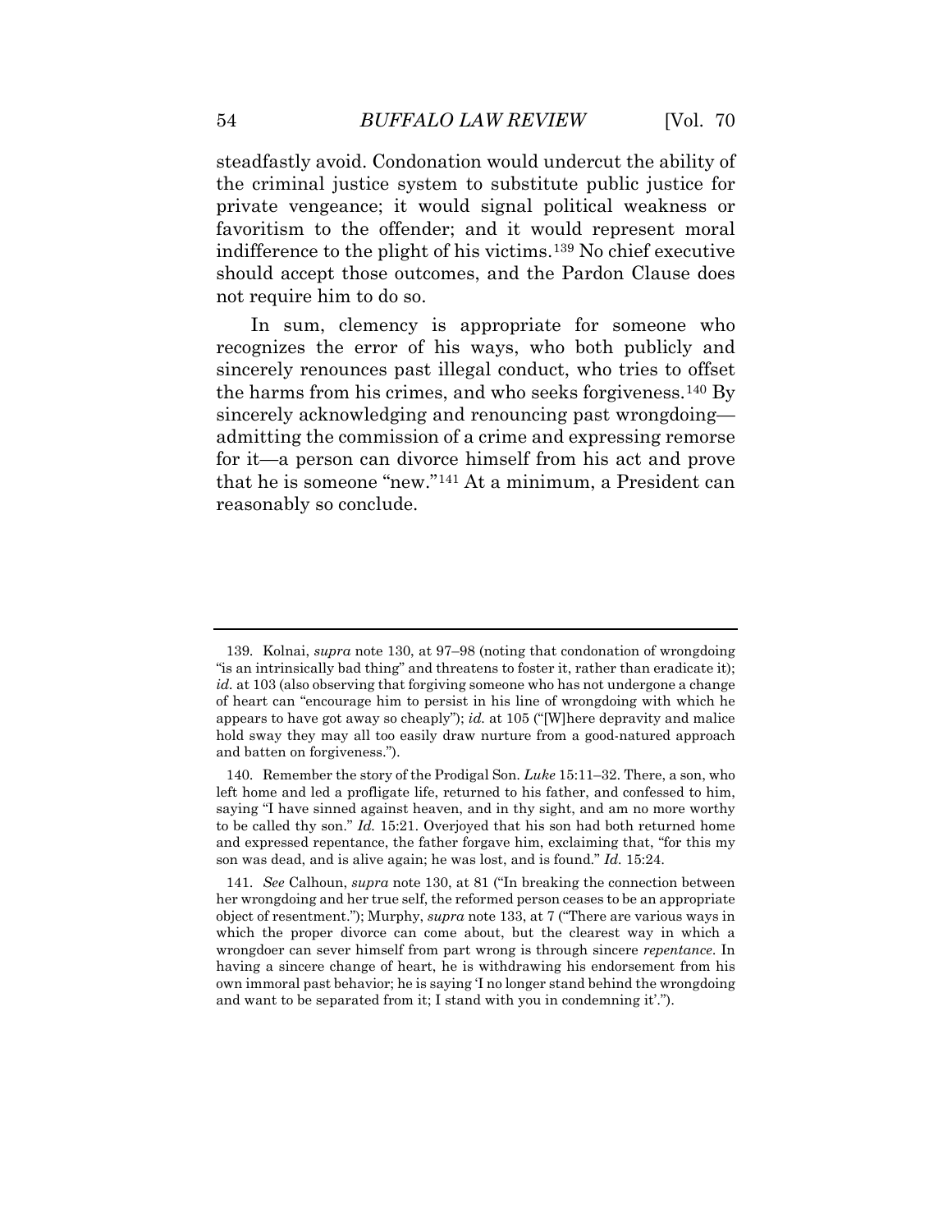steadfastly avoid. Condonation would undercut the ability of the criminal justice system to substitute public justice for private vengeance; it would signal political weakness or favoritism to the offender; and it would represent moral indifference to the plight of his victims.[139] No chief executive should accept those outcomes, and the Pardon Clause does not require him to do so.

In sum, clemency is appropriate for someone who recognizes the error of his ways, who both publicly and sincerely renounces past illegal conduct, who tries to offset the harms from his crimes, and who seeks forgiveness.[140] By sincerely acknowledging and renouncing past wrongdoing—admitting the commission of a crime and expressing remorse for it—a person can divorce himself from his act and prove that he is someone "new."[141] At a minimum, a President can reasonably so conclude.

---

139. Kolnai, *supra* note 130, at 97–98 (noting that condonation of wrongdoing "is an intrinsically bad thing" and threatens to foster it, rather than eradicate it); *id.* at 103 (also observing that forgiving someone who has not undergone a change of heart can "encourage him to persist in his line of wrongdoing with which he appears to have got away so cheaply"); *id.* at 105 ("[W]here depravity and malice hold sway they may all too easily draw nurture from a good-natured approach and batten on forgiveness.").

140. Remember the story of the Prodigal Son. *Luke* 15:11–32. There, a son, who left home and led a profligate life, returned to his father, and confessed to him, saying "I have sinned against heaven, and in thy sight, and am no more worthy to be called thy son." *Id.* 15:21. Overjoyed that his son had both returned home and expressed repentance, the father forgave him, exclaiming that, "for this my son was dead, and is alive again; he was lost, and is found." *Id.* 15:24.

141. *See* Calhoun, *supra* note 130, at 81 ("In breaking the connection between her wrongdoing and her true self, the reformed person ceases to be an appropriate object of resentment."); Murphy, *supra* note 133, at 7 ("There are various ways in which the proper divorce can come about, but the clearest way in which a wrongdoer can sever himself from part wrong is through sincere *repentance*. In having a sincere change of heart, he is withdrawing his endorsement from his own immoral past behavior; he is saying 'I no longer stand behind the wrongdoing and want to be separated from it; I stand with you in condemning it'.").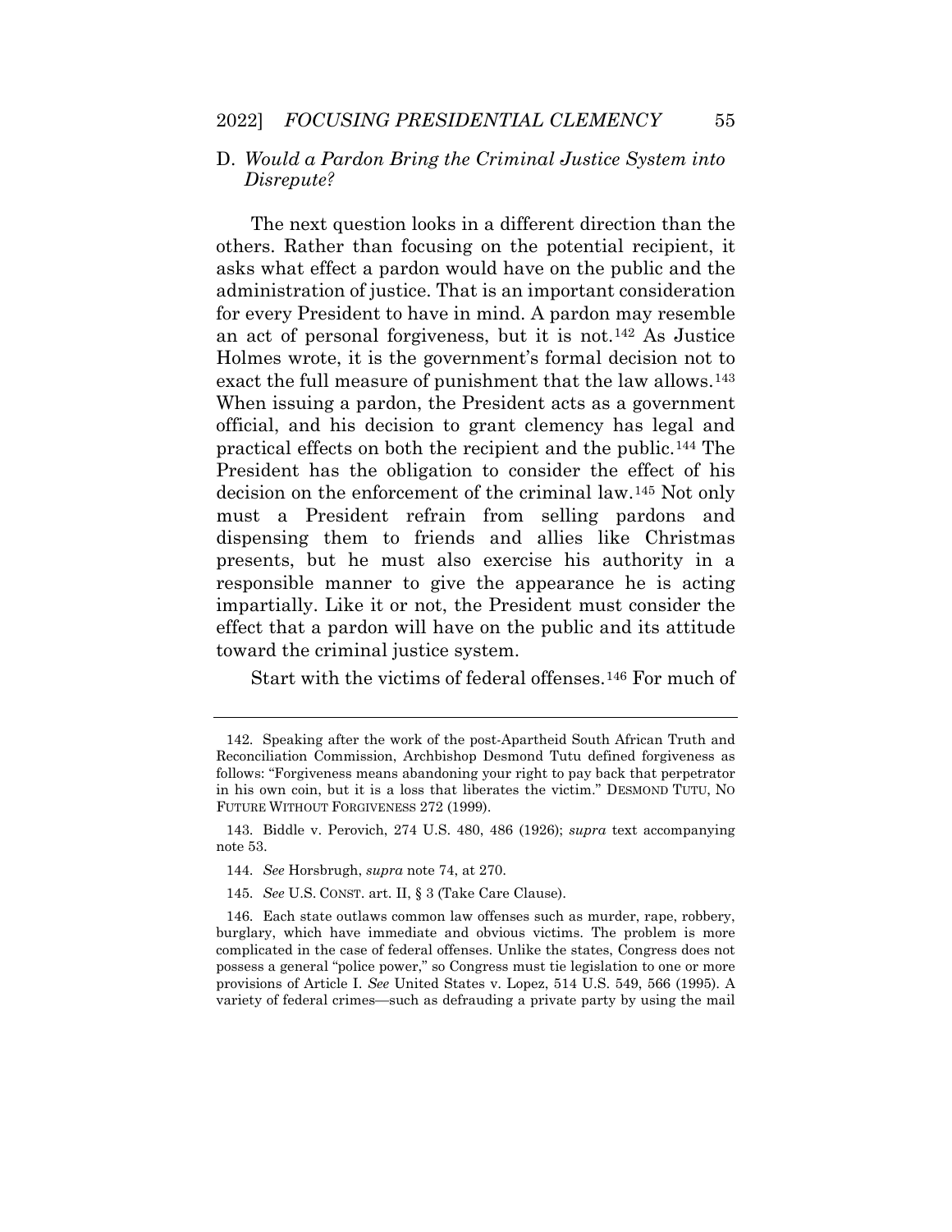### D. *Would a Pardon Bring the Criminal Justice System into Disrepute?*

The next question looks in a different direction than the others. Rather than focusing on the potential recipient, it asks what effect a pardon would have on the public and the administration of justice. That is an important consideration for every President to have in mind. A pardon may resemble an act of personal forgiveness, but it is not.[142] As Justice Holmes wrote, it is the government's formal decision not to exact the full measure of punishment that the law allows.[143] When issuing a pardon, the President acts as a government official, and his decision to grant clemency has legal and practical effects on both the recipient and the public.[144] The President has the obligation to consider the effect of his decision on the enforcement of the criminal law.[145] Not only must a President refrain from selling pardons and dispensing them to friends and allies like Christmas presents, but he must also exercise his authority in a responsible manner to give the appearance he is acting impartially. Like it or not, the President must consider the effect that a pardon will have on the public and its attitude toward the criminal justice system.

Start with the victims of federal offenses.[146] For much of

---

142. Speaking after the work of the post-Apartheid South African Truth and Reconciliation Commission, Archbishop Desmond Tutu defined forgiveness as follows: "Forgiveness means abandoning your right to pay back that perpetrator in his own coin, but it is a loss that liberates the victim." DESMOND TUTU, NO FUTURE WITHOUT FORGIVENESS 272 (1999).

143. Biddle v. Perovich, 274 U.S. 480, 486 (1926); *supra* text accompanying note 53.

144. *See* Horsbrugh, *supra* note 74, at 270.

145. *See* U.S. CONST. art. II, § 3 (Take Care Clause).

146. Each state outlaws common law offenses such as murder, rape, robbery, burglary, which have immediate and obvious victims. The problem is more complicated in the case of federal offenses. Unlike the states, Congress does not possess a general "police power," so Congress must tie legislation to one or more provisions of Article I. *See* United States v. Lopez, 514 U.S. 549, 566 (1995). A variety of federal crimes—such as defrauding a private party by using the mail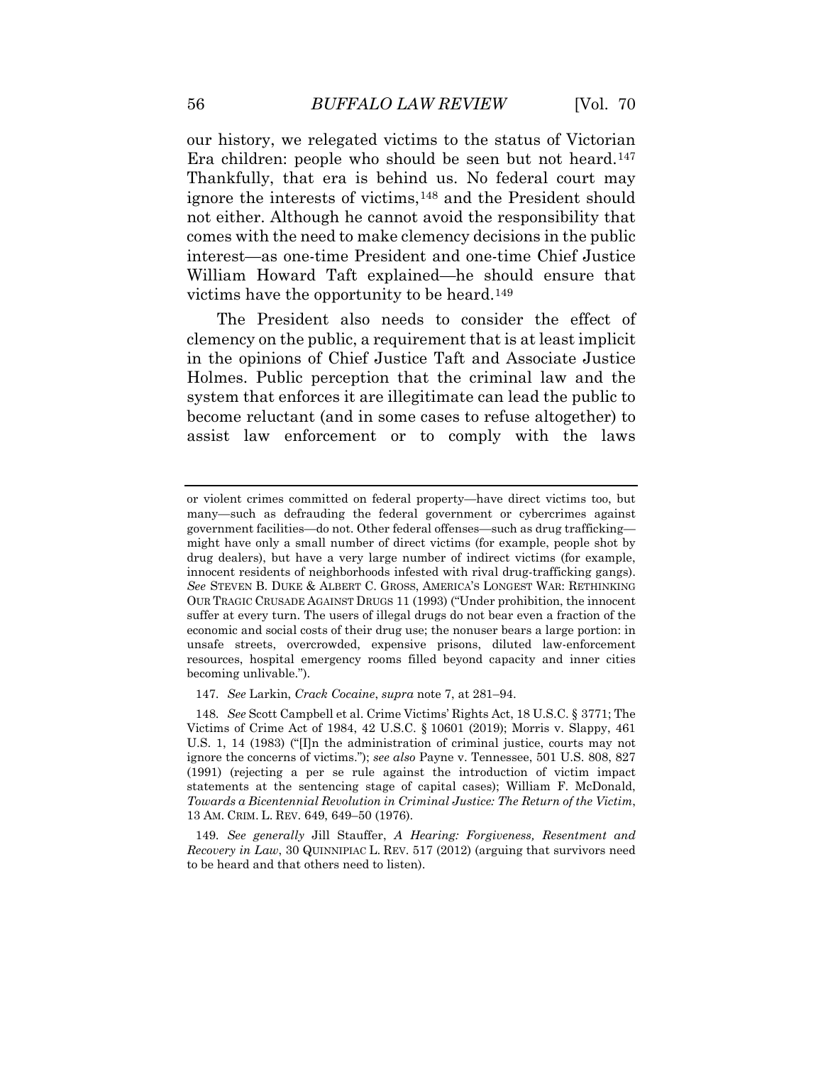our history, we relegated victims to the status of Victorian Era children: people who should be seen but not heard.[147] Thankfully, that era is behind us. No federal court may ignore the interests of victims,[148] and the President should not either. Although he cannot avoid the responsibility that comes with the need to make clemency decisions in the public interest—as one-time President and one-time Chief Justice William Howard Taft explained—he should ensure that victims have the opportunity to be heard.[149]

The President also needs to consider the effect of clemency on the public, a requirement that is at least implicit in the opinions of Chief Justice Taft and Associate Justice Holmes. Public perception that the criminal law and the system that enforces it are illegitimate can lead the public to become reluctant (and in some cases to refuse altogether) to assist law enforcement or to comply with the laws

---

or violent crimes committed on federal property—have direct victims too, but many—such as defrauding the federal government or cybercrimes against government facilities—do not. Other federal offenses—such as drug trafficking—might have only a small number of direct victims (for example, people shot by drug dealers), but have a very large number of indirect victims (for example, innocent residents of neighborhoods infested with rival drug-trafficking gangs). *See* STEVEN B. DUKE & ALBERT C. GROSS, AMERICA'S LONGEST WAR: RETHINKING OUR TRAGIC CRUSADE AGAINST DRUGS 11 (1993) ("Under prohibition, the innocent suffer at every turn. The users of illegal drugs do not bear even a fraction of the economic and social costs of their drug use; the nonuser bears a large portion: in unsafe streets, overcrowded, expensive prisons, diluted law-enforcement resources, hospital emergency rooms filled beyond capacity and inner cities becoming unlivable.").

147. *See* Larkin, *Crack Cocaine*, *supra* note 7, at 281–94.

148. *See* Scott Campbell et al. Crime Victims' Rights Act, 18 U.S.C. § 3771; The Victims of Crime Act of 1984, 42 U.S.C. § 10601 (2019); Morris v. Slappy, 461 U.S. 1, 14 (1983) ("[I]n the administration of criminal justice, courts may not ignore the concerns of victims."); *see also* Payne v. Tennessee, 501 U.S. 808, 827 (1991) (rejecting a per se rule against the introduction of victim impact statements at the sentencing stage of capital cases); William F. McDonald, *Towards a Bicentennial Revolution in Criminal Justice: The Return of the Victim*, 13 AM. CRIM. L. REV. 649, 649–50 (1976).

149. *See generally* Jill Stauffer, *A Hearing: Forgiveness, Resentment and Recovery in Law*, 30 QUINNIPIAC L. REV. 517 (2012) (arguing that survivors need to be heard and that others need to listen).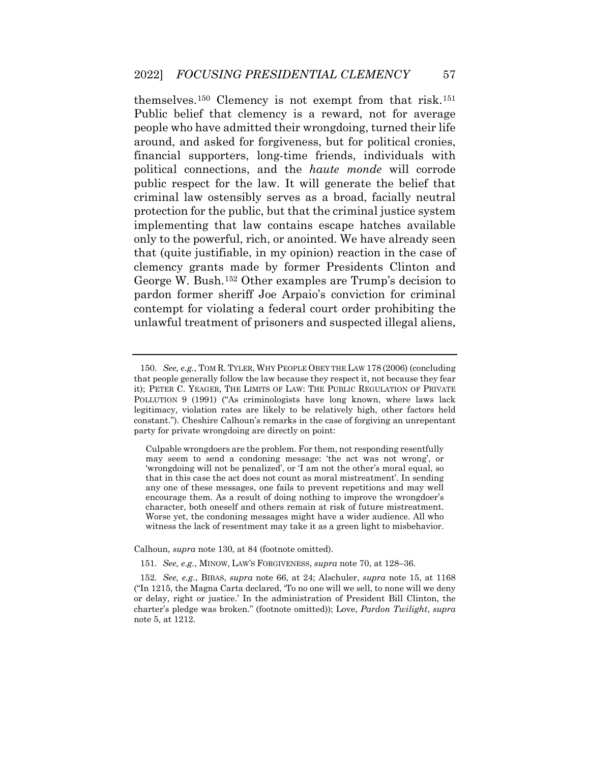themselves.[150] Clemency is not exempt from that risk.[151] Public belief that clemency is a reward, not for average people who have admitted their wrongdoing, turned their life around, and asked for forgiveness, but for political cronies, financial supporters, long-time friends, individuals with political connections, and the *haute monde* will corrode public respect for the law. It will generate the belief that criminal law ostensibly serves as a broad, facially neutral protection for the public, but that the criminal justice system implementing that law contains escape hatches available only to the powerful, rich, or anointed. We have already seen that (quite justifiable, in my opinion) reaction in the case of clemency grants made by former Presidents Clinton and George W. Bush.[152] Other examples are Trump's decision to pardon former sheriff Joe Arpaio's conviction for criminal contempt for violating a federal court order prohibiting the unlawful treatment of prisoners and suspected illegal aliens,

---

150. *See, e.g.*, TOM R. TYLER, WHY PEOPLE OBEY THE LAW 178 (2006) (concluding that people generally follow the law because they respect it, not because they fear it); PETER C. YEAGER, THE LIMITS OF LAW: THE PUBLIC REGULATION OF PRIVATE POLLUTION 9 (1991) ("As criminologists have long known, where laws lack legitimacy, violation rates are likely to be relatively high, other factors held constant."). Cheshire Calhoun's remarks in the case of forgiving an unrepentant party for private wrongdoing are directly on point:

> Culpable wrongdoers are the problem. For them, not responding resentfully may seem to send a condoning message: 'the act was not wrong', or 'wrongdoing will not be penalized', or 'I am not the other's moral equal, so that in this case the act does not count as moral mistreatment'. In sending any one of these messages, one fails to prevent repetitions and may well encourage them. As a result of doing nothing to improve the wrongdoer's character, both oneself and others remain at risk of future mistreatment. Worse yet, the condoning messages might have a wider audience. All who witness the lack of resentment may take it as a green light to misbehavior.

Calhoun, *supra* note 130, at 84 (footnote omitted).

151. *See, e.g.*, MINOW, LAW'S FORGIVENESS, *supra* note 70, at 128–36.

152. *See, e.g.*, BIBAS, *supra* note 66, at 24; Alschuler, *supra* note 15, at 1168 ("In 1215, the Magna Carta declared, 'To no one will we sell, to none will we deny or delay, right or justice.' In the administration of President Bill Clinton, the charter's pledge was broken." (footnote omitted)); Love, *Pardon Twilight*, *supra* note 5, at 1212.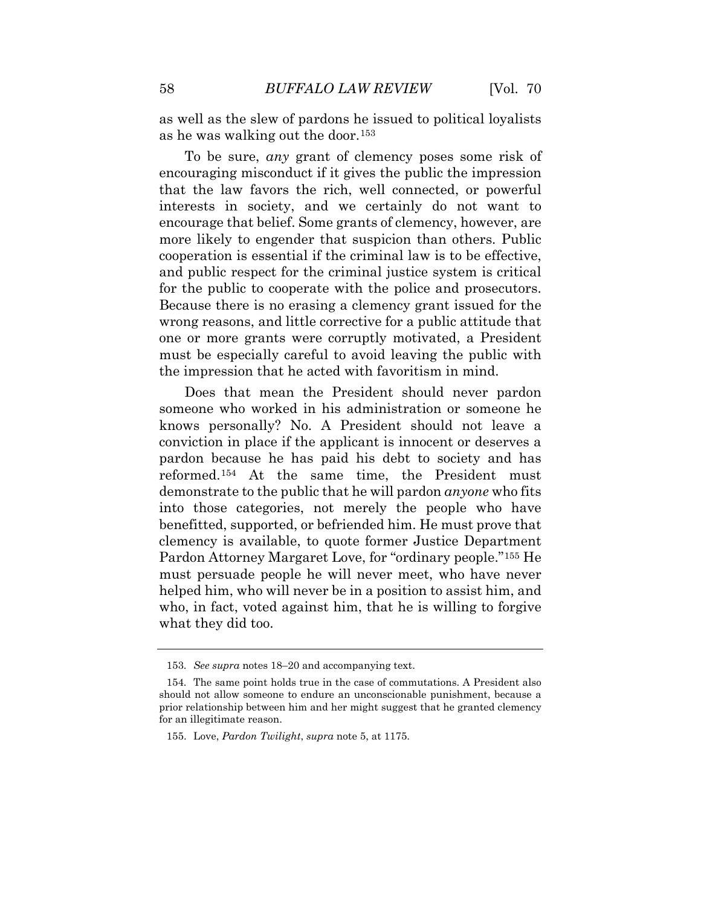as well as the slew of pardons he issued to political loyalists as he was walking out the door.[153]

To be sure, *any* grant of clemency poses some risk of encouraging misconduct if it gives the public the impression that the law favors the rich, well connected, or powerful interests in society, and we certainly do not want to encourage that belief. Some grants of clemency, however, are more likely to engender that suspicion than others. Public cooperation is essential if the criminal law is to be effective, and public respect for the criminal justice system is critical for the public to cooperate with the police and prosecutors. Because there is no erasing a clemency grant issued for the wrong reasons, and little corrective for a public attitude that one or more grants were corruptly motivated, a President must be especially careful to avoid leaving the public with the impression that he acted with favoritism in mind.

Does that mean the President should never pardon someone who worked in his administration or someone he knows personally? No. A President should not leave a conviction in place if the applicant is innocent or deserves a pardon because he has paid his debt to society and has reformed.[154] At the same time, the President must demonstrate to the public that he will pardon *anyone* who fits into those categories, not merely the people who have benefitted, supported, or befriended him. He must prove that clemency is available, to quote former Justice Department Pardon Attorney Margaret Love, for "ordinary people."[155] He must persuade people he will never meet, who have never helped him, who will never be in a position to assist him, and who, in fact, voted against him, that he is willing to forgive what they did too.

---

153. *See supra* notes 18–20 and accompanying text.

154. The same point holds true in the case of commutations. A President also should not allow someone to endure an unconscionable punishment, because a prior relationship between him and her might suggest that he granted clemency for an illegitimate reason.

155. Love, *Pardon Twilight*, *supra* note 5, at 1175.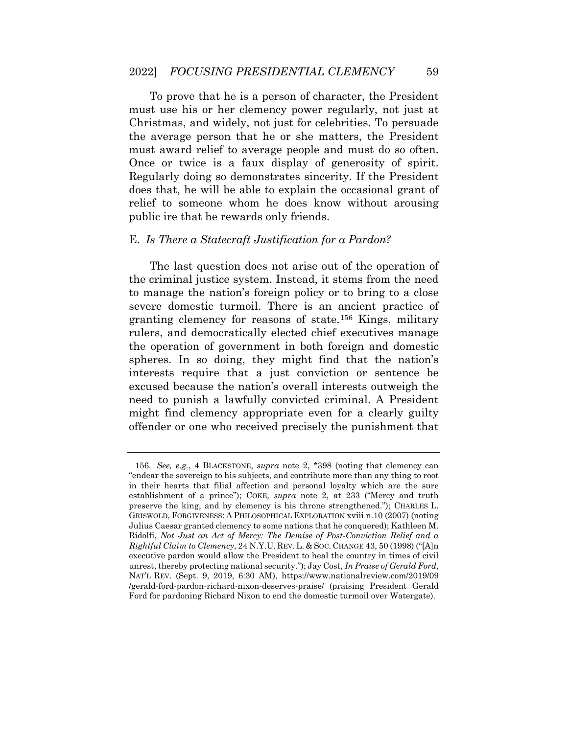To prove that he is a person of character, the President must use his or her clemency power regularly, not just at Christmas, and widely, not just for celebrities. To persuade the average person that he or she matters, the President must award relief to average people and must do so often. Once or twice is a faux display of generosity of spirit. Regularly doing so demonstrates sincerity. If the President does that, he will be able to explain the occasional grant of relief to someone whom he does know without arousing public ire that he rewards only friends.

### E. *Is There a Statecraft Justification for a Pardon?*

The last question does not arise out of the operation of the criminal justice system. Instead, it stems from the need to manage the nation's foreign policy or to bring to a close severe domestic turmoil. There is an ancient practice of granting clemency for reasons of state.[156] Kings, military rulers, and democratically elected chief executives manage the operation of government in both foreign and domestic spheres. In so doing, they might find that the nation's interests require that a just conviction or sentence be excused because the nation's overall interests outweigh the need to punish a lawfully convicted criminal. A President might find clemency appropriate even for a clearly guilty offender or one who received precisely the punishment that

---

156. *See, e.g.*, 4 BLACKSTONE, *supra* note 2, \*398 (noting that clemency can "endear the sovereign to his subjects, and contribute more than any thing to root in their hearts that filial affection and personal loyalty which are the sure establishment of a prince"); COKE, *supra* note 2, at 233 ("Mercy and truth preserve the king, and by clemency is his throne strengthened."); CHARLES L. GRISWOLD, FORGIVENESS: A PHILOSOPHICAL EXPLORATION xviii n.10 (2007) (noting Julius Caesar granted clemency to some nations that he conquered); Kathleen M. Ridolfi, *Not Just an Act of Mercy: The Demise of Post-Conviction Relief and a Rightful Claim to Clemency*, 24 N.Y.U. REV. L. & SOC. CHANGE 43, 50 (1998) ("[A]n executive pardon would allow the President to heal the country in times of civil unrest, thereby protecting national security."); Jay Cost, *In Praise of Gerald Ford*, NAT'L REV. (Sept. 9, 2019, 6:30 AM), https://www.nationalreview.com/2019/09/gerald-ford-pardon-richard-nixon-deserves-praise/ (praising President Gerald Ford for pardoning Richard Nixon to end the domestic turmoil over Watergate).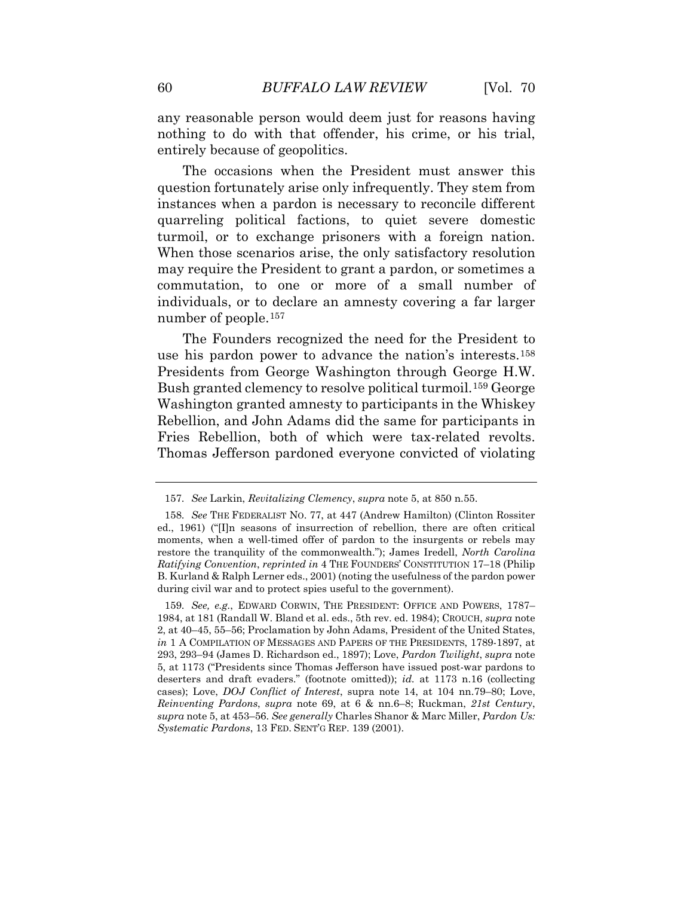any reasonable person would deem just for reasons having nothing to do with that offender, his crime, or his trial, entirely because of geopolitics.

The occasions when the President must answer this question fortunately arise only infrequently. They stem from instances when a pardon is necessary to reconcile different quarreling political factions, to quiet severe domestic turmoil, or to exchange prisoners with a foreign nation. When those scenarios arise, the only satisfactory resolution may require the President to grant a pardon, or sometimes a commutation, to one or more of a small number of individuals, or to declare an amnesty covering a far larger number of people.[157]

The Founders recognized the need for the President to use his pardon power to advance the nation's interests.[158] Presidents from George Washington through George H.W. Bush granted clemency to resolve political turmoil.[159] George Washington granted amnesty to participants in the Whiskey Rebellion, and John Adams did the same for participants in Fries Rebellion, both of which were tax-related revolts. Thomas Jefferson pardoned everyone convicted of violating

---

157. *See* Larkin, *Revitalizing Clemency*, *supra* note 5, at 850 n.55.

158. *See* THE FEDERALIST NO. 77, at 447 (Andrew Hamilton) (Clinton Rossiter ed., 1961) ("[I]n seasons of insurrection of rebellion, there are often critical moments, when a well-timed offer of pardon to the insurgents or rebels may restore the tranquility of the commonwealth."); James Iredell, *North Carolina Ratifying Convention*, *reprinted in* 4 THE FOUNDERS' CONSTITUTION 17–18 (Philip B. Kurland & Ralph Lerner eds., 2001) (noting the usefulness of the pardon power during civil war and to protect spies useful to the government).

159. *See, e.g.*, EDWARD CORWIN, THE PRESIDENT: OFFICE AND POWERS, 1787–1984, at 181 (Randall W. Bland et al. eds., 5th rev. ed. 1984); CROUCH, *supra* note 2, at 40–45, 55–56; Proclamation by John Adams, President of the United States, *in* 1 A COMPILATION OF MESSAGES AND PAPERS OF THE PRESIDENTS, 1789-1897, at 293, 293–94 (James D. Richardson ed., 1897); Love, *Pardon Twilight*, *supra* note 5, at 1173 ("Presidents since Thomas Jefferson have issued post-war pardons to deserters and draft evaders." (footnote omitted)); *id.* at 1173 n.16 (collecting cases); Love, *DOJ Conflict of Interest*, supra note 14, at 104 nn.79–80; Love, *Reinventing Pardons*, *supra* note 69, at 6 & nn.6–8; Ruckman, *21st Century*, *supra* note 5, at 453–56. *See generally* Charles Shanor & Marc Miller, *Pardon Us: Systematic Pardons*, 13 FED. SENT'G REP. 139 (2001).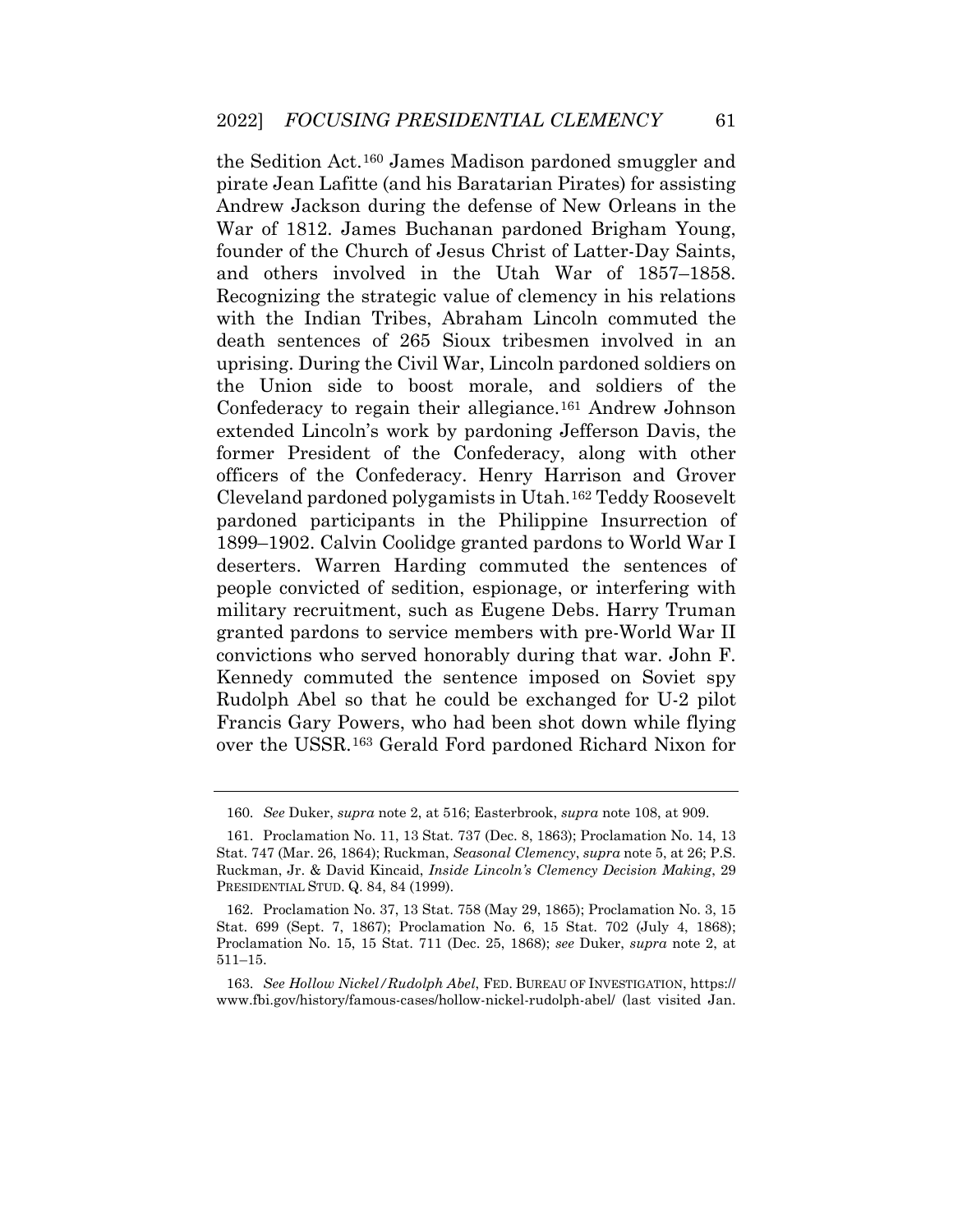the Sedition Act.[160] James Madison pardoned smuggler and pirate Jean Lafitte (and his Baratarian Pirates) for assisting Andrew Jackson during the defense of New Orleans in the War of 1812. James Buchanan pardoned Brigham Young, founder of the Church of Jesus Christ of Latter-Day Saints, and others involved in the Utah War of 1857–1858. Recognizing the strategic value of clemency in his relations with the Indian Tribes, Abraham Lincoln commuted the death sentences of 265 Sioux tribesmen involved in an uprising. During the Civil War, Lincoln pardoned soldiers on the Union side to boost morale, and soldiers of the Confederacy to regain their allegiance.[161] Andrew Johnson extended Lincoln's work by pardoning Jefferson Davis, the former President of the Confederacy, along with other officers of the Confederacy. Henry Harrison and Grover Cleveland pardoned polygamists in Utah.[162] Teddy Roosevelt pardoned participants in the Philippine Insurrection of 1899–1902. Calvin Coolidge granted pardons to World War I deserters. Warren Harding commuted the sentences of people convicted of sedition, espionage, or interfering with military recruitment, such as Eugene Debs. Harry Truman granted pardons to service members with pre-World War II convictions who served honorably during that war. John F. Kennedy commuted the sentence imposed on Soviet spy Rudolph Abel so that he could be exchanged for U-2 pilot Francis Gary Powers, who had been shot down while flying over the USSR.[163] Gerald Ford pardoned Richard Nixon for

---

160. *See* Duker, *supra* note 2, at 516; Easterbrook, *supra* note 108, at 909.

161. Proclamation No. 11, 13 Stat. 737 (Dec. 8, 1863); Proclamation No. 14, 13 Stat. 747 (Mar. 26, 1864); Ruckman, *Seasonal Clemency*, *supra* note 5, at 26; P.S. Ruckman, Jr. & David Kincaid, *Inside Lincoln's Clemency Decision Making*, 29 PRESIDENTIAL STUD. Q. 84, 84 (1999).

162. Proclamation No. 37, 13 Stat. 758 (May 29, 1865); Proclamation No. 3, 15 Stat. 699 (Sept. 7, 1867); Proclamation No. 6, 15 Stat. 702 (July 4, 1868); Proclamation No. 15, 15 Stat. 711 (Dec. 25, 1868); *see* Duker, *supra* note 2, at 511–15.

163. *See Hollow Nickel/Rudolph Abel*, FED. BUREAU OF INVESTIGATION, https://www.fbi.gov/history/famous-cases/hollow-nickel-rudolph-abel/ (last visited Jan.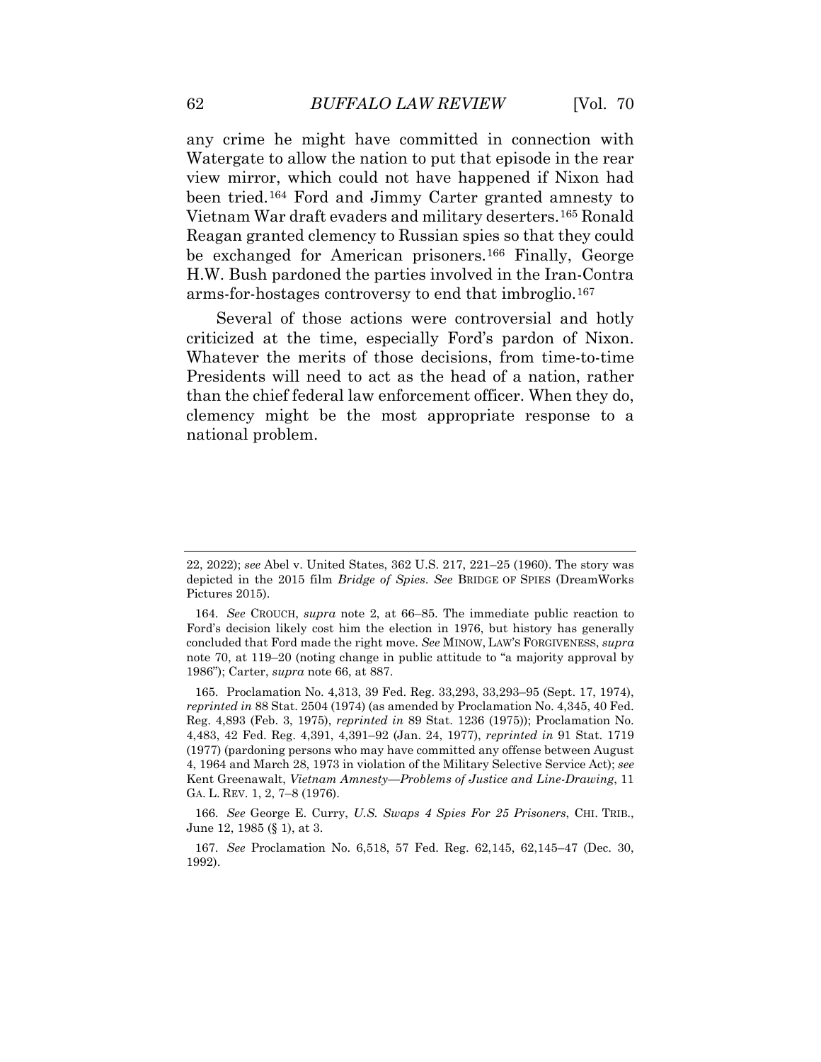any crime he might have committed in connection with Watergate to allow the nation to put that episode in the rear view mirror, which could not have happened if Nixon had been tried.[164] Ford and Jimmy Carter granted amnesty to Vietnam War draft evaders and military deserters.[165] Ronald Reagan granted clemency to Russian spies so that they could be exchanged for American prisoners.[166] Finally, George H.W. Bush pardoned the parties involved in the Iran-Contra arms-for-hostages controversy to end that imbroglio.[167]

Several of those actions were controversial and hotly criticized at the time, especially Ford's pardon of Nixon. Whatever the merits of those decisions, from time-to-time Presidents will need to act as the head of a nation, rather than the chief federal law enforcement officer. When they do, clemency might be the most appropriate response to a national problem.

---

22, 2022); *see* Abel v. United States, 362 U.S. 217, 221–25 (1960). The story was depicted in the 2015 film *Bridge of Spies*. *See* BRIDGE OF SPIES (DreamWorks Pictures 2015).

164. *See* CROUCH, *supra* note 2, at 66–85. The immediate public reaction to Ford's decision likely cost him the election in 1976, but history has generally concluded that Ford made the right move. *See* MINOW, LAW'S FORGIVENESS, *supra* note 70, at 119–20 (noting change in public attitude to "a majority approval by 1986"); Carter, *supra* note 66, at 887.

165. Proclamation No. 4,313, 39 Fed. Reg. 33,293, 33,293–95 (Sept. 17, 1974), *reprinted in* 88 Stat. 2504 (1974) (as amended by Proclamation No. 4,345, 40 Fed. Reg. 4,893 (Feb. 3, 1975), *reprinted in* 89 Stat. 1236 (1975)); Proclamation No. 4,483, 42 Fed. Reg. 4,391, 4,391–92 (Jan. 24, 1977), *reprinted in* 91 Stat. 1719 (1977) (pardoning persons who may have committed any offense between August 4, 1964 and March 28, 1973 in violation of the Military Selective Service Act); *see* Kent Greenawalt, *Vietnam Amnesty—Problems of Justice and Line-Drawing*, 11 GA. L. REV. 1, 2, 7–8 (1976).

166. *See* George E. Curry, *U.S. Swaps 4 Spies For 25 Prisoners*, CHI. TRIB., June 12, 1985 (§ 1), at 3.

167. *See* Proclamation No. 6,518, 57 Fed. Reg. 62,145, 62,145–47 (Dec. 30, 1992).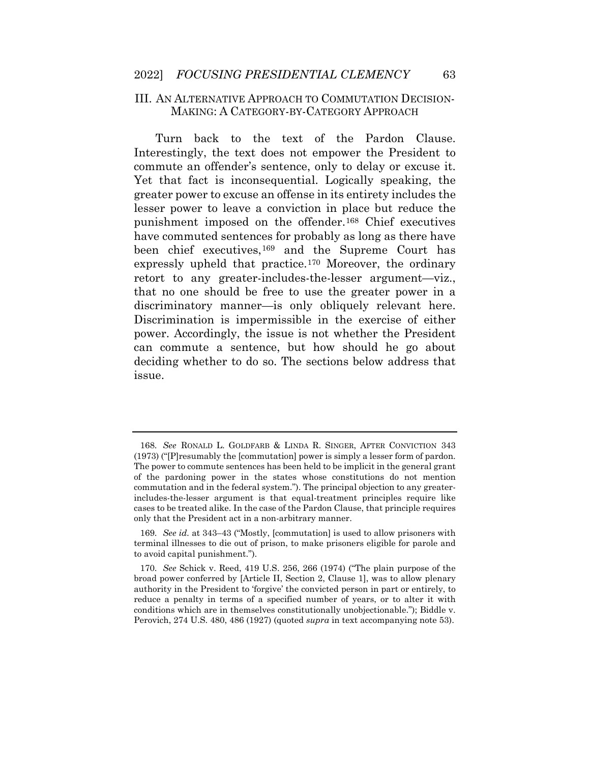## III. An Alternative Approach to Commutation Decision-Making: A Category-by-Category Approach

Turn back to the text of the Pardon Clause. Interestingly, the text does not empower the President to commute an offender's sentence, only to delay or excuse it. Yet that fact is inconsequential. Logically speaking, the greater power to excuse an offense in its entirety includes the lesser power to leave a conviction in place but reduce the punishment imposed on the offender.[168] Chief executives have commuted sentences for probably as long as there have been chief executives,[169] and the Supreme Court has expressly upheld that practice.[170] Moreover, the ordinary retort to any greater-includes-the-lesser argument—viz., that no one should be free to use the greater power in a discriminatory manner—is only obliquely relevant here. Discrimination is impermissible in the exercise of either power. Accordingly, the issue is not whether the President can commute a sentence, but how should he go about deciding whether to do so. The sections below address that issue.

---

168. *See* Ronald L. Goldfarb & Linda R. Singer, After Conviction 343 (1973) ("[P]resumably the [commutation] power is simply a lesser form of pardon. The power to commute sentences has been held to be implicit in the general grant of the pardoning power in the states whose constitutions do not mention commutation and in the federal system."). The principal objection to any greater-includes-the-lesser argument is that equal-treatment principles require like cases to be treated alike. In the case of the Pardon Clause, that principle requires only that the President act in a non-arbitrary manner.

169. *See id.* at 343–43 ("Mostly, [commutation] is used to allow prisoners with terminal illnesses to die out of prison, to make prisoners eligible for parole and to avoid capital punishment.").

170. *See* Schick v. Reed, 419 U.S. 256, 266 (1974) ("The plain purpose of the broad power conferred by [Article II, Section 2, Clause 1], was to allow plenary authority in the President to 'forgive' the convicted person in part or entirely, to reduce a penalty in terms of a specified number of years, or to alter it with conditions which are in themselves constitutionally unobjectionable."); Biddle v. Perovich, 274 U.S. 480, 486 (1927) (quoted *supra* in text accompanying note 53).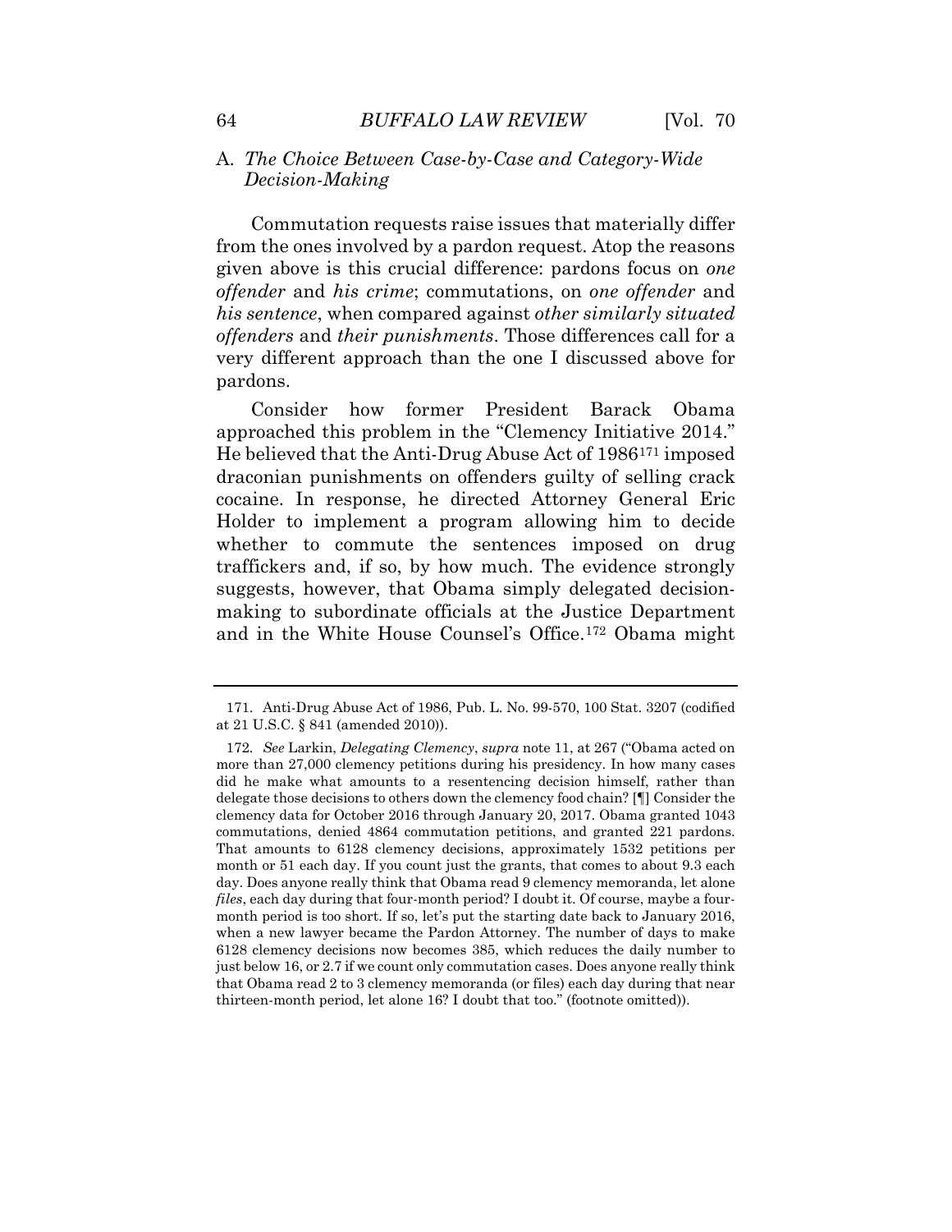### A. *The Choice Between Case-by-Case and Category-Wide Decision-Making*

Commutation requests raise issues that materially differ from the ones involved by a pardon request. Atop the reasons given above is this crucial difference: pardons focus on *one offender* and *his crime*; commutations, on *one offender* and *his sentence*, when compared against *other similarly situated offenders* and *their punishments*. Those differences call for a very different approach than the one I discussed above for pardons.

Consider how former President Barack Obama approached this problem in the "Clemency Initiative 2014." He believed that the Anti-Drug Abuse Act of 1986[171] imposed draconian punishments on offenders guilty of selling crack cocaine. In response, he directed Attorney General Eric Holder to implement a program allowing him to decide whether to commute the sentences imposed on drug traffickers and, if so, by how much. The evidence strongly suggests, however, that Obama simply delegated decision-making to subordinate officials at the Justice Department and in the White House Counsel's Office.[172] Obama might

---

171. Anti-Drug Abuse Act of 1986, Pub. L. No. 99-570, 100 Stat. 3207 (codified at 21 U.S.C. § 841 (amended 2010)).

172. *See* Larkin, *Delegating Clemency*, *supra* note 11, at 267 ("Obama acted on more than 27,000 clemency petitions during his presidency. In how many cases did he make what amounts to a resentencing decision himself, rather than delegate those decisions to others down the clemency food chain? [¶] Consider the clemency data for October 2016 through January 20, 2017. Obama granted 1043 commutations, denied 4864 commutation petitions, and granted 221 pardons. That amounts to 6128 clemency decisions, approximately 1532 petitions per month or 51 each day. If you count just the grants, that comes to about 9.3 each day. Does anyone really think that Obama read 9 clemency memoranda, let alone *files*, each day during that four-month period? I doubt it. Of course, maybe a four-month period is too short. If so, let's put the starting date back to January 2016, when a new lawyer became the Pardon Attorney. The number of days to make 6128 clemency decisions now becomes 385, which reduces the daily number to just below 16, or 2.7 if we count only commutation cases. Does anyone really think that Obama read 2 to 3 clemency memoranda (or files) each day during that near thirteen-month period, let alone 16? I doubt that too." (footnote omitted)).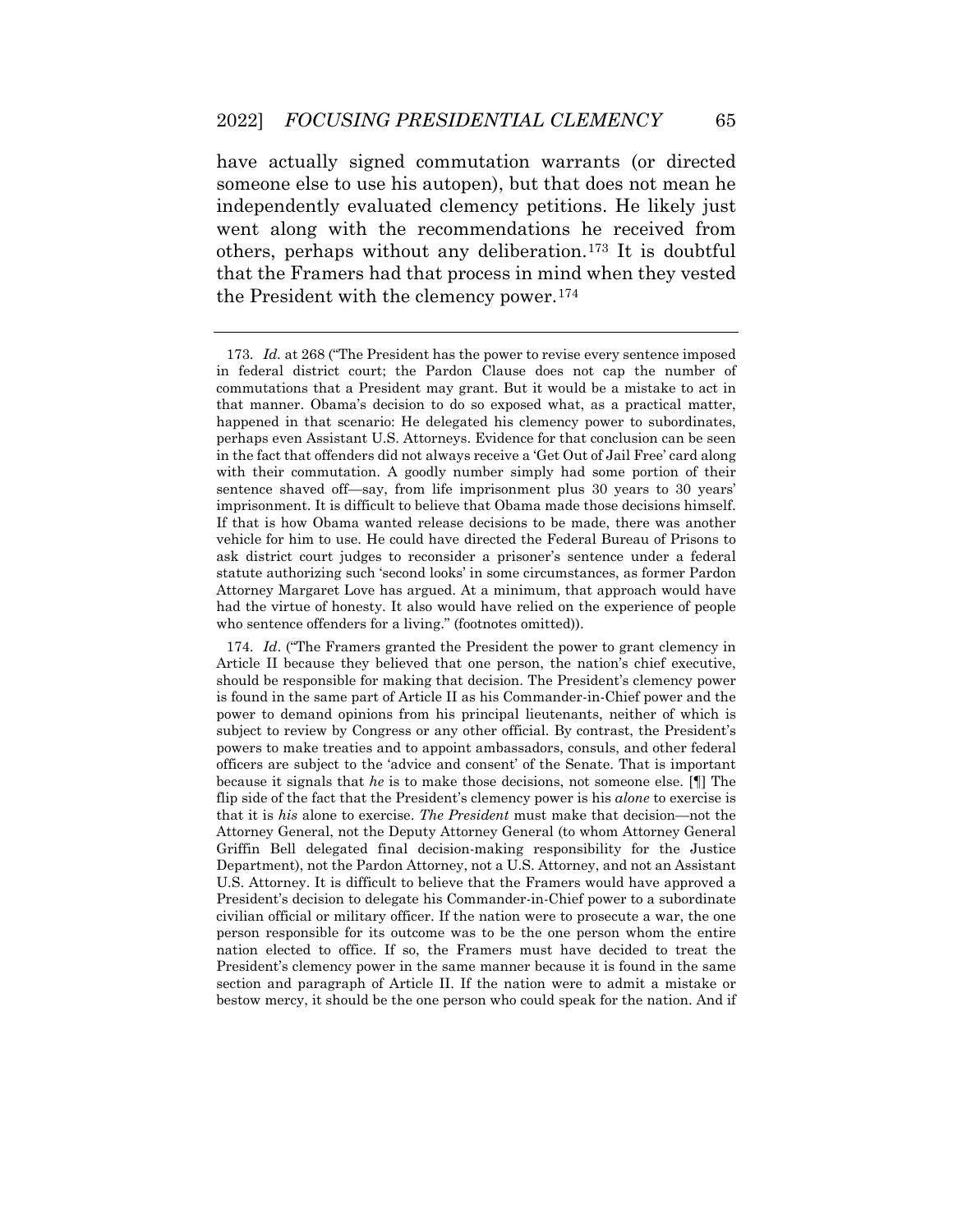have actually signed commutation warrants (or directed someone else to use his autopen), but that does not mean he independently evaluated clemency petitions. He likely just went along with the recommendations he received from others, perhaps without any deliberation.[173] It is doubtful that the Framers had that process in mind when they vested the President with the clemency power.[174]

---

173. *Id.* at 268 ("The President has the power to revise every sentence imposed in federal district court; the Pardon Clause does not cap the number of commutations that a President may grant. But it would be a mistake to act in that manner. Obama's decision to do so exposed what, as a practical matter, happened in that scenario: He delegated his clemency power to subordinates, perhaps even Assistant U.S. Attorneys. Evidence for that conclusion can be seen in the fact that offenders did not always receive a 'Get Out of Jail Free' card along with their commutation. A goodly number simply had some portion of their sentence shaved off—say, from life imprisonment plus 30 years to 30 years' imprisonment. It is difficult to believe that Obama made those decisions himself. If that is how Obama wanted release decisions to be made, there was another vehicle for him to use. He could have directed the Federal Bureau of Prisons to ask district court judges to reconsider a prisoner's sentence under a federal statute authorizing such 'second looks' in some circumstances, as former Pardon Attorney Margaret Love has argued. At a minimum, that approach would have had the virtue of honesty. It also would have relied on the experience of people who sentence offenders for a living." (footnotes omitted)).

174. *Id*. ("The Framers granted the President the power to grant clemency in Article II because they believed that one person, the nation's chief executive, should be responsible for making that decision. The President's clemency power is found in the same part of Article II as his Commander-in-Chief power and the power to demand opinions from his principal lieutenants, neither of which is subject to review by Congress or any other official. By contrast, the President's powers to make treaties and to appoint ambassadors, consuls, and other federal officers are subject to the 'advice and consent' of the Senate. That is important because it signals that *he* is to make those decisions, not someone else. [¶] The flip side of the fact that the President's clemency power is his *alone* to exercise is that it is *his* alone to exercise. *The President* must make that decision—not the Attorney General, not the Deputy Attorney General (to whom Attorney General Griffin Bell delegated final decision-making responsibility for the Justice Department), not the Pardon Attorney, not a U.S. Attorney, and not an Assistant U.S. Attorney. It is difficult to believe that the Framers would have approved a President's decision to delegate his Commander-in-Chief power to a subordinate civilian official or military officer. If the nation were to prosecute a war, the one person responsible for its outcome was to be the one person whom the entire nation elected to office. If so, the Framers must have decided to treat the President's clemency power in the same manner because it is found in the same section and paragraph of Article II. If the nation were to admit a mistake or bestow mercy, it should be the one person who could speak for the nation. And if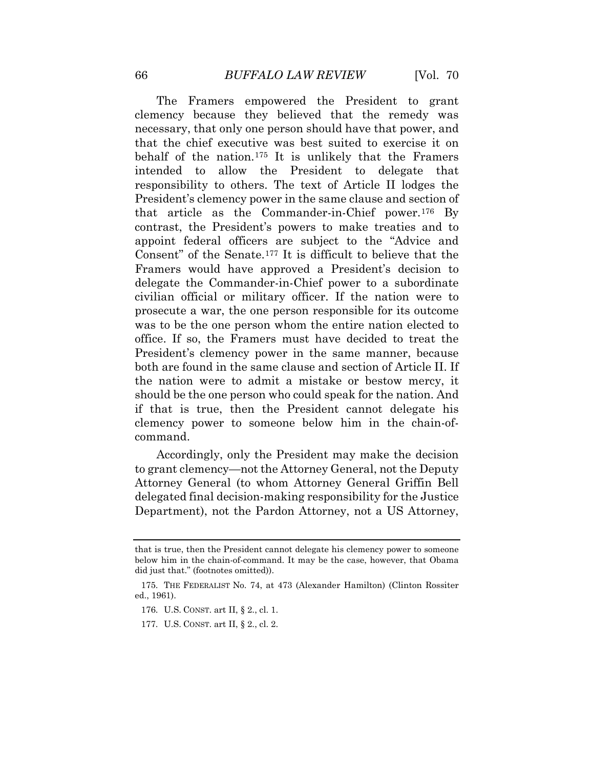The Framers empowered the President to grant clemency because they believed that the remedy was necessary, that only one person should have that power, and that the chief executive was best suited to exercise it on behalf of the nation.[175] It is unlikely that the Framers intended to allow the President to delegate that responsibility to others. The text of Article II lodges the President's clemency power in the same clause and section of that article as the Commander-in-Chief power.[176] By contrast, the President's powers to make treaties and to appoint federal officers are subject to the "Advice and Consent" of the Senate.[177] It is difficult to believe that the Framers would have approved a President's decision to delegate the Commander-in-Chief power to a subordinate civilian official or military officer. If the nation were to prosecute a war, the one person responsible for its outcome was to be the one person whom the entire nation elected to office. If so, the Framers must have decided to treat the President's clemency power in the same manner, because both are found in the same clause and section of Article II. If the nation were to admit a mistake or bestow mercy, it should be the one person who could speak for the nation. And if that is true, then the President cannot delegate his clemency power to someone below him in the chain-of-command.

Accordingly, only the President may make the decision to grant clemency—not the Attorney General, not the Deputy Attorney General (to whom Attorney General Griffin Bell delegated final decision-making responsibility for the Justice Department), not the Pardon Attorney, not a US Attorney,

---

that is true, then the President cannot delegate his clemency power to someone below him in the chain-of-command. It may be the case, however, that Obama did just that." (footnotes omitted)).

175. THE FEDERALIST No. 74, at 473 (Alexander Hamilton) (Clinton Rossiter ed., 1961).

176. U.S. CONST. art II, § 2., cl. 1.

177. U.S. CONST. art II, § 2., cl. 2.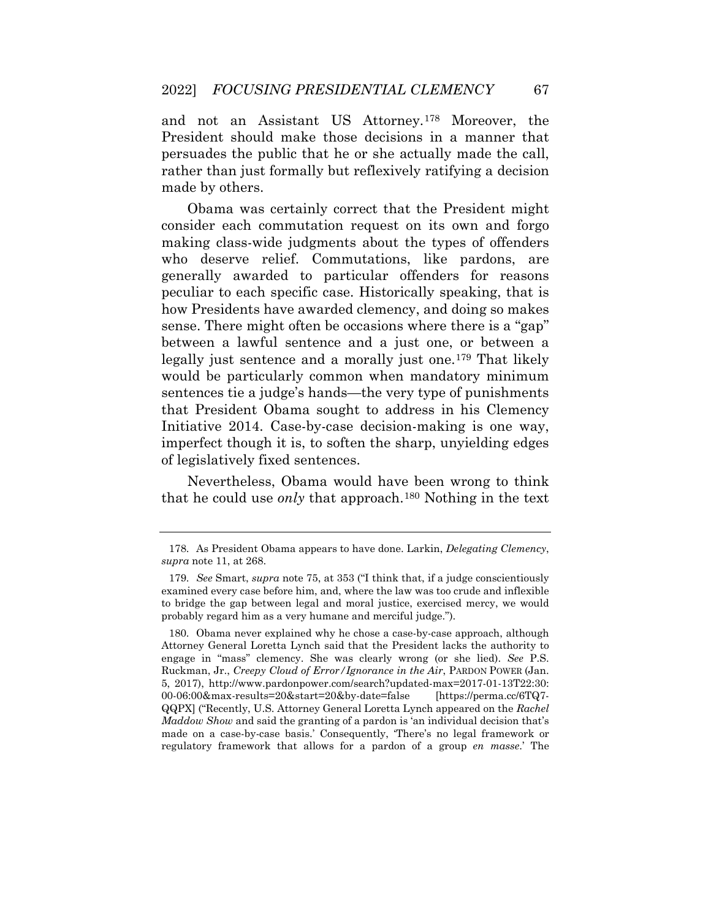and not an Assistant US Attorney.[178] Moreover, the President should make those decisions in a manner that persuades the public that he or she actually made the call, rather than just formally but reflexively ratifying a decision made by others.

Obama was certainly correct that the President might consider each commutation request on its own and forgo making class-wide judgments about the types of offenders who deserve relief. Commutations, like pardons, are generally awarded to particular offenders for reasons peculiar to each specific case. Historically speaking, that is how Presidents have awarded clemency, and doing so makes sense. There might often be occasions where there is a "gap" between a lawful sentence and a just one, or between a legally just sentence and a morally just one.[179] That likely would be particularly common when mandatory minimum sentences tie a judge's hands—the very type of punishments that President Obama sought to address in his Clemency Initiative 2014. Case-by-case decision-making is one way, imperfect though it is, to soften the sharp, unyielding edges of legislatively fixed sentences.

Nevertheless, Obama would have been wrong to think that he could use *only* that approach.[180] Nothing in the text

---

178. As President Obama appears to have done. Larkin, *Delegating Clemency*, *supra* note 11, at 268.

179. *See* Smart, *supra* note 75, at 353 ("I think that, if a judge conscientiously examined every case before him, and, where the law was too crude and inflexible to bridge the gap between legal and moral justice, exercised mercy, we would probably regard him as a very humane and merciful judge.").

180. Obama never explained why he chose a case-by-case approach, although Attorney General Loretta Lynch said that the President lacks the authority to engage in "mass" clemency. She was clearly wrong (or she lied). *See* P.S. Ruckman, Jr., *Creepy Cloud of Error/Ignorance in the Air*, PARDON POWER (Jan. 5, 2017), http://www.pardonpower.com/search?updated-max=2017-01-13T22:30:00-06:00&max-results=20&start=20&by-date=false [https://perma.cc/6TQ7-QQPX] ("Recently, U.S. Attorney General Loretta Lynch appeared on the *Rachel Maddow Show* and said the granting of a pardon is 'an individual decision that's made on a case-by-case basis.' Consequently, 'There's no legal framework or regulatory framework that allows for a pardon of a group *en masse*.' The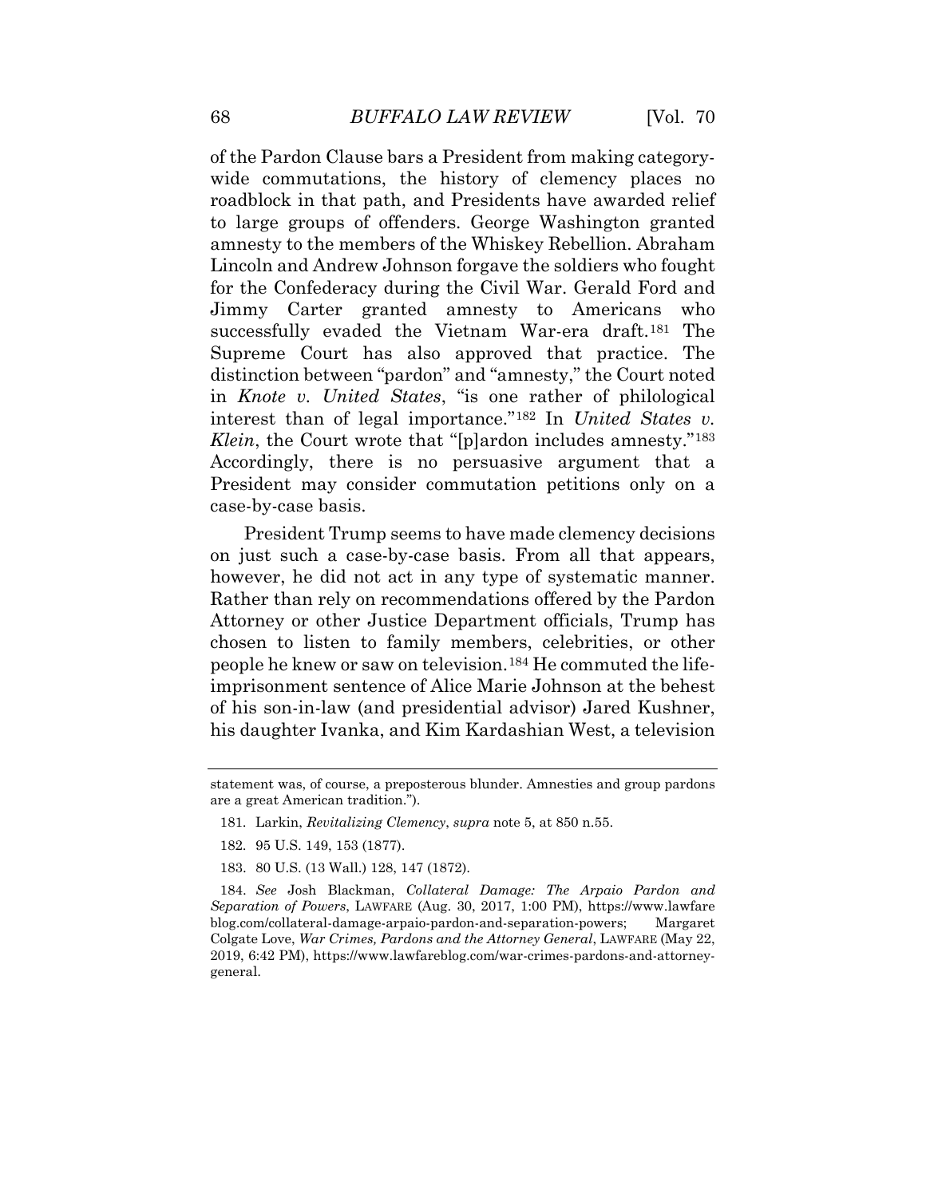of the Pardon Clause bars a President from making category-wide commutations, the history of clemency places no roadblock in that path, and Presidents have awarded relief to large groups of offenders. George Washington granted amnesty to the members of the Whiskey Rebellion. Abraham Lincoln and Andrew Johnson forgave the soldiers who fought for the Confederacy during the Civil War. Gerald Ford and Jimmy Carter granted amnesty to Americans who successfully evaded the Vietnam War-era draft.[181] The Supreme Court has also approved that practice. The distinction between "pardon" and "amnesty," the Court noted in *Knote v. United States*, "is one rather of philological interest than of legal importance."[182] In *United States v. Klein*, the Court wrote that "[p]ardon includes amnesty."[183] Accordingly, there is no persuasive argument that a President may consider commutation petitions only on a case-by-case basis.

President Trump seems to have made clemency decisions on just such a case-by-case basis. From all that appears, however, he did not act in any type of systematic manner. Rather than rely on recommendations offered by the Pardon Attorney or other Justice Department officials, Trump has chosen to listen to family members, celebrities, or other people he knew or saw on television.[184] He commuted the life-imprisonment sentence of Alice Marie Johnson at the behest of his son-in-law (and presidential advisor) Jared Kushner, his daughter Ivanka, and Kim Kardashian West, a television

---

statement was, of course, a preposterous blunder. Amnesties and group pardons are a great American tradition.").

181. Larkin, *Revitalizing Clemency*, *supra* note 5, at 850 n.55.

182. 95 U.S. 149, 153 (1877).

183. 80 U.S. (13 Wall.) 128, 147 (1872).

184. *See* Josh Blackman, *Collateral Damage: The Arpaio Pardon and Separation of Powers*, LAWFARE (Aug. 30, 2017, 1:00 PM), https://www.lawfareblog.com/collateral-damage-arpaio-pardon-and-separation-powers; Margaret Colgate Love, *War Crimes, Pardons and the Attorney General*, LAWFARE (May 22, 2019, 6:42 PM), https://www.lawfareblog.com/war-crimes-pardons-and-attorney-general.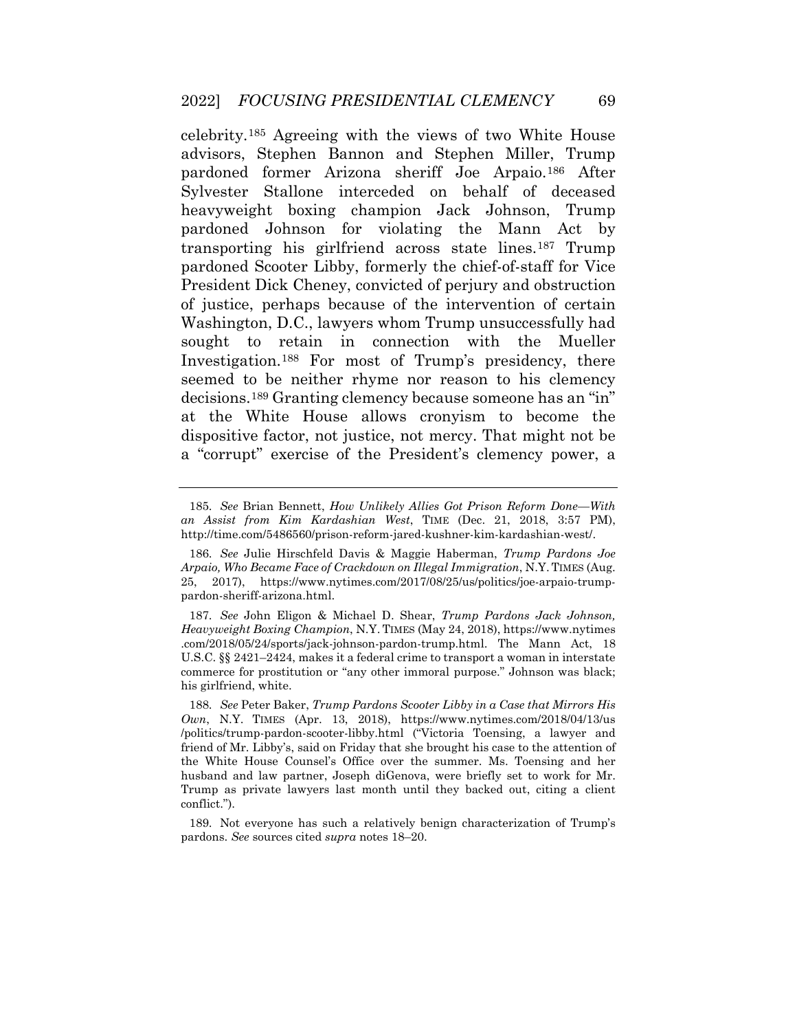celebrity.[185] Agreeing with the views of two White House advisors, Stephen Bannon and Stephen Miller, Trump pardoned former Arizona sheriff Joe Arpaio.[186] After Sylvester Stallone interceded on behalf of deceased heavyweight boxing champion Jack Johnson, Trump pardoned Johnson for violating the Mann Act by transporting his girlfriend across state lines.[187] Trump pardoned Scooter Libby, formerly the chief-of-staff for Vice President Dick Cheney, convicted of perjury and obstruction of justice, perhaps because of the intervention of certain Washington, D.C., lawyers whom Trump unsuccessfully had sought to retain in connection with the Mueller Investigation.[188] For most of Trump's presidency, there seemed to be neither rhyme nor reason to his clemency decisions.[189] Granting clemency because someone has an "in" at the White House allows cronyism to become the dispositive factor, not justice, not mercy. That might not be a "corrupt" exercise of the President's clemency power, a

---

185. *See* Brian Bennett, *How Unlikely Allies Got Prison Reform Done—With an Assist from Kim Kardashian West*, TIME (Dec. 21, 2018, 3:57 PM), http://time.com/5486560/prison-reform-jared-kushner-kim-kardashian-west/.

186. *See* Julie Hirschfeld Davis & Maggie Haberman, *Trump Pardons Joe Arpaio, Who Became Face of Crackdown on Illegal Immigration*, N.Y. TIMES (Aug. 25, 2017), https://www.nytimes.com/2017/08/25/us/politics/joe-arpaio-trump-pardon-sheriff-arizona.html.

187. *See* John Eligon & Michael D. Shear, *Trump Pardons Jack Johnson, Heavyweight Boxing Champion*, N.Y. TIMES (May 24, 2018), https://www.nytimes.com/2018/05/24/sports/jack-johnson-pardon-trump.html. The Mann Act, 18 U.S.C. §§ 2421–2424, makes it a federal crime to transport a woman in interstate commerce for prostitution or "any other immoral purpose." Johnson was black; his girlfriend, white.

188. *See* Peter Baker, *Trump Pardons Scooter Libby in a Case that Mirrors His Own*, N.Y. TIMES (Apr. 13, 2018), https://www.nytimes.com/2018/04/13/us/politics/trump-pardon-scooter-libby.html ("Victoria Toensing, a lawyer and friend of Mr. Libby's, said on Friday that she brought his case to the attention of the White House Counsel's Office over the summer. Ms. Toensing and her husband and law partner, Joseph diGenova, were briefly set to work for Mr. Trump as private lawyers last month until they backed out, citing a client conflict.").

189. Not everyone has such a relatively benign characterization of Trump's pardons. *See* sources cited *supra* notes 18–20.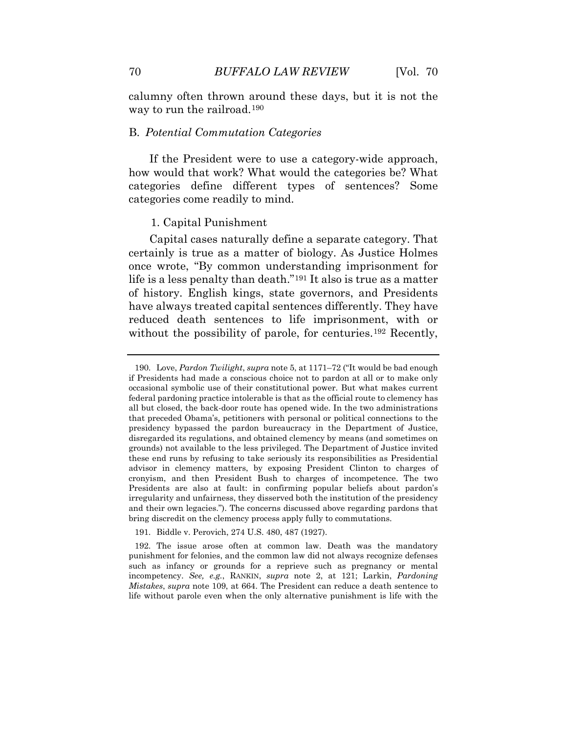calumny often thrown around these days, but it is not the way to run the railroad.[190]

### B. *Potential Commutation Categories*

If the President were to use a category-wide approach, how would that work? What would the categories be? What categories define different types of sentences? Some categories come readily to mind.

#### 1. Capital Punishment

Capital cases naturally define a separate category. That certainly is true as a matter of biology. As Justice Holmes once wrote, "By common understanding imprisonment for life is a less penalty than death."[191] It also is true as a matter of history. English kings, state governors, and Presidents have always treated capital sentences differently. They have reduced death sentences to life imprisonment, with or without the possibility of parole, for centuries.[192] Recently,

---

190. Love, *Pardon Twilight*, *supra* note 5, at 1171–72 ("It would be bad enough if Presidents had made a conscious choice not to pardon at all or to make only occasional symbolic use of their constitutional power. But what makes current federal pardoning practice intolerable is that as the official route to clemency has all but closed, the back-door route has opened wide. In the two administrations that preceded Obama's, petitioners with personal or political connections to the presidency bypassed the pardon bureaucracy in the Department of Justice, disregarded its regulations, and obtained clemency by means (and sometimes on grounds) not available to the less privileged. The Department of Justice invited these end runs by refusing to take seriously its responsibilities as Presidential advisor in clemency matters, by exposing President Clinton to charges of cronyism, and then President Bush to charges of incompetence. The two Presidents are also at fault: in confirming popular beliefs about pardon's irregularity and unfairness, they disserved both the institution of the presidency and their own legacies."). The concerns discussed above regarding pardons that bring discredit on the clemency process apply fully to commutations.

191. Biddle v. Perovich, 274 U.S. 480, 487 (1927).

192. The issue arose often at common law. Death was the mandatory punishment for felonies, and the common law did not always recognize defenses such as infancy or grounds for a reprieve such as pregnancy or mental incompetency. *See, e.g.*, RANKIN, *supra* note 2, at 121; Larkin, *Pardoning Mistakes*, *supra* note 109, at 664. The President can reduce a death sentence to life without parole even when the only alternative punishment is life with the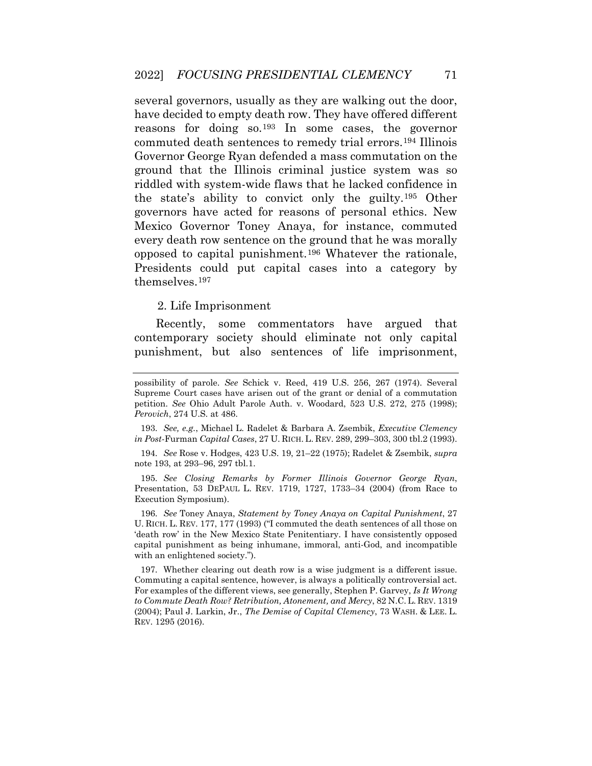several governors, usually as they are walking out the door, have decided to empty death row. They have offered different reasons for doing so.[193] In some cases, the governor commuted death sentences to remedy trial errors.[194] Illinois Governor George Ryan defended a mass commutation on the ground that the Illinois criminal justice system was so riddled with system-wide flaws that he lacked confidence in the state's ability to convict only the guilty.[195] Other governors have acted for reasons of personal ethics. New Mexico Governor Toney Anaya, for instance, commuted every death row sentence on the ground that he was morally opposed to capital punishment.[196] Whatever the rationale, Presidents could put capital cases into a category by themselves.[197]

### 2. Life Imprisonment

Recently, some commentators have argued that contemporary society should eliminate not only capital punishment, but also sentences of life imprisonment,

---

possibility of parole. *See* Schick v. Reed, 419 U.S. 256, 267 (1974). Several Supreme Court cases have arisen out of the grant or denial of a commutation petition. *See* Ohio Adult Parole Auth. v. Woodard, 523 U.S. 272, 275 (1998); *Perovich*, 274 U.S. at 486.

193. *See, e.g.*, Michael L. Radelet & Barbara A. Zsembik, *Executive Clemency in Post-*Furman *Capital Cases*, 27 U. RICH. L. REV. 289, 299–303, 300 tbl.2 (1993).

194. *See* Rose v. Hodges, 423 U.S. 19, 21–22 (1975); Radelet & Zsembik, *supra* note 193, at 293–96, 297 tbl.1.

195. *See Closing Remarks by Former Illinois Governor George Ryan*, Presentation, 53 DEPAUL L. REV. 1719, 1727, 1733–34 (2004) (from Race to Execution Symposium).

196. *See* Toney Anaya, *Statement by Toney Anaya on Capital Punishment*, 27 U. RICH. L. REV. 177, 177 (1993) ("I commuted the death sentences of all those on 'death row' in the New Mexico State Penitentiary. I have consistently opposed capital punishment as being inhumane, immoral, anti-God, and incompatible with an enlightened society.").

197. Whether clearing out death row is a wise judgment is a different issue. Commuting a capital sentence, however, is always a politically controversial act. For examples of the different views, see generally, Stephen P. Garvey, *Is It Wrong to Commute Death Row? Retribution, Atonement, and Mercy*, 82 N.C. L. REV. 1319 (2004); Paul J. Larkin, Jr., *The Demise of Capital Clemency*, 73 WASH. & LEE. L. REV. 1295 (2016).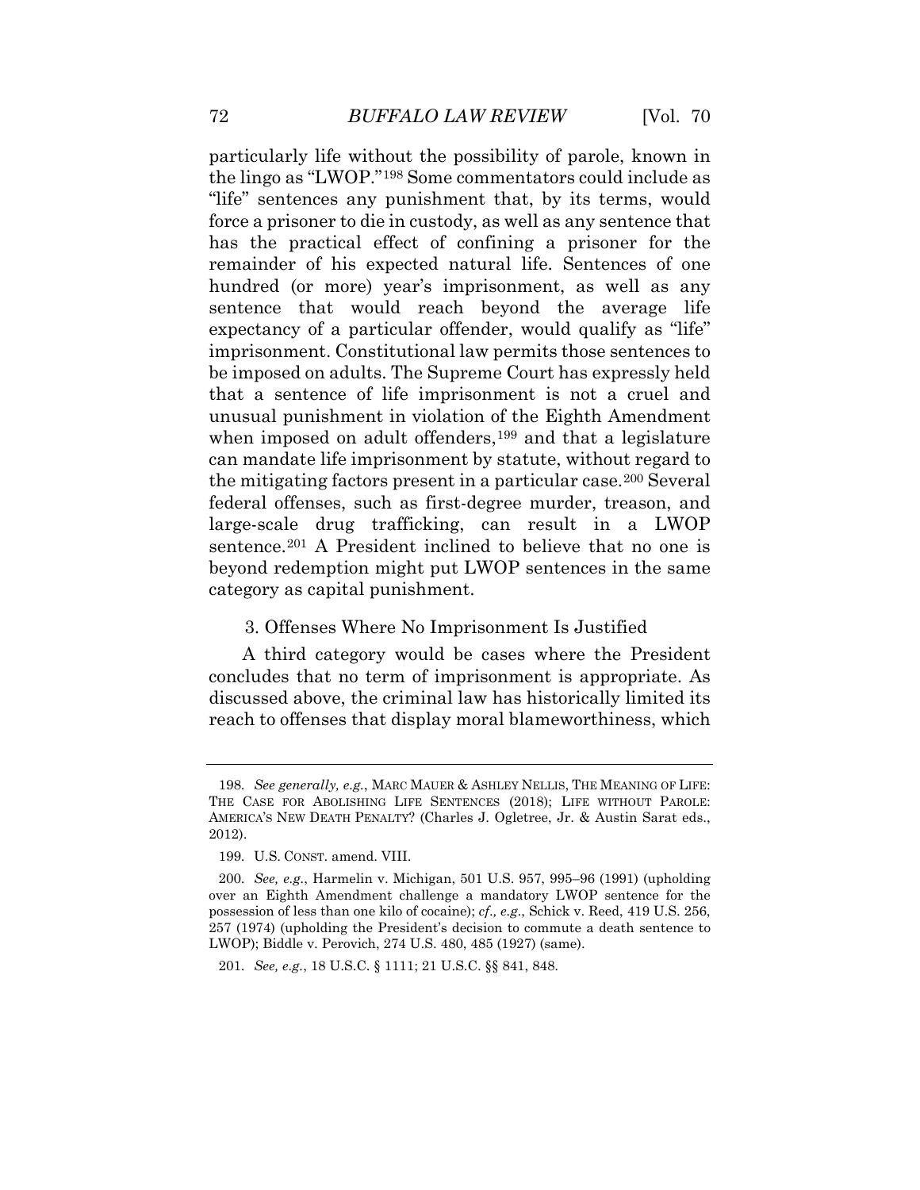particularly life without the possibility of parole, known in the lingo as "LWOP."[198] Some commentators could include as "life" sentences any punishment that, by its terms, would force a prisoner to die in custody, as well as any sentence that has the practical effect of confining a prisoner for the remainder of his expected natural life. Sentences of one hundred (or more) year's imprisonment, as well as any sentence that would reach beyond the average life expectancy of a particular offender, would qualify as "life" imprisonment. Constitutional law permits those sentences to be imposed on adults. The Supreme Court has expressly held that a sentence of life imprisonment is not a cruel and unusual punishment in violation of the Eighth Amendment when imposed on adult offenders,[199] and that a legislature can mandate life imprisonment by statute, without regard to the mitigating factors present in a particular case.[200] Several federal offenses, such as first-degree murder, treason, and large-scale drug trafficking, can result in a LWOP sentence.[201] A President inclined to believe that no one is beyond redemption might put LWOP sentences in the same category as capital punishment.

### 3. Offenses Where No Imprisonment Is Justified

A third category would be cases where the President concludes that no term of imprisonment is appropriate. As discussed above, the criminal law has historically limited its reach to offenses that display moral blameworthiness, which

---

198. *See generally, e.g.*, MARC MAUER & ASHLEY NELLIS, THE MEANING OF LIFE: THE CASE FOR ABOLISHING LIFE SENTENCES (2018); LIFE WITHOUT PAROLE: AMERICA'S NEW DEATH PENALTY? (Charles J. Ogletree, Jr. & Austin Sarat eds., 2012).

199. U.S. CONST. amend. VIII.

200. *See, e.g.*, Harmelin v. Michigan, 501 U.S. 957, 995–96 (1991) (upholding over an Eighth Amendment challenge a mandatory LWOP sentence for the possession of less than one kilo of cocaine); *cf., e.g.*, Schick v. Reed, 419 U.S. 256, 257 (1974) (upholding the President's decision to commute a death sentence to LWOP); Biddle v. Perovich, 274 U.S. 480, 485 (1927) (same).

201. *See, e.g.*, 18 U.S.C. § 1111; 21 U.S.C. §§ 841, 848.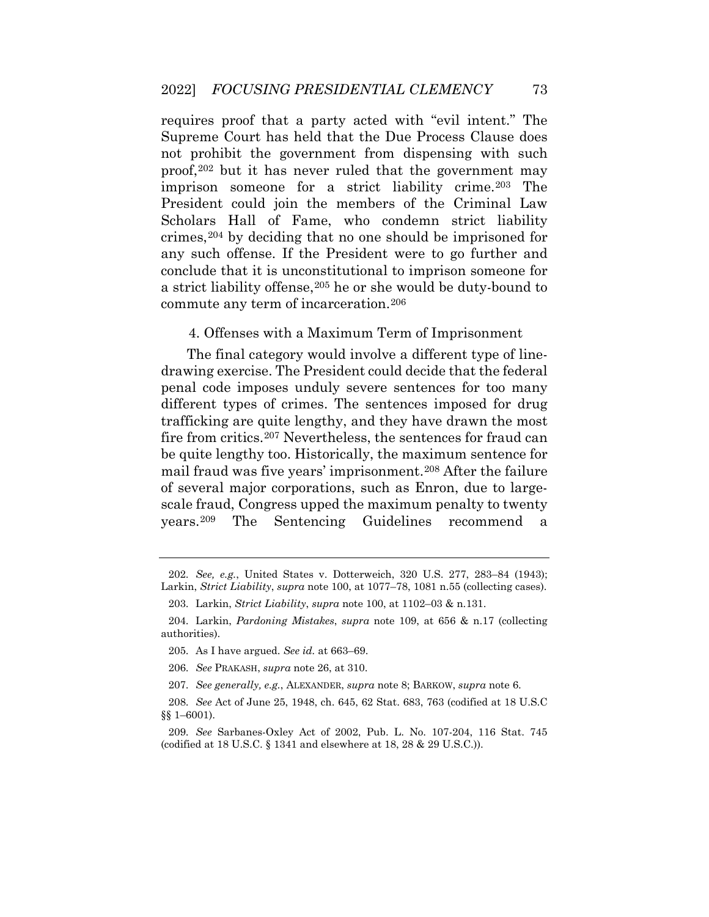requires proof that a party acted with "evil intent." The Supreme Court has held that the Due Process Clause does not prohibit the government from dispensing with such proof,[202] but it has never ruled that the government may imprison someone for a strict liability crime.[203] The President could join the members of the Criminal Law Scholars Hall of Fame, who condemn strict liability crimes,[204] by deciding that no one should be imprisoned for any such offense. If the President were to go further and conclude that it is unconstitutional to imprison someone for a strict liability offense,[205] he or she would be duty-bound to commute any term of incarceration.[206]

#### 4. Offenses with a Maximum Term of Imprisonment

The final category would involve a different type of line-drawing exercise. The President could decide that the federal penal code imposes unduly severe sentences for too many different types of crimes. The sentences imposed for drug trafficking are quite lengthy, and they have drawn the most fire from critics.[207] Nevertheless, the sentences for fraud can be quite lengthy too. Historically, the maximum sentence for mail fraud was five years' imprisonment.[208] After the failure of several major corporations, such as Enron, due to large-scale fraud, Congress upped the maximum penalty to twenty years.[209] The Sentencing Guidelines recommend a

---

202. *See, e.g.*, United States v. Dotterweich, 320 U.S. 277, 283–84 (1943); Larkin, *Strict Liability*, *supra* note 100, at 1077–78, 1081 n.55 (collecting cases).

203. Larkin, *Strict Liability*, *supra* note 100, at 1102–03 & n.131.

204. Larkin, *Pardoning Mistakes*, *supra* note 109, at 656 & n.17 (collecting authorities).

205. As I have argued. *See id.* at 663–69.

206. *See* PRAKASH, *supra* note 26, at 310.

207. *See generally, e.g.*, ALEXANDER, *supra* note 8; BARKOW, *supra* note 6.

208. *See* Act of June 25, 1948, ch. 645, 62 Stat. 683, 763 (codified at 18 U.S.C §§ 1–6001).

209. *See* Sarbanes-Oxley Act of 2002, Pub. L. No. 107-204, 116 Stat. 745 (codified at 18 U.S.C. § 1341 and elsewhere at 18, 28 & 29 U.S.C.)).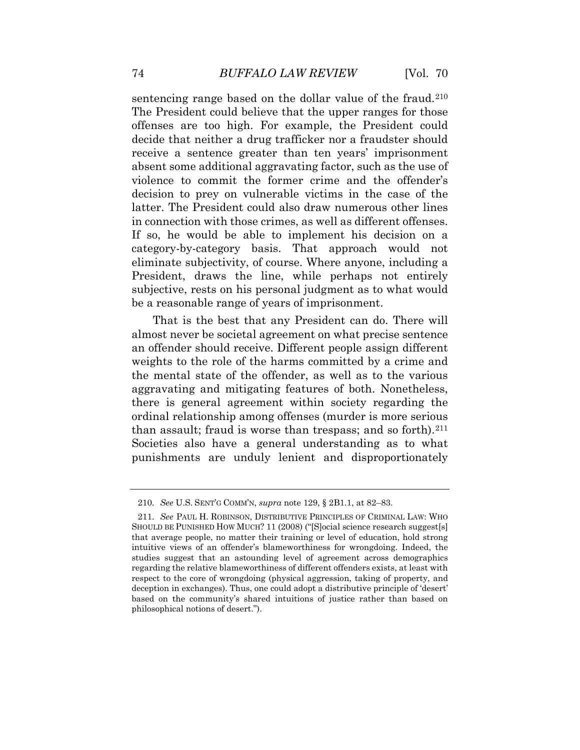sentencing range based on the dollar value of the fraud.[210] The President could believe that the upper ranges for those offenses are too high. For example, the President could decide that neither a drug trafficker nor a fraudster should receive a sentence greater than ten years' imprisonment absent some additional aggravating factor, such as the use of violence to commit the former crime and the offender's decision to prey on vulnerable victims in the case of the latter. The President could also draw numerous other lines in connection with those crimes, as well as different offenses. If so, he would be able to implement his decision on a category-by-category basis. That approach would not eliminate subjectivity, of course. Where anyone, including a President, draws the line, while perhaps not entirely subjective, rests on his personal judgment as to what would be a reasonable range of years of imprisonment.

That is the best that any President can do. There will almost never be societal agreement on what precise sentence an offender should receive. Different people assign different weights to the role of the harms committed by a crime and the mental state of the offender, as well as to the various aggravating and mitigating features of both. Nonetheless, there is general agreement within society regarding the ordinal relationship among offenses (murder is more serious than assault; fraud is worse than trespass; and so forth).[211] Societies also have a general understanding as to what punishments are unduly lenient and disproportionately

---

210. *See* U.S. SENT'G COMM'N, *supra* note 129, § 2B1.1, at 82–83.

211. *See* PAUL H. ROBINSON, DISTRIBUTIVE PRINCIPLES OF CRIMINAL LAW: WHO SHOULD BE PUNISHED HOW MUCH? 11 (2008) ("[S]ocial science research suggest[s] that average people, no matter their training or level of education, hold strong intuitive views of an offender's blameworthiness for wrongdoing. Indeed, the studies suggest that an astounding level of agreement across demographics regarding the relative blameworthiness of different offenders exists, at least with respect to the core of wrongdoing (physical aggression, taking of property, and deception in exchanges). Thus, one could adopt a distributive principle of 'desert' based on the community's shared intuitions of justice rather than based on philosophical notions of desert.").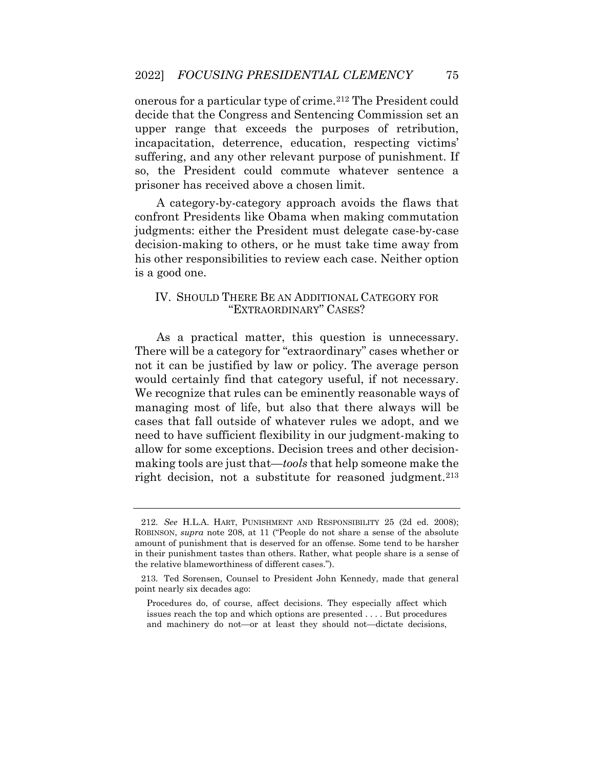onerous for a particular type of crime.[212] The President could decide that the Congress and Sentencing Commission set an upper range that exceeds the purposes of retribution, incapacitation, deterrence, education, respecting victims' suffering, and any other relevant purpose of punishment. If so, the President could commute whatever sentence a prisoner has received above a chosen limit.

A category-by-category approach avoids the flaws that confront Presidents like Obama when making commutation judgments: either the President must delegate case-by-case decision-making to others, or he must take time away from his other responsibilities to review each case. Neither option is a good one.

## IV. SHOULD THERE BE AN ADDITIONAL CATEGORY FOR "EXTRAORDINARY" CASES?

As a practical matter, this question is unnecessary. There will be a category for "extraordinary" cases whether or not it can be justified by law or policy. The average person would certainly find that category useful, if not necessary. We recognize that rules can be eminently reasonable ways of managing most of life, but also that there always will be cases that fall outside of whatever rules we adopt, and we need to have sufficient flexibility in our judgment-making to allow for some exceptions. Decision trees and other decision-making tools are just that—*tools* that help someone make the right decision, not a substitute for reasoned judgment.[213]

---

212. *See* H.L.A. HART, PUNISHMENT AND RESPONSIBILITY 25 (2d ed. 2008); ROBINSON, *supra* note 208, at 11 ("People do not share a sense of the absolute amount of punishment that is deserved for an offense. Some tend to be harsher in their punishment tastes than others. Rather, what people share is a sense of the relative blameworthiness of different cases.").

213. Ted Sorensen, Counsel to President John Kennedy, made that general point nearly six decades ago:

> Procedures do, of course, affect decisions. They especially affect which issues reach the top and which options are presented . . . . But procedures and machinery do not—or at least they should not—dictate decisions,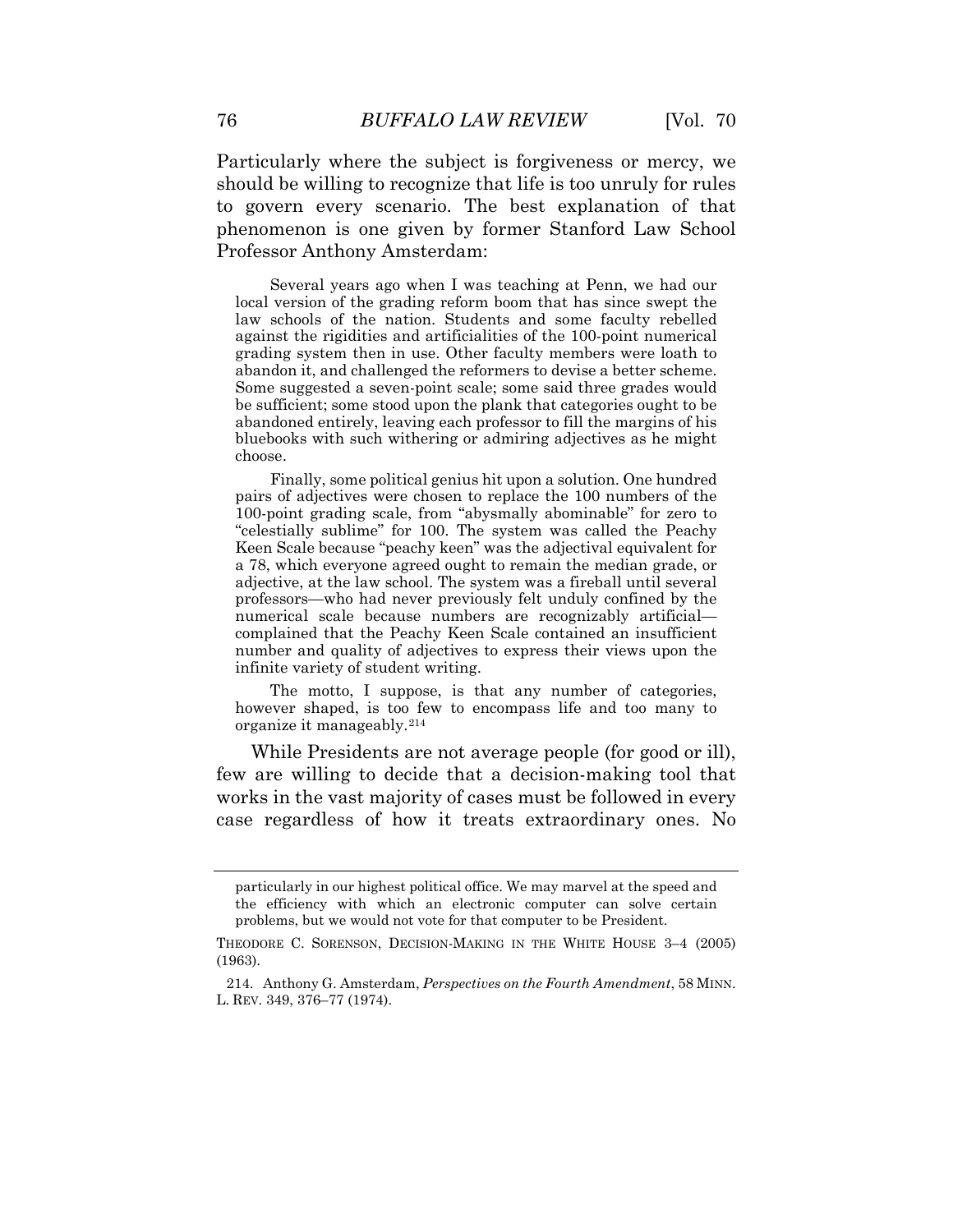Particularly where the subject is forgiveness or mercy, we should be willing to recognize that life is too unruly for rules to govern every scenario. The best explanation of that phenomenon is one given by former Stanford Law School Professor Anthony Amsterdam:

> Several years ago when I was teaching at Penn, we had our local version of the grading reform boom that has since swept the law schools of the nation. Students and some faculty rebelled against the rigidities and artificialities of the 100-point numerical grading system then in use. Other faculty members were loath to abandon it, and challenged the reformers to devise a better scheme. Some suggested a seven-point scale; some said three grades would be sufficient; some stood upon the plank that categories ought to be abandoned entirely, leaving each professor to fill the margins of his bluebooks with such withering or admiring adjectives as he might choose.
>
> Finally, some political genius hit upon a solution. One hundred pairs of adjectives were chosen to replace the 100 numbers of the 100-point grading scale, from "abysmally abominable" for zero to "celestially sublime" for 100. The system was called the Peachy Keen Scale because "peachy keen" was the adjectival equivalent for a 78, which everyone agreed ought to remain the median grade, or adjective, at the law school. The system was a fireball until several professors—who had never previously felt unduly confined by the numerical scale because numbers are recognizably artificial—complained that the Peachy Keen Scale contained an insufficient number and quality of adjectives to express their views upon the infinite variety of student writing.
>
> The motto, I suppose, is that any number of categories, however shaped, is too few to encompass life and too many to organize it manageably.[214]

While Presidents are not average people (for good or ill), few are willing to decide that a decision-making tool that works in the vast majority of cases must be followed in every case regardless of how it treats extraordinary ones. No

---

particularly in our highest political office. We may marvel at the speed and the efficiency with which an electronic computer can solve certain problems, but we would not vote for that computer to be President.

THEODORE C. SORENSON, DECISION-MAKING IN THE WHITE HOUSE 3–4 (2005) (1963).

214. Anthony G. Amsterdam, *Perspectives on the Fourth Amendment*, 58 MINN. L. REV. 349, 376–77 (1974).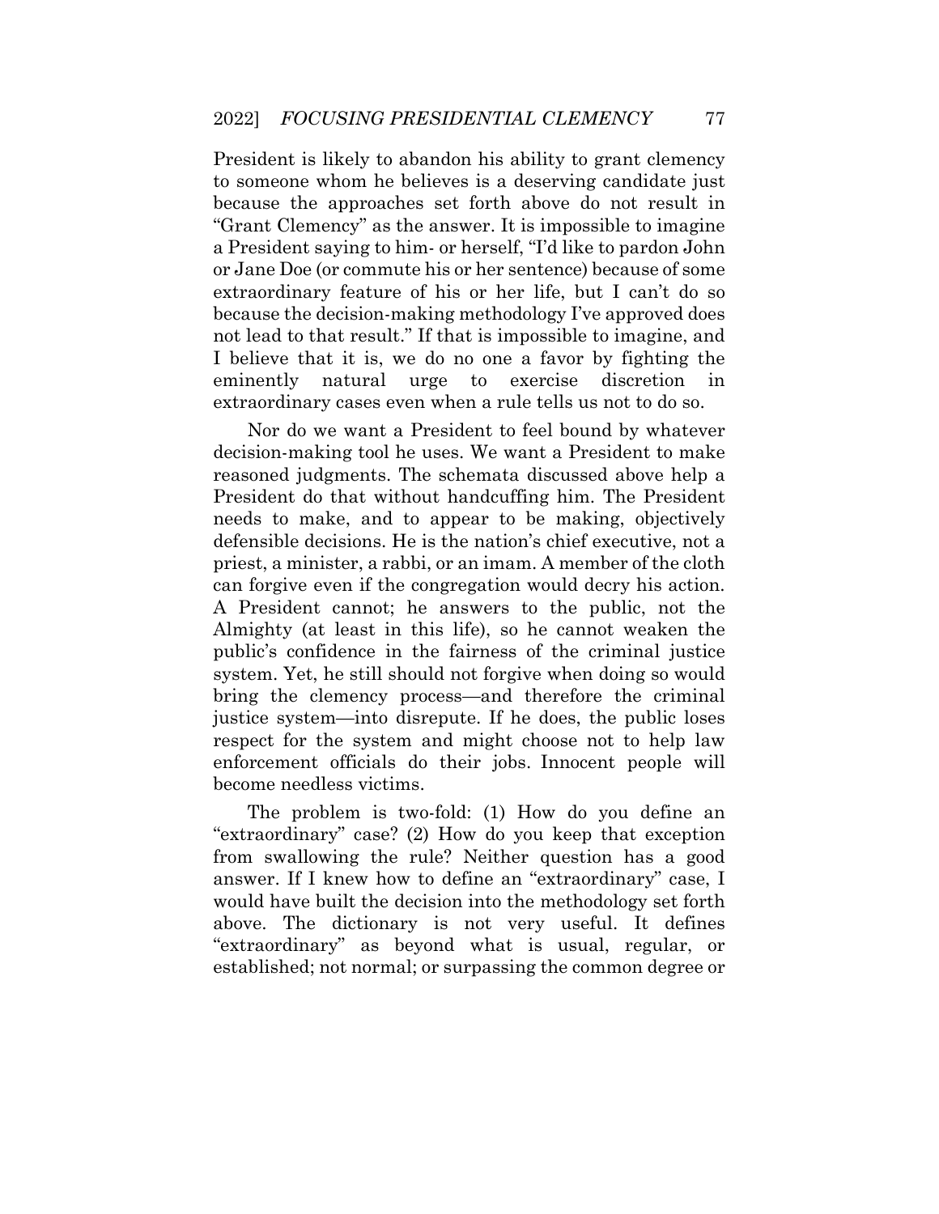President is likely to abandon his ability to grant clemency to someone whom he believes is a deserving candidate just because the approaches set forth above do not result in "Grant Clemency" as the answer. It is impossible to imagine a President saying to him- or herself, "I'd like to pardon John or Jane Doe (or commute his or her sentence) because of some extraordinary feature of his or her life, but I can't do so because the decision-making methodology I've approved does not lead to that result." If that is impossible to imagine, and I believe that it is, we do no one a favor by fighting the eminently natural urge to exercise discretion in extraordinary cases even when a rule tells us not to do so.

Nor do we want a President to feel bound by whatever decision-making tool he uses. We want a President to make reasoned judgments. The schemata discussed above help a President do that without handcuffing him. The President needs to make, and to appear to be making, objectively defensible decisions. He is the nation's chief executive, not a priest, a minister, a rabbi, or an imam. A member of the cloth can forgive even if the congregation would decry his action. A President cannot; he answers to the public, not the Almighty (at least in this life), so he cannot weaken the public's confidence in the fairness of the criminal justice system. Yet, he still should not forgive when doing so would bring the clemency process—and therefore the criminal justice system—into disrepute. If he does, the public loses respect for the system and might choose not to help law enforcement officials do their jobs. Innocent people will become needless victims.

The problem is two-fold: (1) How do you define an "extraordinary" case? (2) How do you keep that exception from swallowing the rule? Neither question has a good answer. If I knew how to define an "extraordinary" case, I would have built the decision into the methodology set forth above. The dictionary is not very useful. It defines "extraordinary" as beyond what is usual, regular, or established; not normal; or surpassing the common degree or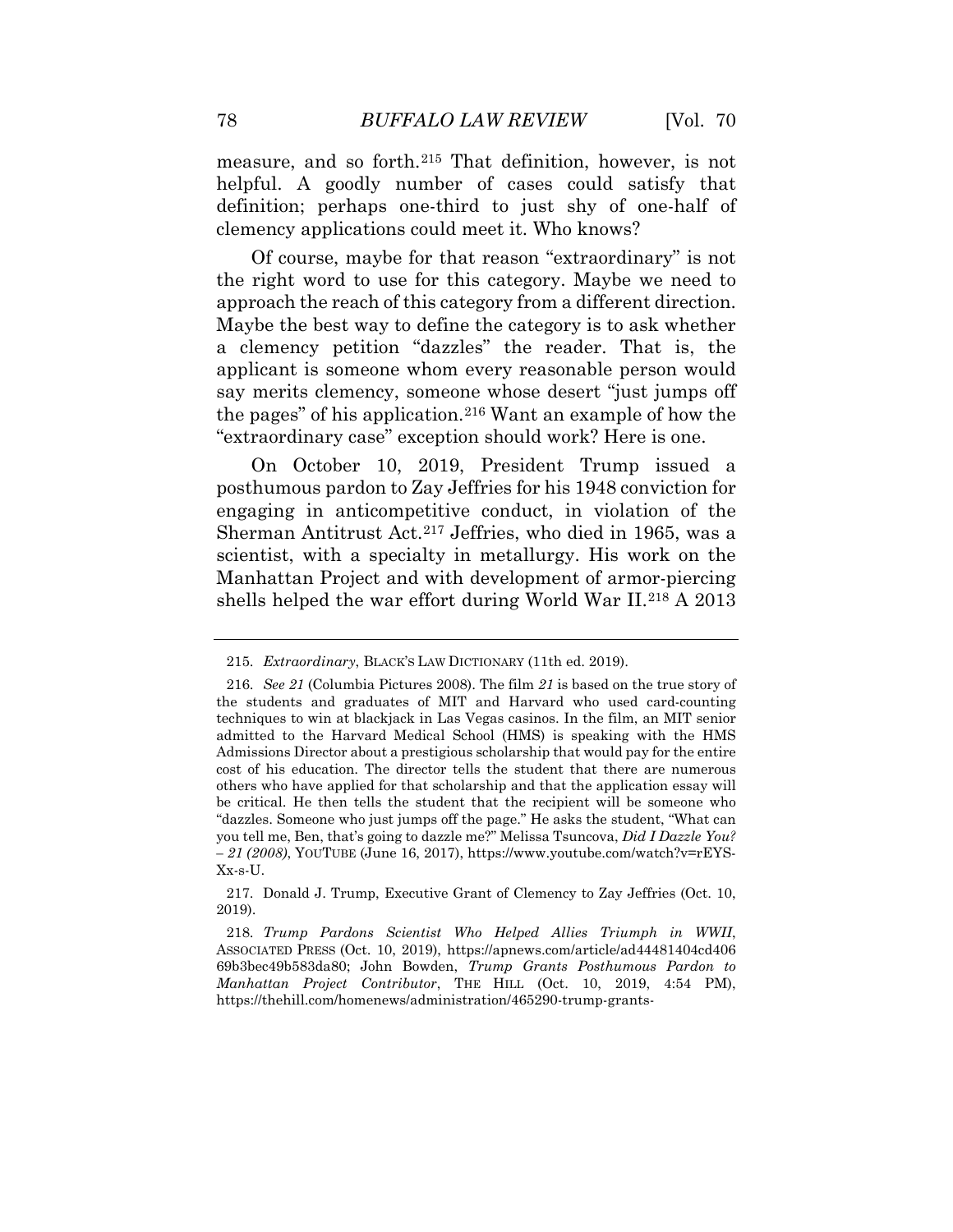measure, and so forth.[215] That definition, however, is not helpful. A goodly number of cases could satisfy that definition; perhaps one-third to just shy of one-half of clemency applications could meet it. Who knows?

Of course, maybe for that reason "extraordinary" is not the right word to use for this category. Maybe we need to approach the reach of this category from a different direction. Maybe the best way to define the category is to ask whether a clemency petition "dazzles" the reader. That is, the applicant is someone whom every reasonable person would say merits clemency, someone whose desert "just jumps off the pages" of his application.[216] Want an example of how the "extraordinary case" exception should work? Here is one.

On October 10, 2019, President Trump issued a posthumous pardon to Zay Jeffries for his 1948 conviction for engaging in anticompetitive conduct, in violation of the Sherman Antitrust Act.[217] Jeffries, who died in 1965, was a scientist, with a specialty in metallurgy. His work on the Manhattan Project and with development of armor-piercing shells helped the war effort during World War II.[218] A 2013

---

215. *Extraordinary*, BLACK'S LAW DICTIONARY (11th ed. 2019).

216. *See 21* (Columbia Pictures 2008). The film *21* is based on the true story of the students and graduates of MIT and Harvard who used card-counting techniques to win at blackjack in Las Vegas casinos. In the film, an MIT senior admitted to the Harvard Medical School (HMS) is speaking with the HMS Admissions Director about a prestigious scholarship that would pay for the entire cost of his education. The director tells the student that there are numerous others who have applied for that scholarship and that the application essay will be critical. He then tells the student that the recipient will be someone who "dazzles. Someone who just jumps off the page." He asks the student, "What can you tell me, Ben, that's going to dazzle me?" Melissa Tsuncova, *Did I Dazzle You? – 21 (2008)*, YOUTUBE (June 16, 2017), https://www.youtube.com/watch?v=rEYS-Xx-s-U.

217. Donald J. Trump, Executive Grant of Clemency to Zay Jeffries (Oct. 10, 2019).

218. *Trump Pardons Scientist Who Helped Allies Triumph in WWII*, ASSOCIATED PRESS (Oct. 10, 2019), https://apnews.com/article/ad44481404cd406 69b3bec49b583da80; John Bowden, *Trump Grants Posthumous Pardon to Manhattan Project Contributor*, THE HILL (Oct. 10, 2019, 4:54 PM), https://thehill.com/homenews/administration/465290-trump-grants-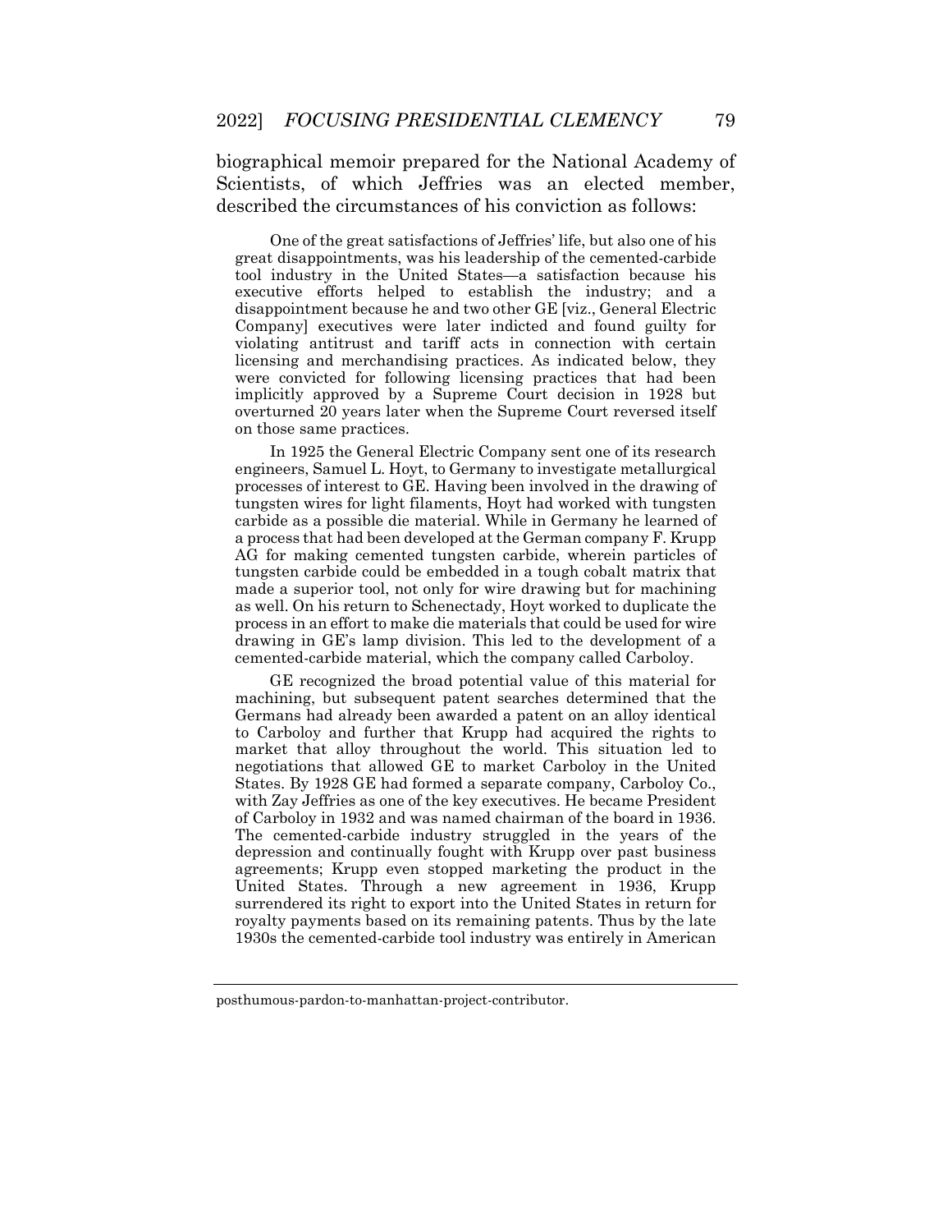biographical memoir prepared for the National Academy of Scientists, of which Jeffries was an elected member, described the circumstances of his conviction as follows:

> One of the great satisfactions of Jeffries' life, but also one of his great disappointments, was his leadership of the cemented-carbide tool industry in the United States—a satisfaction because his executive efforts helped to establish the industry; and a disappointment because he and two other GE [viz., General Electric Company] executives were later indicted and found guilty for violating antitrust and tariff acts in connection with certain licensing and merchandising practices. As indicated below, they were convicted for following licensing practices that had been implicitly approved by a Supreme Court decision in 1928 but overturned 20 years later when the Supreme Court reversed itself on those same practices.
>
> In 1925 the General Electric Company sent one of its research engineers, Samuel L. Hoyt, to Germany to investigate metallurgical processes of interest to GE. Having been involved in the drawing of tungsten wires for light filaments, Hoyt had worked with tungsten carbide as a possible die material. While in Germany he learned of a process that had been developed at the German company F. Krupp AG for making cemented tungsten carbide, wherein particles of tungsten carbide could be embedded in a tough cobalt matrix that made a superior tool, not only for wire drawing but for machining as well. On his return to Schenectady, Hoyt worked to duplicate the process in an effort to make die materials that could be used for wire drawing in GE's lamp division. This led to the development of a cemented-carbide material, which the company called Carboloy.
>
> GE recognized the broad potential value of this material for machining, but subsequent patent searches determined that the Germans had already been awarded a patent on an alloy identical to Carboloy and further that Krupp had acquired the rights to market that alloy throughout the world. This situation led to negotiations that allowed GE to market Carboloy in the United States. By 1928 GE had formed a separate company, Carboloy Co., with Zay Jeffries as one of the key executives. He became President of Carboloy in 1932 and was named chairman of the board in 1936. The cemented-carbide industry struggled in the years of the depression and continually fought with Krupp over past business agreements; Krupp even stopped marketing the product in the United States. Through a new agreement in 1936, Krupp surrendered its right to export into the United States in return for royalty payments based on its remaining patents. Thus by the late 1930s the cemented-carbide tool industry was entirely in American

posthumous-pardon-to-manhattan-project-contributor.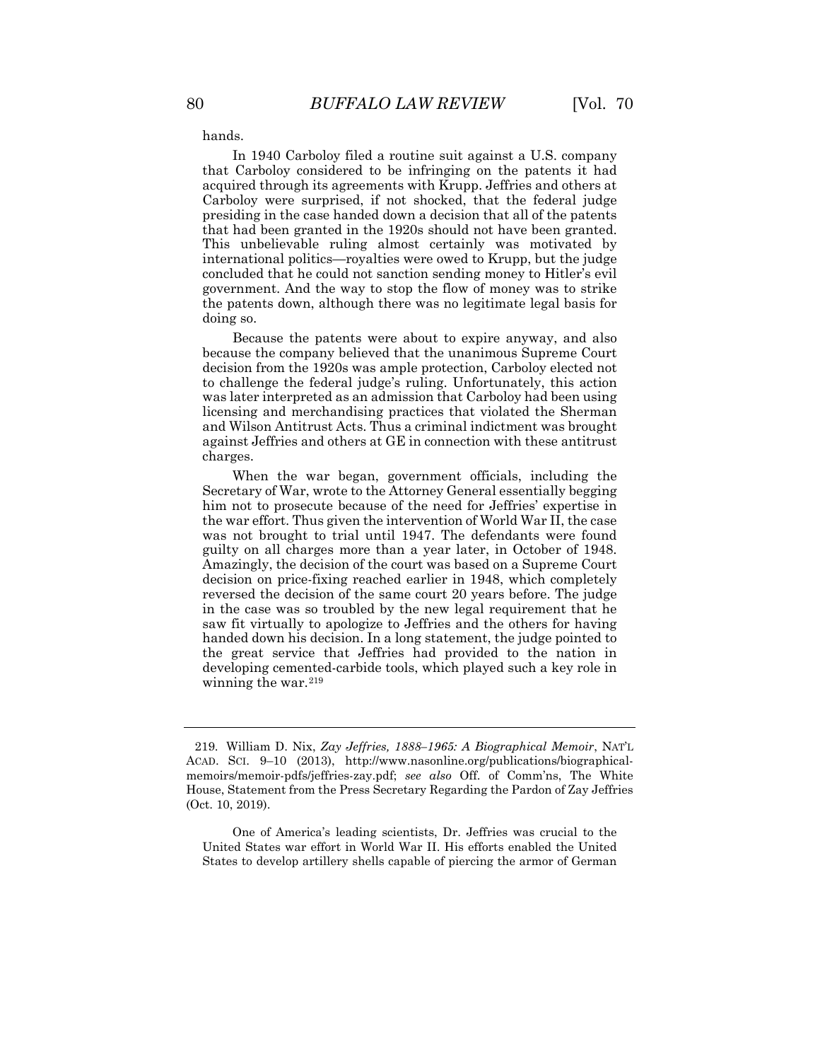hands.

In 1940 Carboloy filed a routine suit against a U.S. company that Carboloy considered to be infringing on the patents it had acquired through its agreements with Krupp. Jeffries and others at Carboloy were surprised, if not shocked, that the federal judge presiding in the case handed down a decision that all of the patents that had been granted in the 1920s should not have been granted. This unbelievable ruling almost certainly was motivated by international politics—royalties were owed to Krupp, but the judge concluded that he could not sanction sending money to Hitler's evil government. And the way to stop the flow of money was to strike the patents down, although there was no legitimate legal basis for doing so.

Because the patents were about to expire anyway, and also because the company believed that the unanimous Supreme Court decision from the 1920s was ample protection, Carboloy elected not to challenge the federal judge's ruling. Unfortunately, this action was later interpreted as an admission that Carboloy had been using licensing and merchandising practices that violated the Sherman and Wilson Antitrust Acts. Thus a criminal indictment was brought against Jeffries and others at GE in connection with these antitrust charges.

When the war began, government officials, including the Secretary of War, wrote to the Attorney General essentially begging him not to prosecute because of the need for Jeffries' expertise in the war effort. Thus given the intervention of World War II, the case was not brought to trial until 1947. The defendants were found guilty on all charges more than a year later, in October of 1948. Amazingly, the decision of the court was based on a Supreme Court decision on price-fixing reached earlier in 1948, which completely reversed the decision of the same court 20 years before. The judge in the case was so troubled by the new legal requirement that he saw fit virtually to apologize to Jeffries and the others for having handed down his decision. In a long statement, the judge pointed to the great service that Jeffries had provided to the nation in developing cemented-carbide tools, which played such a key role in winning the war.[219]

---

219. William D. Nix, *Zay Jeffries, 1888–1965: A Biographical Memoir*, NAT'L ACAD. SCI. 9–10 (2013), http://www.nasonline.org/publications/biographical-memoirs/memoir-pdfs/jeffries-zay.pdf; *see also* Off. of Comm'ns, The White House, Statement from the Press Secretary Regarding the Pardon of Zay Jeffries (Oct. 10, 2019).

> One of America's leading scientists, Dr. Jeffries was crucial to the United States war effort in World War II. His efforts enabled the United States to develop artillery shells capable of piercing the armor of German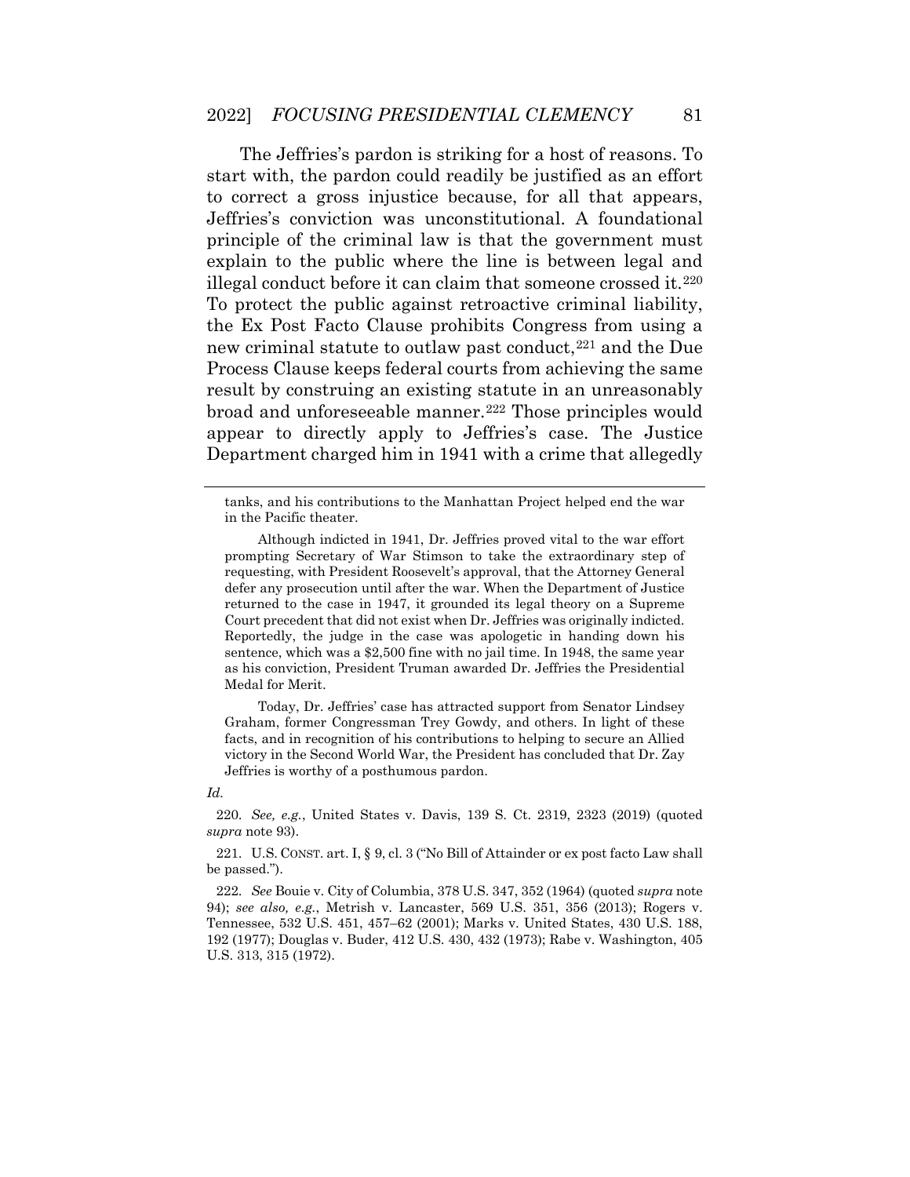The Jeffries's pardon is striking for a host of reasons. To start with, the pardon could readily be justified as an effort to correct a gross injustice because, for all that appears, Jeffries's conviction was unconstitutional. A foundational principle of the criminal law is that the government must explain to the public where the line is between legal and illegal conduct before it can claim that someone crossed it.[220] To protect the public against retroactive criminal liability, the Ex Post Facto Clause prohibits Congress from using a new criminal statute to outlaw past conduct,[221] and the Due Process Clause keeps federal courts from achieving the same result by construing an existing statute in an unreasonably broad and unforeseeable manner.[222] Those principles would appear to directly apply to Jeffries's case. The Justice Department charged him in 1941 with a crime that allegedly

---

tanks, and his contributions to the Manhattan Project helped end the war in the Pacific theater.

Although indicted in 1941, Dr. Jeffries proved vital to the war effort prompting Secretary of War Stimson to take the extraordinary step of requesting, with President Roosevelt's approval, that the Attorney General defer any prosecution until after the war. When the Department of Justice returned to the case in 1947, it grounded its legal theory on a Supreme Court precedent that did not exist when Dr. Jeffries was originally indicted. Reportedly, the judge in the case was apologetic in handing down his sentence, which was a $2,500 fine with no jail time. In 1948, the same year as his conviction, President Truman awarded Dr. Jeffries the Presidential Medal for Merit.

Today, Dr. Jeffries' case has attracted support from Senator Lindsey Graham, former Congressman Trey Gowdy, and others. In light of these facts, and in recognition of his contributions to helping to secure an Allied victory in the Second World War, the President has concluded that Dr. Zay Jeffries is worthy of a posthumous pardon.

*Id.*

220. *See, e.g.*, United States v. Davis, 139 S. Ct. 2319, 2323 (2019) (quoted *supra* note 93).

221. U.S. CONST. art. I, § 9, cl. 3 ("No Bill of Attainder or ex post facto Law shall be passed.").

222. *See* Bouie v. City of Columbia, 378 U.S. 347, 352 (1964) (quoted *supra* note 94); *see also, e.g.*, Metrish v. Lancaster, 569 U.S. 351, 356 (2013); Rogers v. Tennessee, 532 U.S. 451, 457–62 (2001); Marks v. United States, 430 U.S. 188, 192 (1977); Douglas v. Buder, 412 U.S. 430, 432 (1973); Rabe v. Washington, 405 U.S. 313, 315 (1972).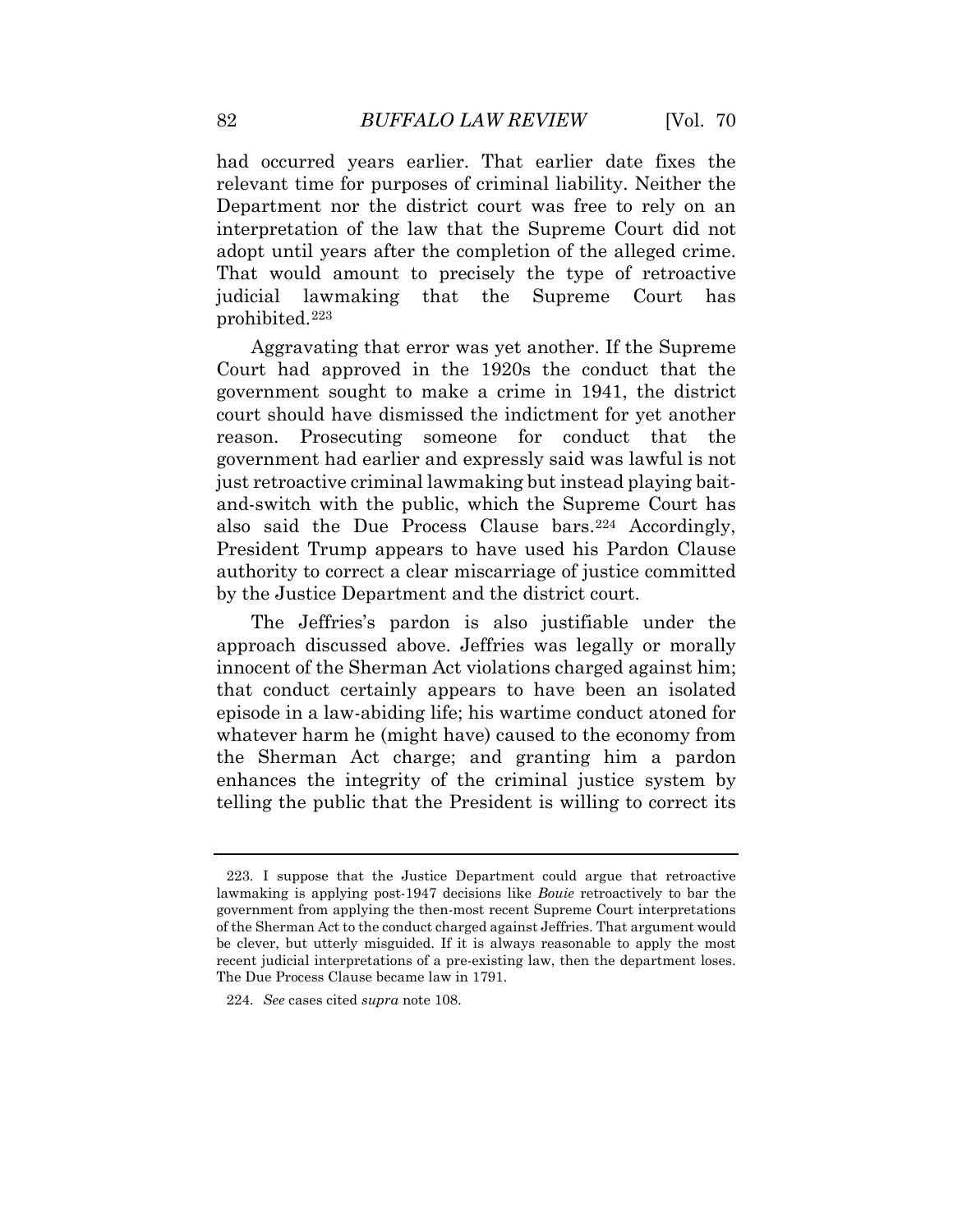had occurred years earlier. That earlier date fixes the relevant time for purposes of criminal liability. Neither the Department nor the district court was free to rely on an interpretation of the law that the Supreme Court did not adopt until years after the completion of the alleged crime. That would amount to precisely the type of retroactive judicial lawmaking that the Supreme Court has prohibited.[223]

Aggravating that error was yet another. If the Supreme Court had approved in the 1920s the conduct that the government sought to make a crime in 1941, the district court should have dismissed the indictment for yet another reason. Prosecuting someone for conduct that the government had earlier and expressly said was lawful is not just retroactive criminal lawmaking but instead playing bait-and-switch with the public, which the Supreme Court has also said the Due Process Clause bars.[224] Accordingly, President Trump appears to have used his Pardon Clause authority to correct a clear miscarriage of justice committed by the Justice Department and the district court.

The Jeffries's pardon is also justifiable under the approach discussed above. Jeffries was legally or morally innocent of the Sherman Act violations charged against him; that conduct certainly appears to have been an isolated episode in a law-abiding life; his wartime conduct atoned for whatever harm he (might have) caused to the economy from the Sherman Act charge; and granting him a pardon enhances the integrity of the criminal justice system by telling the public that the President is willing to correct its

---

223. I suppose that the Justice Department could argue that retroactive lawmaking is applying post-1947 decisions like *Bouie* retroactively to bar the government from applying the then-most recent Supreme Court interpretations of the Sherman Act to the conduct charged against Jeffries. That argument would be clever, but utterly misguided. If it is always reasonable to apply the most recent judicial interpretations of a pre-existing law, then the department loses. The Due Process Clause became law in 1791.

224. *See* cases cited *supra* note 108.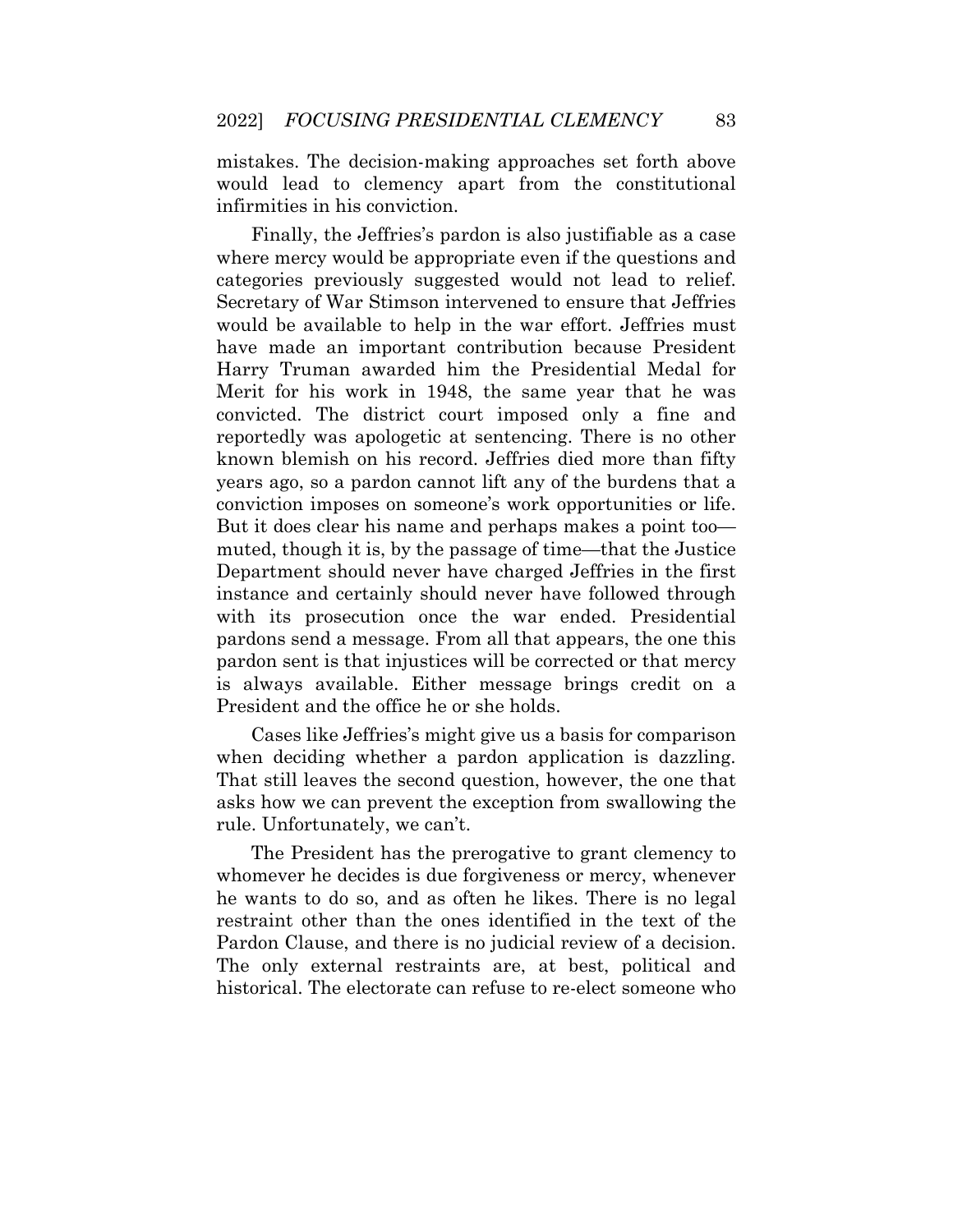mistakes. The decision-making approaches set forth above would lead to clemency apart from the constitutional infirmities in his conviction.

Finally, the Jeffries's pardon is also justifiable as a case where mercy would be appropriate even if the questions and categories previously suggested would not lead to relief. Secretary of War Stimson intervened to ensure that Jeffries would be available to help in the war effort. Jeffries must have made an important contribution because President Harry Truman awarded him the Presidential Medal for Merit for his work in 1948, the same year that he was convicted. The district court imposed only a fine and reportedly was apologetic at sentencing. There is no other known blemish on his record. Jeffries died more than fifty years ago, so a pardon cannot lift any of the burdens that a conviction imposes on someone's work opportunities or life. But it does clear his name and perhaps makes a point too—muted, though it is, by the passage of time—that the Justice Department should never have charged Jeffries in the first instance and certainly should never have followed through with its prosecution once the war ended. Presidential pardons send a message. From all that appears, the one this pardon sent is that injustices will be corrected or that mercy is always available. Either message brings credit on a President and the office he or she holds.

Cases like Jeffries's might give us a basis for comparison when deciding whether a pardon application is dazzling. That still leaves the second question, however, the one that asks how we can prevent the exception from swallowing the rule. Unfortunately, we can't.

The President has the prerogative to grant clemency to whomever he decides is due forgiveness or mercy, whenever he wants to do so, and as often he likes. There is no legal restraint other than the ones identified in the text of the Pardon Clause, and there is no judicial review of a decision. The only external restraints are, at best, political and historical. The electorate can refuse to re-elect someone who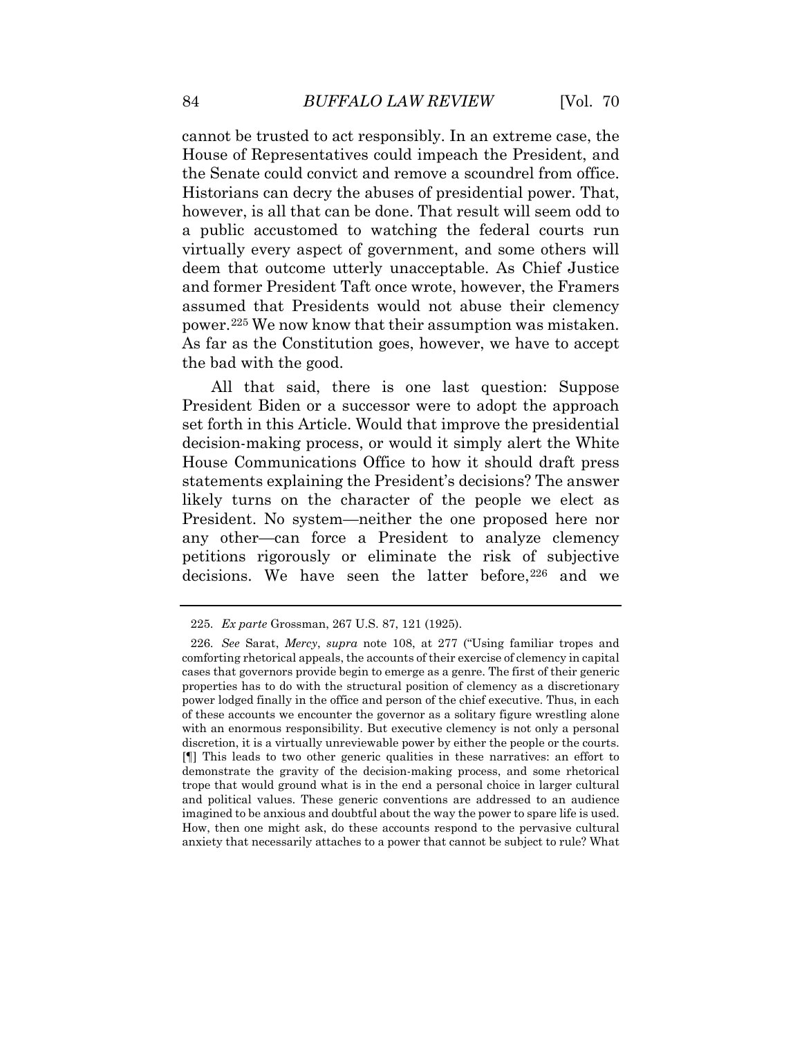cannot be trusted to act responsibly. In an extreme case, the House of Representatives could impeach the President, and the Senate could convict and remove a scoundrel from office. Historians can decry the abuses of presidential power. That, however, is all that can be done. That result will seem odd to a public accustomed to watching the federal courts run virtually every aspect of government, and some others will deem that outcome utterly unacceptable. As Chief Justice and former President Taft once wrote, however, the Framers assumed that Presidents would not abuse their clemency power.[225] We now know that their assumption was mistaken. As far as the Constitution goes, however, we have to accept the bad with the good.

All that said, there is one last question: Suppose President Biden or a successor were to adopt the approach set forth in this Article. Would that improve the presidential decision-making process, or would it simply alert the White House Communications Office to how it should draft press statements explaining the President's decisions? The answer likely turns on the character of the people we elect as President. No system—neither the one proposed here nor any other—can force a President to analyze clemency petitions rigorously or eliminate the risk of subjective decisions. We have seen the latter before,[226] and we

---

225. *Ex parte* Grossman, 267 U.S. 87, 121 (1925).

226. *See* Sarat, *Mercy*, *supra* note 108, at 277 ("Using familiar tropes and comforting rhetorical appeals, the accounts of their exercise of clemency in capital cases that governors provide begin to emerge as a genre. The first of their generic properties has to do with the structural position of clemency as a discretionary power lodged finally in the office and person of the chief executive. Thus, in each of these accounts we encounter the governor as a solitary figure wrestling alone with an enormous responsibility. But executive clemency is not only a personal discretion, it is a virtually unreviewable power by either the people or the courts. [¶] This leads to two other generic qualities in these narratives: an effort to demonstrate the gravity of the decision-making process, and some rhetorical trope that would ground what is in the end a personal choice in larger cultural and political values. These generic conventions are addressed to an audience imagined to be anxious and doubtful about the way the power to spare life is used. How, then one might ask, do these accounts respond to the pervasive cultural anxiety that necessarily attaches to a power that cannot be subject to rule? What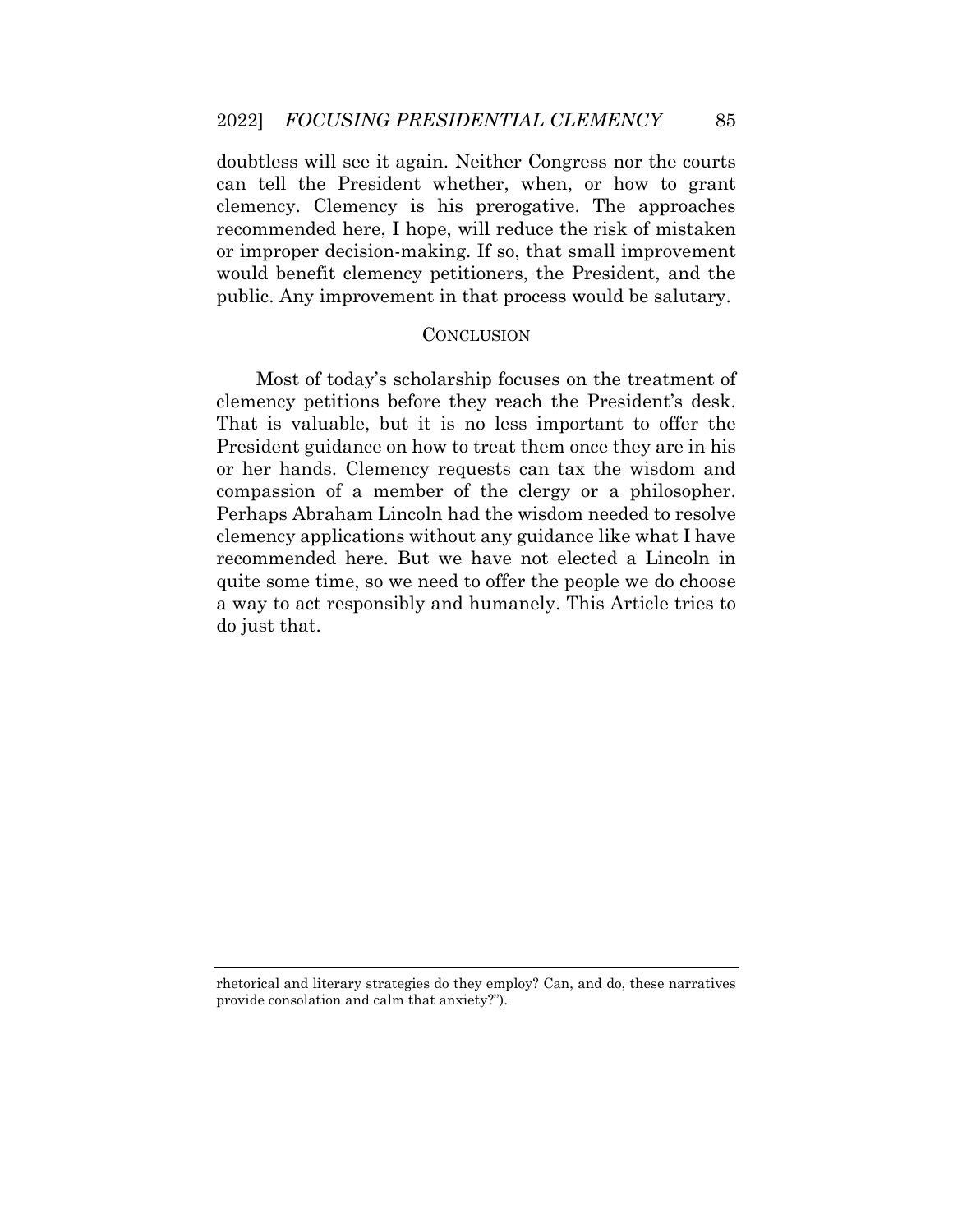doubtless will see it again. Neither Congress nor the courts can tell the President whether, when, or how to grant clemency. Clemency is his prerogative. The approaches recommended here, I hope, will reduce the risk of mistaken or improper decision-making. If so, that small improvement would benefit clemency petitioners, the President, and the public. Any improvement in that process would be salutary.

## CONCLUSION

Most of today's scholarship focuses on the treatment of clemency petitions before they reach the President's desk. That is valuable, but it is no less important to offer the President guidance on how to treat them once they are in his or her hands. Clemency requests can tax the wisdom and compassion of a member of the clergy or a philosopher. Perhaps Abraham Lincoln had the wisdom needed to resolve clemency applications without any guidance like what I have recommended here. But we have not elected a Lincoln in quite some time, so we need to offer the people we do choose a way to act responsibly and humanely. This Article tries to do just that.

---

rhetorical and literary strategies do they employ? Can, and do, these narratives provide consolation and calm that anxiety?").